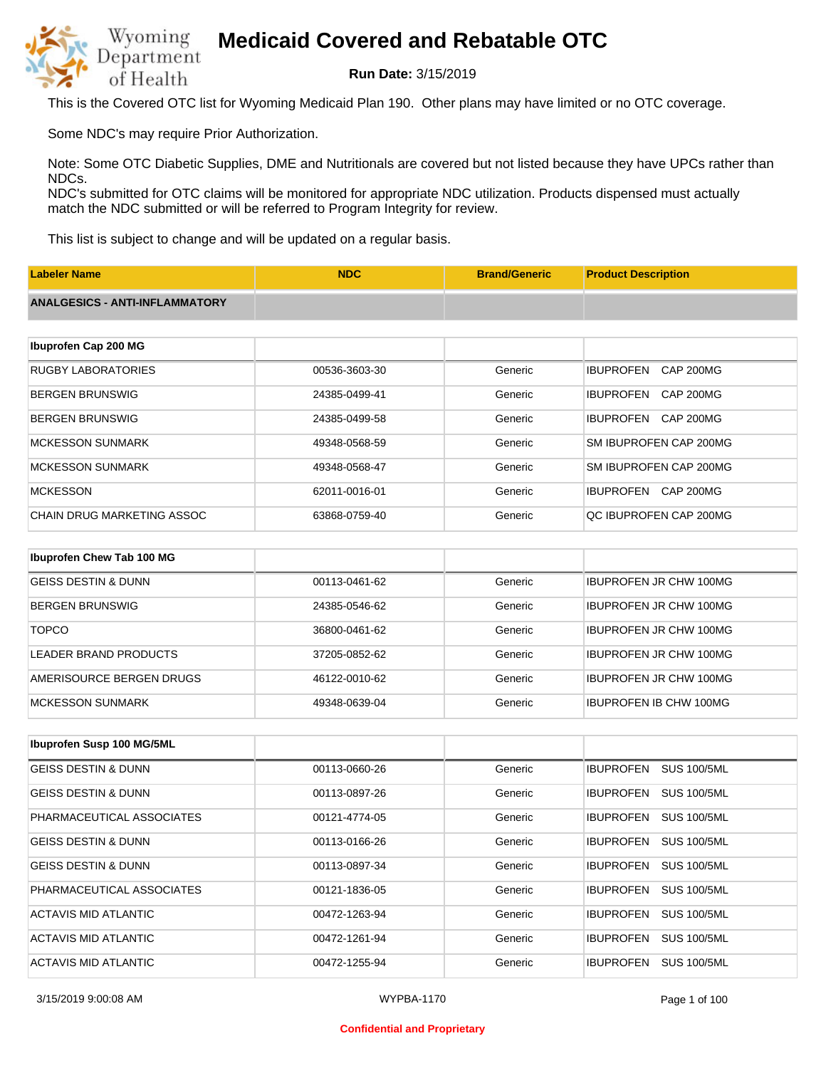# Medicaid Covered and Rebatable OTC

**Run Date:** 3/15/2019

This is the Covered OTC list for Wyoming Medicaid Plan 190. Other plans may have limited or no OTC coverage.

Some NDC's may require Prior Authorization.

Note: Some OTC Diabetic Supplies, DME and Nutritionals are covered but not listed because they have UPCs rather than NDCs.
NDC's submitted for OTC claims will be monitored for appropriate NDC utilization. Products dispensed must actually match the NDC submitted or will be referred to Program Integrity for review.

This list is subject to change and will be updated on a regular basis.

| Labeler Name | NDC | Brand/Generic | Product Description |
|---|---|---|---|
| **ANALGESICS - ANTI-INFLAMMATORY** | | | |
| **Ibuprofen Cap 200 MG** | | | |
| RUGBY LABORATORIES | 00536-3603-30 | Generic | IBUPROFEN CAP 200MG |
| BERGEN BRUNSWIG | 24385-0499-41 | Generic | IBUPROFEN CAP 200MG |
| BERGEN BRUNSWIG | 24385-0499-58 | Generic | IBUPROFEN CAP 200MG |
| MCKESSON SUNMARK | 49348-0568-59 | Generic | SM IBUPROFEN CAP 200MG |
| MCKESSON SUNMARK | 49348-0568-47 | Generic | SM IBUPROFEN CAP 200MG |
| MCKESSON | 62011-0016-01 | Generic | IBUPROFEN CAP 200MG |
| CHAIN DRUG MARKETING ASSOC | 63868-0759-40 | Generic | QC IBUPROFEN CAP 200MG |
| **Ibuprofen Chew Tab 100 MG** | | | |
| GEISS DESTIN & DUNN | 00113-0461-62 | Generic | IBUPROFEN JR CHW 100MG |
| BERGEN BRUNSWIG | 24385-0546-62 | Generic | IBUPROFEN JR CHW 100MG |
| TOPCO | 36800-0461-62 | Generic | IBUPROFEN JR CHW 100MG |
| LEADER BRAND PRODUCTS | 37205-0852-62 | Generic | IBUPROFEN JR CHW 100MG |
| AMERISOURCE BERGEN DRUGS | 46122-0010-62 | Generic | IBUPROFEN JR CHW 100MG |
| MCKESSON SUNMARK | 49348-0639-04 | Generic | IBUPROFEN IB CHW 100MG |
| **Ibuprofen Susp 100 MG/5ML** | | | |
| GEISS DESTIN & DUNN | 00113-0660-26 | Generic | IBUPROFEN SUS 100/5ML |
| GEISS DESTIN & DUNN | 00113-0897-26 | Generic | IBUPROFEN SUS 100/5ML |
| PHARMACEUTICAL ASSOCIATES | 00121-4774-05 | Generic | IBUPROFEN SUS 100/5ML |
| GEISS DESTIN & DUNN | 00113-0166-26 | Generic | IBUPROFEN SUS 100/5ML |
| GEISS DESTIN & DUNN | 00113-0897-34 | Generic | IBUPROFEN SUS 100/5ML |
| PHARMACEUTICAL ASSOCIATES | 00121-1836-05 | Generic | IBUPROFEN SUS 100/5ML |
| ACTAVIS MID ATLANTIC | 00472-1263-94 | Generic | IBUPROFEN SUS 100/5ML |
| ACTAVIS MID ATLANTIC | 00472-1261-94 | Generic | IBUPROFEN SUS 100/5ML |
| ACTAVIS MID ATLANTIC | 00472-1255-94 | Generic | IBUPROFEN SUS 100/5ML |

Confidential and Proprietary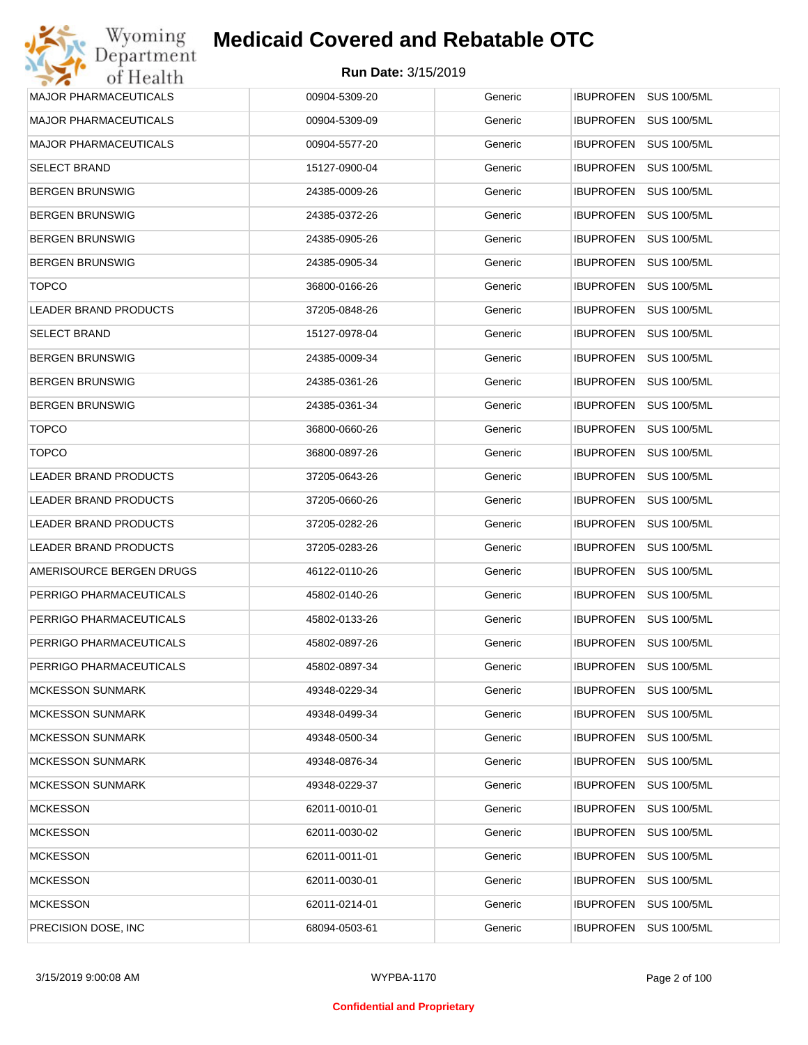# Medicaid Covered and Rebatable OTC

**Run Date:** 3/15/2019

| | | | |
|---|---|---|---|
| MAJOR PHARMACEUTICALS | 00904-5309-20 | Generic | IBUPROFEN SUS 100/5ML |
| MAJOR PHARMACEUTICALS | 00904-5309-09 | Generic | IBUPROFEN SUS 100/5ML |
| MAJOR PHARMACEUTICALS | 00904-5577-20 | Generic | IBUPROFEN SUS 100/5ML |
| SELECT BRAND | 15127-0900-04 | Generic | IBUPROFEN SUS 100/5ML |
| BERGEN BRUNSWIG | 24385-0009-26 | Generic | IBUPROFEN SUS 100/5ML |
| BERGEN BRUNSWIG | 24385-0372-26 | Generic | IBUPROFEN SUS 100/5ML |
| BERGEN BRUNSWIG | 24385-0905-26 | Generic | IBUPROFEN SUS 100/5ML |
| BERGEN BRUNSWIG | 24385-0905-34 | Generic | IBUPROFEN SUS 100/5ML |
| TOPCO | 36800-0166-26 | Generic | IBUPROFEN SUS 100/5ML |
| LEADER BRAND PRODUCTS | 37205-0848-26 | Generic | IBUPROFEN SUS 100/5ML |
| SELECT BRAND | 15127-0978-04 | Generic | IBUPROFEN SUS 100/5ML |
| BERGEN BRUNSWIG | 24385-0009-34 | Generic | IBUPROFEN SUS 100/5ML |
| BERGEN BRUNSWIG | 24385-0361-26 | Generic | IBUPROFEN SUS 100/5ML |
| BERGEN BRUNSWIG | 24385-0361-34 | Generic | IBUPROFEN SUS 100/5ML |
| TOPCO | 36800-0660-26 | Generic | IBUPROFEN SUS 100/5ML |
| TOPCO | 36800-0897-26 | Generic | IBUPROFEN SUS 100/5ML |
| LEADER BRAND PRODUCTS | 37205-0643-26 | Generic | IBUPROFEN SUS 100/5ML |
| LEADER BRAND PRODUCTS | 37205-0660-26 | Generic | IBUPROFEN SUS 100/5ML |
| LEADER BRAND PRODUCTS | 37205-0282-26 | Generic | IBUPROFEN SUS 100/5ML |
| LEADER BRAND PRODUCTS | 37205-0283-26 | Generic | IBUPROFEN SUS 100/5ML |
| AMERISOURCE BERGEN DRUGS | 46122-0110-26 | Generic | IBUPROFEN SUS 100/5ML |
| PERRIGO PHARMACEUTICALS | 45802-0140-26 | Generic | IBUPROFEN SUS 100/5ML |
| PERRIGO PHARMACEUTICALS | 45802-0133-26 | Generic | IBUPROFEN SUS 100/5ML |
| PERRIGO PHARMACEUTICALS | 45802-0897-26 | Generic | IBUPROFEN SUS 100/5ML |
| PERRIGO PHARMACEUTICALS | 45802-0897-34 | Generic | IBUPROFEN SUS 100/5ML |
| MCKESSON SUNMARK | 49348-0229-34 | Generic | IBUPROFEN SUS 100/5ML |
| MCKESSON SUNMARK | 49348-0499-34 | Generic | IBUPROFEN SUS 100/5ML |
| MCKESSON SUNMARK | 49348-0500-34 | Generic | IBUPROFEN SUS 100/5ML |
| MCKESSON SUNMARK | 49348-0876-34 | Generic | IBUPROFEN SUS 100/5ML |
| MCKESSON SUNMARK | 49348-0229-37 | Generic | IBUPROFEN SUS 100/5ML |
| MCKESSON | 62011-0010-01 | Generic | IBUPROFEN SUS 100/5ML |
| MCKESSON | 62011-0030-02 | Generic | IBUPROFEN SUS 100/5ML |
| MCKESSON | 62011-0011-01 | Generic | IBUPROFEN SUS 100/5ML |
| MCKESSON | 62011-0030-01 | Generic | IBUPROFEN SUS 100/5ML |
| MCKESSON | 62011-0214-01 | Generic | IBUPROFEN SUS 100/5ML |
| PRECISION DOSE, INC | 68094-0503-61 | Generic | IBUPROFEN SUS 100/5ML |

WYPBA-1170

**Confidential and Proprietary**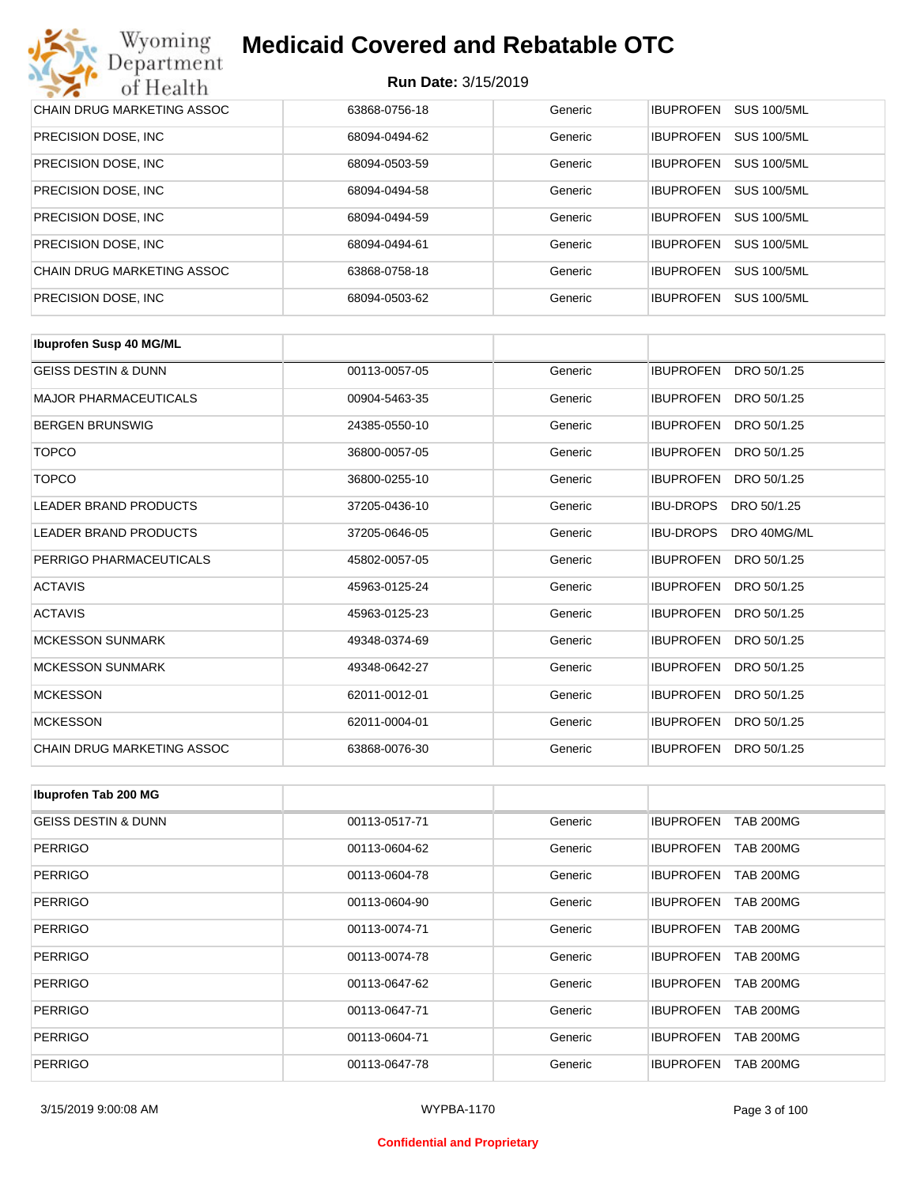| CHAIN DRUG MARKETING ASSOC | 63868-0756-18 | Generic | IBUPROFEN SUS 100/5ML |
|---|---|---|---|
| PRECISION DOSE, INC | 68094-0494-62 | Generic | IBUPROFEN SUS 100/5ML |
| PRECISION DOSE, INC | 68094-0503-59 | Generic | IBUPROFEN SUS 100/5ML |
| PRECISION DOSE, INC | 68094-0494-58 | Generic | IBUPROFEN SUS 100/5ML |
| PRECISION DOSE, INC | 68094-0494-59 | Generic | IBUPROFEN SUS 100/5ML |
| PRECISION DOSE, INC | 68094-0494-61 | Generic | IBUPROFEN SUS 100/5ML |
| CHAIN DRUG MARKETING ASSOC | 63868-0758-18 | Generic | IBUPROFEN SUS 100/5ML |
| PRECISION DOSE, INC | 68094-0503-62 | Generic | IBUPROFEN SUS 100/5ML |

| **Ibuprofen Susp 40 MG/ML** | | | |
|---|---|---|---|
| GEISS DESTIN & DUNN | 00113-0057-05 | Generic | IBUPROFEN DRO 50/1.25 |
| MAJOR PHARMACEUTICALS | 00904-5463-35 | Generic | IBUPROFEN DRO 50/1.25 |
| BERGEN BRUNSWIG | 24385-0550-10 | Generic | IBUPROFEN DRO 50/1.25 |
| TOPCO | 36800-0057-05 | Generic | IBUPROFEN DRO 50/1.25 |
| TOPCO | 36800-0255-10 | Generic | IBUPROFEN DRO 50/1.25 |
| LEADER BRAND PRODUCTS | 37205-0436-10 | Generic | IBU-DROPS DRO 50/1.25 |
| LEADER BRAND PRODUCTS | 37205-0646-05 | Generic | IBU-DROPS DRO 40MG/ML |
| PERRIGO PHARMACEUTICALS | 45802-0057-05 | Generic | IBUPROFEN DRO 50/1.25 |
| ACTAVIS | 45963-0125-24 | Generic | IBUPROFEN DRO 50/1.25 |
| ACTAVIS | 45963-0125-23 | Generic | IBUPROFEN DRO 50/1.25 |
| MCKESSON SUNMARK | 49348-0374-69 | Generic | IBUPROFEN DRO 50/1.25 |
| MCKESSON SUNMARK | 49348-0642-27 | Generic | IBUPROFEN DRO 50/1.25 |
| MCKESSON | 62011-0012-01 | Generic | IBUPROFEN DRO 50/1.25 |
| MCKESSON | 62011-0004-01 | Generic | IBUPROFEN DRO 50/1.25 |
| CHAIN DRUG MARKETING ASSOC | 63868-0076-30 | Generic | IBUPROFEN DRO 50/1.25 |

| **Ibuprofen Tab 200 MG** | | | |
|---|---|---|---|
| GEISS DESTIN & DUNN | 00113-0517-71 | Generic | IBUPROFEN TAB 200MG |
| PERRIGO | 00113-0604-62 | Generic | IBUPROFEN TAB 200MG |
| PERRIGO | 00113-0604-78 | Generic | IBUPROFEN TAB 200MG |
| PERRIGO | 00113-0604-90 | Generic | IBUPROFEN TAB 200MG |
| PERRIGO | 00113-0074-71 | Generic | IBUPROFEN TAB 200MG |
| PERRIGO | 00113-0074-78 | Generic | IBUPROFEN TAB 200MG |
| PERRIGO | 00113-0647-62 | Generic | IBUPROFEN TAB 200MG |
| PERRIGO | 00113-0647-71 | Generic | IBUPROFEN TAB 200MG |
| PERRIGO | 00113-0604-71 | Generic | IBUPROFEN TAB 200MG |
| PERRIGO | 00113-0647-78 | Generic | IBUPROFEN TAB 200MG |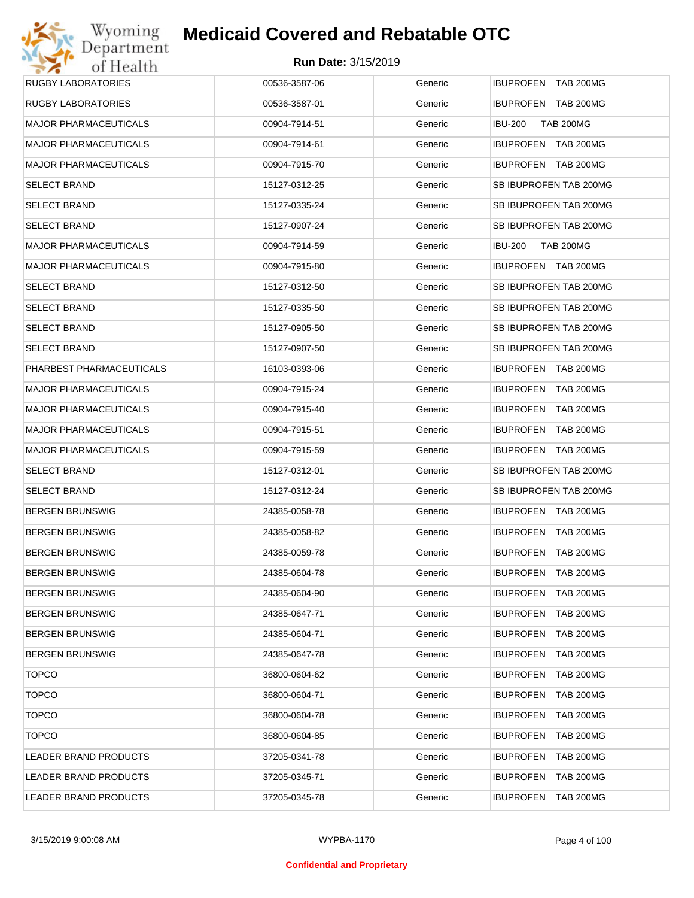# Medicaid Covered and Rebatable OTC

**Run Date:** 3/15/2019

| | | | |
|---|---|---|---|
| RUGBY LABORATORIES | 00536-3587-06 | Generic | IBUPROFEN TAB 200MG |
| RUGBY LABORATORIES | 00536-3587-01 | Generic | IBUPROFEN TAB 200MG |
| MAJOR PHARMACEUTICALS | 00904-7914-51 | Generic | IBU-200 TAB 200MG |
| MAJOR PHARMACEUTICALS | 00904-7914-61 | Generic | IBUPROFEN TAB 200MG |
| MAJOR PHARMACEUTICALS | 00904-7915-70 | Generic | IBUPROFEN TAB 200MG |
| SELECT BRAND | 15127-0312-25 | Generic | SB IBUPROFEN TAB 200MG |
| SELECT BRAND | 15127-0335-24 | Generic | SB IBUPROFEN TAB 200MG |
| SELECT BRAND | 15127-0907-24 | Generic | SB IBUPROFEN TAB 200MG |
| MAJOR PHARMACEUTICALS | 00904-7914-59 | Generic | IBU-200 TAB 200MG |
| MAJOR PHARMACEUTICALS | 00904-7915-80 | Generic | IBUPROFEN TAB 200MG |
| SELECT BRAND | 15127-0312-50 | Generic | SB IBUPROFEN TAB 200MG |
| SELECT BRAND | 15127-0335-50 | Generic | SB IBUPROFEN TAB 200MG |
| SELECT BRAND | 15127-0905-50 | Generic | SB IBUPROFEN TAB 200MG |
| SELECT BRAND | 15127-0907-50 | Generic | SB IBUPROFEN TAB 200MG |
| PHARBEST PHARMACEUTICALS | 16103-0393-06 | Generic | IBUPROFEN TAB 200MG |
| MAJOR PHARMACEUTICALS | 00904-7915-24 | Generic | IBUPROFEN TAB 200MG |
| MAJOR PHARMACEUTICALS | 00904-7915-40 | Generic | IBUPROFEN TAB 200MG |
| MAJOR PHARMACEUTICALS | 00904-7915-51 | Generic | IBUPROFEN TAB 200MG |
| MAJOR PHARMACEUTICALS | 00904-7915-59 | Generic | IBUPROFEN TAB 200MG |
| SELECT BRAND | 15127-0312-01 | Generic | SB IBUPROFEN TAB 200MG |
| SELECT BRAND | 15127-0312-24 | Generic | SB IBUPROFEN TAB 200MG |
| BERGEN BRUNSWIG | 24385-0058-78 | Generic | IBUPROFEN TAB 200MG |
| BERGEN BRUNSWIG | 24385-0058-82 | Generic | IBUPROFEN TAB 200MG |
| BERGEN BRUNSWIG | 24385-0059-78 | Generic | IBUPROFEN TAB 200MG |
| BERGEN BRUNSWIG | 24385-0604-78 | Generic | IBUPROFEN TAB 200MG |
| BERGEN BRUNSWIG | 24385-0604-90 | Generic | IBUPROFEN TAB 200MG |
| BERGEN BRUNSWIG | 24385-0647-71 | Generic | IBUPROFEN TAB 200MG |
| BERGEN BRUNSWIG | 24385-0604-71 | Generic | IBUPROFEN TAB 200MG |
| BERGEN BRUNSWIG | 24385-0647-78 | Generic | IBUPROFEN TAB 200MG |
| TOPCO | 36800-0604-62 | Generic | IBUPROFEN TAB 200MG |
| TOPCO | 36800-0604-71 | Generic | IBUPROFEN TAB 200MG |
| TOPCO | 36800-0604-78 | Generic | IBUPROFEN TAB 200MG |
| TOPCO | 36800-0604-85 | Generic | IBUPROFEN TAB 200MG |
| LEADER BRAND PRODUCTS | 37205-0341-78 | Generic | IBUPROFEN TAB 200MG |
| LEADER BRAND PRODUCTS | 37205-0345-71 | Generic | IBUPROFEN TAB 200MG |
| LEADER BRAND PRODUCTS | 37205-0345-78 | Generic | IBUPROFEN TAB 200MG |

3/15/2019 9:00:08 AM WYPBA-1170

Confidential and Proprietary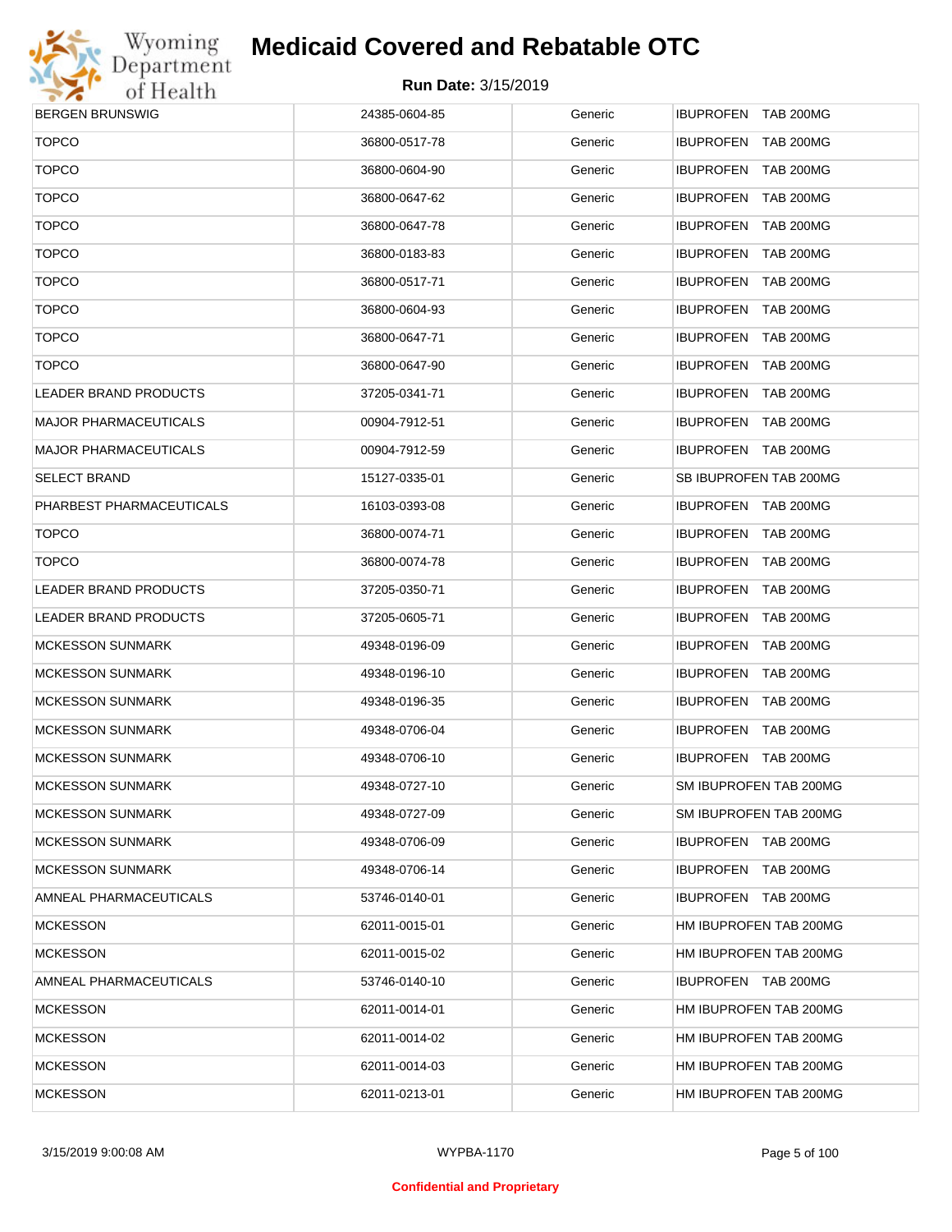# Medicaid Covered and Rebatable OTC

**Run Date:** 3/15/2019

| | | | |
|---|---|---|---|
| BERGEN BRUNSWIG | 24385-0604-85 | Generic | IBUPROFEN TAB 200MG |
| TOPCO | 36800-0517-78 | Generic | IBUPROFEN TAB 200MG |
| TOPCO | 36800-0604-90 | Generic | IBUPROFEN TAB 200MG |
| TOPCO | 36800-0647-62 | Generic | IBUPROFEN TAB 200MG |
| TOPCO | 36800-0647-78 | Generic | IBUPROFEN TAB 200MG |
| TOPCO | 36800-0183-83 | Generic | IBUPROFEN TAB 200MG |
| TOPCO | 36800-0517-71 | Generic | IBUPROFEN TAB 200MG |
| TOPCO | 36800-0604-93 | Generic | IBUPROFEN TAB 200MG |
| TOPCO | 36800-0647-71 | Generic | IBUPROFEN TAB 200MG |
| TOPCO | 36800-0647-90 | Generic | IBUPROFEN TAB 200MG |
| LEADER BRAND PRODUCTS | 37205-0341-71 | Generic | IBUPROFEN TAB 200MG |
| MAJOR PHARMACEUTICALS | 00904-7912-51 | Generic | IBUPROFEN TAB 200MG |
| MAJOR PHARMACEUTICALS | 00904-7912-59 | Generic | IBUPROFEN TAB 200MG |
| SELECT BRAND | 15127-0335-01 | Generic | SB IBUPROFEN TAB 200MG |
| PHARBEST PHARMACEUTICALS | 16103-0393-08 | Generic | IBUPROFEN TAB 200MG |
| TOPCO | 36800-0074-71 | Generic | IBUPROFEN TAB 200MG |
| TOPCO | 36800-0074-78 | Generic | IBUPROFEN TAB 200MG |
| LEADER BRAND PRODUCTS | 37205-0350-71 | Generic | IBUPROFEN TAB 200MG |
| LEADER BRAND PRODUCTS | 37205-0605-71 | Generic | IBUPROFEN TAB 200MG |
| MCKESSON SUNMARK | 49348-0196-09 | Generic | IBUPROFEN TAB 200MG |
| MCKESSON SUNMARK | 49348-0196-10 | Generic | IBUPROFEN TAB 200MG |
| MCKESSON SUNMARK | 49348-0196-35 | Generic | IBUPROFEN TAB 200MG |
| MCKESSON SUNMARK | 49348-0706-04 | Generic | IBUPROFEN TAB 200MG |
| MCKESSON SUNMARK | 49348-0706-10 | Generic | IBUPROFEN TAB 200MG |
| MCKESSON SUNMARK | 49348-0727-10 | Generic | SM IBUPROFEN TAB 200MG |
| MCKESSON SUNMARK | 49348-0727-09 | Generic | SM IBUPROFEN TAB 200MG |
| MCKESSON SUNMARK | 49348-0706-09 | Generic | IBUPROFEN TAB 200MG |
| MCKESSON SUNMARK | 49348-0706-14 | Generic | IBUPROFEN TAB 200MG |
| AMNEAL PHARMACEUTICALS | 53746-0140-01 | Generic | IBUPROFEN TAB 200MG |
| MCKESSON | 62011-0015-01 | Generic | HM IBUPROFEN TAB 200MG |
| MCKESSON | 62011-0015-02 | Generic | HM IBUPROFEN TAB 200MG |
| AMNEAL PHARMACEUTICALS | 53746-0140-10 | Generic | IBUPROFEN TAB 200MG |
| MCKESSON | 62011-0014-01 | Generic | HM IBUPROFEN TAB 200MG |
| MCKESSON | 62011-0014-02 | Generic | HM IBUPROFEN TAB 200MG |
| MCKESSON | 62011-0014-03 | Generic | HM IBUPROFEN TAB 200MG |
| MCKESSON | 62011-0213-01 | Generic | HM IBUPROFEN TAB 200MG |

WYPBA-1170

**Confidential and Proprietary**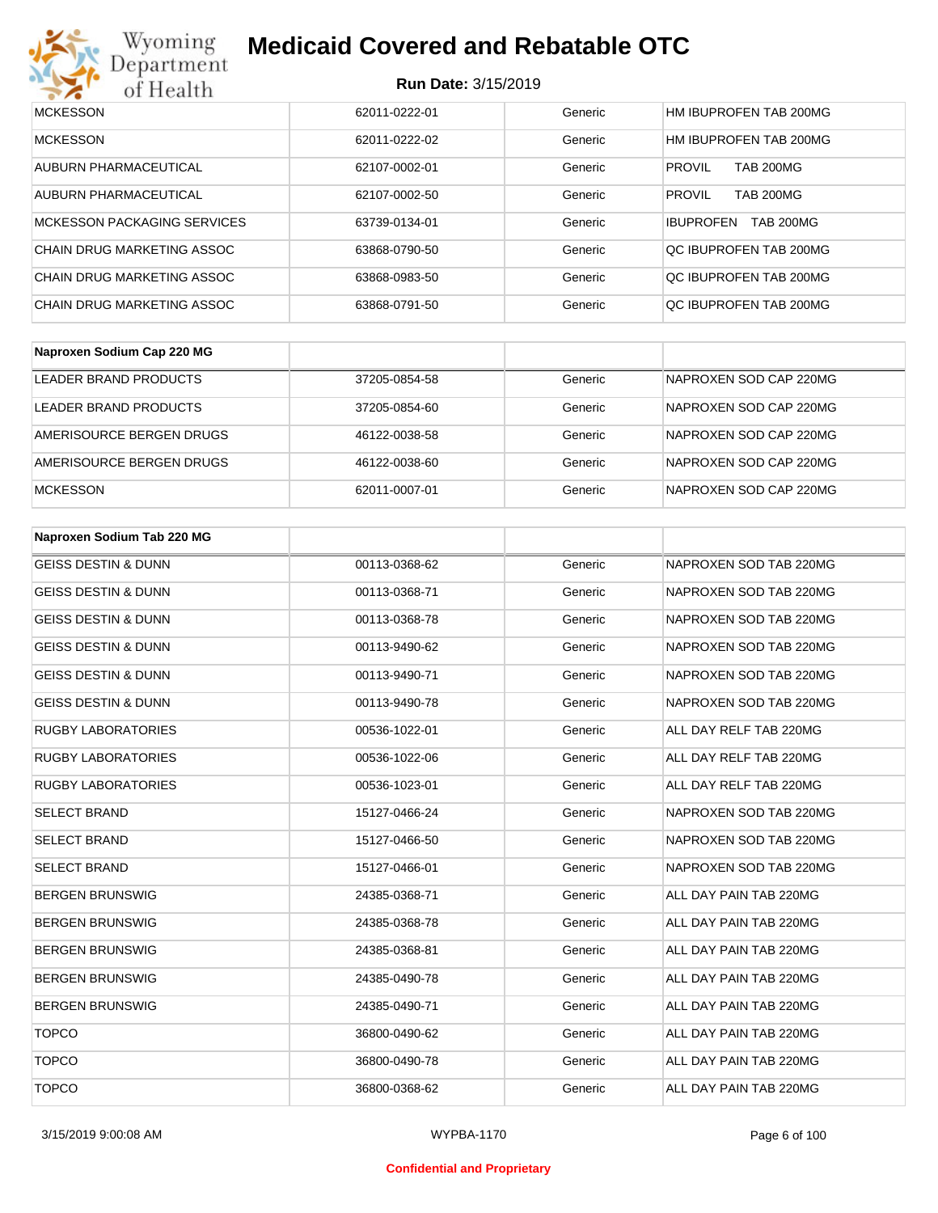| | | | |
|---|---|---|---|
| MCKESSON | 62011-0222-01 | Generic | HM IBUPROFEN TAB 200MG |
| MCKESSON | 62011-0222-02 | Generic | HM IBUPROFEN TAB 200MG |
| AUBURN PHARMACEUTICAL | 62107-0002-01 | Generic | PROVIL TAB 200MG |
| AUBURN PHARMACEUTICAL | 62107-0002-50 | Generic | PROVIL TAB 200MG |
| MCKESSON PACKAGING SERVICES | 63739-0134-01 | Generic | IBUPROFEN TAB 200MG |
| CHAIN DRUG MARKETING ASSOC | 63868-0790-50 | Generic | QC IBUPROFEN TAB 200MG |
| CHAIN DRUG MARKETING ASSOC | 63868-0983-50 | Generic | QC IBUPROFEN TAB 200MG |
| CHAIN DRUG MARKETING ASSOC | 63868-0791-50 | Generic | QC IBUPROFEN TAB 200MG |

| **Naproxen Sodium Cap 220 MG** | | | |
|---|---|---|---|
| LEADER BRAND PRODUCTS | 37205-0854-58 | Generic | NAPROXEN SOD CAP 220MG |
| LEADER BRAND PRODUCTS | 37205-0854-60 | Generic | NAPROXEN SOD CAP 220MG |
| AMERISOURCE BERGEN DRUGS | 46122-0038-58 | Generic | NAPROXEN SOD CAP 220MG |
| AMERISOURCE BERGEN DRUGS | 46122-0038-60 | Generic | NAPROXEN SOD CAP 220MG |
| MCKESSON | 62011-0007-01 | Generic | NAPROXEN SOD CAP 220MG |

| **Naproxen Sodium Tab 220 MG** | | | |
|---|---|---|---|
| GEISS DESTIN & DUNN | 00113-0368-62 | Generic | NAPROXEN SOD TAB 220MG |
| GEISS DESTIN & DUNN | 00113-0368-71 | Generic | NAPROXEN SOD TAB 220MG |
| GEISS DESTIN & DUNN | 00113-0368-78 | Generic | NAPROXEN SOD TAB 220MG |
| GEISS DESTIN & DUNN | 00113-9490-62 | Generic | NAPROXEN SOD TAB 220MG |
| GEISS DESTIN & DUNN | 00113-9490-71 | Generic | NAPROXEN SOD TAB 220MG |
| GEISS DESTIN & DUNN | 00113-9490-78 | Generic | NAPROXEN SOD TAB 220MG |
| RUGBY LABORATORIES | 00536-1022-01 | Generic | ALL DAY RELF TAB 220MG |
| RUGBY LABORATORIES | 00536-1022-06 | Generic | ALL DAY RELF TAB 220MG |
| RUGBY LABORATORIES | 00536-1023-01 | Generic | ALL DAY RELF TAB 220MG |
| SELECT BRAND | 15127-0466-24 | Generic | NAPROXEN SOD TAB 220MG |
| SELECT BRAND | 15127-0466-50 | Generic | NAPROXEN SOD TAB 220MG |
| SELECT BRAND | 15127-0466-01 | Generic | NAPROXEN SOD TAB 220MG |
| BERGEN BRUNSWIG | 24385-0368-71 | Generic | ALL DAY PAIN TAB 220MG |
| BERGEN BRUNSWIG | 24385-0368-78 | Generic | ALL DAY PAIN TAB 220MG |
| BERGEN BRUNSWIG | 24385-0368-81 | Generic | ALL DAY PAIN TAB 220MG |
| BERGEN BRUNSWIG | 24385-0490-78 | Generic | ALL DAY PAIN TAB 220MG |
| BERGEN BRUNSWIG | 24385-0490-71 | Generic | ALL DAY PAIN TAB 220MG |
| TOPCO | 36800-0490-62 | Generic | ALL DAY PAIN TAB 220MG |
| TOPCO | 36800-0490-78 | Generic | ALL DAY PAIN TAB 220MG |
| TOPCO | 36800-0368-62 | Generic | ALL DAY PAIN TAB 220MG |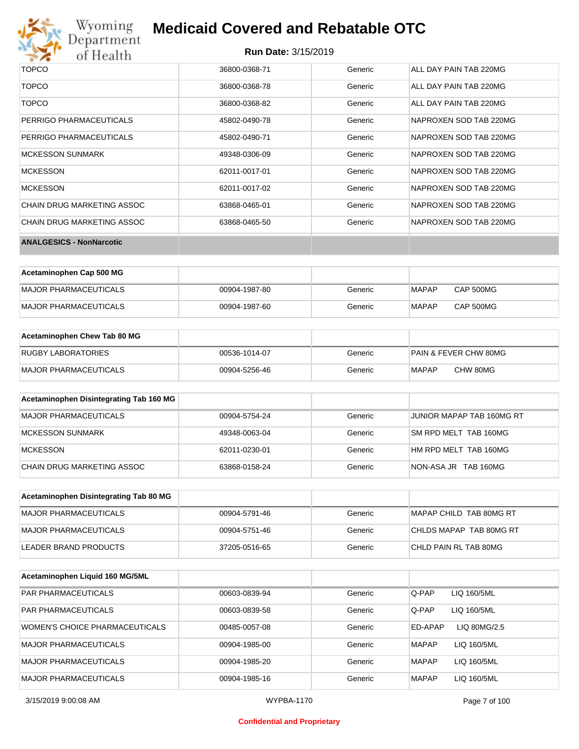| | | | |
|---|---|---|---|
| TOPCO | 36800-0368-71 | Generic | ALL DAY PAIN TAB 220MG |
| TOPCO | 36800-0368-78 | Generic | ALL DAY PAIN TAB 220MG |
| TOPCO | 36800-0368-82 | Generic | ALL DAY PAIN TAB 220MG |
| PERRIGO PHARMACEUTICALS | 45802-0490-78 | Generic | NAPROXEN SOD TAB 220MG |
| PERRIGO PHARMACEUTICALS | 45802-0490-71 | Generic | NAPROXEN SOD TAB 220MG |
| MCKESSON SUNMARK | 49348-0306-09 | Generic | NAPROXEN SOD TAB 220MG |
| MCKESSON | 62011-0017-01 | Generic | NAPROXEN SOD TAB 220MG |
| MCKESSON | 62011-0017-02 | Generic | NAPROXEN SOD TAB 220MG |
| CHAIN DRUG MARKETING ASSOC | 63868-0465-01 | Generic | NAPROXEN SOD TAB 220MG |
| CHAIN DRUG MARKETING ASSOC | 63868-0465-50 | Generic | NAPROXEN SOD TAB 220MG |

**ANALGESICS - NonNarcotic**

| Acetaminophen Cap 500 MG | | | |
|---|---|---|---|
| MAJOR PHARMACEUTICALS | 00904-1987-80 | Generic | MAPAP CAP 500MG |
| MAJOR PHARMACEUTICALS | 00904-1987-60 | Generic | MAPAP CAP 500MG |

| Acetaminophen Chew Tab 80 MG | | | |
|---|---|---|---|
| RUGBY LABORATORIES | 00536-1014-07 | Generic | PAIN & FEVER CHW 80MG |
| MAJOR PHARMACEUTICALS | 00904-5256-46 | Generic | MAPAP CHW 80MG |

| Acetaminophen Disintegrating Tab 160 MG | | | |
|---|---|---|---|
| MAJOR PHARMACEUTICALS | 00904-5754-24 | Generic | JUNIOR MAPAP TAB 160MG RT |
| MCKESSON SUNMARK | 49348-0063-04 | Generic | SM RPD MELT TAB 160MG |
| MCKESSON | 62011-0230-01 | Generic | HM RPD MELT TAB 160MG |
| CHAIN DRUG MARKETING ASSOC | 63868-0158-24 | Generic | NON-ASA JR TAB 160MG |

| Acetaminophen Disintegrating Tab 80 MG | | | |
|---|---|---|---|
| MAJOR PHARMACEUTICALS | 00904-5791-46 | Generic | MAPAP CHILD TAB 80MG RT |
| MAJOR PHARMACEUTICALS | 00904-5751-46 | Generic | CHLDS MAPAP TAB 80MG RT |
| LEADER BRAND PRODUCTS | 37205-0516-65 | Generic | CHLD PAIN RL TAB 80MG |

| Acetaminophen Liquid 160 MG/5ML | | | |
|---|---|---|---|
| PAR PHARMACEUTICALS | 00603-0839-94 | Generic | Q-PAP LIQ 160/5ML |
| PAR PHARMACEUTICALS | 00603-0839-58 | Generic | Q-PAP LIQ 160/5ML |
| WOMEN'S CHOICE PHARMACEUTICALS | 00485-0057-08 | Generic | ED-APAP LIQ 80MG/2.5 |
| MAJOR PHARMACEUTICALS | 00904-1985-00 | Generic | MAPAP LIQ 160/5ML |
| MAJOR PHARMACEUTICALS | 00904-1985-20 | Generic | MAPAP LIQ 160/5ML |
| MAJOR PHARMACEUTICALS | 00904-1985-16 | Generic | MAPAP LIQ 160/5ML |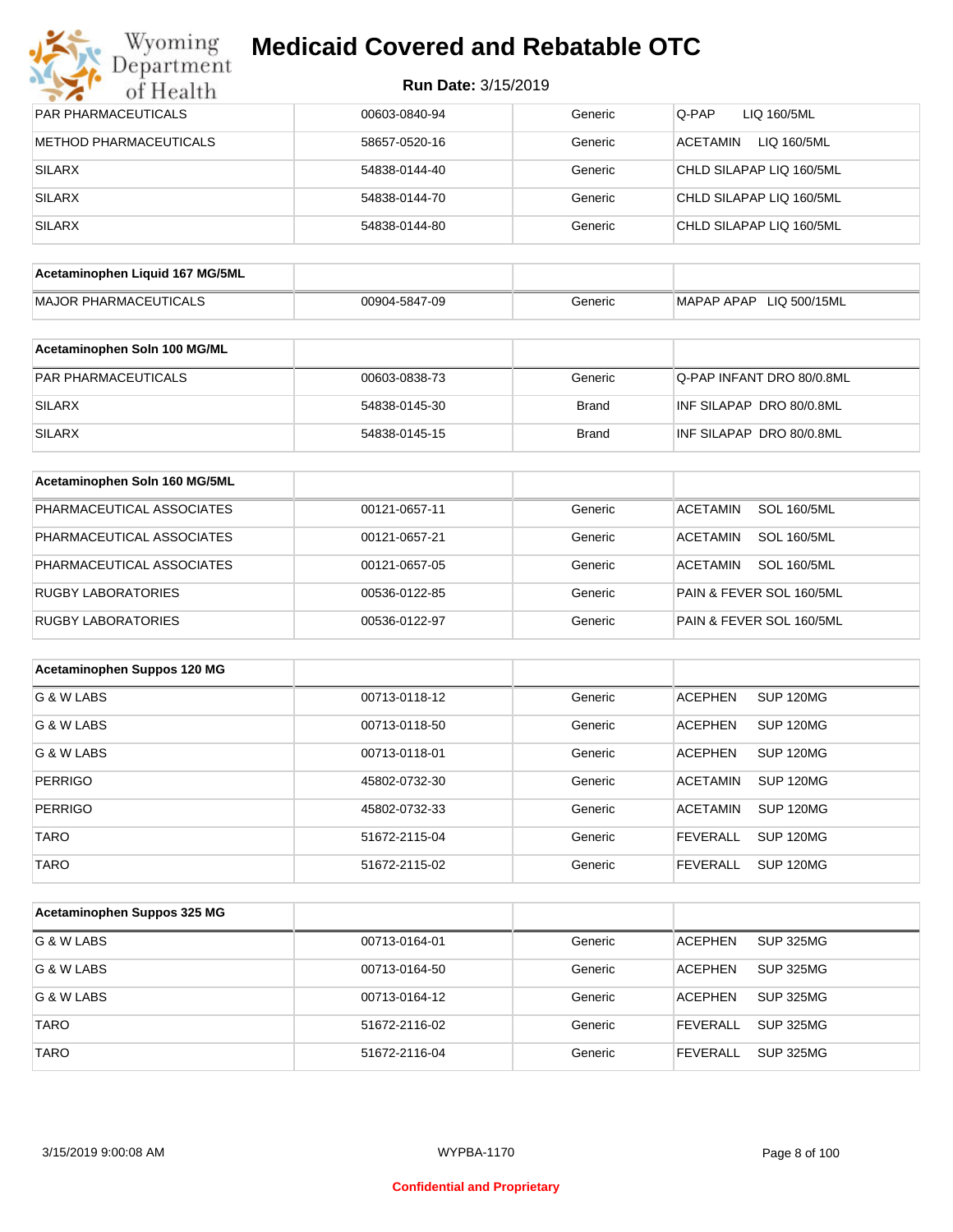| PAR PHARMACEUTICALS | 00603-0840-94 | Generic | Q-PAP LIQ 160/5ML |
|---|---|---|---|
| METHOD PHARMACEUTICALS | 58657-0520-16 | Generic | ACETAMIN LIQ 160/5ML |
| SILARX | 54838-0144-40 | Generic | CHLD SILAPAP LIQ 160/5ML |
| SILARX | 54838-0144-70 | Generic | CHLD SILAPAP LIQ 160/5ML |
| SILARX | 54838-0144-80 | Generic | CHLD SILAPAP LIQ 160/5ML |

| Acetaminophen Liquid 167 MG/5ML | | | |
|---|---|---|---|
| MAJOR PHARMACEUTICALS | 00904-5847-09 | Generic | MAPAP APAP LIQ 500/15ML |

| Acetaminophen Soln 100 MG/ML | | | |
|---|---|---|---|
| PAR PHARMACEUTICALS | 00603-0838-73 | Generic | Q-PAP INFANT DRO 80/0.8ML |
| SILARX | 54838-0145-30 | Brand | INF SILAPAP DRO 80/0.8ML |
| SILARX | 54838-0145-15 | Brand | INF SILAPAP DRO 80/0.8ML |

| Acetaminophen Soln 160 MG/5ML | | | |
|---|---|---|---|
| PHARMACEUTICAL ASSOCIATES | 00121-0657-11 | Generic | ACETAMIN SOL 160/5ML |
| PHARMACEUTICAL ASSOCIATES | 00121-0657-21 | Generic | ACETAMIN SOL 160/5ML |
| PHARMACEUTICAL ASSOCIATES | 00121-0657-05 | Generic | ACETAMIN SOL 160/5ML |
| RUGBY LABORATORIES | 00536-0122-85 | Generic | PAIN & FEVER SOL 160/5ML |
| RUGBY LABORATORIES | 00536-0122-97 | Generic | PAIN & FEVER SOL 160/5ML |

| Acetaminophen Suppos 120 MG | | | |
|---|---|---|---|
| G & W LABS | 00713-0118-12 | Generic | ACEPHEN SUP 120MG |
| G & W LABS | 00713-0118-50 | Generic | ACEPHEN SUP 120MG |
| G & W LABS | 00713-0118-01 | Generic | ACEPHEN SUP 120MG |
| PERRIGO | 45802-0732-30 | Generic | ACETAMIN SUP 120MG |
| PERRIGO | 45802-0732-33 | Generic | ACETAMIN SUP 120MG |
| TARO | 51672-2115-04 | Generic | FEVERALL SUP 120MG |
| TARO | 51672-2115-02 | Generic | FEVERALL SUP 120MG |

| Acetaminophen Suppos 325 MG | | | |
|---|---|---|---|
| G & W LABS | 00713-0164-01 | Generic | ACEPHEN SUP 325MG |
| G & W LABS | 00713-0164-50 | Generic | ACEPHEN SUP 325MG |
| G & W LABS | 00713-0164-12 | Generic | ACEPHEN SUP 325MG |
| TARO | 51672-2116-02 | Generic | FEVERALL SUP 325MG |
| TARO | 51672-2116-04 | Generic | FEVERALL SUP 325MG |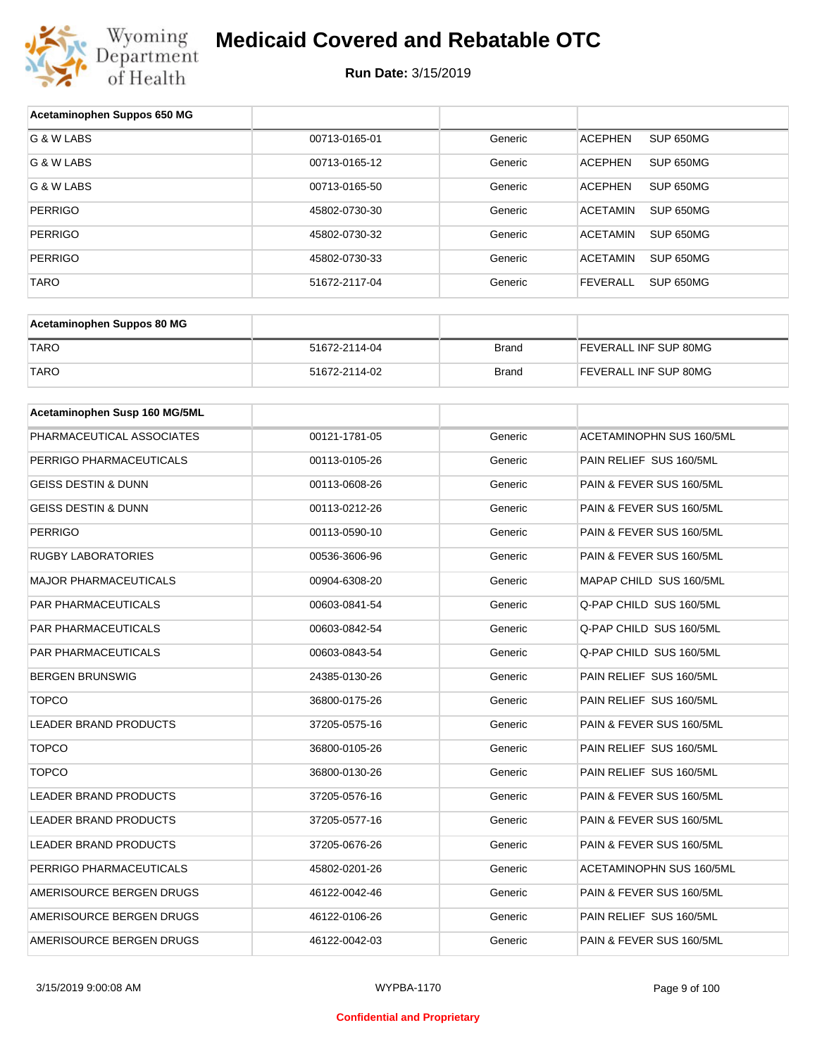# Medicaid Covered and Rebatable OTC

**Run Date:** 3/15/2019

| Acetaminophen Suppos 650 MG | | | |
|---|---|---|---|
| G & W LABS | 00713-0165-01 | Generic | ACEPHEN SUP 650MG |
| G & W LABS | 00713-0165-12 | Generic | ACEPHEN SUP 650MG |
| G & W LABS | 00713-0165-50 | Generic | ACEPHEN SUP 650MG |
| PERRIGO | 45802-0730-30 | Generic | ACETAMIN SUP 650MG |
| PERRIGO | 45802-0730-32 | Generic | ACETAMIN SUP 650MG |
| PERRIGO | 45802-0730-33 | Generic | ACETAMIN SUP 650MG |
| TARO | 51672-2117-04 | Generic | FEVERALL SUP 650MG |

| Acetaminophen Suppos 80 MG | | | |
|---|---|---|---|
| TARO | 51672-2114-04 | Brand | FEVERALL INF SUP 80MG |
| TARO | 51672-2114-02 | Brand | FEVERALL INF SUP 80MG |

| Acetaminophen Susp 160 MG/5ML | | | |
|---|---|---|---|
| PHARMACEUTICAL ASSOCIATES | 00121-1781-05 | Generic | ACETAMINOPHN SUS 160/5ML |
| PERRIGO PHARMACEUTICALS | 00113-0105-26 | Generic | PAIN RELIEF SUS 160/5ML |
| GEISS DESTIN & DUNN | 00113-0608-26 | Generic | PAIN & FEVER SUS 160/5ML |
| GEISS DESTIN & DUNN | 00113-0212-26 | Generic | PAIN & FEVER SUS 160/5ML |
| PERRIGO | 00113-0590-10 | Generic | PAIN & FEVER SUS 160/5ML |
| RUGBY LABORATORIES | 00536-3606-96 | Generic | PAIN & FEVER SUS 160/5ML |
| MAJOR PHARMACEUTICALS | 00904-6308-20 | Generic | MAPAP CHILD SUS 160/5ML |
| PAR PHARMACEUTICALS | 00603-0841-54 | Generic | Q-PAP CHILD SUS 160/5ML |
| PAR PHARMACEUTICALS | 00603-0842-54 | Generic | Q-PAP CHILD SUS 160/5ML |
| PAR PHARMACEUTICALS | 00603-0843-54 | Generic | Q-PAP CHILD SUS 160/5ML |
| BERGEN BRUNSWIG | 24385-0130-26 | Generic | PAIN RELIEF SUS 160/5ML |
| TOPCO | 36800-0175-26 | Generic | PAIN RELIEF SUS 160/5ML |
| LEADER BRAND PRODUCTS | 37205-0575-16 | Generic | PAIN & FEVER SUS 160/5ML |
| TOPCO | 36800-0105-26 | Generic | PAIN RELIEF SUS 160/5ML |
| TOPCO | 36800-0130-26 | Generic | PAIN RELIEF SUS 160/5ML |
| LEADER BRAND PRODUCTS | 37205-0576-16 | Generic | PAIN & FEVER SUS 160/5ML |
| LEADER BRAND PRODUCTS | 37205-0577-16 | Generic | PAIN & FEVER SUS 160/5ML |
| LEADER BRAND PRODUCTS | 37205-0676-26 | Generic | PAIN & FEVER SUS 160/5ML |
| PERRIGO PHARMACEUTICALS | 45802-0201-26 | Generic | ACETAMINOPHN SUS 160/5ML |
| AMERISOURCE BERGEN DRUGS | 46122-0042-46 | Generic | PAIN & FEVER SUS 160/5ML |
| AMERISOURCE BERGEN DRUGS | 46122-0106-26 | Generic | PAIN RELIEF SUS 160/5ML |
| AMERISOURCE BERGEN DRUGS | 46122-0042-03 | Generic | PAIN & FEVER SUS 160/5ML |

Confidential and Proprietary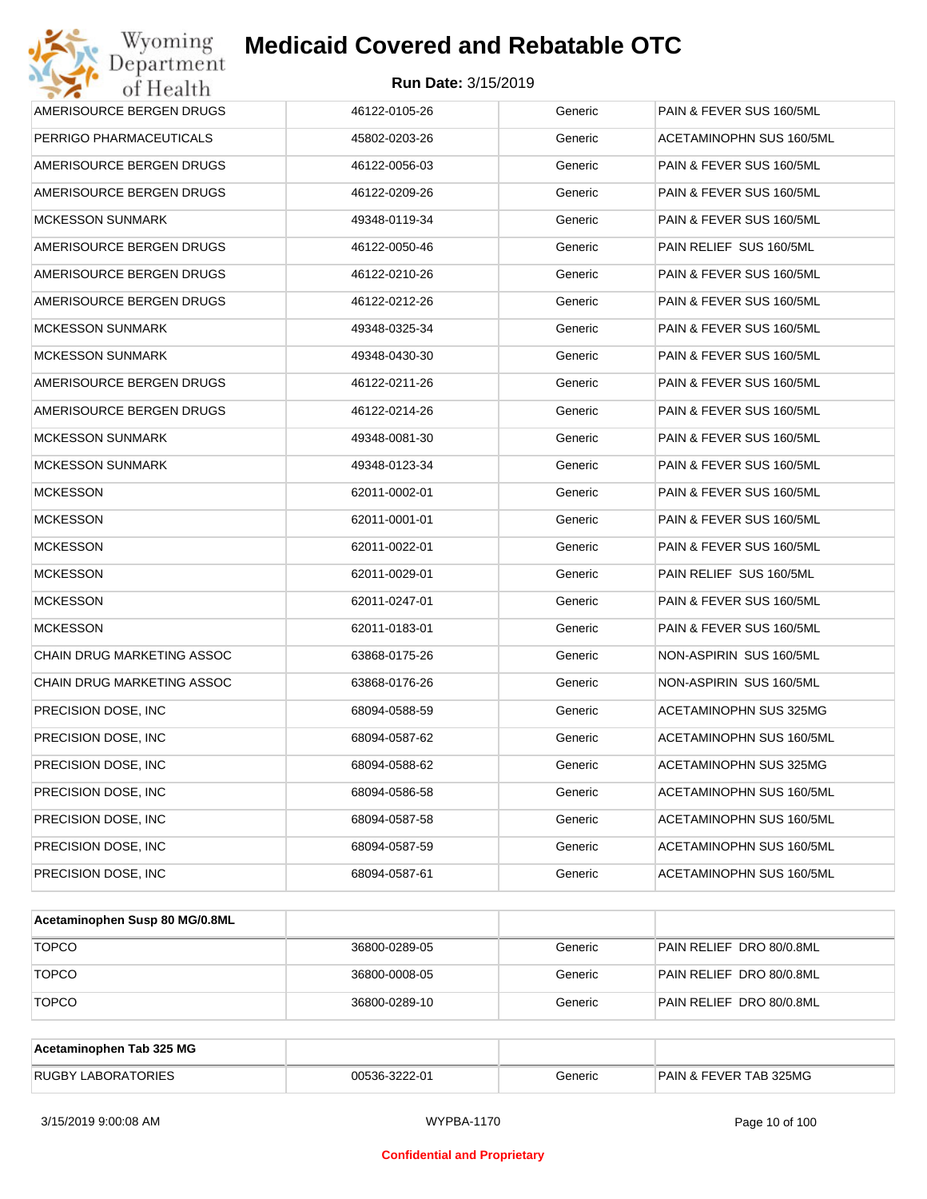# Medicaid Covered and Rebatable OTC

**Run Date:** 3/15/2019

| | | | |
|---|---|---|---|
| AMERISOURCE BERGEN DRUGS | 46122-0105-26 | Generic | PAIN & FEVER SUS 160/5ML |
| PERRIGO PHARMACEUTICALS | 45802-0203-26 | Generic | ACETAMINOPHN SUS 160/5ML |
| AMERISOURCE BERGEN DRUGS | 46122-0056-03 | Generic | PAIN & FEVER SUS 160/5ML |
| AMERISOURCE BERGEN DRUGS | 46122-0209-26 | Generic | PAIN & FEVER SUS 160/5ML |
| MCKESSON SUNMARK | 49348-0119-34 | Generic | PAIN & FEVER SUS 160/5ML |
| AMERISOURCE BERGEN DRUGS | 46122-0050-46 | Generic | PAIN RELIEF SUS 160/5ML |
| AMERISOURCE BERGEN DRUGS | 46122-0210-26 | Generic | PAIN & FEVER SUS 160/5ML |
| AMERISOURCE BERGEN DRUGS | 46122-0212-26 | Generic | PAIN & FEVER SUS 160/5ML |
| MCKESSON SUNMARK | 49348-0325-34 | Generic | PAIN & FEVER SUS 160/5ML |
| MCKESSON SUNMARK | 49348-0430-30 | Generic | PAIN & FEVER SUS 160/5ML |
| AMERISOURCE BERGEN DRUGS | 46122-0211-26 | Generic | PAIN & FEVER SUS 160/5ML |
| AMERISOURCE BERGEN DRUGS | 46122-0214-26 | Generic | PAIN & FEVER SUS 160/5ML |
| MCKESSON SUNMARK | 49348-0081-30 | Generic | PAIN & FEVER SUS 160/5ML |
| MCKESSON SUNMARK | 49348-0123-34 | Generic | PAIN & FEVER SUS 160/5ML |
| MCKESSON | 62011-0002-01 | Generic | PAIN & FEVER SUS 160/5ML |
| MCKESSON | 62011-0001-01 | Generic | PAIN & FEVER SUS 160/5ML |
| MCKESSON | 62011-0022-01 | Generic | PAIN & FEVER SUS 160/5ML |
| MCKESSON | 62011-0029-01 | Generic | PAIN RELIEF SUS 160/5ML |
| MCKESSON | 62011-0247-01 | Generic | PAIN & FEVER SUS 160/5ML |
| MCKESSON | 62011-0183-01 | Generic | PAIN & FEVER SUS 160/5ML |
| CHAIN DRUG MARKETING ASSOC | 63868-0175-26 | Generic | NON-ASPIRIN SUS 160/5ML |
| CHAIN DRUG MARKETING ASSOC | 63868-0176-26 | Generic | NON-ASPIRIN SUS 160/5ML |
| PRECISION DOSE, INC | 68094-0588-59 | Generic | ACETAMINOPHN SUS 325MG |
| PRECISION DOSE, INC | 68094-0587-62 | Generic | ACETAMINOPHN SUS 160/5ML |
| PRECISION DOSE, INC | 68094-0588-62 | Generic | ACETAMINOPHN SUS 325MG |
| PRECISION DOSE, INC | 68094-0586-58 | Generic | ACETAMINOPHN SUS 160/5ML |
| PRECISION DOSE, INC | 68094-0587-58 | Generic | ACETAMINOPHN SUS 160/5ML |
| PRECISION DOSE, INC | 68094-0587-59 | Generic | ACETAMINOPHN SUS 160/5ML |
| PRECISION DOSE, INC | 68094-0587-61 | Generic | ACETAMINOPHN SUS 160/5ML |

| **Acetaminophen Susp 80 MG/0.8ML** | | | |
|---|---|---|---|
| TOPCO | 36800-0289-05 | Generic | PAIN RELIEF DRO 80/0.8ML |
| TOPCO | 36800-0008-05 | Generic | PAIN RELIEF DRO 80/0.8ML |
| TOPCO | 36800-0289-10 | Generic | PAIN RELIEF DRO 80/0.8ML |

| **Acetaminophen Tab 325 MG** | | | |
|---|---|---|---|
| RUGBY LABORATORIES | 00536-3222-01 | Generic | PAIN & FEVER TAB 325MG |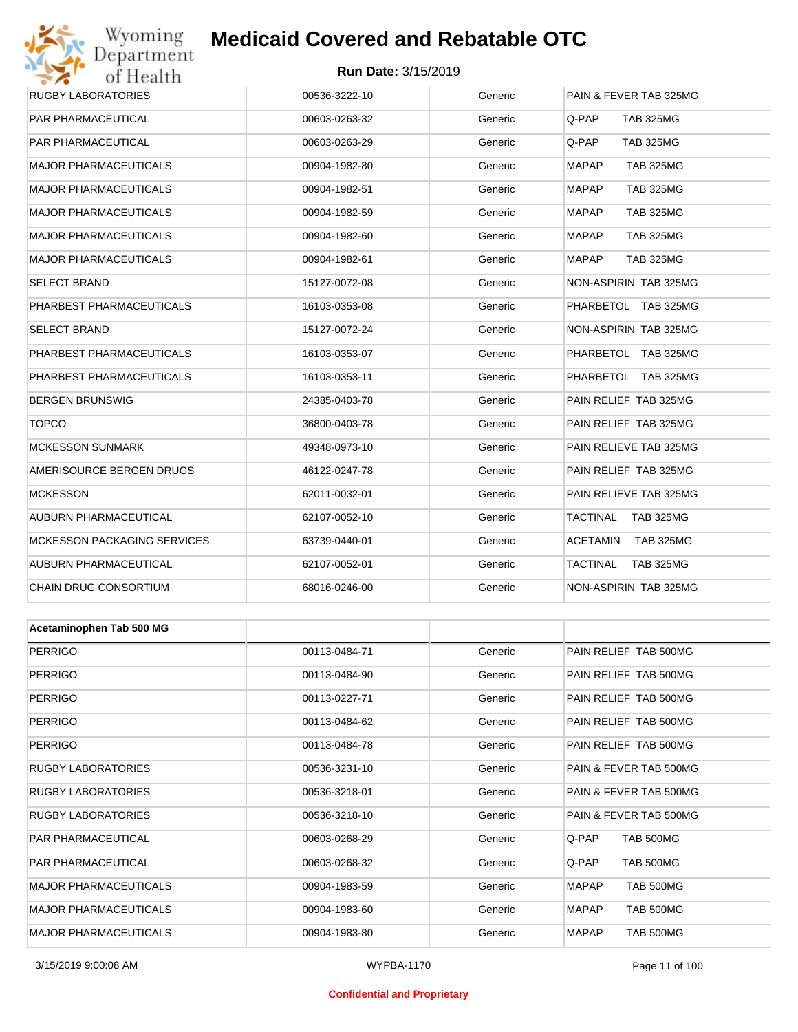| | | | |
|---|---|---|---|
| RUGBY LABORATORIES | 00536-3222-10 | Generic | PAIN & FEVER TAB 325MG |
| PAR PHARMACEUTICAL | 00603-0263-32 | Generic | Q-PAP TAB 325MG |
| PAR PHARMACEUTICAL | 00603-0263-29 | Generic | Q-PAP TAB 325MG |
| MAJOR PHARMACEUTICALS | 00904-1982-80 | Generic | MAPAP TAB 325MG |
| MAJOR PHARMACEUTICALS | 00904-1982-51 | Generic | MAPAP TAB 325MG |
| MAJOR PHARMACEUTICALS | 00904-1982-59 | Generic | MAPAP TAB 325MG |
| MAJOR PHARMACEUTICALS | 00904-1982-60 | Generic | MAPAP TAB 325MG |
| MAJOR PHARMACEUTICALS | 00904-1982-61 | Generic | MAPAP TAB 325MG |
| SELECT BRAND | 15127-0072-08 | Generic | NON-ASPIRIN TAB 325MG |
| PHARBEST PHARMACEUTICALS | 16103-0353-08 | Generic | PHARBETOL TAB 325MG |
| SELECT BRAND | 15127-0072-24 | Generic | NON-ASPIRIN TAB 325MG |
| PHARBEST PHARMACEUTICALS | 16103-0353-07 | Generic | PHARBETOL TAB 325MG |
| PHARBEST PHARMACEUTICALS | 16103-0353-11 | Generic | PHARBETOL TAB 325MG |
| BERGEN BRUNSWIG | 24385-0403-78 | Generic | PAIN RELIEF TAB 325MG |
| TOPCO | 36800-0403-78 | Generic | PAIN RELIEF TAB 325MG |
| MCKESSON SUNMARK | 49348-0973-10 | Generic | PAIN RELIEVE TAB 325MG |
| AMERISOURCE BERGEN DRUGS | 46122-0247-78 | Generic | PAIN RELIEF TAB 325MG |
| MCKESSON | 62011-0032-01 | Generic | PAIN RELIEVE TAB 325MG |
| AUBURN PHARMACEUTICAL | 62107-0052-10 | Generic | TACTINAL TAB 325MG |
| MCKESSON PACKAGING SERVICES | 63739-0440-01 | Generic | ACETAMIN TAB 325MG |
| AUBURN PHARMACEUTICAL | 62107-0052-01 | Generic | TACTINAL TAB 325MG |
| CHAIN DRUG CONSORTIUM | 68016-0246-00 | Generic | NON-ASPIRIN TAB 325MG |

| **Acetaminophen Tab 500 MG** | | | |
|---|---|---|---|
| PERRIGO | 00113-0484-71 | Generic | PAIN RELIEF TAB 500MG |
| PERRIGO | 00113-0484-90 | Generic | PAIN RELIEF TAB 500MG |
| PERRIGO | 00113-0227-71 | Generic | PAIN RELIEF TAB 500MG |
| PERRIGO | 00113-0484-62 | Generic | PAIN RELIEF TAB 500MG |
| PERRIGO | 00113-0484-78 | Generic | PAIN RELIEF TAB 500MG |
| RUGBY LABORATORIES | 00536-3231-10 | Generic | PAIN & FEVER TAB 500MG |
| RUGBY LABORATORIES | 00536-3218-01 | Generic | PAIN & FEVER TAB 500MG |
| RUGBY LABORATORIES | 00536-3218-10 | Generic | PAIN & FEVER TAB 500MG |
| PAR PHARMACEUTICAL | 00603-0268-29 | Generic | Q-PAP TAB 500MG |
| PAR PHARMACEUTICAL | 00603-0268-32 | Generic | Q-PAP TAB 500MG |
| MAJOR PHARMACEUTICALS | 00904-1983-59 | Generic | MAPAP TAB 500MG |
| MAJOR PHARMACEUTICALS | 00904-1983-60 | Generic | MAPAP TAB 500MG |
| MAJOR PHARMACEUTICALS | 00904-1983-80 | Generic | MAPAP TAB 500MG |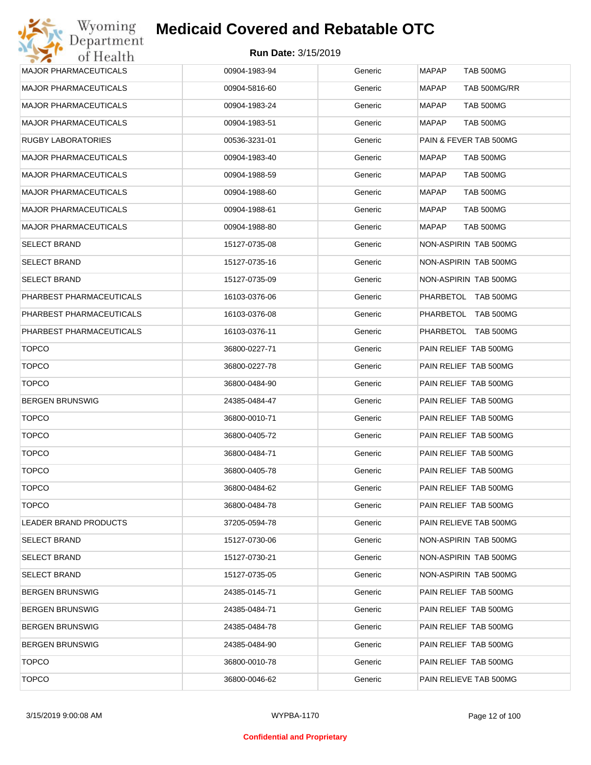# Medicaid Covered and Rebatable OTC

**Run Date:** 3/15/2019

| | | | |
|---|---|---|---|
| MAJOR PHARMACEUTICALS | 00904-1983-94 | Generic | MAPAP TAB 500MG |
| MAJOR PHARMACEUTICALS | 00904-5816-60 | Generic | MAPAP TAB 500MG/RR |
| MAJOR PHARMACEUTICALS | 00904-1983-24 | Generic | MAPAP TAB 500MG |
| MAJOR PHARMACEUTICALS | 00904-1983-51 | Generic | MAPAP TAB 500MG |
| RUGBY LABORATORIES | 00536-3231-01 | Generic | PAIN & FEVER TAB 500MG |
| MAJOR PHARMACEUTICALS | 00904-1983-40 | Generic | MAPAP TAB 500MG |
| MAJOR PHARMACEUTICALS | 00904-1988-59 | Generic | MAPAP TAB 500MG |
| MAJOR PHARMACEUTICALS | 00904-1988-60 | Generic | MAPAP TAB 500MG |
| MAJOR PHARMACEUTICALS | 00904-1988-61 | Generic | MAPAP TAB 500MG |
| MAJOR PHARMACEUTICALS | 00904-1988-80 | Generic | MAPAP TAB 500MG |
| SELECT BRAND | 15127-0735-08 | Generic | NON-ASPIRIN TAB 500MG |
| SELECT BRAND | 15127-0735-16 | Generic | NON-ASPIRIN TAB 500MG |
| SELECT BRAND | 15127-0735-09 | Generic | NON-ASPIRIN TAB 500MG |
| PHARBEST PHARMACEUTICALS | 16103-0376-06 | Generic | PHARBETOL TAB 500MG |
| PHARBEST PHARMACEUTICALS | 16103-0376-08 | Generic | PHARBETOL TAB 500MG |
| PHARBEST PHARMACEUTICALS | 16103-0376-11 | Generic | PHARBETOL TAB 500MG |
| TOPCO | 36800-0227-71 | Generic | PAIN RELIEF TAB 500MG |
| TOPCO | 36800-0227-78 | Generic | PAIN RELIEF TAB 500MG |
| TOPCO | 36800-0484-90 | Generic | PAIN RELIEF TAB 500MG |
| BERGEN BRUNSWIG | 24385-0484-47 | Generic | PAIN RELIEF TAB 500MG |
| TOPCO | 36800-0010-71 | Generic | PAIN RELIEF TAB 500MG |
| TOPCO | 36800-0405-72 | Generic | PAIN RELIEF TAB 500MG |
| TOPCO | 36800-0484-71 | Generic | PAIN RELIEF TAB 500MG |
| TOPCO | 36800-0405-78 | Generic | PAIN RELIEF TAB 500MG |
| TOPCO | 36800-0484-62 | Generic | PAIN RELIEF TAB 500MG |
| TOPCO | 36800-0484-78 | Generic | PAIN RELIEF TAB 500MG |
| LEADER BRAND PRODUCTS | 37205-0594-78 | Generic | PAIN RELIEVE TAB 500MG |
| SELECT BRAND | 15127-0730-06 | Generic | NON-ASPIRIN TAB 500MG |
| SELECT BRAND | 15127-0730-21 | Generic | NON-ASPIRIN TAB 500MG |
| SELECT BRAND | 15127-0735-05 | Generic | NON-ASPIRIN TAB 500MG |
| BERGEN BRUNSWIG | 24385-0145-71 | Generic | PAIN RELIEF TAB 500MG |
| BERGEN BRUNSWIG | 24385-0484-71 | Generic | PAIN RELIEF TAB 500MG |
| BERGEN BRUNSWIG | 24385-0484-78 | Generic | PAIN RELIEF TAB 500MG |
| BERGEN BRUNSWIG | 24385-0484-90 | Generic | PAIN RELIEF TAB 500MG |
| TOPCO | 36800-0010-78 | Generic | PAIN RELIEF TAB 500MG |
| TOPCO | 36800-0046-62 | Generic | PAIN RELIEVE TAB 500MG |

3/15/2019 9:00:08 AM — WYPBA-1170

Confidential and Proprietary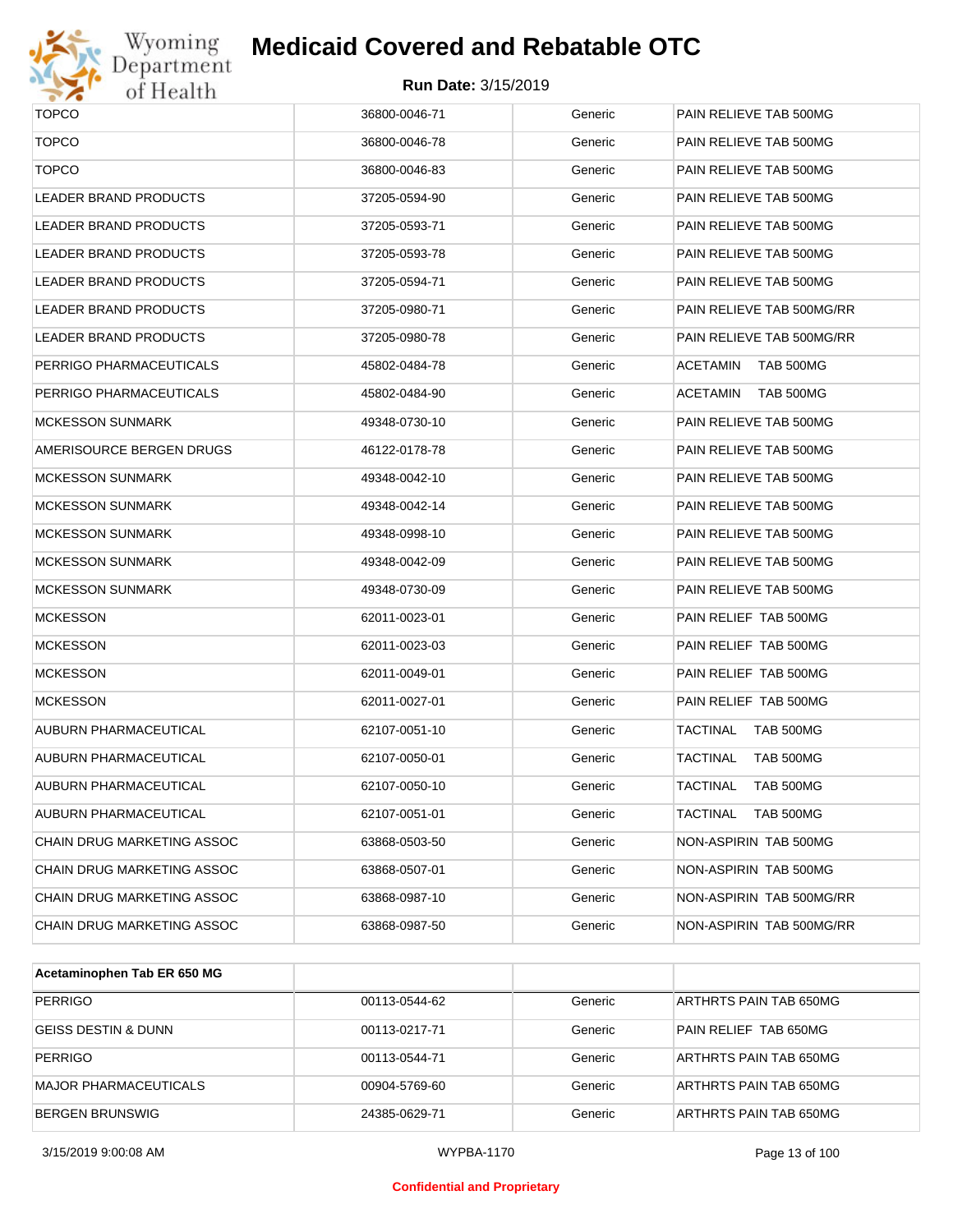# Medicaid Covered and Rebatable OTC

**Run Date:** 3/15/2019

| | | | |
|---|---|---|---|
| TOPCO | 36800-0046-71 | Generic | PAIN RELIEVE TAB 500MG |
| TOPCO | 36800-0046-78 | Generic | PAIN RELIEVE TAB 500MG |
| TOPCO | 36800-0046-83 | Generic | PAIN RELIEVE TAB 500MG |
| LEADER BRAND PRODUCTS | 37205-0594-90 | Generic | PAIN RELIEVE TAB 500MG |
| LEADER BRAND PRODUCTS | 37205-0593-71 | Generic | PAIN RELIEVE TAB 500MG |
| LEADER BRAND PRODUCTS | 37205-0593-78 | Generic | PAIN RELIEVE TAB 500MG |
| LEADER BRAND PRODUCTS | 37205-0594-71 | Generic | PAIN RELIEVE TAB 500MG |
| LEADER BRAND PRODUCTS | 37205-0980-71 | Generic | PAIN RELIEVE TAB 500MG/RR |
| LEADER BRAND PRODUCTS | 37205-0980-78 | Generic | PAIN RELIEVE TAB 500MG/RR |
| PERRIGO PHARMACEUTICALS | 45802-0484-78 | Generic | ACETAMIN TAB 500MG |
| PERRIGO PHARMACEUTICALS | 45802-0484-90 | Generic | ACETAMIN TAB 500MG |
| MCKESSON SUNMARK | 49348-0730-10 | Generic | PAIN RELIEVE TAB 500MG |
| AMERISOURCE BERGEN DRUGS | 46122-0178-78 | Generic | PAIN RELIEVE TAB 500MG |
| MCKESSON SUNMARK | 49348-0042-10 | Generic | PAIN RELIEVE TAB 500MG |
| MCKESSON SUNMARK | 49348-0042-14 | Generic | PAIN RELIEVE TAB 500MG |
| MCKESSON SUNMARK | 49348-0998-10 | Generic | PAIN RELIEVE TAB 500MG |
| MCKESSON SUNMARK | 49348-0042-09 | Generic | PAIN RELIEVE TAB 500MG |
| MCKESSON SUNMARK | 49348-0730-09 | Generic | PAIN RELIEVE TAB 500MG |
| MCKESSON | 62011-0023-01 | Generic | PAIN RELIEF TAB 500MG |
| MCKESSON | 62011-0023-03 | Generic | PAIN RELIEF TAB 500MG |
| MCKESSON | 62011-0049-01 | Generic | PAIN RELIEF TAB 500MG |
| MCKESSON | 62011-0027-01 | Generic | PAIN RELIEF TAB 500MG |
| AUBURN PHARMACEUTICAL | 62107-0051-10 | Generic | TACTINAL TAB 500MG |
| AUBURN PHARMACEUTICAL | 62107-0050-01 | Generic | TACTINAL TAB 500MG |
| AUBURN PHARMACEUTICAL | 62107-0050-10 | Generic | TACTINAL TAB 500MG |
| AUBURN PHARMACEUTICAL | 62107-0051-01 | Generic | TACTINAL TAB 500MG |
| CHAIN DRUG MARKETING ASSOC | 63868-0503-50 | Generic | NON-ASPIRIN TAB 500MG |
| CHAIN DRUG MARKETING ASSOC | 63868-0507-01 | Generic | NON-ASPIRIN TAB 500MG |
| CHAIN DRUG MARKETING ASSOC | 63868-0987-10 | Generic | NON-ASPIRIN TAB 500MG/RR |
| CHAIN DRUG MARKETING ASSOC | 63868-0987-50 | Generic | NON-ASPIRIN TAB 500MG/RR |

| **Acetaminophen Tab ER 650 MG** | | | |
|---|---|---|---|
| PERRIGO | 00113-0544-62 | Generic | ARTHRTS PAIN TAB 650MG |
| GEISS DESTIN & DUNN | 00113-0217-71 | Generic | PAIN RELIEF TAB 650MG |
| PERRIGO | 00113-0544-71 | Generic | ARTHRTS PAIN TAB 650MG |
| MAJOR PHARMACEUTICALS | 00904-5769-60 | Generic | ARTHRTS PAIN TAB 650MG |
| BERGEN BRUNSWIG | 24385-0629-71 | Generic | ARTHRTS PAIN TAB 650MG |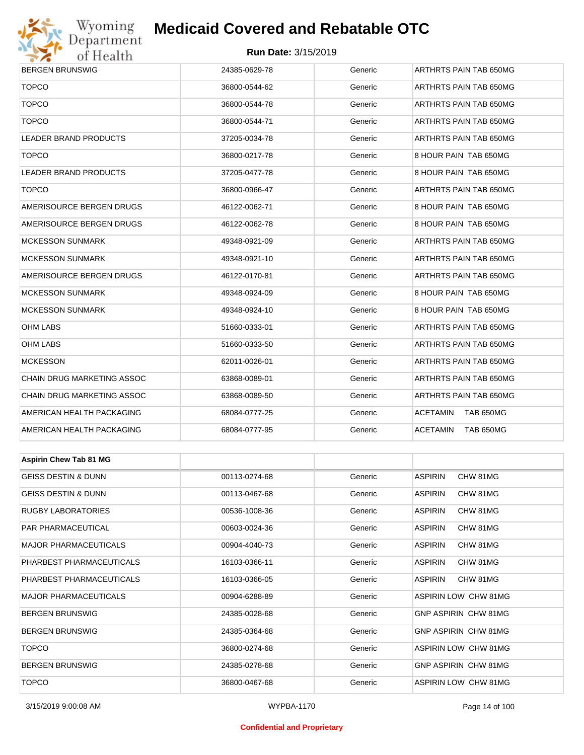| | | | |
|---|---|---|---|
| BERGEN BRUNSWIG | 24385-0629-78 | Generic | ARTHRTS PAIN TAB 650MG |
| TOPCO | 36800-0544-62 | Generic | ARTHRTS PAIN TAB 650MG |
| TOPCO | 36800-0544-78 | Generic | ARTHRTS PAIN TAB 650MG |
| TOPCO | 36800-0544-71 | Generic | ARTHRTS PAIN TAB 650MG |
| LEADER BRAND PRODUCTS | 37205-0034-78 | Generic | ARTHRTS PAIN TAB 650MG |
| TOPCO | 36800-0217-78 | Generic | 8 HOUR PAIN TAB 650MG |
| LEADER BRAND PRODUCTS | 37205-0477-78 | Generic | 8 HOUR PAIN TAB 650MG |
| TOPCO | 36800-0966-47 | Generic | ARTHRTS PAIN TAB 650MG |
| AMERISOURCE BERGEN DRUGS | 46122-0062-71 | Generic | 8 HOUR PAIN TAB 650MG |
| AMERISOURCE BERGEN DRUGS | 46122-0062-78 | Generic | 8 HOUR PAIN TAB 650MG |
| MCKESSON SUNMARK | 49348-0921-09 | Generic | ARTHRTS PAIN TAB 650MG |
| MCKESSON SUNMARK | 49348-0921-10 | Generic | ARTHRTS PAIN TAB 650MG |
| AMERISOURCE BERGEN DRUGS | 46122-0170-81 | Generic | ARTHRTS PAIN TAB 650MG |
| MCKESSON SUNMARK | 49348-0924-09 | Generic | 8 HOUR PAIN TAB 650MG |
| MCKESSON SUNMARK | 49348-0924-10 | Generic | 8 HOUR PAIN TAB 650MG |
| OHM LABS | 51660-0333-01 | Generic | ARTHRTS PAIN TAB 650MG |
| OHM LABS | 51660-0333-50 | Generic | ARTHRTS PAIN TAB 650MG |
| MCKESSON | 62011-0026-01 | Generic | ARTHRTS PAIN TAB 650MG |
| CHAIN DRUG MARKETING ASSOC | 63868-0089-01 | Generic | ARTHRTS PAIN TAB 650MG |
| CHAIN DRUG MARKETING ASSOC | 63868-0089-50 | Generic | ARTHRTS PAIN TAB 650MG |
| AMERICAN HEALTH PACKAGING | 68084-0777-25 | Generic | ACETAMIN TAB 650MG |
| AMERICAN HEALTH PACKAGING | 68084-0777-95 | Generic | ACETAMIN TAB 650MG |

| **Aspirin Chew Tab 81 MG** | | | |
|---|---|---|---|
| GEISS DESTIN & DUNN | 00113-0274-68 | Generic | ASPIRIN CHW 81MG |
| GEISS DESTIN & DUNN | 00113-0467-68 | Generic | ASPIRIN CHW 81MG |
| RUGBY LABORATORIES | 00536-1008-36 | Generic | ASPIRIN CHW 81MG |
| PAR PHARMACEUTICAL | 00603-0024-36 | Generic | ASPIRIN CHW 81MG |
| MAJOR PHARMACEUTICALS | 00904-4040-73 | Generic | ASPIRIN CHW 81MG |
| PHARBEST PHARMACEUTICALS | 16103-0366-11 | Generic | ASPIRIN CHW 81MG |
| PHARBEST PHARMACEUTICALS | 16103-0366-05 | Generic | ASPIRIN CHW 81MG |
| MAJOR PHARMACEUTICALS | 00904-6288-89 | Generic | ASPIRIN LOW CHW 81MG |
| BERGEN BRUNSWIG | 24385-0028-68 | Generic | GNP ASPIRIN CHW 81MG |
| BERGEN BRUNSWIG | 24385-0364-68 | Generic | GNP ASPIRIN CHW 81MG |
| TOPCO | 36800-0274-68 | Generic | ASPIRIN LOW CHW 81MG |
| BERGEN BRUNSWIG | 24385-0278-68 | Generic | GNP ASPIRIN CHW 81MG |
| TOPCO | 36800-0467-68 | Generic | ASPIRIN LOW CHW 81MG |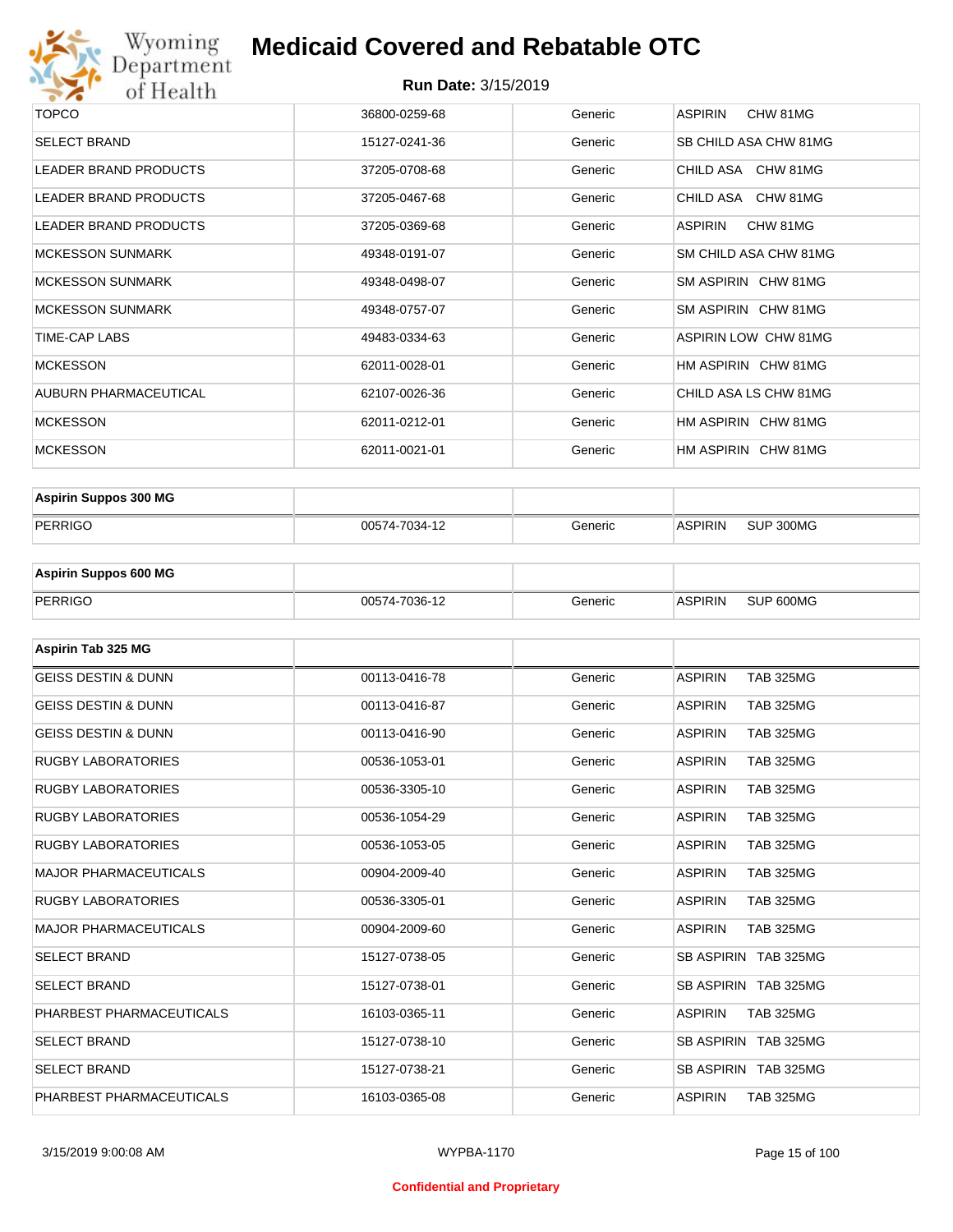# Medicaid Covered and Rebatable OTC

**Run Date:** 3/15/2019

| | | | |
|---|---|---|---|
| TOPCO | 36800-0259-68 | Generic | ASPIRIN CHW 81MG |
| SELECT BRAND | 15127-0241-36 | Generic | SB CHILD ASA CHW 81MG |
| LEADER BRAND PRODUCTS | 37205-0708-68 | Generic | CHILD ASA CHW 81MG |
| LEADER BRAND PRODUCTS | 37205-0467-68 | Generic | CHILD ASA CHW 81MG |
| LEADER BRAND PRODUCTS | 37205-0369-68 | Generic | ASPIRIN CHW 81MG |
| MCKESSON SUNMARK | 49348-0191-07 | Generic | SM CHILD ASA CHW 81MG |
| MCKESSON SUNMARK | 49348-0498-07 | Generic | SM ASPIRIN CHW 81MG |
| MCKESSON SUNMARK | 49348-0757-07 | Generic | SM ASPIRIN CHW 81MG |
| TIME-CAP LABS | 49483-0334-63 | Generic | ASPIRIN LOW CHW 81MG |
| MCKESSON | 62011-0028-01 | Generic | HM ASPIRIN CHW 81MG |
| AUBURN PHARMACEUTICAL | 62107-0026-36 | Generic | CHILD ASA LS CHW 81MG |
| MCKESSON | 62011-0212-01 | Generic | HM ASPIRIN CHW 81MG |
| MCKESSON | 62011-0021-01 | Generic | HM ASPIRIN CHW 81MG |

| **Aspirin Suppos 300 MG** | | | |
|---|---|---|---|
| PERRIGO | 00574-7034-12 | Generic | ASPIRIN SUP 300MG |

| **Aspirin Suppos 600 MG** | | | |
|---|---|---|---|
| PERRIGO | 00574-7036-12 | Generic | ASPIRIN SUP 600MG |

| **Aspirin Tab 325 MG** | | | |
|---|---|---|---|
| GEISS DESTIN & DUNN | 00113-0416-78 | Generic | ASPIRIN TAB 325MG |
| GEISS DESTIN & DUNN | 00113-0416-87 | Generic | ASPIRIN TAB 325MG |
| GEISS DESTIN & DUNN | 00113-0416-90 | Generic | ASPIRIN TAB 325MG |
| RUGBY LABORATORIES | 00536-1053-01 | Generic | ASPIRIN TAB 325MG |
| RUGBY LABORATORIES | 00536-3305-10 | Generic | ASPIRIN TAB 325MG |
| RUGBY LABORATORIES | 00536-1054-29 | Generic | ASPIRIN TAB 325MG |
| RUGBY LABORATORIES | 00536-1053-05 | Generic | ASPIRIN TAB 325MG |
| MAJOR PHARMACEUTICALS | 00904-2009-40 | Generic | ASPIRIN TAB 325MG |
| RUGBY LABORATORIES | 00536-3305-01 | Generic | ASPIRIN TAB 325MG |
| MAJOR PHARMACEUTICALS | 00904-2009-60 | Generic | ASPIRIN TAB 325MG |
| SELECT BRAND | 15127-0738-05 | Generic | SB ASPIRIN TAB 325MG |
| SELECT BRAND | 15127-0738-01 | Generic | SB ASPIRIN TAB 325MG |
| PHARBEST PHARMACEUTICALS | 16103-0365-11 | Generic | ASPIRIN TAB 325MG |
| SELECT BRAND | 15127-0738-10 | Generic | SB ASPIRIN TAB 325MG |
| SELECT BRAND | 15127-0738-21 | Generic | SB ASPIRIN TAB 325MG |
| PHARBEST PHARMACEUTICALS | 16103-0365-08 | Generic | ASPIRIN TAB 325MG |

Confidential and Proprietary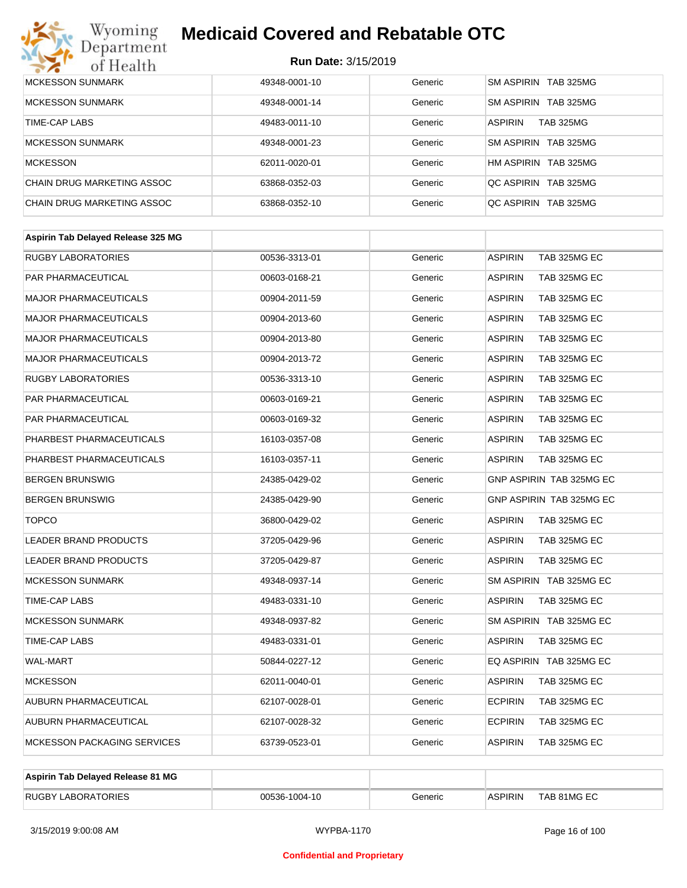| | | | |
|---|---|---|---|
| MCKESSON SUNMARK | 49348-0001-10 | Generic | SM ASPIRIN TAB 325MG |
| MCKESSON SUNMARK | 49348-0001-14 | Generic | SM ASPIRIN TAB 325MG |
| TIME-CAP LABS | 49483-0011-10 | Generic | ASPIRIN TAB 325MG |
| MCKESSON SUNMARK | 49348-0001-23 | Generic | SM ASPIRIN TAB 325MG |
| MCKESSON | 62011-0020-01 | Generic | HM ASPIRIN TAB 325MG |
| CHAIN DRUG MARKETING ASSOC | 63868-0352-03 | Generic | QC ASPIRIN TAB 325MG |
| CHAIN DRUG MARKETING ASSOC | 63868-0352-10 | Generic | QC ASPIRIN TAB 325MG |

| **Aspirin Tab Delayed Release 325 MG** | | | |
|---|---|---|---|
| RUGBY LABORATORIES | 00536-3313-01 | Generic | ASPIRIN TAB 325MG EC |
| PAR PHARMACEUTICAL | 00603-0168-21 | Generic | ASPIRIN TAB 325MG EC |
| MAJOR PHARMACEUTICALS | 00904-2011-59 | Generic | ASPIRIN TAB 325MG EC |
| MAJOR PHARMACEUTICALS | 00904-2013-60 | Generic | ASPIRIN TAB 325MG EC |
| MAJOR PHARMACEUTICALS | 00904-2013-80 | Generic | ASPIRIN TAB 325MG EC |
| MAJOR PHARMACEUTICALS | 00904-2013-72 | Generic | ASPIRIN TAB 325MG EC |
| RUGBY LABORATORIES | 00536-3313-10 | Generic | ASPIRIN TAB 325MG EC |
| PAR PHARMACEUTICAL | 00603-0169-21 | Generic | ASPIRIN TAB 325MG EC |
| PAR PHARMACEUTICAL | 00603-0169-32 | Generic | ASPIRIN TAB 325MG EC |
| PHARBEST PHARMACEUTICALS | 16103-0357-08 | Generic | ASPIRIN TAB 325MG EC |
| PHARBEST PHARMACEUTICALS | 16103-0357-11 | Generic | ASPIRIN TAB 325MG EC |
| BERGEN BRUNSWIG | 24385-0429-02 | Generic | GNP ASPIRIN TAB 325MG EC |
| BERGEN BRUNSWIG | 24385-0429-90 | Generic | GNP ASPIRIN TAB 325MG EC |
| TOPCO | 36800-0429-02 | Generic | ASPIRIN TAB 325MG EC |
| LEADER BRAND PRODUCTS | 37205-0429-96 | Generic | ASPIRIN TAB 325MG EC |
| LEADER BRAND PRODUCTS | 37205-0429-87 | Generic | ASPIRIN TAB 325MG EC |
| MCKESSON SUNMARK | 49348-0937-14 | Generic | SM ASPIRIN TAB 325MG EC |
| TIME-CAP LABS | 49483-0331-10 | Generic | ASPIRIN TAB 325MG EC |
| MCKESSON SUNMARK | 49348-0937-82 | Generic | SM ASPIRIN TAB 325MG EC |
| TIME-CAP LABS | 49483-0331-01 | Generic | ASPIRIN TAB 325MG EC |
| WAL-MART | 50844-0227-12 | Generic | EQ ASPIRIN TAB 325MG EC |
| MCKESSON | 62011-0040-01 | Generic | ASPIRIN TAB 325MG EC |
| AUBURN PHARMACEUTICAL | 62107-0028-01 | Generic | ECPIRIN TAB 325MG EC |
| AUBURN PHARMACEUTICAL | 62107-0028-32 | Generic | ECPIRIN TAB 325MG EC |
| MCKESSON PACKAGING SERVICES | 63739-0523-01 | Generic | ASPIRIN TAB 325MG EC |

| **Aspirin Tab Delayed Release 81 MG** | | | |
|---|---|---|---|
| RUGBY LABORATORIES | 00536-1004-10 | Generic | ASPIRIN TAB 81MG EC |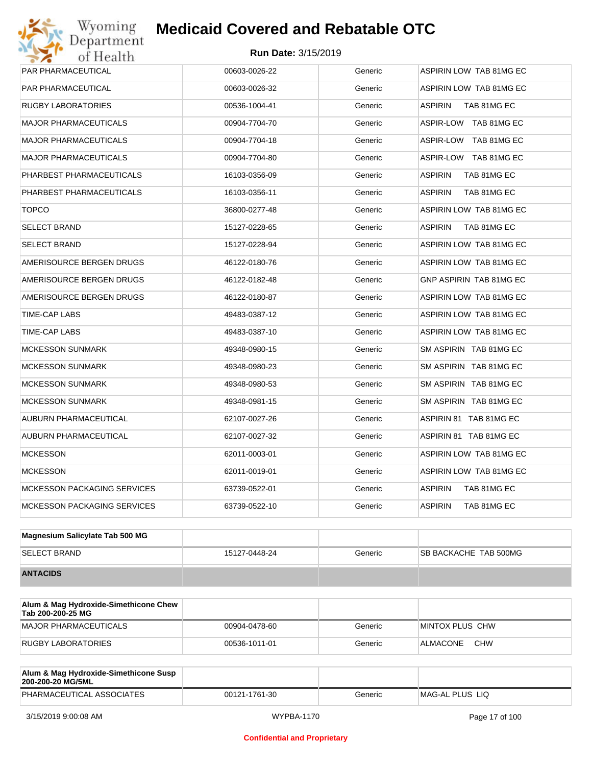| | | | |
|---|---|---|---|
| PAR PHARMACEUTICAL | 00603-0026-22 | Generic | ASPIRIN LOW TAB 81MG EC |
| PAR PHARMACEUTICAL | 00603-0026-32 | Generic | ASPIRIN LOW TAB 81MG EC |
| RUGBY LABORATORIES | 00536-1004-41 | Generic | ASPIRIN TAB 81MG EC |
| MAJOR PHARMACEUTICALS | 00904-7704-70 | Generic | ASPIR-LOW TAB 81MG EC |
| MAJOR PHARMACEUTICALS | 00904-7704-18 | Generic | ASPIR-LOW TAB 81MG EC |
| MAJOR PHARMACEUTICALS | 00904-7704-80 | Generic | ASPIR-LOW TAB 81MG EC |
| PHARBEST PHARMACEUTICALS | 16103-0356-09 | Generic | ASPIRIN TAB 81MG EC |
| PHARBEST PHARMACEUTICALS | 16103-0356-11 | Generic | ASPIRIN TAB 81MG EC |
| TOPCO | 36800-0277-48 | Generic | ASPIRIN LOW TAB 81MG EC |
| SELECT BRAND | 15127-0228-65 | Generic | ASPIRIN TAB 81MG EC |
| SELECT BRAND | 15127-0228-94 | Generic | ASPIRIN LOW TAB 81MG EC |
| AMERISOURCE BERGEN DRUGS | 46122-0180-76 | Generic | ASPIRIN LOW TAB 81MG EC |
| AMERISOURCE BERGEN DRUGS | 46122-0182-48 | Generic | GNP ASPIRIN TAB 81MG EC |
| AMERISOURCE BERGEN DRUGS | 46122-0180-87 | Generic | ASPIRIN LOW TAB 81MG EC |
| TIME-CAP LABS | 49483-0387-12 | Generic | ASPIRIN LOW TAB 81MG EC |
| TIME-CAP LABS | 49483-0387-10 | Generic | ASPIRIN LOW TAB 81MG EC |
| MCKESSON SUNMARK | 49348-0980-15 | Generic | SM ASPIRIN TAB 81MG EC |
| MCKESSON SUNMARK | 49348-0980-23 | Generic | SM ASPIRIN TAB 81MG EC |
| MCKESSON SUNMARK | 49348-0980-53 | Generic | SM ASPIRIN TAB 81MG EC |
| MCKESSON SUNMARK | 49348-0981-15 | Generic | SM ASPIRIN TAB 81MG EC |
| AUBURN PHARMACEUTICAL | 62107-0027-26 | Generic | ASPIRIN 81 TAB 81MG EC |
| AUBURN PHARMACEUTICAL | 62107-0027-32 | Generic | ASPIRIN 81 TAB 81MG EC |
| MCKESSON | 62011-0003-01 | Generic | ASPIRIN LOW TAB 81MG EC |
| MCKESSON | 62011-0019-01 | Generic | ASPIRIN LOW TAB 81MG EC |
| MCKESSON PACKAGING SERVICES | 63739-0522-01 | Generic | ASPIRIN TAB 81MG EC |
| MCKESSON PACKAGING SERVICES | 63739-0522-10 | Generic | ASPIRIN TAB 81MG EC |

| **Magnesium Salicylate Tab 500 MG** | | | |
|---|---|---|---|
| SELECT BRAND | 15127-0448-24 | Generic | SB BACKACHE TAB 500MG |
| **ANTACIDS** | | | |

| **Alum & Mag Hydroxide-Simethicone Chew Tab 200-200-25 MG** | | | |
|---|---|---|---|
| MAJOR PHARMACEUTICALS | 00904-0478-60 | Generic | MINTOX PLUS CHW |
| RUGBY LABORATORIES | 00536-1011-01 | Generic | ALMACONE CHW |

| **Alum & Mag Hydroxide-Simethicone Susp 200-200-20 MG/5ML** | | | |
|---|---|---|---|
| PHARMACEUTICAL ASSOCIATES | 00121-1761-30 | Generic | MAG-AL PLUS LIQ |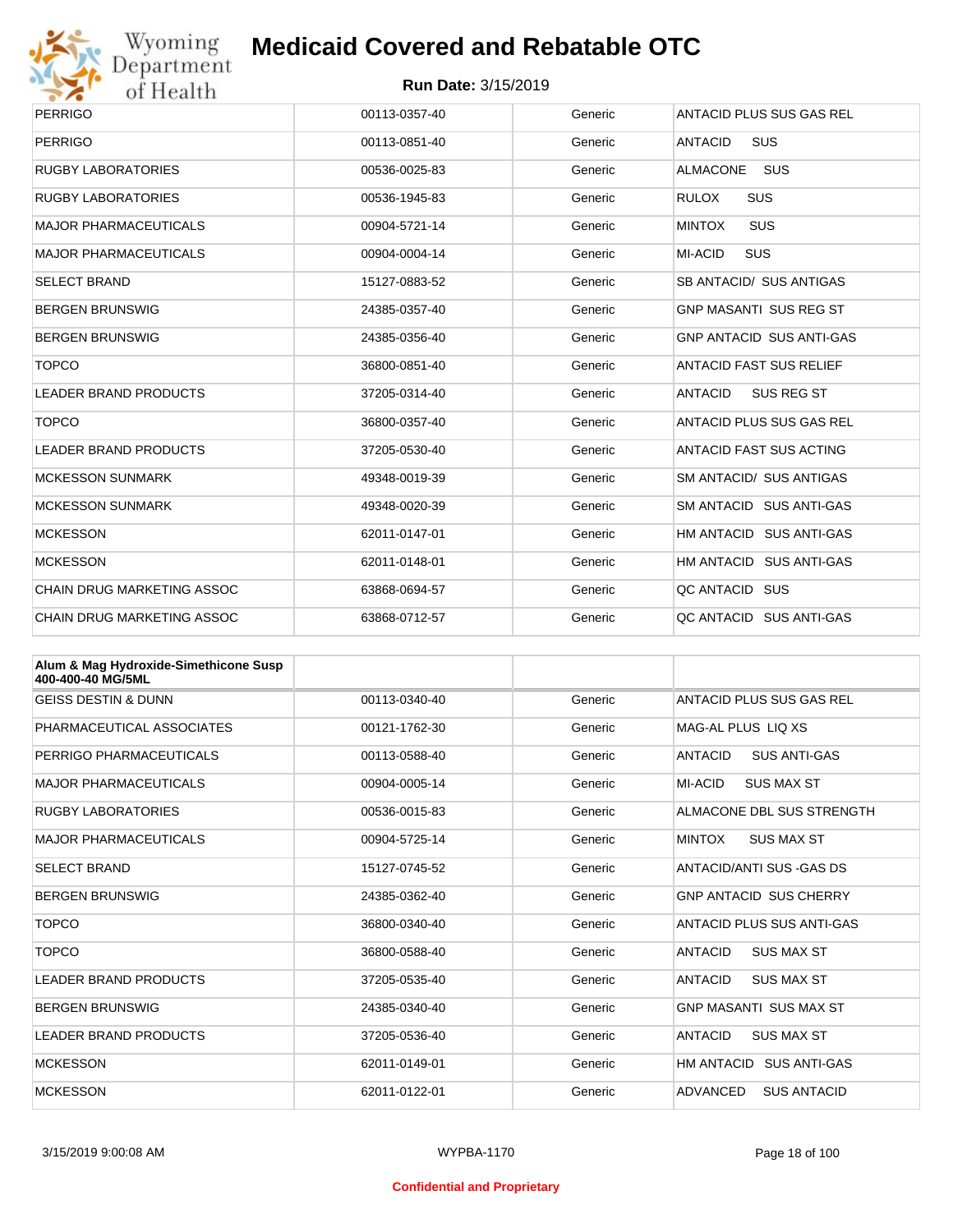| | | | |
|---|---|---|---|
| PERRIGO | 00113-0357-40 | Generic | ANTACID PLUS SUS GAS REL |
| PERRIGO | 00113-0851-40 | Generic | ANTACID SUS |
| RUGBY LABORATORIES | 00536-0025-83 | Generic | ALMACONE SUS |
| RUGBY LABORATORIES | 00536-1945-83 | Generic | RULOX SUS |
| MAJOR PHARMACEUTICALS | 00904-5721-14 | Generic | MINTOX SUS |
| MAJOR PHARMACEUTICALS | 00904-0004-14 | Generic | MI-ACID SUS |
| SELECT BRAND | 15127-0883-52 | Generic | SB ANTACID/ SUS ANTIGAS |
| BERGEN BRUNSWIG | 24385-0357-40 | Generic | GNP MASANTI SUS REG ST |
| BERGEN BRUNSWIG | 24385-0356-40 | Generic | GNP ANTACID SUS ANTI-GAS |
| TOPCO | 36800-0851-40 | Generic | ANTACID FAST SUS RELIEF |
| LEADER BRAND PRODUCTS | 37205-0314-40 | Generic | ANTACID SUS REG ST |
| TOPCO | 36800-0357-40 | Generic | ANTACID PLUS SUS GAS REL |
| LEADER BRAND PRODUCTS | 37205-0530-40 | Generic | ANTACID FAST SUS ACTING |
| MCKESSON SUNMARK | 49348-0019-39 | Generic | SM ANTACID/ SUS ANTIGAS |
| MCKESSON SUNMARK | 49348-0020-39 | Generic | SM ANTACID SUS ANTI-GAS |
| MCKESSON | 62011-0147-01 | Generic | HM ANTACID SUS ANTI-GAS |
| MCKESSON | 62011-0148-01 | Generic | HM ANTACID SUS ANTI-GAS |
| CHAIN DRUG MARKETING ASSOC | 63868-0694-57 | Generic | QC ANTACID SUS |
| CHAIN DRUG MARKETING ASSOC | 63868-0712-57 | Generic | QC ANTACID SUS ANTI-GAS |

| **Alum & Mag Hydroxide-Simethicone Susp 400-400-40 MG/5ML** | | | |
|---|---|---|---|
| GEISS DESTIN & DUNN | 00113-0340-40 | Generic | ANTACID PLUS SUS GAS REL |
| PHARMACEUTICAL ASSOCIATES | 00121-1762-30 | Generic | MAG-AL PLUS LIQ XS |
| PERRIGO PHARMACEUTICALS | 00113-0588-40 | Generic | ANTACID SUS ANTI-GAS |
| MAJOR PHARMACEUTICALS | 00904-0005-14 | Generic | MI-ACID SUS MAX ST |
| RUGBY LABORATORIES | 00536-0015-83 | Generic | ALMACONE DBL SUS STRENGTH |
| MAJOR PHARMACEUTICALS | 00904-5725-14 | Generic | MINTOX SUS MAX ST |
| SELECT BRAND | 15127-0745-52 | Generic | ANTACID/ANTI SUS -GAS DS |
| BERGEN BRUNSWIG | 24385-0362-40 | Generic | GNP ANTACID SUS CHERRY |
| TOPCO | 36800-0340-40 | Generic | ANTACID PLUS SUS ANTI-GAS |
| TOPCO | 36800-0588-40 | Generic | ANTACID SUS MAX ST |
| LEADER BRAND PRODUCTS | 37205-0535-40 | Generic | ANTACID SUS MAX ST |
| BERGEN BRUNSWIG | 24385-0340-40 | Generic | GNP MASANTI SUS MAX ST |
| LEADER BRAND PRODUCTS | 37205-0536-40 | Generic | ANTACID SUS MAX ST |
| MCKESSON | 62011-0149-01 | Generic | HM ANTACID SUS ANTI-GAS |
| MCKESSON | 62011-0122-01 | Generic | ADVANCED SUS ANTACID |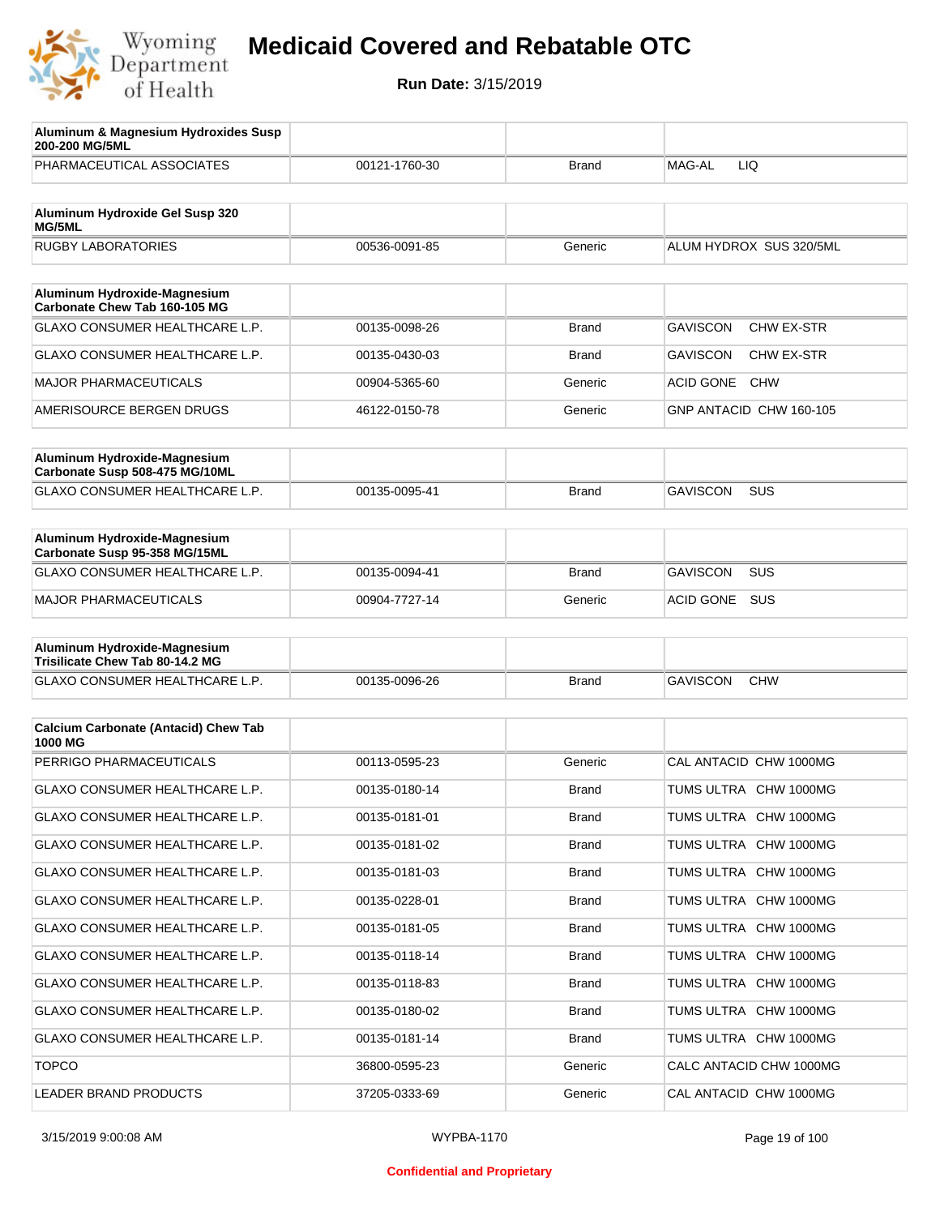# Medicaid Covered and Rebatable OTC

**Run Date:** 3/15/2019

| Aluminum & Magnesium Hydroxides Susp 200-200 MG/5ML | | | |
|---|---|---|---|
| PHARMACEUTICAL ASSOCIATES | 00121-1760-30 | Brand | MAG-AL LIQ |

| Aluminum Hydroxide Gel Susp 320 MG/5ML | | | |
|---|---|---|---|
| RUGBY LABORATORIES | 00536-0091-85 | Generic | ALUM HYDROX SUS 320/5ML |

| Aluminum Hydroxide-Magnesium Carbonate Chew Tab 160-105 MG | | | |
|---|---|---|---|
| GLAXO CONSUMER HEALTHCARE L.P. | 00135-0098-26 | Brand | GAVISCON CHW EX-STR |
| GLAXO CONSUMER HEALTHCARE L.P. | 00135-0430-03 | Brand | GAVISCON CHW EX-STR |
| MAJOR PHARMACEUTICALS | 00904-5365-60 | Generic | ACID GONE CHW |
| AMERISOURCE BERGEN DRUGS | 46122-0150-78 | Generic | GNP ANTACID CHW 160-105 |

| Aluminum Hydroxide-Magnesium Carbonate Susp 508-475 MG/10ML | | | |
|---|---|---|---|
| GLAXO CONSUMER HEALTHCARE L.P. | 00135-0095-41 | Brand | GAVISCON SUS |

| Aluminum Hydroxide-Magnesium Carbonate Susp 95-358 MG/15ML | | | |
|---|---|---|---|
| GLAXO CONSUMER HEALTHCARE L.P. | 00135-0094-41 | Brand | GAVISCON SUS |
| MAJOR PHARMACEUTICALS | 00904-7727-14 | Generic | ACID GONE SUS |

| Aluminum Hydroxide-Magnesium Trisilicate Chew Tab 80-14.2 MG | | | |
|---|---|---|---|
| GLAXO CONSUMER HEALTHCARE L.P. | 00135-0096-26 | Brand | GAVISCON CHW |

| Calcium Carbonate (Antacid) Chew Tab 1000 MG | | | |
|---|---|---|---|
| PERRIGO PHARMACEUTICALS | 00113-0595-23 | Generic | CAL ANTACID CHW 1000MG |
| GLAXO CONSUMER HEALTHCARE L.P. | 00135-0180-14 | Brand | TUMS ULTRA CHW 1000MG |
| GLAXO CONSUMER HEALTHCARE L.P. | 00135-0181-01 | Brand | TUMS ULTRA CHW 1000MG |
| GLAXO CONSUMER HEALTHCARE L.P. | 00135-0181-02 | Brand | TUMS ULTRA CHW 1000MG |
| GLAXO CONSUMER HEALTHCARE L.P. | 00135-0181-03 | Brand | TUMS ULTRA CHW 1000MG |
| GLAXO CONSUMER HEALTHCARE L.P. | 00135-0228-01 | Brand | TUMS ULTRA CHW 1000MG |
| GLAXO CONSUMER HEALTHCARE L.P. | 00135-0181-05 | Brand | TUMS ULTRA CHW 1000MG |
| GLAXO CONSUMER HEALTHCARE L.P. | 00135-0118-14 | Brand | TUMS ULTRA CHW 1000MG |
| GLAXO CONSUMER HEALTHCARE L.P. | 00135-0118-83 | Brand | TUMS ULTRA CHW 1000MG |
| GLAXO CONSUMER HEALTHCARE L.P. | 00135-0180-02 | Brand | TUMS ULTRA CHW 1000MG |
| GLAXO CONSUMER HEALTHCARE L.P. | 00135-0181-14 | Brand | TUMS ULTRA CHW 1000MG |
| TOPCO | 36800-0595-23 | Generic | CALC ANTACID CHW 1000MG |
| LEADER BRAND PRODUCTS | 37205-0333-69 | Generic | CAL ANTACID CHW 1000MG |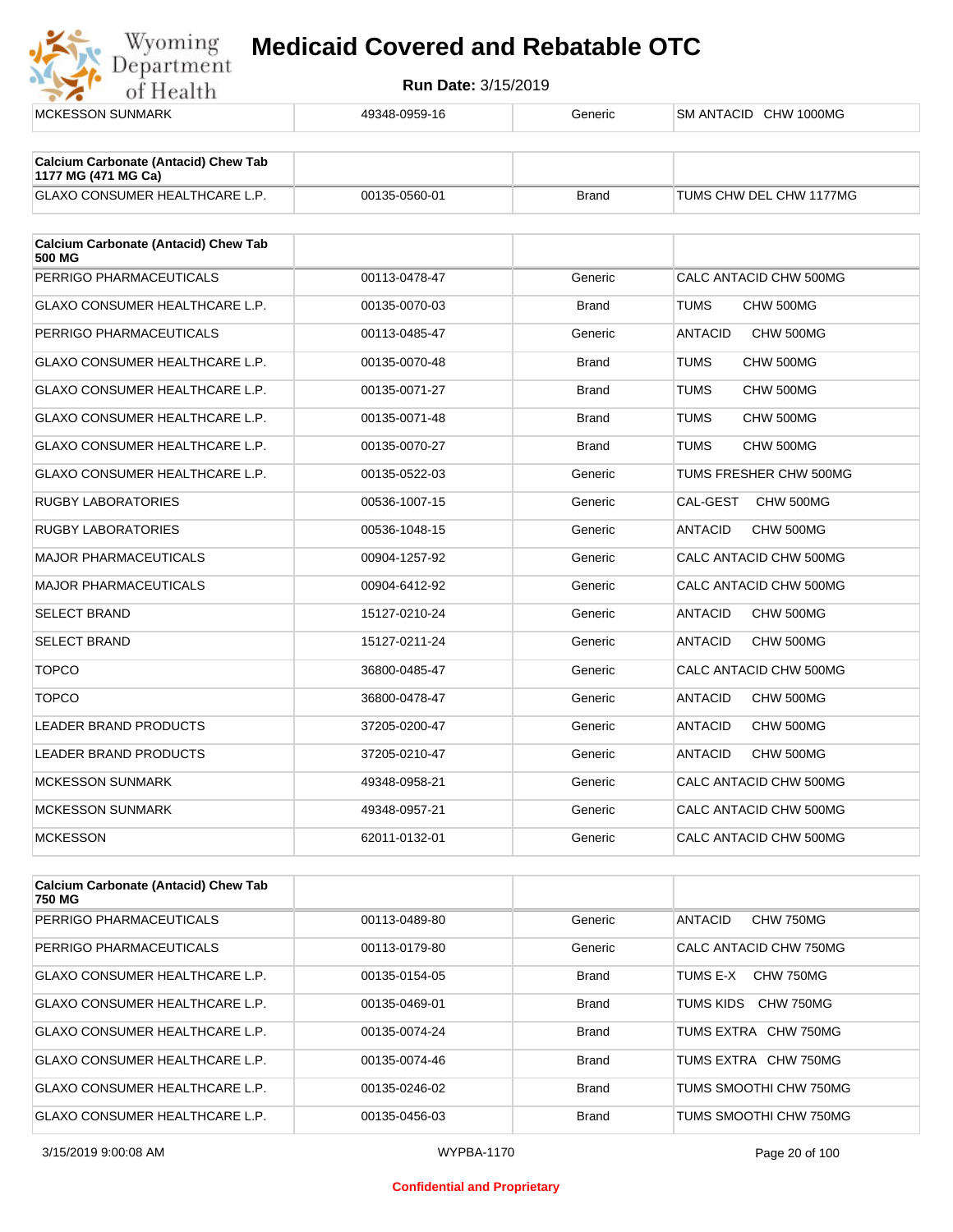| MCKESSON SUNMARK | 49348-0959-16 | Generic | SM ANTACID CHW 1000MG |
|---|---|---|---|

| Calcium Carbonate (Antacid) Chew Tab 1177 MG (471 MG Ca) | | | |
|---|---|---|---|
| GLAXO CONSUMER HEALTHCARE L.P. | 00135-0560-01 | Brand | TUMS CHW DEL CHW 1177MG |

| Calcium Carbonate (Antacid) Chew Tab 500 MG | | | |
|---|---|---|---|
| PERRIGO PHARMACEUTICALS | 00113-0478-47 | Generic | CALC ANTACID CHW 500MG |
| GLAXO CONSUMER HEALTHCARE L.P. | 00135-0070-03 | Brand | TUMS CHW 500MG |
| PERRIGO PHARMACEUTICALS | 00113-0485-47 | Generic | ANTACID CHW 500MG |
| GLAXO CONSUMER HEALTHCARE L.P. | 00135-0070-48 | Brand | TUMS CHW 500MG |
| GLAXO CONSUMER HEALTHCARE L.P. | 00135-0071-27 | Brand | TUMS CHW 500MG |
| GLAXO CONSUMER HEALTHCARE L.P. | 00135-0071-48 | Brand | TUMS CHW 500MG |
| GLAXO CONSUMER HEALTHCARE L.P. | 00135-0070-27 | Brand | TUMS CHW 500MG |
| GLAXO CONSUMER HEALTHCARE L.P. | 00135-0522-03 | Generic | TUMS FRESHER CHW 500MG |
| RUGBY LABORATORIES | 00536-1007-15 | Generic | CAL-GEST CHW 500MG |
| RUGBY LABORATORIES | 00536-1048-15 | Generic | ANTACID CHW 500MG |
| MAJOR PHARMACEUTICALS | 00904-1257-92 | Generic | CALC ANTACID CHW 500MG |
| MAJOR PHARMACEUTICALS | 00904-6412-92 | Generic | CALC ANTACID CHW 500MG |
| SELECT BRAND | 15127-0210-24 | Generic | ANTACID CHW 500MG |
| SELECT BRAND | 15127-0211-24 | Generic | ANTACID CHW 500MG |
| TOPCO | 36800-0485-47 | Generic | CALC ANTACID CHW 500MG |
| TOPCO | 36800-0478-47 | Generic | ANTACID CHW 500MG |
| LEADER BRAND PRODUCTS | 37205-0200-47 | Generic | ANTACID CHW 500MG |
| LEADER BRAND PRODUCTS | 37205-0210-47 | Generic | ANTACID CHW 500MG |
| MCKESSON SUNMARK | 49348-0958-21 | Generic | CALC ANTACID CHW 500MG |
| MCKESSON SUNMARK | 49348-0957-21 | Generic | CALC ANTACID CHW 500MG |
| MCKESSON | 62011-0132-01 | Generic | CALC ANTACID CHW 500MG |

| Calcium Carbonate (Antacid) Chew Tab 750 MG | | | |
|---|---|---|---|
| PERRIGO PHARMACEUTICALS | 00113-0489-80 | Generic | ANTACID CHW 750MG |
| PERRIGO PHARMACEUTICALS | 00113-0179-80 | Generic | CALC ANTACID CHW 750MG |
| GLAXO CONSUMER HEALTHCARE L.P. | 00135-0154-05 | Brand | TUMS E-X CHW 750MG |
| GLAXO CONSUMER HEALTHCARE L.P. | 00135-0469-01 | Brand | TUMS KIDS CHW 750MG |
| GLAXO CONSUMER HEALTHCARE L.P. | 00135-0074-24 | Brand | TUMS EXTRA CHW 750MG |
| GLAXO CONSUMER HEALTHCARE L.P. | 00135-0074-46 | Brand | TUMS EXTRA CHW 750MG |
| GLAXO CONSUMER HEALTHCARE L.P. | 00135-0246-02 | Brand | TUMS SMOOTHI CHW 750MG |
| GLAXO CONSUMER HEALTHCARE L.P. | 00135-0456-03 | Brand | TUMS SMOOTHI CHW 750MG |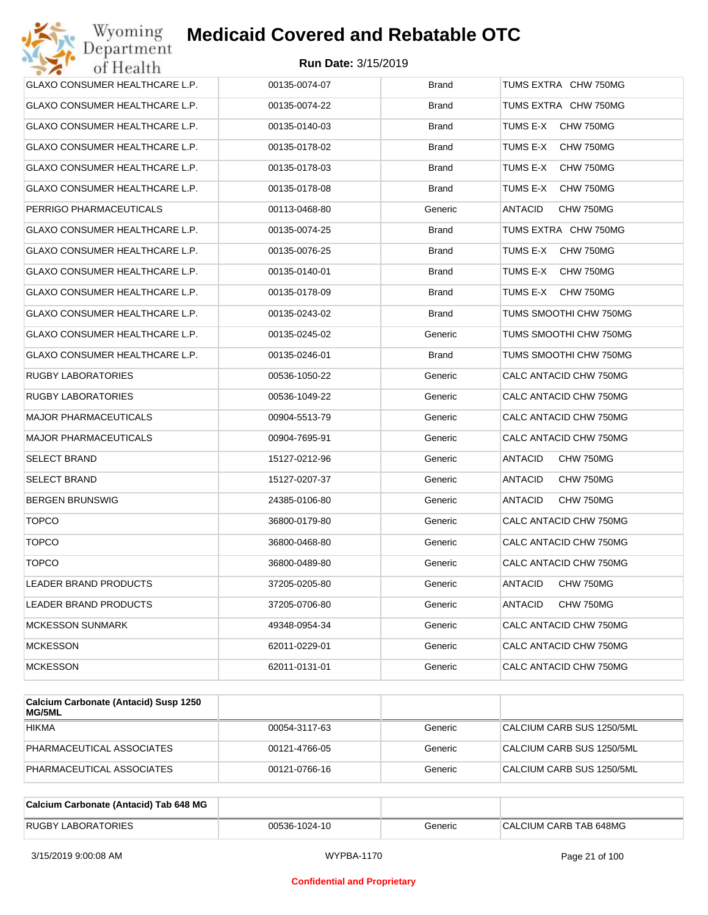| | | | |
|---|---|---|---|
| GLAXO CONSUMER HEALTHCARE L.P. | 00135-0074-07 | Brand | TUMS EXTRA CHW 750MG |
| GLAXO CONSUMER HEALTHCARE L.P. | 00135-0074-22 | Brand | TUMS EXTRA CHW 750MG |
| GLAXO CONSUMER HEALTHCARE L.P. | 00135-0140-03 | Brand | TUMS E-X CHW 750MG |
| GLAXO CONSUMER HEALTHCARE L.P. | 00135-0178-02 | Brand | TUMS E-X CHW 750MG |
| GLAXO CONSUMER HEALTHCARE L.P. | 00135-0178-03 | Brand | TUMS E-X CHW 750MG |
| GLAXO CONSUMER HEALTHCARE L.P. | 00135-0178-08 | Brand | TUMS E-X CHW 750MG |
| PERRIGO PHARMACEUTICALS | 00113-0468-80 | Generic | ANTACID CHW 750MG |
| GLAXO CONSUMER HEALTHCARE L.P. | 00135-0074-25 | Brand | TUMS EXTRA CHW 750MG |
| GLAXO CONSUMER HEALTHCARE L.P. | 00135-0076-25 | Brand | TUMS E-X CHW 750MG |
| GLAXO CONSUMER HEALTHCARE L.P. | 00135-0140-01 | Brand | TUMS E-X CHW 750MG |
| GLAXO CONSUMER HEALTHCARE L.P. | 00135-0178-09 | Brand | TUMS E-X CHW 750MG |
| GLAXO CONSUMER HEALTHCARE L.P. | 00135-0243-02 | Brand | TUMS SMOOTHI CHW 750MG |
| GLAXO CONSUMER HEALTHCARE L.P. | 00135-0245-02 | Generic | TUMS SMOOTHI CHW 750MG |
| GLAXO CONSUMER HEALTHCARE L.P. | 00135-0246-01 | Brand | TUMS SMOOTHI CHW 750MG |
| RUGBY LABORATORIES | 00536-1050-22 | Generic | CALC ANTACID CHW 750MG |
| RUGBY LABORATORIES | 00536-1049-22 | Generic | CALC ANTACID CHW 750MG |
| MAJOR PHARMACEUTICALS | 00904-5513-79 | Generic | CALC ANTACID CHW 750MG |
| MAJOR PHARMACEUTICALS | 00904-7695-91 | Generic | CALC ANTACID CHW 750MG |
| SELECT BRAND | 15127-0212-96 | Generic | ANTACID CHW 750MG |
| SELECT BRAND | 15127-0207-37 | Generic | ANTACID CHW 750MG |
| BERGEN BRUNSWIG | 24385-0106-80 | Generic | ANTACID CHW 750MG |
| TOPCO | 36800-0179-80 | Generic | CALC ANTACID CHW 750MG |
| TOPCO | 36800-0468-80 | Generic | CALC ANTACID CHW 750MG |
| TOPCO | 36800-0489-80 | Generic | CALC ANTACID CHW 750MG |
| LEADER BRAND PRODUCTS | 37205-0205-80 | Generic | ANTACID CHW 750MG |
| LEADER BRAND PRODUCTS | 37205-0706-80 | Generic | ANTACID CHW 750MG |
| MCKESSON SUNMARK | 49348-0954-34 | Generic | CALC ANTACID CHW 750MG |
| MCKESSON | 62011-0229-01 | Generic | CALC ANTACID CHW 750MG |
| MCKESSON | 62011-0131-01 | Generic | CALC ANTACID CHW 750MG |

| **Calcium Carbonate (Antacid) Susp 1250 MG/5ML** | | | |
|---|---|---|---|
| HIKMA | 00054-3117-63 | Generic | CALCIUM CARB SUS 1250/5ML |
| PHARMACEUTICAL ASSOCIATES | 00121-4766-05 | Generic | CALCIUM CARB SUS 1250/5ML |
| PHARMACEUTICAL ASSOCIATES | 00121-0766-16 | Generic | CALCIUM CARB SUS 1250/5ML |

| **Calcium Carbonate (Antacid) Tab 648 MG** | | | |
|---|---|---|---|
| RUGBY LABORATORIES | 00536-1024-10 | Generic | CALCIUM CARB TAB 648MG |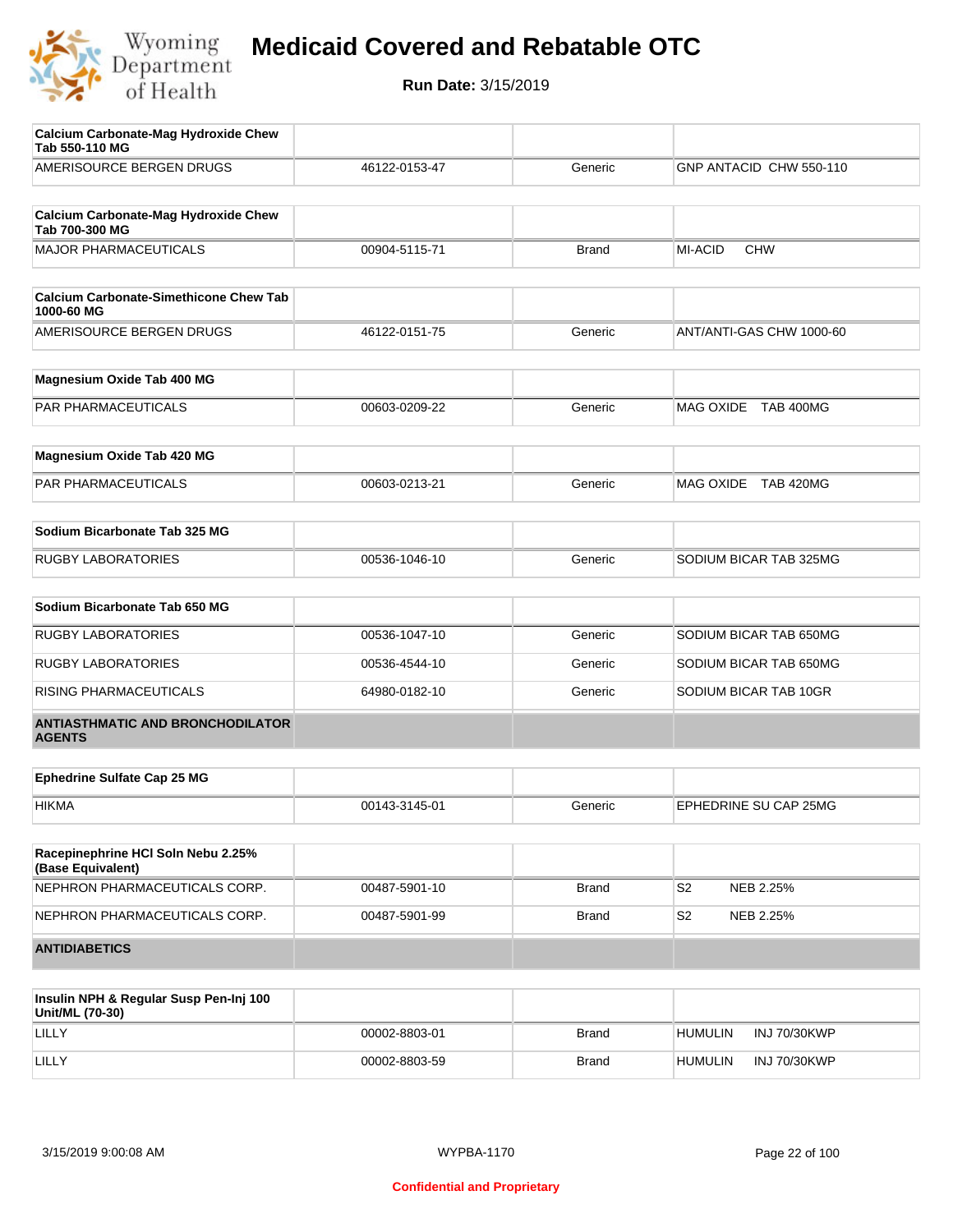# Medicaid Covered and Rebatable OTC

**Run Date:** 3/15/2019

| Calcium Carbonate-Mag Hydroxide Chew Tab 550-110 MG | | | |
|---|---|---|---|
| AMERISOURCE BERGEN DRUGS | 46122-0153-47 | Generic | GNP ANTACID CHW 550-110 |

| Calcium Carbonate-Mag Hydroxide Chew Tab 700-300 MG | | | |
|---|---|---|---|
| MAJOR PHARMACEUTICALS | 00904-5115-71 | Brand | MI-ACID CHW |

| Calcium Carbonate-Simethicone Chew Tab 1000-60 MG | | | |
|---|---|---|---|
| AMERISOURCE BERGEN DRUGS | 46122-0151-75 | Generic | ANT/ANTI-GAS CHW 1000-60 |

| Magnesium Oxide Tab 400 MG | | | |
|---|---|---|---|
| PAR PHARMACEUTICALS | 00603-0209-22 | Generic | MAG OXIDE TAB 400MG |

| Magnesium Oxide Tab 420 MG | | | |
|---|---|---|---|
| PAR PHARMACEUTICALS | 00603-0213-21 | Generic | MAG OXIDE TAB 420MG |

| Sodium Bicarbonate Tab 325 MG | | | |
|---|---|---|---|
| RUGBY LABORATORIES | 00536-1046-10 | Generic | SODIUM BICAR TAB 325MG |

| Sodium Bicarbonate Tab 650 MG | | | |
|---|---|---|---|
| RUGBY LABORATORIES | 00536-1047-10 | Generic | SODIUM BICAR TAB 650MG |
| RUGBY LABORATORIES | 00536-4544-10 | Generic | SODIUM BICAR TAB 650MG |
| RISING PHARMACEUTICALS | 64980-0182-10 | Generic | SODIUM BICAR TAB 10GR |

## ANTIASTHMATIC AND BRONCHODILATOR AGENTS

| Ephedrine Sulfate Cap 25 MG | | | |
|---|---|---|---|
| HIKMA | 00143-3145-01 | Generic | EPHEDRINE SU CAP 25MG |

| Racepinephrine HCl Soln Nebu 2.25% (Base Equivalent) | | | |
|---|---|---|---|
| NEPHRON PHARMACEUTICALS CORP. | 00487-5901-10 | Brand | S2 NEB 2.25% |
| NEPHRON PHARMACEUTICALS CORP. | 00487-5901-99 | Brand | S2 NEB 2.25% |

## ANTIDIABETICS

| Insulin NPH & Regular Susp Pen-Inj 100 Unit/ML (70-30) | | | |
|---|---|---|---|
| LILLY | 00002-8803-01 | Brand | HUMULIN INJ 70/30KWP |
| LILLY | 00002-8803-59 | Brand | HUMULIN INJ 70/30KWP |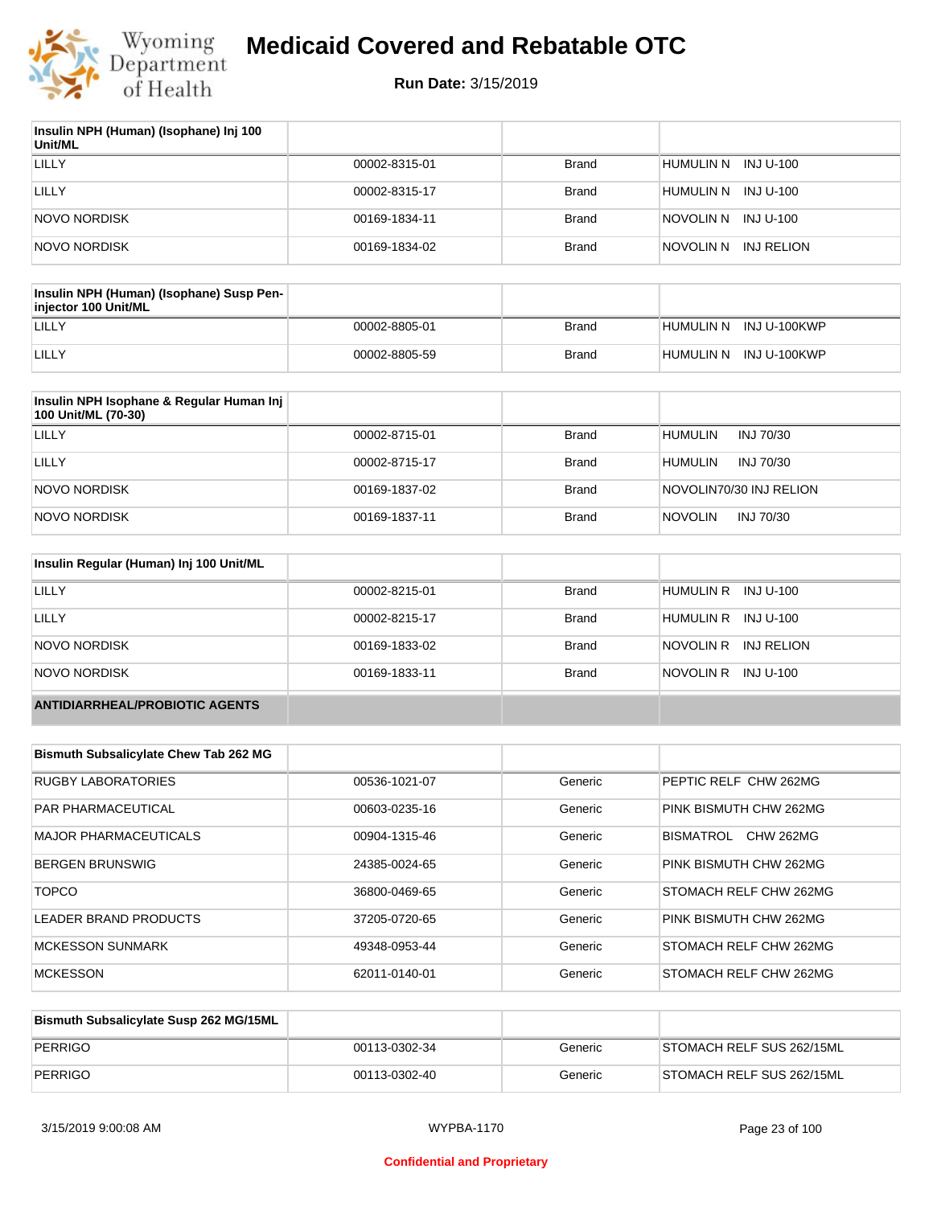# Medicaid Covered and Rebatable OTC

**Run Date:** 3/15/2019

| Insulin NPH (Human) (Isophane) Inj 100 Unit/ML | | | |
|---|---|---|---|
| LILLY | 00002-8315-01 | Brand | HUMULIN N INJ U-100 |
| LILLY | 00002-8315-17 | Brand | HUMULIN N INJ U-100 |
| NOVO NORDISK | 00169-1834-11 | Brand | NOVOLIN N INJ U-100 |
| NOVO NORDISK | 00169-1834-02 | Brand | NOVOLIN N INJ RELION |

| Insulin NPH (Human) (Isophane) Susp Pen-injector 100 Unit/ML | | | |
|---|---|---|---|
| LILLY | 00002-8805-01 | Brand | HUMULIN N INJ U-100KWP |
| LILLY | 00002-8805-59 | Brand | HUMULIN N INJ U-100KWP |

| Insulin NPH Isophane & Regular Human Inj 100 Unit/ML (70-30) | | | |
|---|---|---|---|
| LILLY | 00002-8715-01 | Brand | HUMULIN INJ 70/30 |
| LILLY | 00002-8715-17 | Brand | HUMULIN INJ 70/30 |
| NOVO NORDISK | 00169-1837-02 | Brand | NOVOLIN70/30 INJ RELION |
| NOVO NORDISK | 00169-1837-11 | Brand | NOVOLIN INJ 70/30 |

| Insulin Regular (Human) Inj 100 Unit/ML | | | |
|---|---|---|---|
| LILLY | 00002-8215-01 | Brand | HUMULIN R INJ U-100 |
| LILLY | 00002-8215-17 | Brand | HUMULIN R INJ U-100 |
| NOVO NORDISK | 00169-1833-02 | Brand | NOVOLIN R INJ RELION |
| NOVO NORDISK | 00169-1833-11 | Brand | NOVOLIN R INJ U-100 |

## ANTIDIARRHEAL/PROBIOTIC AGENTS

| Bismuth Subsalicylate Chew Tab 262 MG | | | |
|---|---|---|---|
| RUGBY LABORATORIES | 00536-1021-07 | Generic | PEPTIC RELF CHW 262MG |
| PAR PHARMACEUTICAL | 00603-0235-16 | Generic | PINK BISMUTH CHW 262MG |
| MAJOR PHARMACEUTICALS | 00904-1315-46 | Generic | BISMATROL CHW 262MG |
| BERGEN BRUNSWIG | 24385-0024-65 | Generic | PINK BISMUTH CHW 262MG |
| TOPCO | 36800-0469-65 | Generic | STOMACH RELF CHW 262MG |
| LEADER BRAND PRODUCTS | 37205-0720-65 | Generic | PINK BISMUTH CHW 262MG |
| MCKESSON SUNMARK | 49348-0953-44 | Generic | STOMACH RELF CHW 262MG |
| MCKESSON | 62011-0140-01 | Generic | STOMACH RELF CHW 262MG |

| Bismuth Subsalicylate Susp 262 MG/15ML | | | |
|---|---|---|---|
| PERRIGO | 00113-0302-34 | Generic | STOMACH RELF SUS 262/15ML |
| PERRIGO | 00113-0302-40 | Generic | STOMACH RELF SUS 262/15ML |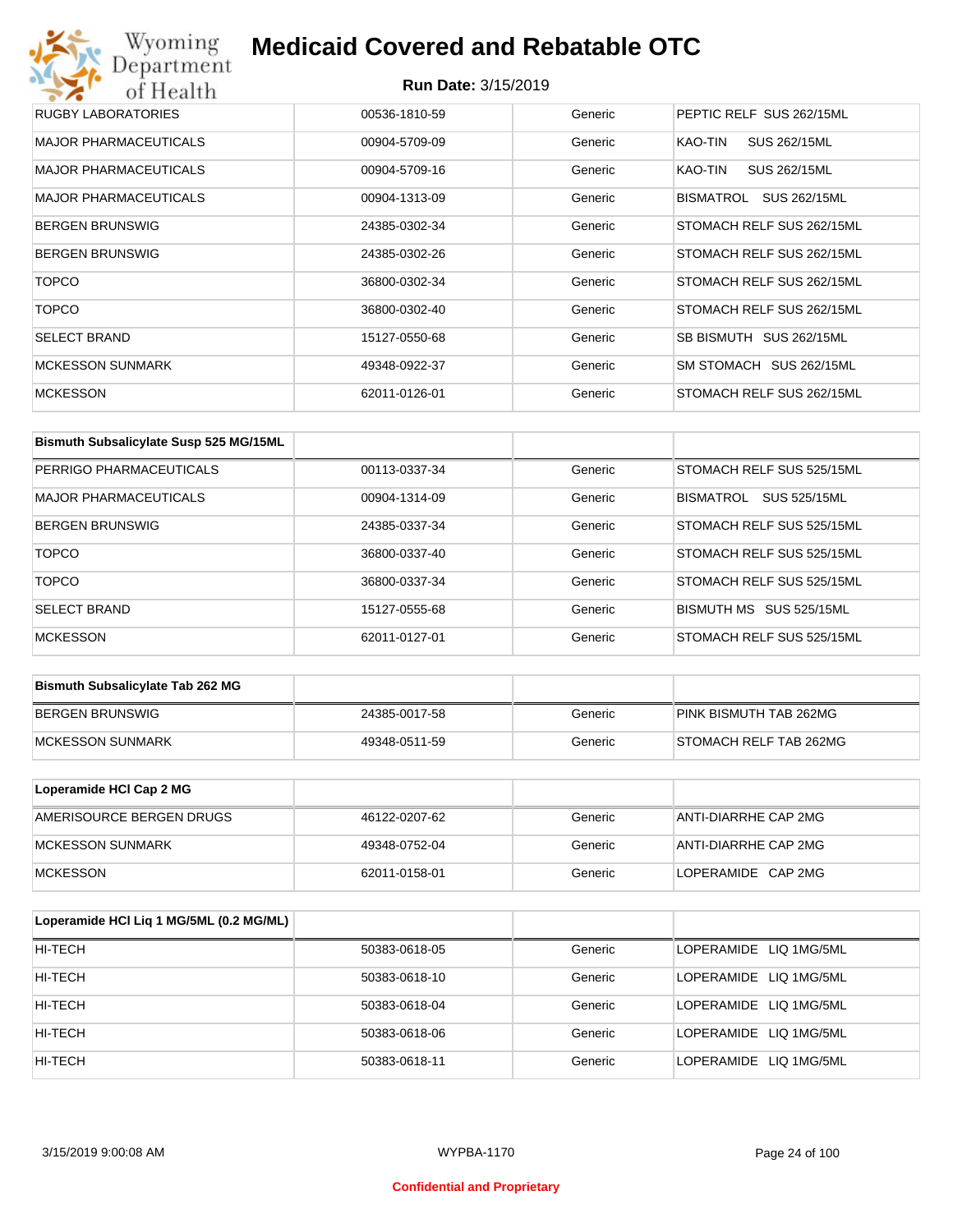# Medicaid Covered and Rebatable OTC

**Run Date:** 3/15/2019

| | | | |
|---|---|---|---|
| RUGBY LABORATORIES | 00536-1810-59 | Generic | PEPTIC RELF SUS 262/15ML |
| MAJOR PHARMACEUTICALS | 00904-5709-09 | Generic | KAO-TIN SUS 262/15ML |
| MAJOR PHARMACEUTICALS | 00904-5709-16 | Generic | KAO-TIN SUS 262/15ML |
| MAJOR PHARMACEUTICALS | 00904-1313-09 | Generic | BISMATROL SUS 262/15ML |
| BERGEN BRUNSWIG | 24385-0302-34 | Generic | STOMACH RELF SUS 262/15ML |
| BERGEN BRUNSWIG | 24385-0302-26 | Generic | STOMACH RELF SUS 262/15ML |
| TOPCO | 36800-0302-34 | Generic | STOMACH RELF SUS 262/15ML |
| TOPCO | 36800-0302-40 | Generic | STOMACH RELF SUS 262/15ML |
| SELECT BRAND | 15127-0550-68 | Generic | SB BISMUTH SUS 262/15ML |
| MCKESSON SUNMARK | 49348-0922-37 | Generic | SM STOMACH SUS 262/15ML |
| MCKESSON | 62011-0126-01 | Generic | STOMACH RELF SUS 262/15ML |

| Bismuth Subsalicylate Susp 525 MG/15ML | | | |
|---|---|---|---|
| PERRIGO PHARMACEUTICALS | 00113-0337-34 | Generic | STOMACH RELF SUS 525/15ML |
| MAJOR PHARMACEUTICALS | 00904-1314-09 | Generic | BISMATROL SUS 525/15ML |
| BERGEN BRUNSWIG | 24385-0337-34 | Generic | STOMACH RELF SUS 525/15ML |
| TOPCO | 36800-0337-40 | Generic | STOMACH RELF SUS 525/15ML |
| TOPCO | 36800-0337-34 | Generic | STOMACH RELF SUS 525/15ML |
| SELECT BRAND | 15127-0555-68 | Generic | BISMUTH MS SUS 525/15ML |
| MCKESSON | 62011-0127-01 | Generic | STOMACH RELF SUS 525/15ML |

| Bismuth Subsalicylate Tab 262 MG | | | |
|---|---|---|---|
| BERGEN BRUNSWIG | 24385-0017-58 | Generic | PINK BISMUTH TAB 262MG |
| MCKESSON SUNMARK | 49348-0511-59 | Generic | STOMACH RELF TAB 262MG |

| Loperamide HCl Cap 2 MG | | | |
|---|---|---|---|
| AMERISOURCE BERGEN DRUGS | 46122-0207-62 | Generic | ANTI-DIARRHE CAP 2MG |
| MCKESSON SUNMARK | 49348-0752-04 | Generic | ANTI-DIARRHE CAP 2MG |
| MCKESSON | 62011-0158-01 | Generic | LOPERAMIDE CAP 2MG |

| Loperamide HCl Liq 1 MG/5ML (0.2 MG/ML) | | | |
|---|---|---|---|
| HI-TECH | 50383-0618-05 | Generic | LOPERAMIDE LIQ 1MG/5ML |
| HI-TECH | 50383-0618-10 | Generic | LOPERAMIDE LIQ 1MG/5ML |
| HI-TECH | 50383-0618-04 | Generic | LOPERAMIDE LIQ 1MG/5ML |
| HI-TECH | 50383-0618-06 | Generic | LOPERAMIDE LIQ 1MG/5ML |
| HI-TECH | 50383-0618-11 | Generic | LOPERAMIDE LIQ 1MG/5ML |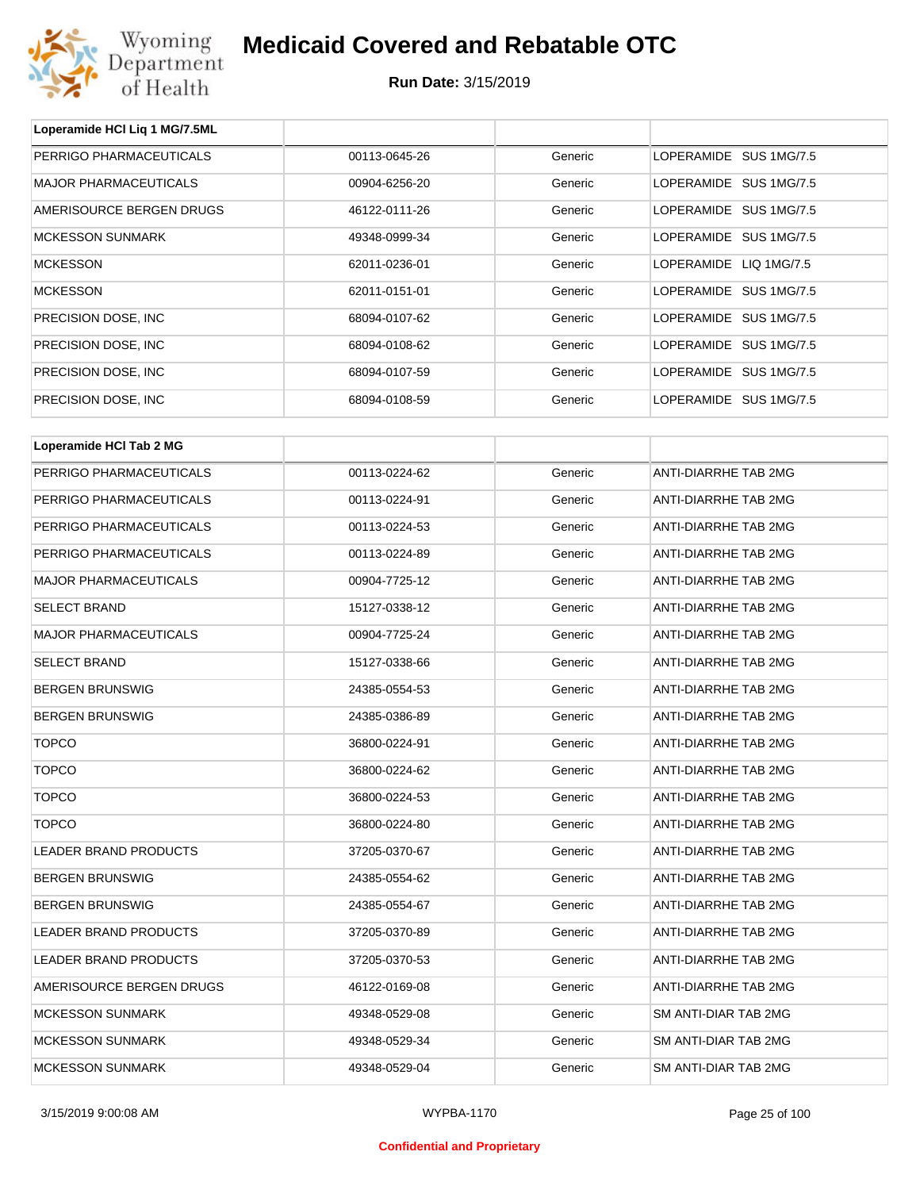# Medicaid Covered and Rebatable OTC

**Run Date:** 3/15/2019

| Loperamide HCl Liq 1 MG/7.5ML | | | |
|---|---|---|---|
| PERRIGO PHARMACEUTICALS | 00113-0645-26 | Generic | LOPERAMIDE SUS 1MG/7.5 |
| MAJOR PHARMACEUTICALS | 00904-6256-20 | Generic | LOPERAMIDE SUS 1MG/7.5 |
| AMERISOURCE BERGEN DRUGS | 46122-0111-26 | Generic | LOPERAMIDE SUS 1MG/7.5 |
| MCKESSON SUNMARK | 49348-0999-34 | Generic | LOPERAMIDE SUS 1MG/7.5 |
| MCKESSON | 62011-0236-01 | Generic | LOPERAMIDE LIQ 1MG/7.5 |
| MCKESSON | 62011-0151-01 | Generic | LOPERAMIDE SUS 1MG/7.5 |
| PRECISION DOSE, INC | 68094-0107-62 | Generic | LOPERAMIDE SUS 1MG/7.5 |
| PRECISION DOSE, INC | 68094-0108-62 | Generic | LOPERAMIDE SUS 1MG/7.5 |
| PRECISION DOSE, INC | 68094-0107-59 | Generic | LOPERAMIDE SUS 1MG/7.5 |
| PRECISION DOSE, INC | 68094-0108-59 | Generic | LOPERAMIDE SUS 1MG/7.5 |

| Loperamide HCl Tab 2 MG | | | |
|---|---|---|---|
| PERRIGO PHARMACEUTICALS | 00113-0224-62 | Generic | ANTI-DIARRHE TAB 2MG |
| PERRIGO PHARMACEUTICALS | 00113-0224-91 | Generic | ANTI-DIARRHE TAB 2MG |
| PERRIGO PHARMACEUTICALS | 00113-0224-53 | Generic | ANTI-DIARRHE TAB 2MG |
| PERRIGO PHARMACEUTICALS | 00113-0224-89 | Generic | ANTI-DIARRHE TAB 2MG |
| MAJOR PHARMACEUTICALS | 00904-7725-12 | Generic | ANTI-DIARRHE TAB 2MG |
| SELECT BRAND | 15127-0338-12 | Generic | ANTI-DIARRHE TAB 2MG |
| MAJOR PHARMACEUTICALS | 00904-7725-24 | Generic | ANTI-DIARRHE TAB 2MG |
| SELECT BRAND | 15127-0338-66 | Generic | ANTI-DIARRHE TAB 2MG |
| BERGEN BRUNSWIG | 24385-0554-53 | Generic | ANTI-DIARRHE TAB 2MG |
| BERGEN BRUNSWIG | 24385-0386-89 | Generic | ANTI-DIARRHE TAB 2MG |
| TOPCO | 36800-0224-91 | Generic | ANTI-DIARRHE TAB 2MG |
| TOPCO | 36800-0224-62 | Generic | ANTI-DIARRHE TAB 2MG |
| TOPCO | 36800-0224-53 | Generic | ANTI-DIARRHE TAB 2MG |
| TOPCO | 36800-0224-80 | Generic | ANTI-DIARRHE TAB 2MG |
| LEADER BRAND PRODUCTS | 37205-0370-67 | Generic | ANTI-DIARRHE TAB 2MG |
| BERGEN BRUNSWIG | 24385-0554-62 | Generic | ANTI-DIARRHE TAB 2MG |
| BERGEN BRUNSWIG | 24385-0554-67 | Generic | ANTI-DIARRHE TAB 2MG |
| LEADER BRAND PRODUCTS | 37205-0370-89 | Generic | ANTI-DIARRHE TAB 2MG |
| LEADER BRAND PRODUCTS | 37205-0370-53 | Generic | ANTI-DIARRHE TAB 2MG |
| AMERISOURCE BERGEN DRUGS | 46122-0169-08 | Generic | ANTI-DIARRHE TAB 2MG |
| MCKESSON SUNMARK | 49348-0529-08 | Generic | SM ANTI-DIAR TAB 2MG |
| MCKESSON SUNMARK | 49348-0529-34 | Generic | SM ANTI-DIAR TAB 2MG |
| MCKESSON SUNMARK | 49348-0529-04 | Generic | SM ANTI-DIAR TAB 2MG |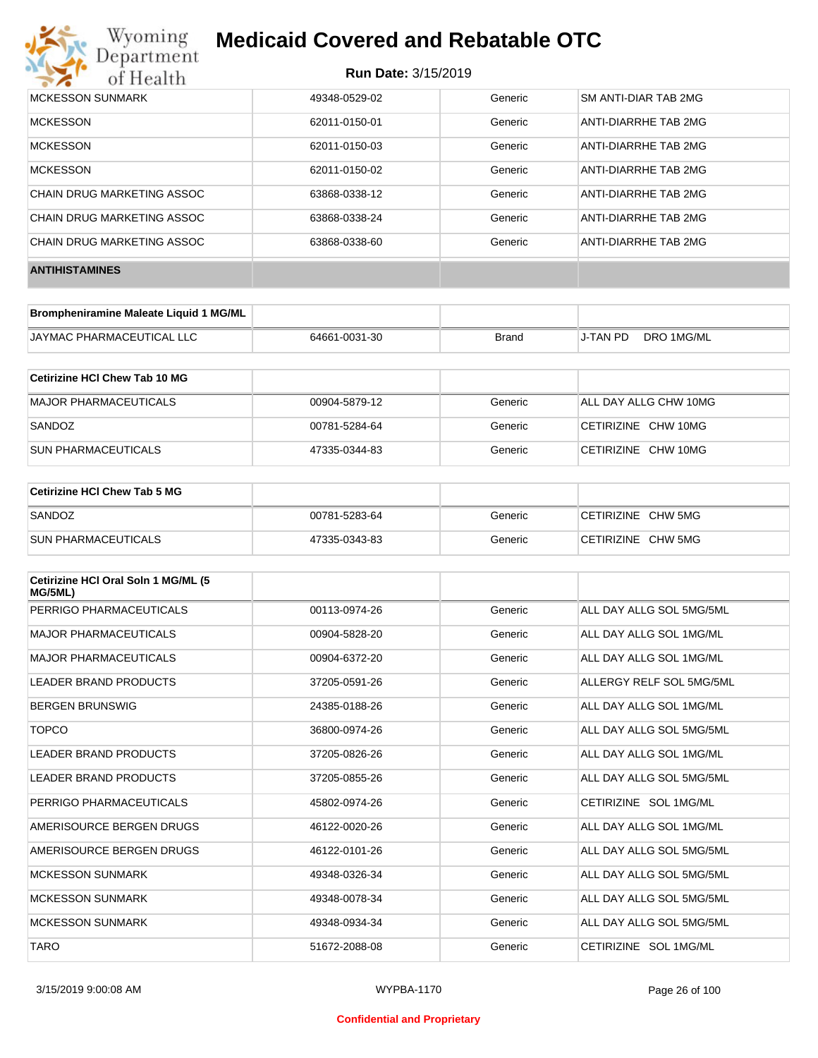| | | | |
|---|---|---|---|
| MCKESSON SUNMARK | 49348-0529-02 | Generic | SM ANTI-DIAR TAB 2MG |
| MCKESSON | 62011-0150-01 | Generic | ANTI-DIARRHE TAB 2MG |
| MCKESSON | 62011-0150-03 | Generic | ANTI-DIARRHE TAB 2MG |
| MCKESSON | 62011-0150-02 | Generic | ANTI-DIARRHE TAB 2MG |
| CHAIN DRUG MARKETING ASSOC | 63868-0338-12 | Generic | ANTI-DIARRHE TAB 2MG |
| CHAIN DRUG MARKETING ASSOC | 63868-0338-24 | Generic | ANTI-DIARRHE TAB 2MG |
| CHAIN DRUG MARKETING ASSOC | 63868-0338-60 | Generic | ANTI-DIARRHE TAB 2MG |

**ANTIHISTAMINES**

| Brompheniramine Maleate Liquid 1 MG/ML | | | |
|---|---|---|---|
| JAYMAC PHARMACEUTICAL LLC | 64661-0031-30 | Brand | J-TAN PD DRO 1MG/ML |

| Cetirizine HCl Chew Tab 10 MG | | | |
|---|---|---|---|
| MAJOR PHARMACEUTICALS | 00904-5879-12 | Generic | ALL DAY ALLG CHW 10MG |
| SANDOZ | 00781-5284-64 | Generic | CETIRIZINE CHW 10MG |
| SUN PHARMACEUTICALS | 47335-0344-83 | Generic | CETIRIZINE CHW 10MG |

| Cetirizine HCl Chew Tab 5 MG | | | |
|---|---|---|---|
| SANDOZ | 00781-5283-64 | Generic | CETIRIZINE CHW 5MG |
| SUN PHARMACEUTICALS | 47335-0343-83 | Generic | CETIRIZINE CHW 5MG |

| Cetirizine HCl Oral Soln 1 MG/ML (5 MG/5ML) | | | |
|---|---|---|---|
| PERRIGO PHARMACEUTICALS | 00113-0974-26 | Generic | ALL DAY ALLG SOL 5MG/5ML |
| MAJOR PHARMACEUTICALS | 00904-5828-20 | Generic | ALL DAY ALLG SOL 1MG/ML |
| MAJOR PHARMACEUTICALS | 00904-6372-20 | Generic | ALL DAY ALLG SOL 1MG/ML |
| LEADER BRAND PRODUCTS | 37205-0591-26 | Generic | ALLERGY RELF SOL 5MG/5ML |
| BERGEN BRUNSWIG | 24385-0188-26 | Generic | ALL DAY ALLG SOL 1MG/ML |
| TOPCO | 36800-0974-26 | Generic | ALL DAY ALLG SOL 5MG/5ML |
| LEADER BRAND PRODUCTS | 37205-0826-26 | Generic | ALL DAY ALLG SOL 1MG/ML |
| LEADER BRAND PRODUCTS | 37205-0855-26 | Generic | ALL DAY ALLG SOL 5MG/5ML |
| PERRIGO PHARMACEUTICALS | 45802-0974-26 | Generic | CETIRIZINE SOL 1MG/ML |
| AMERISOURCE BERGEN DRUGS | 46122-0020-26 | Generic | ALL DAY ALLG SOL 1MG/ML |
| AMERISOURCE BERGEN DRUGS | 46122-0101-26 | Generic | ALL DAY ALLG SOL 5MG/5ML |
| MCKESSON SUNMARK | 49348-0326-34 | Generic | ALL DAY ALLG SOL 5MG/5ML |
| MCKESSON SUNMARK | 49348-0078-34 | Generic | ALL DAY ALLG SOL 5MG/5ML |
| MCKESSON SUNMARK | 49348-0934-34 | Generic | ALL DAY ALLG SOL 5MG/5ML |
| TARO | 51672-2088-08 | Generic | CETIRIZINE SOL 1MG/ML |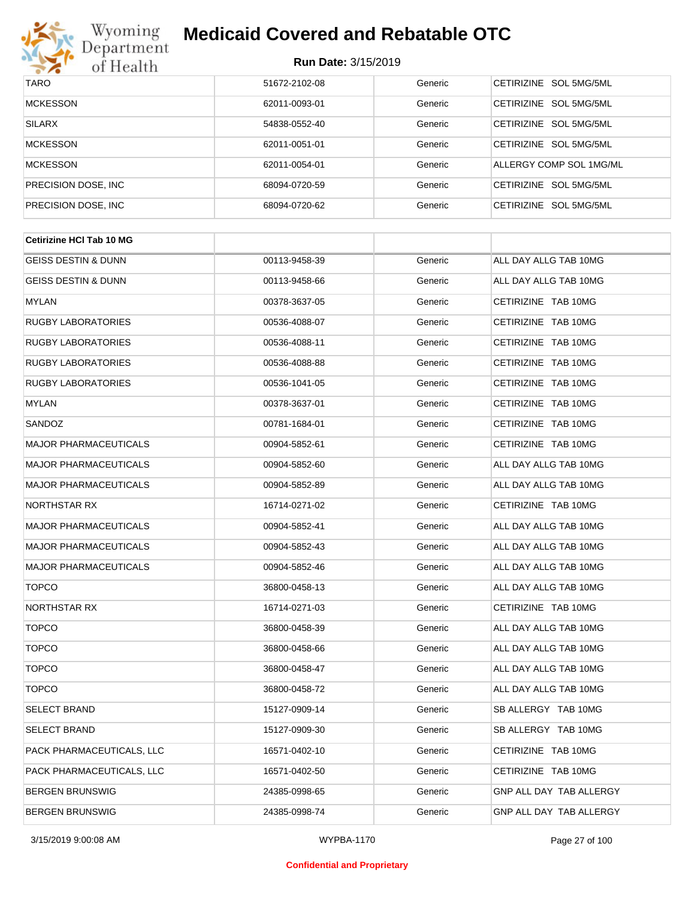| | | | |
|---|---|---|---|
| TARO | 51672-2102-08 | Generic | CETIRIZINE SOL 5MG/5ML |
| MCKESSON | 62011-0093-01 | Generic | CETIRIZINE SOL 5MG/5ML |
| SILARX | 54838-0552-40 | Generic | CETIRIZINE SOL 5MG/5ML |
| MCKESSON | 62011-0051-01 | Generic | CETIRIZINE SOL 5MG/5ML |
| MCKESSON | 62011-0054-01 | Generic | ALLERGY COMP SOL 1MG/ML |
| PRECISION DOSE, INC | 68094-0720-59 | Generic | CETIRIZINE SOL 5MG/5ML |
| PRECISION DOSE, INC | 68094-0720-62 | Generic | CETIRIZINE SOL 5MG/5ML |

| **Cetirizine HCl Tab 10 MG** | | | |
|---|---|---|---|
| GEISS DESTIN & DUNN | 00113-9458-39 | Generic | ALL DAY ALLG TAB 10MG |
| GEISS DESTIN & DUNN | 00113-9458-66 | Generic | ALL DAY ALLG TAB 10MG |
| MYLAN | 00378-3637-05 | Generic | CETIRIZINE TAB 10MG |
| RUGBY LABORATORIES | 00536-4088-07 | Generic | CETIRIZINE TAB 10MG |
| RUGBY LABORATORIES | 00536-4088-11 | Generic | CETIRIZINE TAB 10MG |
| RUGBY LABORATORIES | 00536-4088-88 | Generic | CETIRIZINE TAB 10MG |
| RUGBY LABORATORIES | 00536-1041-05 | Generic | CETIRIZINE TAB 10MG |
| MYLAN | 00378-3637-01 | Generic | CETIRIZINE TAB 10MG |
| SANDOZ | 00781-1684-01 | Generic | CETIRIZINE TAB 10MG |
| MAJOR PHARMACEUTICALS | 00904-5852-61 | Generic | CETIRIZINE TAB 10MG |
| MAJOR PHARMACEUTICALS | 00904-5852-60 | Generic | ALL DAY ALLG TAB 10MG |
| MAJOR PHARMACEUTICALS | 00904-5852-89 | Generic | ALL DAY ALLG TAB 10MG |
| NORTHSTAR RX | 16714-0271-02 | Generic | CETIRIZINE TAB 10MG |
| MAJOR PHARMACEUTICALS | 00904-5852-41 | Generic | ALL DAY ALLG TAB 10MG |
| MAJOR PHARMACEUTICALS | 00904-5852-43 | Generic | ALL DAY ALLG TAB 10MG |
| MAJOR PHARMACEUTICALS | 00904-5852-46 | Generic | ALL DAY ALLG TAB 10MG |
| TOPCO | 36800-0458-13 | Generic | ALL DAY ALLG TAB 10MG |
| NORTHSTAR RX | 16714-0271-03 | Generic | CETIRIZINE TAB 10MG |
| TOPCO | 36800-0458-39 | Generic | ALL DAY ALLG TAB 10MG |
| TOPCO | 36800-0458-66 | Generic | ALL DAY ALLG TAB 10MG |
| TOPCO | 36800-0458-47 | Generic | ALL DAY ALLG TAB 10MG |
| TOPCO | 36800-0458-72 | Generic | ALL DAY ALLG TAB 10MG |
| SELECT BRAND | 15127-0909-14 | Generic | SB ALLERGY TAB 10MG |
| SELECT BRAND | 15127-0909-30 | Generic | SB ALLERGY TAB 10MG |
| PACK PHARMACEUTICALS, LLC | 16571-0402-10 | Generic | CETIRIZINE TAB 10MG |
| PACK PHARMACEUTICALS, LLC | 16571-0402-50 | Generic | CETIRIZINE TAB 10MG |
| BERGEN BRUNSWIG | 24385-0998-65 | Generic | GNP ALL DAY TAB ALLERGY |
| BERGEN BRUNSWIG | 24385-0998-74 | Generic | GNP ALL DAY TAB ALLERGY |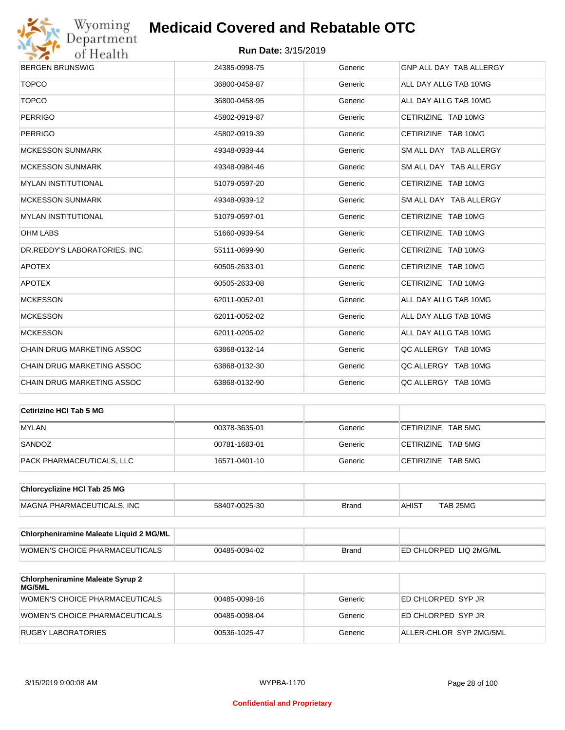| | | | |
|---|---|---|---|
| BERGEN BRUNSWIG | 24385-0998-75 | Generic | GNP ALL DAY TAB ALLERGY |
| TOPCO | 36800-0458-87 | Generic | ALL DAY ALLG TAB 10MG |
| TOPCO | 36800-0458-95 | Generic | ALL DAY ALLG TAB 10MG |
| PERRIGO | 45802-0919-87 | Generic | CETIRIZINE TAB 10MG |
| PERRIGO | 45802-0919-39 | Generic | CETIRIZINE TAB 10MG |
| MCKESSON SUNMARK | 49348-0939-44 | Generic | SM ALL DAY TAB ALLERGY |
| MCKESSON SUNMARK | 49348-0984-46 | Generic | SM ALL DAY TAB ALLERGY |
| MYLAN INSTITUTIONAL | 51079-0597-20 | Generic | CETIRIZINE TAB 10MG |
| MCKESSON SUNMARK | 49348-0939-12 | Generic | SM ALL DAY TAB ALLERGY |
| MYLAN INSTITUTIONAL | 51079-0597-01 | Generic | CETIRIZINE TAB 10MG |
| OHM LABS | 51660-0939-54 | Generic | CETIRIZINE TAB 10MG |
| DR.REDDY'S LABORATORIES, INC. | 55111-0699-90 | Generic | CETIRIZINE TAB 10MG |
| APOTEX | 60505-2633-01 | Generic | CETIRIZINE TAB 10MG |
| APOTEX | 60505-2633-08 | Generic | CETIRIZINE TAB 10MG |
| MCKESSON | 62011-0052-01 | Generic | ALL DAY ALLG TAB 10MG |
| MCKESSON | 62011-0052-02 | Generic | ALL DAY ALLG TAB 10MG |
| MCKESSON | 62011-0205-02 | Generic | ALL DAY ALLG TAB 10MG |
| CHAIN DRUG MARKETING ASSOC | 63868-0132-14 | Generic | QC ALLERGY TAB 10MG |
| CHAIN DRUG MARKETING ASSOC | 63868-0132-30 | Generic | QC ALLERGY TAB 10MG |
| CHAIN DRUG MARKETING ASSOC | 63868-0132-90 | Generic | QC ALLERGY TAB 10MG |

| **Cetirizine HCl Tab 5 MG** | | | |
|---|---|---|---|
| MYLAN | 00378-3635-01 | Generic | CETIRIZINE TAB 5MG |
| SANDOZ | 00781-1683-01 | Generic | CETIRIZINE TAB 5MG |
| PACK PHARMACEUTICALS, LLC | 16571-0401-10 | Generic | CETIRIZINE TAB 5MG |

| **Chlorcyclizine HCl Tab 25 MG** | | | |
|---|---|---|---|
| MAGNA PHARMACEUTICALS, INC | 58407-0025-30 | Brand | AHIST TAB 25MG |

| **Chlorpheniramine Maleate Liquid 2 MG/ML** | | | |
|---|---|---|---|
| WOMEN'S CHOICE PHARMACEUTICALS | 00485-0094-02 | Brand | ED CHLORPED LIQ 2MG/ML |

| **Chlorpheniramine Maleate Syrup 2 MG/5ML** | | | |
|---|---|---|---|
| WOMEN'S CHOICE PHARMACEUTICALS | 00485-0098-16 | Generic | ED CHLORPED SYP JR |
| WOMEN'S CHOICE PHARMACEUTICALS | 00485-0098-04 | Generic | ED CHLORPED SYP JR |
| RUGBY LABORATORIES | 00536-1025-47 | Generic | ALLER-CHLOR SYP 2MG/5ML |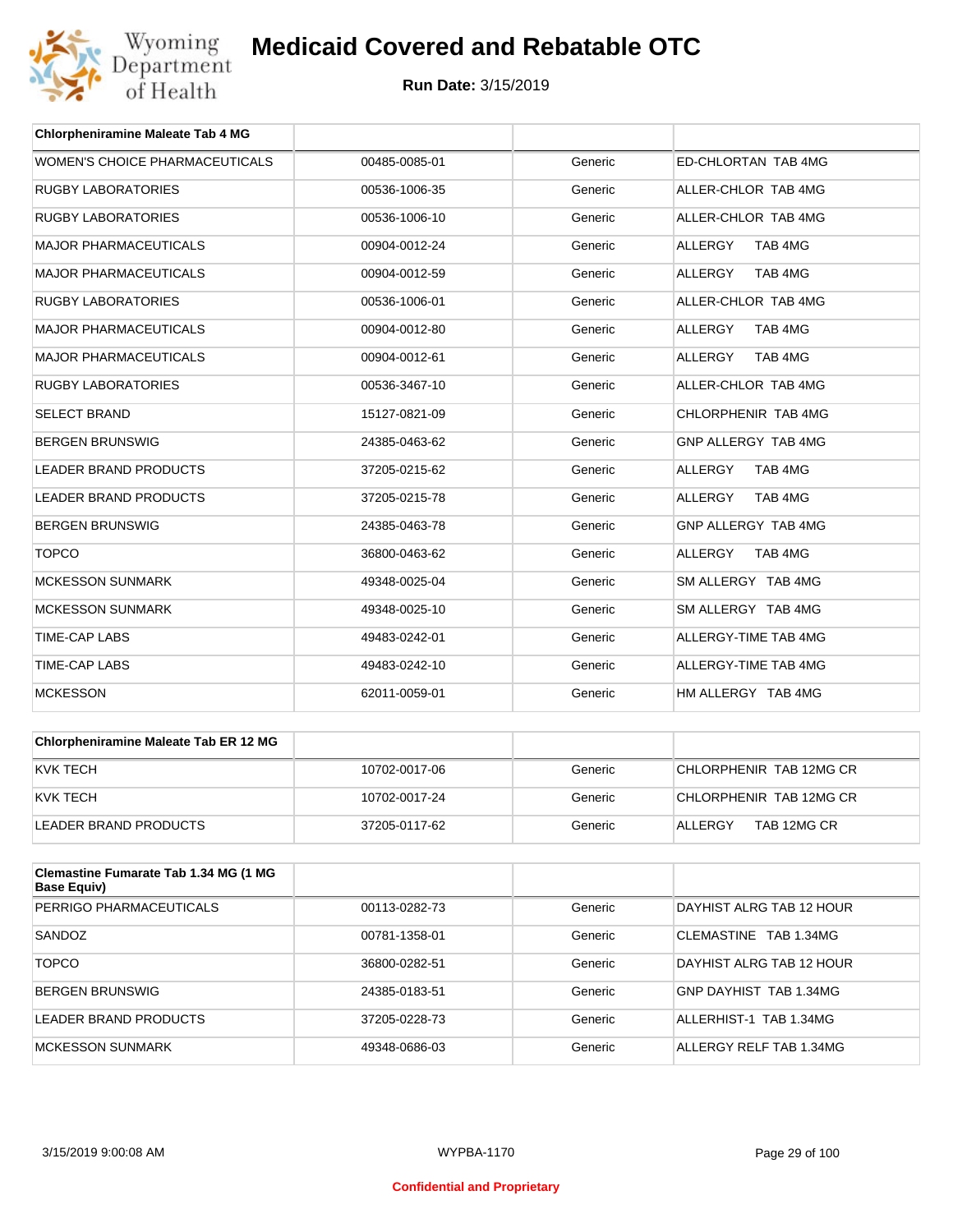# Medicaid Covered and Rebatable OTC

**Run Date:** 3/15/2019

| Chlorpheniramine Maleate Tab 4 MG | | | |
|---|---|---|---|
| WOMEN'S CHOICE PHARMACEUTICALS | 00485-0085-01 | Generic | ED-CHLORTAN TAB 4MG |
| RUGBY LABORATORIES | 00536-1006-35 | Generic | ALLER-CHLOR TAB 4MG |
| RUGBY LABORATORIES | 00536-1006-10 | Generic | ALLER-CHLOR TAB 4MG |
| MAJOR PHARMACEUTICALS | 00904-0012-24 | Generic | ALLERGY TAB 4MG |
| MAJOR PHARMACEUTICALS | 00904-0012-59 | Generic | ALLERGY TAB 4MG |
| RUGBY LABORATORIES | 00536-1006-01 | Generic | ALLER-CHLOR TAB 4MG |
| MAJOR PHARMACEUTICALS | 00904-0012-80 | Generic | ALLERGY TAB 4MG |
| MAJOR PHARMACEUTICALS | 00904-0012-61 | Generic | ALLERGY TAB 4MG |
| RUGBY LABORATORIES | 00536-3467-10 | Generic | ALLER-CHLOR TAB 4MG |
| SELECT BRAND | 15127-0821-09 | Generic | CHLORPHENIR TAB 4MG |
| BERGEN BRUNSWIG | 24385-0463-62 | Generic | GNP ALLERGY TAB 4MG |
| LEADER BRAND PRODUCTS | 37205-0215-62 | Generic | ALLERGY TAB 4MG |
| LEADER BRAND PRODUCTS | 37205-0215-78 | Generic | ALLERGY TAB 4MG |
| BERGEN BRUNSWIG | 24385-0463-78 | Generic | GNP ALLERGY TAB 4MG |
| TOPCO | 36800-0463-62 | Generic | ALLERGY TAB 4MG |
| MCKESSON SUNMARK | 49348-0025-04 | Generic | SM ALLERGY TAB 4MG |
| MCKESSON SUNMARK | 49348-0025-10 | Generic | SM ALLERGY TAB 4MG |
| TIME-CAP LABS | 49483-0242-01 | Generic | ALLERGY-TIME TAB 4MG |
| TIME-CAP LABS | 49483-0242-10 | Generic | ALLERGY-TIME TAB 4MG |
| MCKESSON | 62011-0059-01 | Generic | HM ALLERGY TAB 4MG |

| Chlorpheniramine Maleate Tab ER 12 MG | | | |
|---|---|---|---|
| KVK TECH | 10702-0017-06 | Generic | CHLORPHENIR TAB 12MG CR |
| KVK TECH | 10702-0017-24 | Generic | CHLORPHENIR TAB 12MG CR |
| LEADER BRAND PRODUCTS | 37205-0117-62 | Generic | ALLERGY TAB 12MG CR |

| Clemastine Fumarate Tab 1.34 MG (1 MG Base Equiv) | | | |
|---|---|---|---|
| PERRIGO PHARMACEUTICALS | 00113-0282-73 | Generic | DAYHIST ALRG TAB 12 HOUR |
| SANDOZ | 00781-1358-01 | Generic | CLEMASTINE TAB 1.34MG |
| TOPCO | 36800-0282-51 | Generic | DAYHIST ALRG TAB 12 HOUR |
| BERGEN BRUNSWIG | 24385-0183-51 | Generic | GNP DAYHIST TAB 1.34MG |
| LEADER BRAND PRODUCTS | 37205-0228-73 | Generic | ALLERHIST-1 TAB 1.34MG |
| MCKESSON SUNMARK | 49348-0686-03 | Generic | ALLERGY RELF TAB 1.34MG |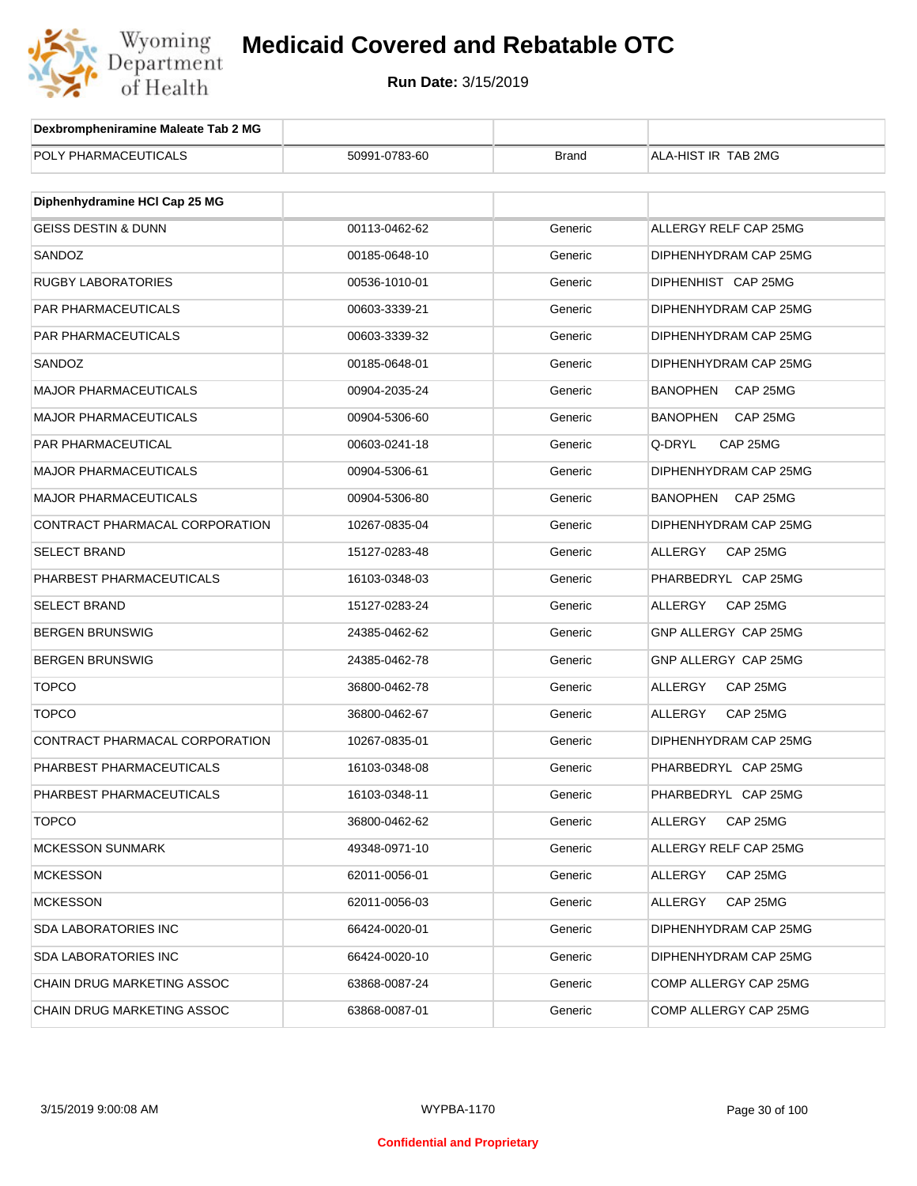# Medicaid Covered and Rebatable OTC

**Run Date:** 3/15/2019

| Dexbrompheniramine Maleate Tab 2 MG | | | |
|---|---|---|---|
| POLY PHARMACEUTICALS | 50991-0783-60 | Brand | ALA-HIST IR TAB 2MG |

| Diphenhydramine HCl Cap 25 MG | | | |
|---|---|---|---|
| GEISS DESTIN & DUNN | 00113-0462-62 | Generic | ALLERGY RELF CAP 25MG |
| SANDOZ | 00185-0648-10 | Generic | DIPHENHYDRAM CAP 25MG |
| RUGBY LABORATORIES | 00536-1010-01 | Generic | DIPHENHIST CAP 25MG |
| PAR PHARMACEUTICALS | 00603-3339-21 | Generic | DIPHENHYDRAM CAP 25MG |
| PAR PHARMACEUTICALS | 00603-3339-32 | Generic | DIPHENHYDRAM CAP 25MG |
| SANDOZ | 00185-0648-01 | Generic | DIPHENHYDRAM CAP 25MG |
| MAJOR PHARMACEUTICALS | 00904-2035-24 | Generic | BANOPHEN CAP 25MG |
| MAJOR PHARMACEUTICALS | 00904-5306-60 | Generic | BANOPHEN CAP 25MG |
| PAR PHARMACEUTICAL | 00603-0241-18 | Generic | Q-DRYL CAP 25MG |
| MAJOR PHARMACEUTICALS | 00904-5306-61 | Generic | DIPHENHYDRAM CAP 25MG |
| MAJOR PHARMACEUTICALS | 00904-5306-80 | Generic | BANOPHEN CAP 25MG |
| CONTRACT PHARMACAL CORPORATION | 10267-0835-04 | Generic | DIPHENHYDRAM CAP 25MG |
| SELECT BRAND | 15127-0283-48 | Generic | ALLERGY CAP 25MG |
| PHARBEST PHARMACEUTICALS | 16103-0348-03 | Generic | PHARBEDRYL CAP 25MG |
| SELECT BRAND | 15127-0283-24 | Generic | ALLERGY CAP 25MG |
| BERGEN BRUNSWIG | 24385-0462-62 | Generic | GNP ALLERGY CAP 25MG |
| BERGEN BRUNSWIG | 24385-0462-78 | Generic | GNP ALLERGY CAP 25MG |
| TOPCO | 36800-0462-78 | Generic | ALLERGY CAP 25MG |
| TOPCO | 36800-0462-67 | Generic | ALLERGY CAP 25MG |
| CONTRACT PHARMACAL CORPORATION | 10267-0835-01 | Generic | DIPHENHYDRAM CAP 25MG |
| PHARBEST PHARMACEUTICALS | 16103-0348-08 | Generic | PHARBEDRYL CAP 25MG |
| PHARBEST PHARMACEUTICALS | 16103-0348-11 | Generic | PHARBEDRYL CAP 25MG |
| TOPCO | 36800-0462-62 | Generic | ALLERGY CAP 25MG |
| MCKESSON SUNMARK | 49348-0971-10 | Generic | ALLERGY RELF CAP 25MG |
| MCKESSON | 62011-0056-01 | Generic | ALLERGY CAP 25MG |
| MCKESSON | 62011-0056-03 | Generic | ALLERGY CAP 25MG |
| SDA LABORATORIES INC | 66424-0020-01 | Generic | DIPHENHYDRAM CAP 25MG |
| SDA LABORATORIES INC | 66424-0020-10 | Generic | DIPHENHYDRAM CAP 25MG |
| CHAIN DRUG MARKETING ASSOC | 63868-0087-24 | Generic | COMP ALLERGY CAP 25MG |
| CHAIN DRUG MARKETING ASSOC | 63868-0087-01 | Generic | COMP ALLERGY CAP 25MG |

3/15/2019 9:00:08 AM WYPBA-1170

Confidential and Proprietary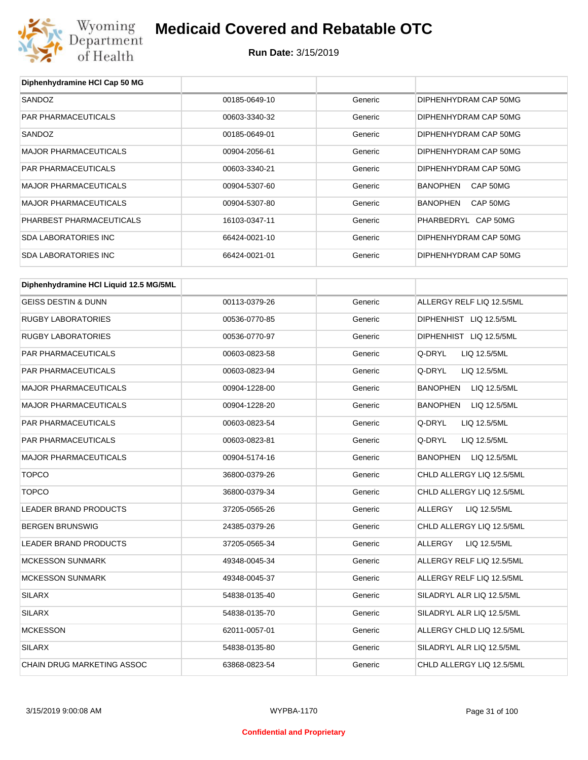# Medicaid Covered and Rebatable OTC

**Run Date:** 3/15/2019

| Diphenhydramine HCl Cap 50 MG | | | |
|---|---|---|---|
| SANDOZ | 00185-0649-10 | Generic | DIPHENHYDRAM CAP 50MG |
| PAR PHARMACEUTICALS | 00603-3340-32 | Generic | DIPHENHYDRAM CAP 50MG |
| SANDOZ | 00185-0649-01 | Generic | DIPHENHYDRAM CAP 50MG |
| MAJOR PHARMACEUTICALS | 00904-2056-61 | Generic | DIPHENHYDRAM CAP 50MG |
| PAR PHARMACEUTICALS | 00603-3340-21 | Generic | DIPHENHYDRAM CAP 50MG |
| MAJOR PHARMACEUTICALS | 00904-5307-60 | Generic | BANOPHEN CAP 50MG |
| MAJOR PHARMACEUTICALS | 00904-5307-80 | Generic | BANOPHEN CAP 50MG |
| PHARBEST PHARMACEUTICALS | 16103-0347-11 | Generic | PHARBEDRYL CAP 50MG |
| SDA LABORATORIES INC | 66424-0021-10 | Generic | DIPHENHYDRAM CAP 50MG |
| SDA LABORATORIES INC | 66424-0021-01 | Generic | DIPHENHYDRAM CAP 50MG |

| Diphenhydramine HCl Liquid 12.5 MG/5ML | | | |
|---|---|---|---|
| GEISS DESTIN & DUNN | 00113-0379-26 | Generic | ALLERGY RELF LIQ 12.5/5ML |
| RUGBY LABORATORIES | 00536-0770-85 | Generic | DIPHENHIST LIQ 12.5/5ML |
| RUGBY LABORATORIES | 00536-0770-97 | Generic | DIPHENHIST LIQ 12.5/5ML |
| PAR PHARMACEUTICALS | 00603-0823-58 | Generic | Q-DRYL LIQ 12.5/5ML |
| PAR PHARMACEUTICALS | 00603-0823-94 | Generic | Q-DRYL LIQ 12.5/5ML |
| MAJOR PHARMACEUTICALS | 00904-1228-00 | Generic | BANOPHEN LIQ 12.5/5ML |
| MAJOR PHARMACEUTICALS | 00904-1228-20 | Generic | BANOPHEN LIQ 12.5/5ML |
| PAR PHARMACEUTICALS | 00603-0823-54 | Generic | Q-DRYL LIQ 12.5/5ML |
| PAR PHARMACEUTICALS | 00603-0823-81 | Generic | Q-DRYL LIQ 12.5/5ML |
| MAJOR PHARMACEUTICALS | 00904-5174-16 | Generic | BANOPHEN LIQ 12.5/5ML |
| TOPCO | 36800-0379-26 | Generic | CHLD ALLERGY LIQ 12.5/5ML |
| TOPCO | 36800-0379-34 | Generic | CHLD ALLERGY LIQ 12.5/5ML |
| LEADER BRAND PRODUCTS | 37205-0565-26 | Generic | ALLERGY LIQ 12.5/5ML |
| BERGEN BRUNSWIG | 24385-0379-26 | Generic | CHLD ALLERGY LIQ 12.5/5ML |
| LEADER BRAND PRODUCTS | 37205-0565-34 | Generic | ALLERGY LIQ 12.5/5ML |
| MCKESSON SUNMARK | 49348-0045-34 | Generic | ALLERGY RELF LIQ 12.5/5ML |
| MCKESSON SUNMARK | 49348-0045-37 | Generic | ALLERGY RELF LIQ 12.5/5ML |
| SILARX | 54838-0135-40 | Generic | SILADRYL ALR LIQ 12.5/5ML |
| SILARX | 54838-0135-70 | Generic | SILADRYL ALR LIQ 12.5/5ML |
| MCKESSON | 62011-0057-01 | Generic | ALLERGY CHLD LIQ 12.5/5ML |
| SILARX | 54838-0135-80 | Generic | SILADRYL ALR LIQ 12.5/5ML |
| CHAIN DRUG MARKETING ASSOC | 63868-0823-54 | Generic | CHLD ALLERGY LIQ 12.5/5ML |

**Confidential and Proprietary**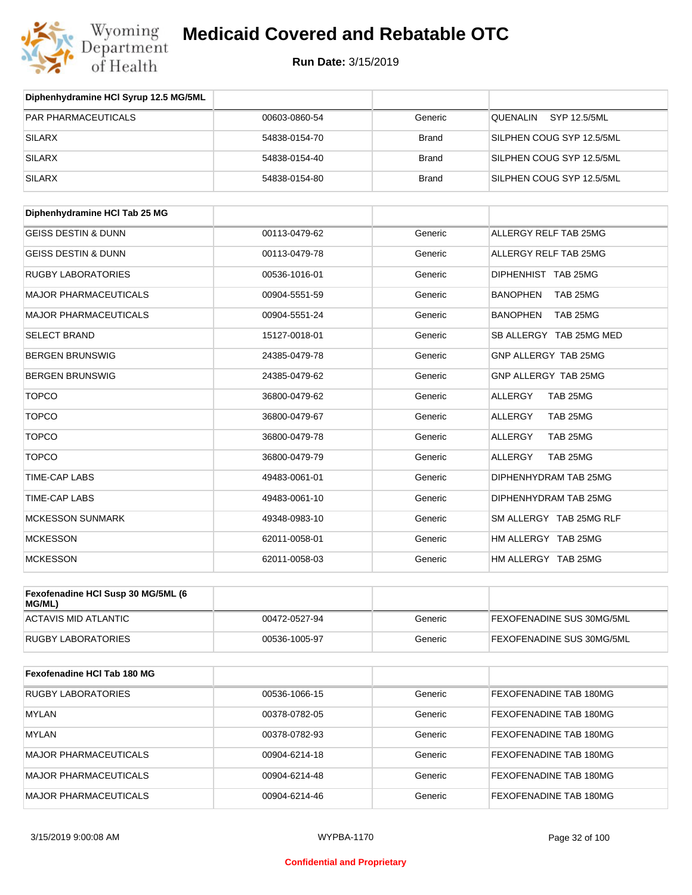# Medicaid Covered and Rebatable OTC

**Run Date:** 3/15/2019

| Diphenhydramine HCl Syrup 12.5 MG/5ML | | | |
|---|---|---|---|
| PAR PHARMACEUTICALS | 00603-0860-54 | Generic | QUENALIN SYP 12.5/5ML |
| SILARX | 54838-0154-70 | Brand | SILPHEN COUG SYP 12.5/5ML |
| SILARX | 54838-0154-40 | Brand | SILPHEN COUG SYP 12.5/5ML |
| SILARX | 54838-0154-80 | Brand | SILPHEN COUG SYP 12.5/5ML |

| Diphenhydramine HCl Tab 25 MG | | | |
|---|---|---|---|
| GEISS DESTIN & DUNN | 00113-0479-62 | Generic | ALLERGY RELF TAB 25MG |
| GEISS DESTIN & DUNN | 00113-0479-78 | Generic | ALLERGY RELF TAB 25MG |
| RUGBY LABORATORIES | 00536-1016-01 | Generic | DIPHENHIST TAB 25MG |
| MAJOR PHARMACEUTICALS | 00904-5551-59 | Generic | BANOPHEN TAB 25MG |
| MAJOR PHARMACEUTICALS | 00904-5551-24 | Generic | BANOPHEN TAB 25MG |
| SELECT BRAND | 15127-0018-01 | Generic | SB ALLERGY TAB 25MG MED |
| BERGEN BRUNSWIG | 24385-0479-78 | Generic | GNP ALLERGY TAB 25MG |
| BERGEN BRUNSWIG | 24385-0479-62 | Generic | GNP ALLERGY TAB 25MG |
| TOPCO | 36800-0479-62 | Generic | ALLERGY TAB 25MG |
| TOPCO | 36800-0479-67 | Generic | ALLERGY TAB 25MG |
| TOPCO | 36800-0479-78 | Generic | ALLERGY TAB 25MG |
| TOPCO | 36800-0479-79 | Generic | ALLERGY TAB 25MG |
| TIME-CAP LABS | 49483-0061-01 | Generic | DIPHENHYDRAM TAB 25MG |
| TIME-CAP LABS | 49483-0061-10 | Generic | DIPHENHYDRAM TAB 25MG |
| MCKESSON SUNMARK | 49348-0983-10 | Generic | SM ALLERGY TAB 25MG RLF |
| MCKESSON | 62011-0058-01 | Generic | HM ALLERGY TAB 25MG |
| MCKESSON | 62011-0058-03 | Generic | HM ALLERGY TAB 25MG |

| Fexofenadine HCl Susp 30 MG/5ML (6 MG/ML) | | | |
|---|---|---|---|
| ACTAVIS MID ATLANTIC | 00472-0527-94 | Generic | FEXOFENADINE SUS 30MG/5ML |
| RUGBY LABORATORIES | 00536-1005-97 | Generic | FEXOFENADINE SUS 30MG/5ML |

| Fexofenadine HCl Tab 180 MG | | | |
|---|---|---|---|
| RUGBY LABORATORIES | 00536-1066-15 | Generic | FEXOFENADINE TAB 180MG |
| MYLAN | 00378-0782-05 | Generic | FEXOFENADINE TAB 180MG |
| MYLAN | 00378-0782-93 | Generic | FEXOFENADINE TAB 180MG |
| MAJOR PHARMACEUTICALS | 00904-6214-18 | Generic | FEXOFENADINE TAB 180MG |
| MAJOR PHARMACEUTICALS | 00904-6214-48 | Generic | FEXOFENADINE TAB 180MG |
| MAJOR PHARMACEUTICALS | 00904-6214-46 | Generic | FEXOFENADINE TAB 180MG |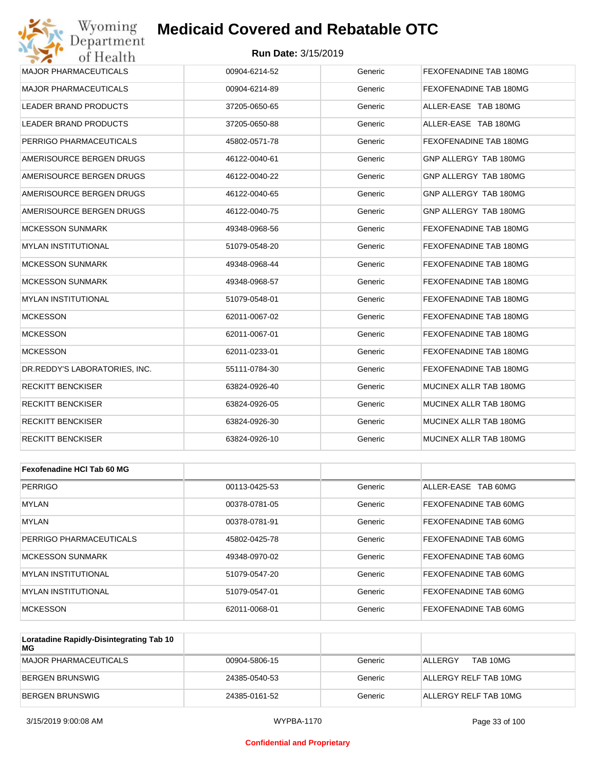| MAJOR PHARMACEUTICALS | 00904-6214-52 | Generic | FEXOFENADINE TAB 180MG |
|---|---|---|---|
| MAJOR PHARMACEUTICALS | 00904-6214-89 | Generic | FEXOFENADINE TAB 180MG |
| LEADER BRAND PRODUCTS | 37205-0650-65 | Generic | ALLER-EASE TAB 180MG |
| LEADER BRAND PRODUCTS | 37205-0650-88 | Generic | ALLER-EASE TAB 180MG |
| PERRIGO PHARMACEUTICALS | 45802-0571-78 | Generic | FEXOFENADINE TAB 180MG |
| AMERISOURCE BERGEN DRUGS | 46122-0040-61 | Generic | GNP ALLERGY TAB 180MG |
| AMERISOURCE BERGEN DRUGS | 46122-0040-22 | Generic | GNP ALLERGY TAB 180MG |
| AMERISOURCE BERGEN DRUGS | 46122-0040-65 | Generic | GNP ALLERGY TAB 180MG |
| AMERISOURCE BERGEN DRUGS | 46122-0040-75 | Generic | GNP ALLERGY TAB 180MG |
| MCKESSON SUNMARK | 49348-0968-56 | Generic | FEXOFENADINE TAB 180MG |
| MYLAN INSTITUTIONAL | 51079-0548-20 | Generic | FEXOFENADINE TAB 180MG |
| MCKESSON SUNMARK | 49348-0968-44 | Generic | FEXOFENADINE TAB 180MG |
| MCKESSON SUNMARK | 49348-0968-57 | Generic | FEXOFENADINE TAB 180MG |
| MYLAN INSTITUTIONAL | 51079-0548-01 | Generic | FEXOFENADINE TAB 180MG |
| MCKESSON | 62011-0067-02 | Generic | FEXOFENADINE TAB 180MG |
| MCKESSON | 62011-0067-01 | Generic | FEXOFENADINE TAB 180MG |
| MCKESSON | 62011-0233-01 | Generic | FEXOFENADINE TAB 180MG |
| DR.REDDY'S LABORATORIES, INC. | 55111-0784-30 | Generic | FEXOFENADINE TAB 180MG |
| RECKITT BENCKISER | 63824-0926-40 | Generic | MUCINEX ALLR TAB 180MG |
| RECKITT BENCKISER | 63824-0926-05 | Generic | MUCINEX ALLR TAB 180MG |
| RECKITT BENCKISER | 63824-0926-30 | Generic | MUCINEX ALLR TAB 180MG |
| RECKITT BENCKISER | 63824-0926-10 | Generic | MUCINEX ALLR TAB 180MG |

| Fexofenadine HCl Tab 60 MG | | | |
|---|---|---|---|
| PERRIGO | 00113-0425-53 | Generic | ALLER-EASE TAB 60MG |
| MYLAN | 00378-0781-05 | Generic | FEXOFENADINE TAB 60MG |
| MYLAN | 00378-0781-91 | Generic | FEXOFENADINE TAB 60MG |
| PERRIGO PHARMACEUTICALS | 45802-0425-78 | Generic | FEXOFENADINE TAB 60MG |
| MCKESSON SUNMARK | 49348-0970-02 | Generic | FEXOFENADINE TAB 60MG |
| MYLAN INSTITUTIONAL | 51079-0547-20 | Generic | FEXOFENADINE TAB 60MG |
| MYLAN INSTITUTIONAL | 51079-0547-01 | Generic | FEXOFENADINE TAB 60MG |
| MCKESSON | 62011-0068-01 | Generic | FEXOFENADINE TAB 60MG |

| Loratadine Rapidly-Disintegrating Tab 10 MG | | | |
|---|---|---|---|
| MAJOR PHARMACEUTICALS | 00904-5806-15 | Generic | ALLERGY TAB 10MG |
| BERGEN BRUNSWIG | 24385-0540-53 | Generic | ALLERGY RELF TAB 10MG |
| BERGEN BRUNSWIG | 24385-0161-52 | Generic | ALLERGY RELF TAB 10MG |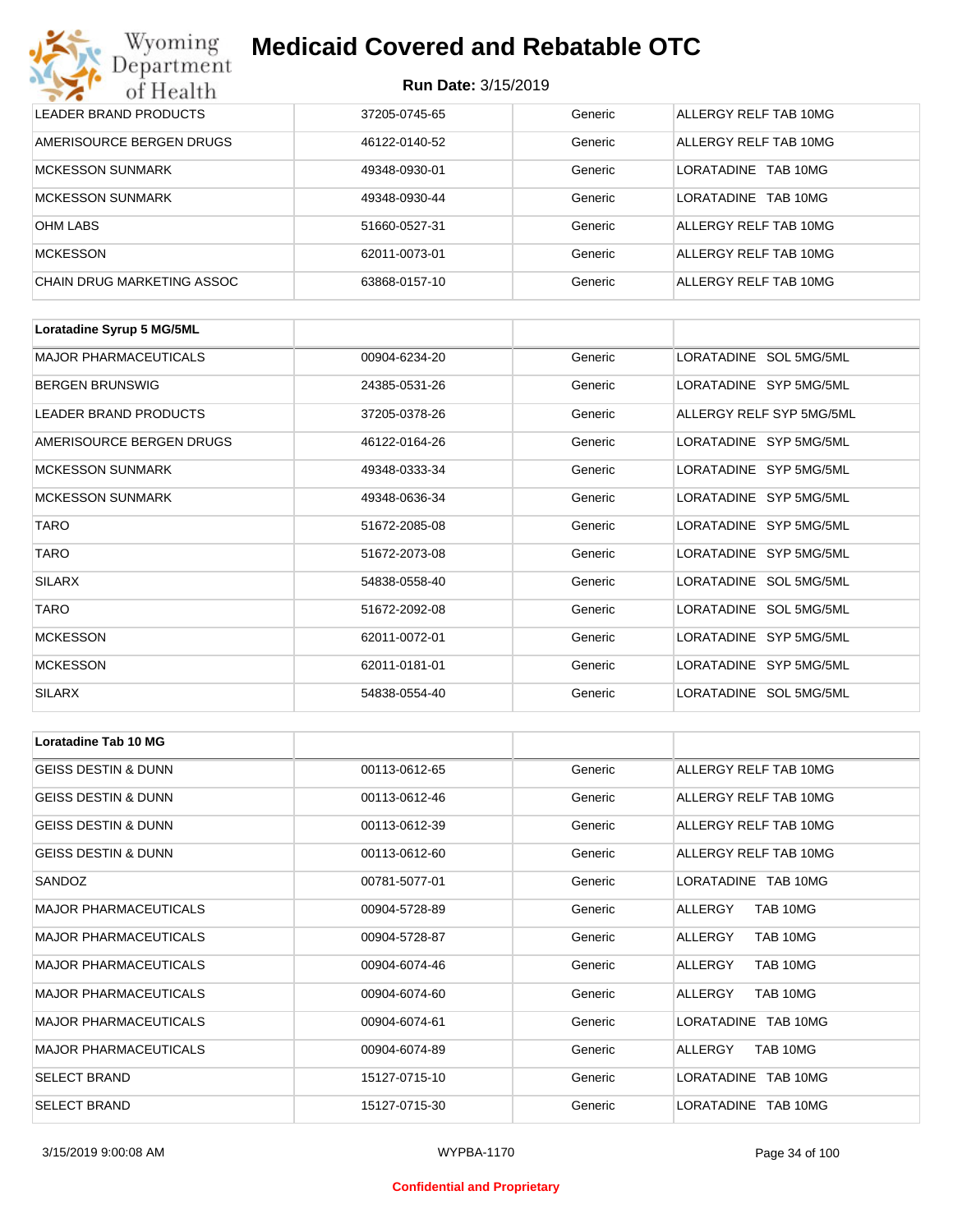| | | | |
|---|---|---|---|
| LEADER BRAND PRODUCTS | 37205-0745-65 | Generic | ALLERGY RELF TAB 10MG |
| AMERISOURCE BERGEN DRUGS | 46122-0140-52 | Generic | ALLERGY RELF TAB 10MG |
| MCKESSON SUNMARK | 49348-0930-01 | Generic | LORATADINE TAB 10MG |
| MCKESSON SUNMARK | 49348-0930-44 | Generic | LORATADINE TAB 10MG |
| OHM LABS | 51660-0527-31 | Generic | ALLERGY RELF TAB 10MG |
| MCKESSON | 62011-0073-01 | Generic | ALLERGY RELF TAB 10MG |
| CHAIN DRUG MARKETING ASSOC | 63868-0157-10 | Generic | ALLERGY RELF TAB 10MG |

| Loratadine Syrup 5 MG/5ML | | | |
|---|---|---|---|
| MAJOR PHARMACEUTICALS | 00904-6234-20 | Generic | LORATADINE SOL 5MG/5ML |
| BERGEN BRUNSWIG | 24385-0531-26 | Generic | LORATADINE SYP 5MG/5ML |
| LEADER BRAND PRODUCTS | 37205-0378-26 | Generic | ALLERGY RELF SYP 5MG/5ML |
| AMERISOURCE BERGEN DRUGS | 46122-0164-26 | Generic | LORATADINE SYP 5MG/5ML |
| MCKESSON SUNMARK | 49348-0333-34 | Generic | LORATADINE SYP 5MG/5ML |
| MCKESSON SUNMARK | 49348-0636-34 | Generic | LORATADINE SYP 5MG/5ML |
| TARO | 51672-2085-08 | Generic | LORATADINE SYP 5MG/5ML |
| TARO | 51672-2073-08 | Generic | LORATADINE SYP 5MG/5ML |
| SILARX | 54838-0558-40 | Generic | LORATADINE SOL 5MG/5ML |
| TARO | 51672-2092-08 | Generic | LORATADINE SOL 5MG/5ML |
| MCKESSON | 62011-0072-01 | Generic | LORATADINE SYP 5MG/5ML |
| MCKESSON | 62011-0181-01 | Generic | LORATADINE SYP 5MG/5ML |
| SILARX | 54838-0554-40 | Generic | LORATADINE SOL 5MG/5ML |

| Loratadine Tab 10 MG | | | |
|---|---|---|---|
| GEISS DESTIN & DUNN | 00113-0612-65 | Generic | ALLERGY RELF TAB 10MG |
| GEISS DESTIN & DUNN | 00113-0612-46 | Generic | ALLERGY RELF TAB 10MG |
| GEISS DESTIN & DUNN | 00113-0612-39 | Generic | ALLERGY RELF TAB 10MG |
| GEISS DESTIN & DUNN | 00113-0612-60 | Generic | ALLERGY RELF TAB 10MG |
| SANDOZ | 00781-5077-01 | Generic | LORATADINE TAB 10MG |
| MAJOR PHARMACEUTICALS | 00904-5728-89 | Generic | ALLERGY TAB 10MG |
| MAJOR PHARMACEUTICALS | 00904-5728-87 | Generic | ALLERGY TAB 10MG |
| MAJOR PHARMACEUTICALS | 00904-6074-46 | Generic | ALLERGY TAB 10MG |
| MAJOR PHARMACEUTICALS | 00904-6074-60 | Generic | ALLERGY TAB 10MG |
| MAJOR PHARMACEUTICALS | 00904-6074-61 | Generic | LORATADINE TAB 10MG |
| MAJOR PHARMACEUTICALS | 00904-6074-89 | Generic | ALLERGY TAB 10MG |
| SELECT BRAND | 15127-0715-10 | Generic | LORATADINE TAB 10MG |
| SELECT BRAND | 15127-0715-30 | Generic | LORATADINE TAB 10MG |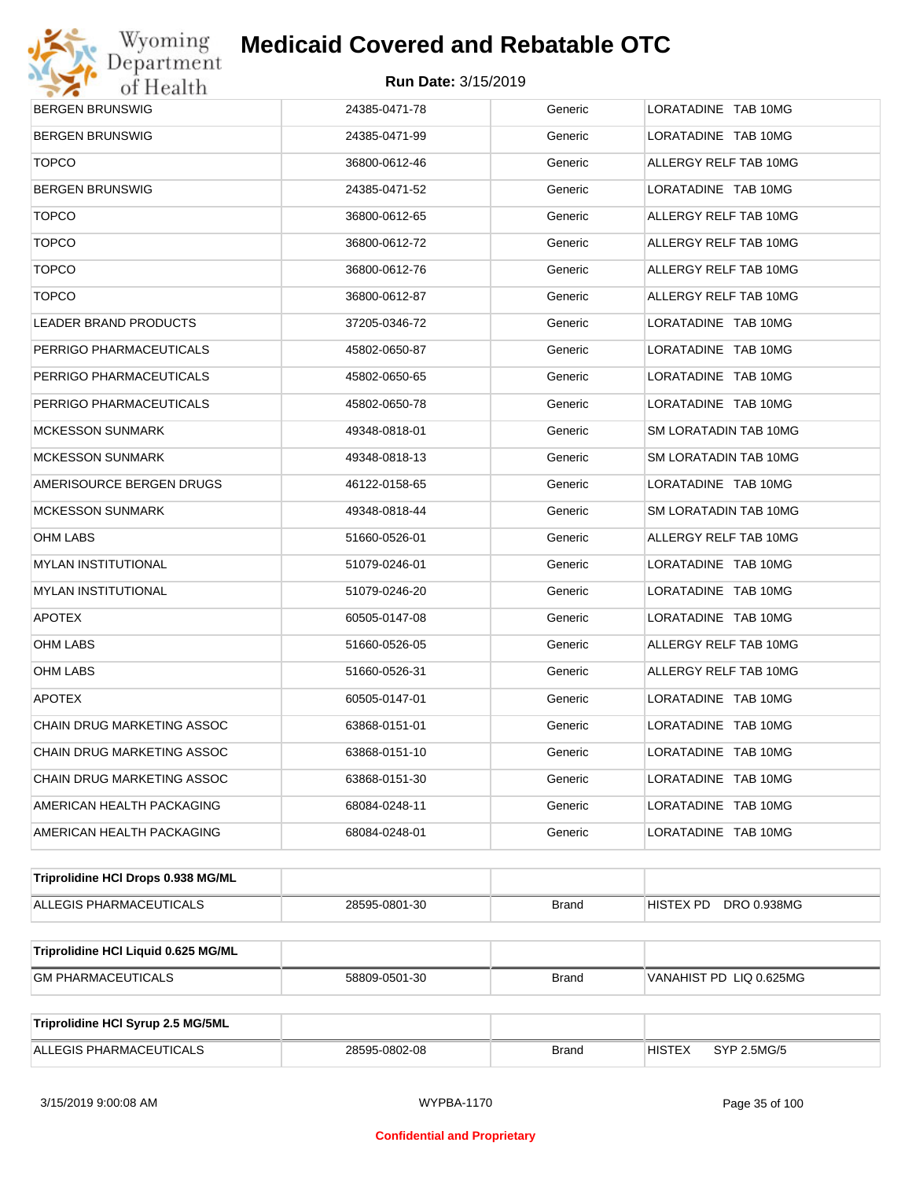# Medicaid Covered and Rebatable OTC

**Run Date:** 3/15/2019

| | | | |
|---|---|---|---|
| BERGEN BRUNSWIG | 24385-0471-78 | Generic | LORATADINE TAB 10MG |
| BERGEN BRUNSWIG | 24385-0471-99 | Generic | LORATADINE TAB 10MG |
| TOPCO | 36800-0612-46 | Generic | ALLERGY RELF TAB 10MG |
| BERGEN BRUNSWIG | 24385-0471-52 | Generic | LORATADINE TAB 10MG |
| TOPCO | 36800-0612-65 | Generic | ALLERGY RELF TAB 10MG |
| TOPCO | 36800-0612-72 | Generic | ALLERGY RELF TAB 10MG |
| TOPCO | 36800-0612-76 | Generic | ALLERGY RELF TAB 10MG |
| TOPCO | 36800-0612-87 | Generic | ALLERGY RELF TAB 10MG |
| LEADER BRAND PRODUCTS | 37205-0346-72 | Generic | LORATADINE TAB 10MG |
| PERRIGO PHARMACEUTICALS | 45802-0650-87 | Generic | LORATADINE TAB 10MG |
| PERRIGO PHARMACEUTICALS | 45802-0650-65 | Generic | LORATADINE TAB 10MG |
| PERRIGO PHARMACEUTICALS | 45802-0650-78 | Generic | LORATADINE TAB 10MG |
| MCKESSON SUNMARK | 49348-0818-01 | Generic | SM LORATADIN TAB 10MG |
| MCKESSON SUNMARK | 49348-0818-13 | Generic | SM LORATADIN TAB 10MG |
| AMERISOURCE BERGEN DRUGS | 46122-0158-65 | Generic | LORATADINE TAB 10MG |
| MCKESSON SUNMARK | 49348-0818-44 | Generic | SM LORATADIN TAB 10MG |
| OHM LABS | 51660-0526-01 | Generic | ALLERGY RELF TAB 10MG |
| MYLAN INSTITUTIONAL | 51079-0246-01 | Generic | LORATADINE TAB 10MG |
| MYLAN INSTITUTIONAL | 51079-0246-20 | Generic | LORATADINE TAB 10MG |
| APOTEX | 60505-0147-08 | Generic | LORATADINE TAB 10MG |
| OHM LABS | 51660-0526-05 | Generic | ALLERGY RELF TAB 10MG |
| OHM LABS | 51660-0526-31 | Generic | ALLERGY RELF TAB 10MG |
| APOTEX | 60505-0147-01 | Generic | LORATADINE TAB 10MG |
| CHAIN DRUG MARKETING ASSOC | 63868-0151-01 | Generic | LORATADINE TAB 10MG |
| CHAIN DRUG MARKETING ASSOC | 63868-0151-10 | Generic | LORATADINE TAB 10MG |
| CHAIN DRUG MARKETING ASSOC | 63868-0151-30 | Generic | LORATADINE TAB 10MG |
| AMERICAN HEALTH PACKAGING | 68084-0248-11 | Generic | LORATADINE TAB 10MG |
| AMERICAN HEALTH PACKAGING | 68084-0248-01 | Generic | LORATADINE TAB 10MG |

| **Triprolidine HCl Drops 0.938 MG/ML** | | | |
|---|---|---|---|
| ALLEGIS PHARMACEUTICALS | 28595-0801-30 | Brand | HISTEX PD DRO 0.938MG |

| **Triprolidine HCl Liquid 0.625 MG/ML** | | | |
|---|---|---|---|
| GM PHARMACEUTICALS | 58809-0501-30 | Brand | VANAHIST PD LIQ 0.625MG |

| **Triprolidine HCl Syrup 2.5 MG/5ML** | | | |
|---|---|---|---|
| ALLEGIS PHARMACEUTICALS | 28595-0802-08 | Brand | HISTEX SYP 2.5MG/5 |

3/15/2019 9:00:08 AM WYPBA-1170

Confidential and Proprietary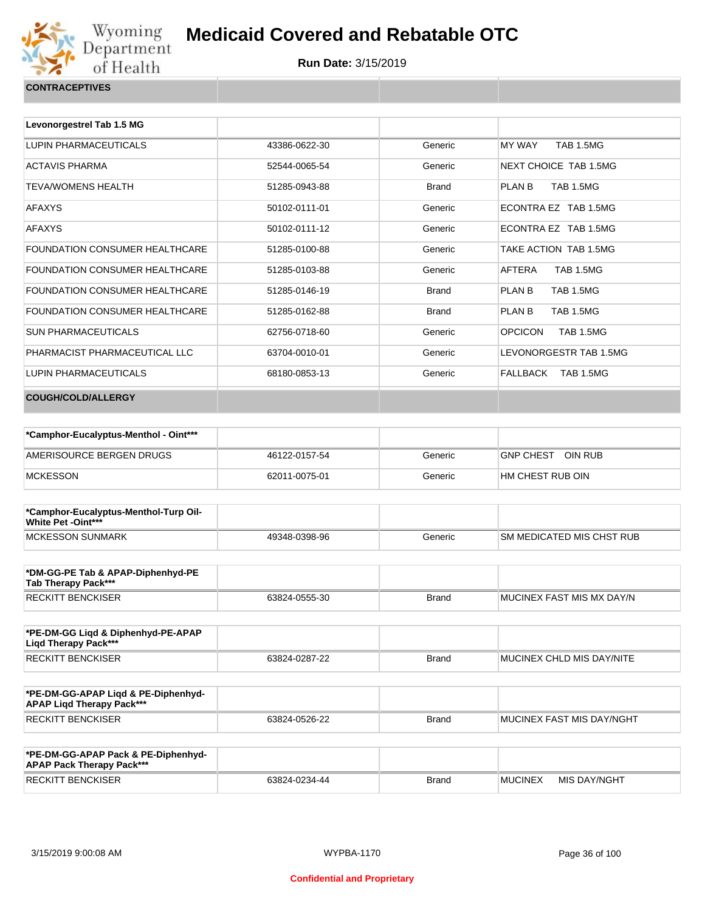# Medicaid Covered and Rebatable OTC

**Run Date:** 3/15/2019

## CONTRACEPTIVES

| Levonorgestrel Tab 1.5 MG | | | |
|---|---|---|---|
| LUPIN PHARMACEUTICALS | 43386-0622-30 | Generic | MY WAY TAB 1.5MG |
| ACTAVIS PHARMA | 52544-0065-54 | Generic | NEXT CHOICE TAB 1.5MG |
| TEVA/WOMENS HEALTH | 51285-0943-88 | Brand | PLAN B TAB 1.5MG |
| AFAXYS | 50102-0111-01 | Generic | ECONTRA EZ TAB 1.5MG |
| AFAXYS | 50102-0111-12 | Generic | ECONTRA EZ TAB 1.5MG |
| FOUNDATION CONSUMER HEALTHCARE | 51285-0100-88 | Generic | TAKE ACTION TAB 1.5MG |
| FOUNDATION CONSUMER HEALTHCARE | 51285-0103-88 | Generic | AFTERA TAB 1.5MG |
| FOUNDATION CONSUMER HEALTHCARE | 51285-0146-19 | Brand | PLAN B TAB 1.5MG |
| FOUNDATION CONSUMER HEALTHCARE | 51285-0162-88 | Brand | PLAN B TAB 1.5MG |
| SUN PHARMACEUTICALS | 62756-0718-60 | Generic | OPCICON TAB 1.5MG |
| PHARMACIST PHARMACEUTICAL LLC | 63704-0010-01 | Generic | LEVONORGESTR TAB 1.5MG |
| LUPIN PHARMACEUTICALS | 68180-0853-13 | Generic | FALLBACK TAB 1.5MG |

## COUGH/COLD/ALLERGY

| *Camphor-Eucalyptus-Menthol - Oint*** | | | |
|---|---|---|---|
| AMERISOURCE BERGEN DRUGS | 46122-0157-54 | Generic | GNP CHEST OIN RUB |
| MCKESSON | 62011-0075-01 | Generic | HM CHEST RUB OIN |

| *Camphor-Eucalyptus-Menthol-Turp Oil-White Pet -Oint*** | | | |
|---|---|---|---|
| MCKESSON SUNMARK | 49348-0398-96 | Generic | SM MEDICATED MIS CHST RUB |

| *DM-GG-PE Tab & APAP-Diphenhyd-PE Tab Therapy Pack*** | | | |
|---|---|---|---|
| RECKITT BENCKISER | 63824-0555-30 | Brand | MUCINEX FAST MIS MX DAY/N |

| *PE-DM-GG Liqd & Diphenhyd-PE-APAP Liqd Therapy Pack*** | | | |
|---|---|---|---|
| RECKITT BENCKISER | 63824-0287-22 | Brand | MUCINEX CHLD MIS DAY/NITE |

| *PE-DM-GG-APAP Liqd & PE-Diphenhyd-APAP Liqd Therapy Pack*** | | | |
|---|---|---|---|
| RECKITT BENCKISER | 63824-0526-22 | Brand | MUCINEX FAST MIS DAY/NGHT |

| *PE-DM-GG-APAP Pack & PE-Diphenhyd-APAP Pack Therapy Pack*** | | | |
|---|---|---|---|
| RECKITT BENCKISER | 63824-0234-44 | Brand | MUCINEX MIS DAY/NGHT |

Confidential and Proprietary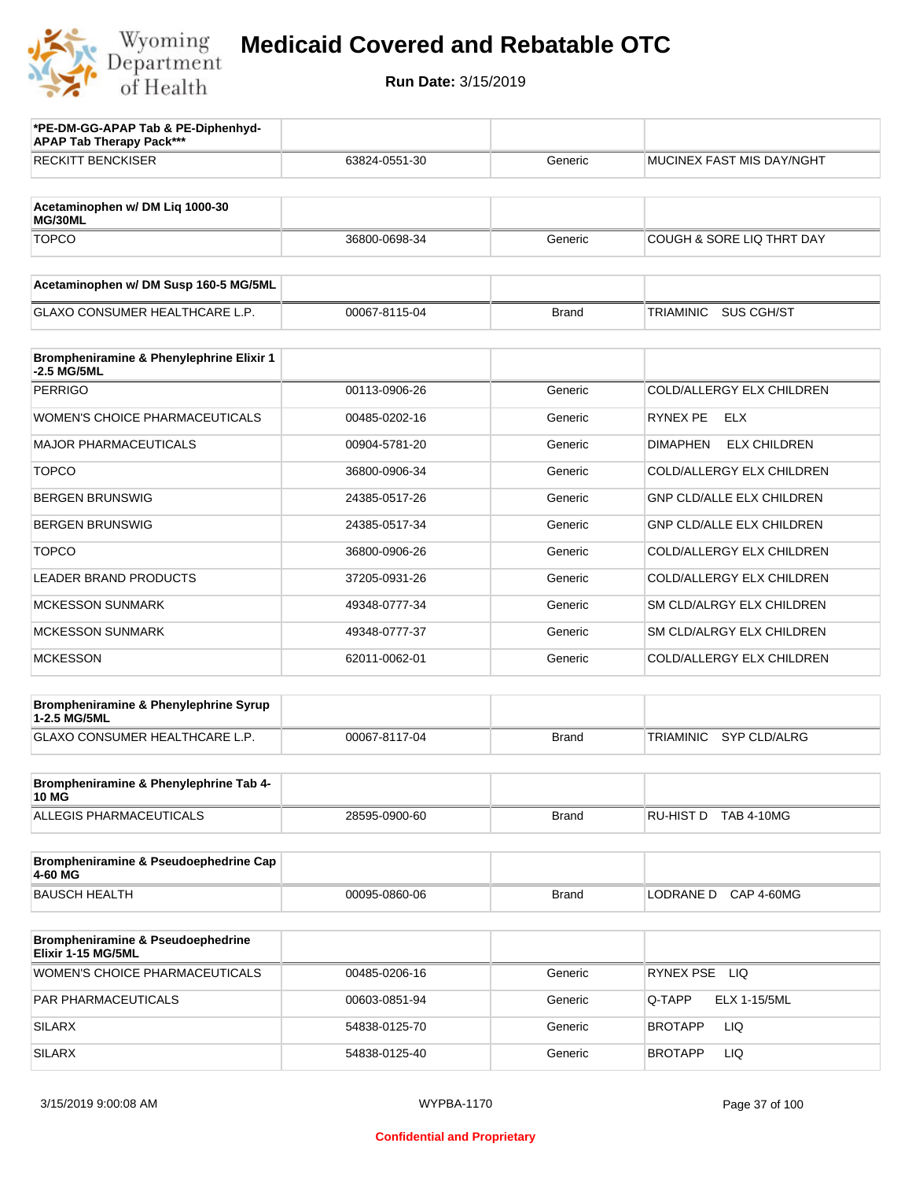# Medicaid Covered and Rebatable OTC

**Run Date:** 3/15/2019

| *PE-DM-GG-APAP Tab & PE-Diphenhyd-APAP Tab Therapy Pack*** | | | |
|---|---|---|---|
| RECKITT BENCKISER | 63824-0551-30 | Generic | MUCINEX FAST MIS DAY/NGHT |

| Acetaminophen w/ DM Liq 1000-30 MG/30ML | | | |
|---|---|---|---|
| TOPCO | 36800-0698-34 | Generic | COUGH & SORE LIQ THRT DAY |

| Acetaminophen w/ DM Susp 160-5 MG/5ML | | | |
|---|---|---|---|
| GLAXO CONSUMER HEALTHCARE L.P. | 00067-8115-04 | Brand | TRIAMINIC SUS CGH/ST |

| Brompheniramine & Phenylephrine Elixir 1-2.5 MG/5ML | | | |
|---|---|---|---|
| PERRIGO | 00113-0906-26 | Generic | COLD/ALLERGY ELX CHILDREN |
| WOMEN'S CHOICE PHARMACEUTICALS | 00485-0202-16 | Generic | RYNEX PE ELX |
| MAJOR PHARMACEUTICALS | 00904-5781-20 | Generic | DIMAPHEN ELX CHILDREN |
| TOPCO | 36800-0906-34 | Generic | COLD/ALLERGY ELX CHILDREN |
| BERGEN BRUNSWIG | 24385-0517-26 | Generic | GNP CLD/ALLE ELX CHILDREN |
| BERGEN BRUNSWIG | 24385-0517-34 | Generic | GNP CLD/ALLE ELX CHILDREN |
| TOPCO | 36800-0906-26 | Generic | COLD/ALLERGY ELX CHILDREN |
| LEADER BRAND PRODUCTS | 37205-0931-26 | Generic | COLD/ALLERGY ELX CHILDREN |
| MCKESSON SUNMARK | 49348-0777-34 | Generic | SM CLD/ALRGY ELX CHILDREN |
| MCKESSON SUNMARK | 49348-0777-37 | Generic | SM CLD/ALRGY ELX CHILDREN |
| MCKESSON | 62011-0062-01 | Generic | COLD/ALLERGY ELX CHILDREN |

| Brompheniramine & Phenylephrine Syrup 1-2.5 MG/5ML | | | |
|---|---|---|---|
| GLAXO CONSUMER HEALTHCARE L.P. | 00067-8117-04 | Brand | TRIAMINIC SYP CLD/ALRG |

| Brompheniramine & Phenylephrine Tab 4-10 MG | | | |
|---|---|---|---|
| ALLEGIS PHARMACEUTICALS | 28595-0900-60 | Brand | RU-HIST D TAB 4-10MG |

| Brompheniramine & Pseudoephedrine Cap 4-60 MG | | | |
|---|---|---|---|
| BAUSCH HEALTH | 00095-0860-06 | Brand | LODRANE D CAP 4-60MG |

| Brompheniramine & Pseudoephedrine Elixir 1-15 MG/5ML | | | |
|---|---|---|---|
| WOMEN'S CHOICE PHARMACEUTICALS | 00485-0206-16 | Generic | RYNEX PSE LIQ |
| PAR PHARMACEUTICALS | 00603-0851-94 | Generic | Q-TAPP ELX 1-15/5ML |
| SILARX | 54838-0125-70 | Generic | BROTAPP LIQ |
| SILARX | 54838-0125-40 | Generic | BROTAPP LIQ |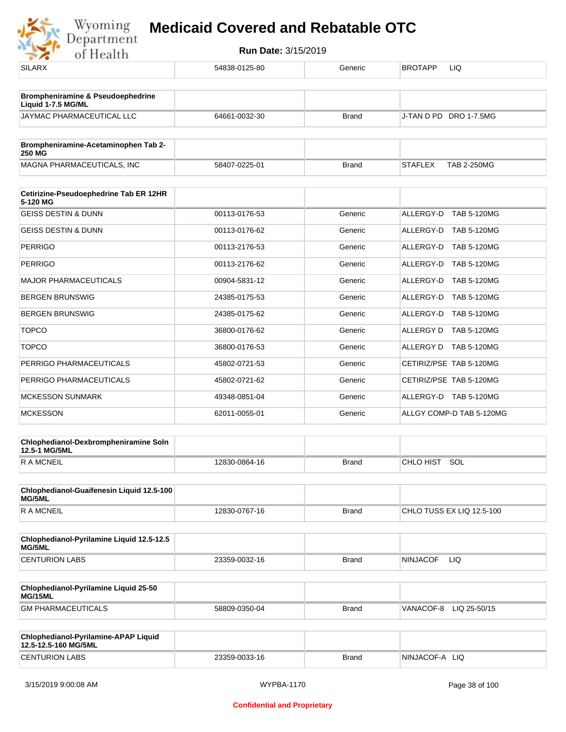| SILARX | 54838-0125-80 | Generic | BROTAPP LIQ |
|---|---|---|---|

| **Brompheniramine & Pseudoephedrine Liquid 1-7.5 MG/ML** | | | |
|---|---|---|---|
| JAYMAC PHARMACEUTICAL LLC | 64661-0032-30 | Brand | J-TAN D PD DRO 1-7.5MG |

| **Brompheniramine-Acetaminophen Tab 2-250 MG** | | | |
|---|---|---|---|
| MAGNA PHARMACEUTICALS, INC | 58407-0225-01 | Brand | STAFLEX TAB 2-250MG |

| **Cetirizine-Pseudoephedrine Tab ER 12HR 5-120 MG** | | | |
|---|---|---|---|
| GEISS DESTIN & DUNN | 00113-0176-53 | Generic | ALLERGY-D TAB 5-120MG |
| GEISS DESTIN & DUNN | 00113-0176-62 | Generic | ALLERGY-D TAB 5-120MG |
| PERRIGO | 00113-2176-53 | Generic | ALLERGY-D TAB 5-120MG |
| PERRIGO | 00113-2176-62 | Generic | ALLERGY-D TAB 5-120MG |
| MAJOR PHARMACEUTICALS | 00904-5831-12 | Generic | ALLERGY-D TAB 5-120MG |
| BERGEN BRUNSWIG | 24385-0175-53 | Generic | ALLERGY-D TAB 5-120MG |
| BERGEN BRUNSWIG | 24385-0175-62 | Generic | ALLERGY-D TAB 5-120MG |
| TOPCO | 36800-0176-62 | Generic | ALLERGY D TAB 5-120MG |
| TOPCO | 36800-0176-53 | Generic | ALLERGY D TAB 5-120MG |
| PERRIGO PHARMACEUTICALS | 45802-0721-53 | Generic | CETIRIZ/PSE TAB 5-120MG |
| PERRIGO PHARMACEUTICALS | 45802-0721-62 | Generic | CETIRIZ/PSE TAB 5-120MG |
| MCKESSON SUNMARK | 49348-0851-04 | Generic | ALLERGY-D TAB 5-120MG |
| MCKESSON | 62011-0055-01 | Generic | ALLGY COMP-D TAB 5-120MG |

| **Chlophedianol-Dexbrompheniramine Soln 12.5-1 MG/5ML** | | | |
|---|---|---|---|
| R A MCNEIL | 12830-0864-16 | Brand | CHLO HIST SOL |

| **Chlophedianol-Guaifenesin Liquid 12.5-100 MG/5ML** | | | |
|---|---|---|---|
| R A MCNEIL | 12830-0767-16 | Brand | CHLO TUSS EX LIQ 12.5-100 |

| **Chlophedianol-Pyrilamine Liquid 12.5-12.5 MG/5ML** | | | |
|---|---|---|---|
| CENTURION LABS | 23359-0032-16 | Brand | NINJACOF LIQ |

| **Chlophedianol-Pyrilamine Liquid 25-50 MG/15ML** | | | |
|---|---|---|---|
| GM PHARMACEUTICALS | 58809-0350-04 | Brand | VANACOF-8 LIQ 25-50/15 |

| **Chlophedianol-Pyrilamine-APAP Liquid 12.5-12.5-160 MG/5ML** | | | |
|---|---|---|---|
| CENTURION LABS | 23359-0033-16 | Brand | NINJACOF-A LIQ |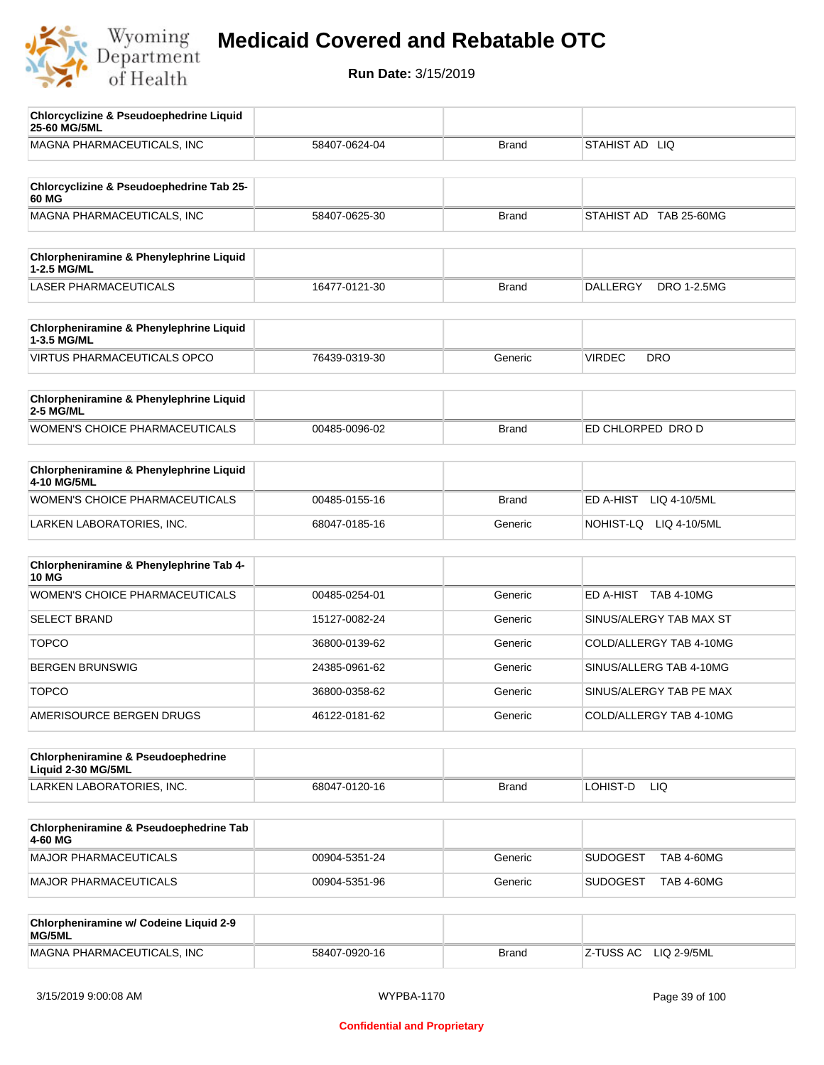# Medicaid Covered and Rebatable OTC

**Run Date:** 3/15/2019

| Chlorcyclizine & Pseudoephedrine Liquid 25-60 MG/5ML | | | |
|---|---|---|---|
| MAGNA PHARMACEUTICALS, INC | 58407-0624-04 | Brand | STAHIST AD LIQ |

| Chlorcyclizine & Pseudoephedrine Tab 25-60 MG | | | |
|---|---|---|---|
| MAGNA PHARMACEUTICALS, INC | 58407-0625-30 | Brand | STAHIST AD TAB 25-60MG |

| Chlorpheniramine & Phenylephrine Liquid 1-2.5 MG/ML | | | |
|---|---|---|---|
| LASER PHARMACEUTICALS | 16477-0121-30 | Brand | DALLERGY DRO 1-2.5MG |

| Chlorpheniramine & Phenylephrine Liquid 1-3.5 MG/ML | | | |
|---|---|---|---|
| VIRTUS PHARMACEUTICALS OPCO | 76439-0319-30 | Generic | VIRDEC DRO |

| Chlorpheniramine & Phenylephrine Liquid 2-5 MG/ML | | | |
|---|---|---|---|
| WOMEN'S CHOICE PHARMACEUTICALS | 00485-0096-02 | Brand | ED CHLORPED DRO D |

| Chlorpheniramine & Phenylephrine Liquid 4-10 MG/5ML | | | |
|---|---|---|---|
| WOMEN'S CHOICE PHARMACEUTICALS | 00485-0155-16 | Brand | ED A-HIST LIQ 4-10/5ML |
| LARKEN LABORATORIES, INC. | 68047-0185-16 | Generic | NOHIST-LQ LIQ 4-10/5ML |

| Chlorpheniramine & Phenylephrine Tab 4-10 MG | | | |
|---|---|---|---|
| WOMEN'S CHOICE PHARMACEUTICALS | 00485-0254-01 | Generic | ED A-HIST TAB 4-10MG |
| SELECT BRAND | 15127-0082-24 | Generic | SINUS/ALERGY TAB MAX ST |
| TOPCO | 36800-0139-62 | Generic | COLD/ALLERGY TAB 4-10MG |
| BERGEN BRUNSWIG | 24385-0961-62 | Generic | SINUS/ALLERG TAB 4-10MG |
| TOPCO | 36800-0358-62 | Generic | SINUS/ALERGY TAB PE MAX |
| AMERISOURCE BERGEN DRUGS | 46122-0181-62 | Generic | COLD/ALLERGY TAB 4-10MG |

| Chlorpheniramine & Pseudoephedrine Liquid 2-30 MG/5ML | | | |
|---|---|---|---|
| LARKEN LABORATORIES, INC. | 68047-0120-16 | Brand | LOHIST-D LIQ |

| Chlorpheniramine & Pseudoephedrine Tab 4-60 MG | | | |
|---|---|---|---|
| MAJOR PHARMACEUTICALS | 00904-5351-24 | Generic | SUDOGEST TAB 4-60MG |
| MAJOR PHARMACEUTICALS | 00904-5351-96 | Generic | SUDOGEST TAB 4-60MG |

| Chlorpheniramine w/ Codeine Liquid 2-9 MG/5ML | | | |
|---|---|---|---|
| MAGNA PHARMACEUTICALS, INC | 58407-0920-16 | Brand | Z-TUSS AC LIQ 2-9/5ML |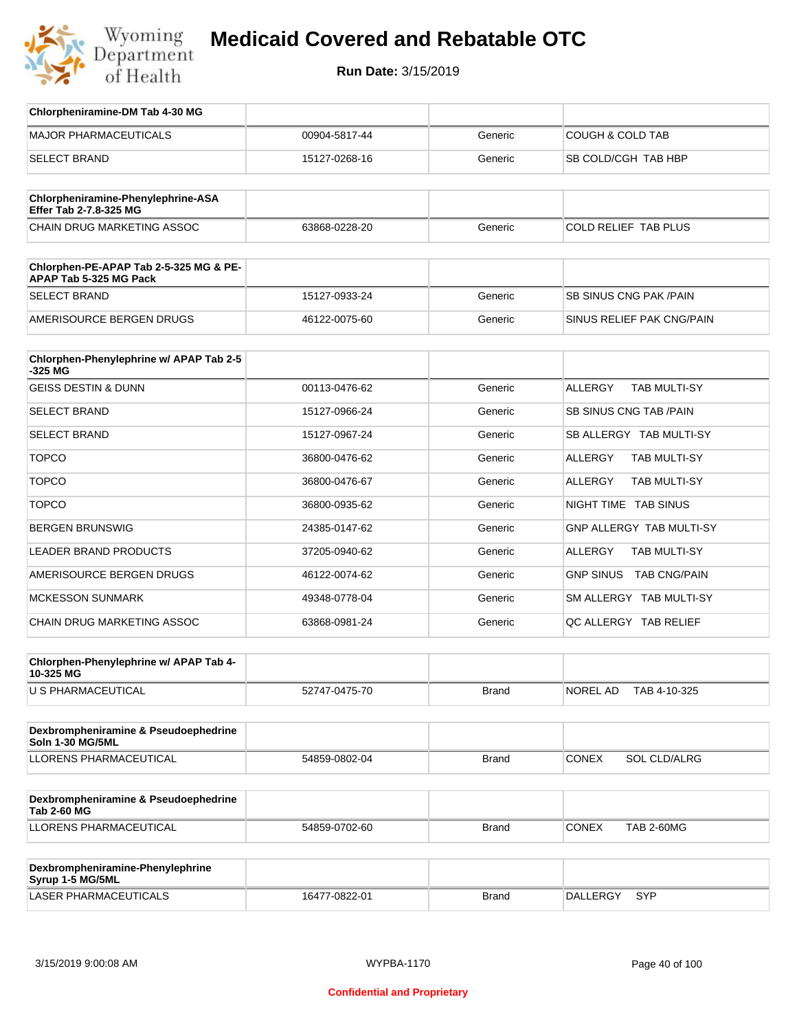# Medicaid Covered and Rebatable OTC

**Run Date:** 3/15/2019

| Chlorpheniramine-DM Tab 4-30 MG | | | |
|---|---|---|---|
| MAJOR PHARMACEUTICALS | 00904-5817-44 | Generic | COUGH & COLD TAB |
| SELECT BRAND | 15127-0268-16 | Generic | SB COLD/CGH TAB HBP |

| Chlorpheniramine-Phenylephrine-ASA Effer Tab 2-7.8-325 MG | | | |
|---|---|---|---|
| CHAIN DRUG MARKETING ASSOC | 63868-0228-20 | Generic | COLD RELIEF TAB PLUS |

| Chlorphen-PE-APAP Tab 2-5-325 MG & PE-APAP Tab 5-325 MG Pack | | | |
|---|---|---|---|
| SELECT BRAND | 15127-0933-24 | Generic | SB SINUS CNG PAK /PAIN |
| AMERISOURCE BERGEN DRUGS | 46122-0075-60 | Generic | SINUS RELIEF PAK CNG/PAIN |

| Chlorphen-Phenylephrine w/ APAP Tab 2-5-325 MG | | | |
|---|---|---|---|
| GEISS DESTIN & DUNN | 00113-0476-62 | Generic | ALLERGY TAB MULTI-SY |
| SELECT BRAND | 15127-0966-24 | Generic | SB SINUS CNG TAB /PAIN |
| SELECT BRAND | 15127-0967-24 | Generic | SB ALLERGY TAB MULTI-SY |
| TOPCO | 36800-0476-62 | Generic | ALLERGY TAB MULTI-SY |
| TOPCO | 36800-0476-67 | Generic | ALLERGY TAB MULTI-SY |
| TOPCO | 36800-0935-62 | Generic | NIGHT TIME TAB SINUS |
| BERGEN BRUNSWIG | 24385-0147-62 | Generic | GNP ALLERGY TAB MULTI-SY |
| LEADER BRAND PRODUCTS | 37205-0940-62 | Generic | ALLERGY TAB MULTI-SY |
| AMERISOURCE BERGEN DRUGS | 46122-0074-62 | Generic | GNP SINUS TAB CNG/PAIN |
| MCKESSON SUNMARK | 49348-0778-04 | Generic | SM ALLERGY TAB MULTI-SY |
| CHAIN DRUG MARKETING ASSOC | 63868-0981-24 | Generic | QC ALLERGY TAB RELIEF |

| Chlorphen-Phenylephrine w/ APAP Tab 4-10-325 MG | | | |
|---|---|---|---|
| U S PHARMACEUTICAL | 52747-0475-70 | Brand | NOREL AD TAB 4-10-325 |

| Dexbrompheniramine & Pseudoephedrine Soln 1-30 MG/5ML | | | |
|---|---|---|---|
| LLORENS PHARMACEUTICAL | 54859-0802-04 | Brand | CONEX SOL CLD/ALRG |

| Dexbrompheniramine & Pseudoephedrine Tab 2-60 MG | | | |
|---|---|---|---|
| LLORENS PHARMACEUTICAL | 54859-0702-60 | Brand | CONEX TAB 2-60MG |

| Dexbrompheniramine-Phenylephrine Syrup 1-5 MG/5ML | | | |
|---|---|---|---|
| LASER PHARMACEUTICALS | 16477-0822-01 | Brand | DALLERGY SYP |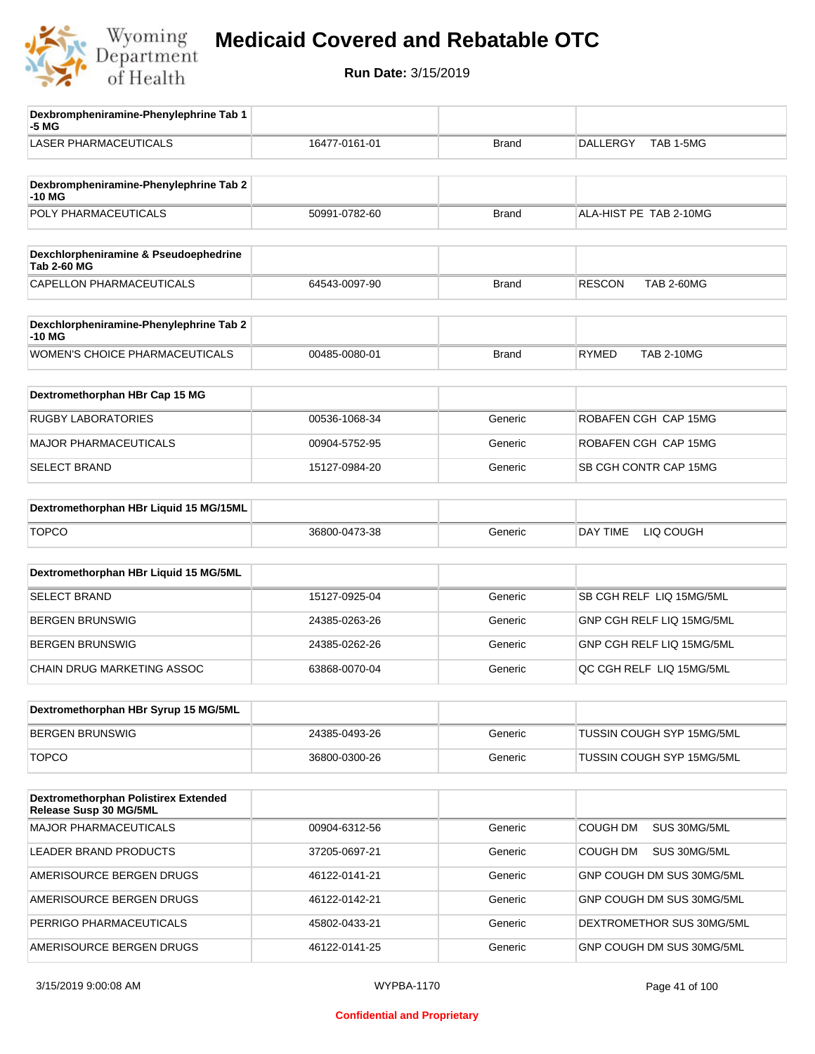# Medicaid Covered and Rebatable OTC

**Run Date:** 3/15/2019

| Dexbrompheniramine-Phenylephrine Tab 1-5 MG | | | |
|---|---|---|---|
| LASER PHARMACEUTICALS | 16477-0161-01 | Brand | DALLERGY TAB 1-5MG |

| Dexbrompheniramine-Phenylephrine Tab 2-10 MG | | | |
|---|---|---|---|
| POLY PHARMACEUTICALS | 50991-0782-60 | Brand | ALA-HIST PE TAB 2-10MG |

| Dexchlorpheniramine & Pseudoephedrine Tab 2-60 MG | | | |
|---|---|---|---|
| CAPELLON PHARMACEUTICALS | 64543-0097-90 | Brand | RESCON TAB 2-60MG |

| Dexchlorpheniramine-Phenylephrine Tab 2-10 MG | | | |
|---|---|---|---|
| WOMEN'S CHOICE PHARMACEUTICALS | 00485-0080-01 | Brand | RYMED TAB 2-10MG |

| Dextromethorphan HBr Cap 15 MG | | | |
|---|---|---|---|
| RUGBY LABORATORIES | 00536-1068-34 | Generic | ROBAFEN CGH CAP 15MG |
| MAJOR PHARMACEUTICALS | 00904-5752-95 | Generic | ROBAFEN CGH CAP 15MG |
| SELECT BRAND | 15127-0984-20 | Generic | SB CGH CONTR CAP 15MG |

| Dextromethorphan HBr Liquid 15 MG/15ML | | | |
|---|---|---|---|
| TOPCO | 36800-0473-38 | Generic | DAY TIME LIQ COUGH |

| Dextromethorphan HBr Liquid 15 MG/5ML | | | |
|---|---|---|---|
| SELECT BRAND | 15127-0925-04 | Generic | SB CGH RELF LIQ 15MG/5ML |
| BERGEN BRUNSWIG | 24385-0263-26 | Generic | GNP CGH RELF LIQ 15MG/5ML |
| BERGEN BRUNSWIG | 24385-0262-26 | Generic | GNP CGH RELF LIQ 15MG/5ML |
| CHAIN DRUG MARKETING ASSOC | 63868-0070-04 | Generic | QC CGH RELF LIQ 15MG/5ML |

| Dextromethorphan HBr Syrup 15 MG/5ML | | | |
|---|---|---|---|
| BERGEN BRUNSWIG | 24385-0493-26 | Generic | TUSSIN COUGH SYP 15MG/5ML |
| TOPCO | 36800-0300-26 | Generic | TUSSIN COUGH SYP 15MG/5ML |

| Dextromethorphan Polistirex Extended Release Susp 30 MG/5ML | | | |
|---|---|---|---|
| MAJOR PHARMACEUTICALS | 00904-6312-56 | Generic | COUGH DM SUS 30MG/5ML |
| LEADER BRAND PRODUCTS | 37205-0697-21 | Generic | COUGH DM SUS 30MG/5ML |
| AMERISOURCE BERGEN DRUGS | 46122-0141-21 | Generic | GNP COUGH DM SUS 30MG/5ML |
| AMERISOURCE BERGEN DRUGS | 46122-0142-21 | Generic | GNP COUGH DM SUS 30MG/5ML |
| PERRIGO PHARMACEUTICALS | 45802-0433-21 | Generic | DEXTROMETHOR SUS 30MG/5ML |
| AMERISOURCE BERGEN DRUGS | 46122-0141-25 | Generic | GNP COUGH DM SUS 30MG/5ML |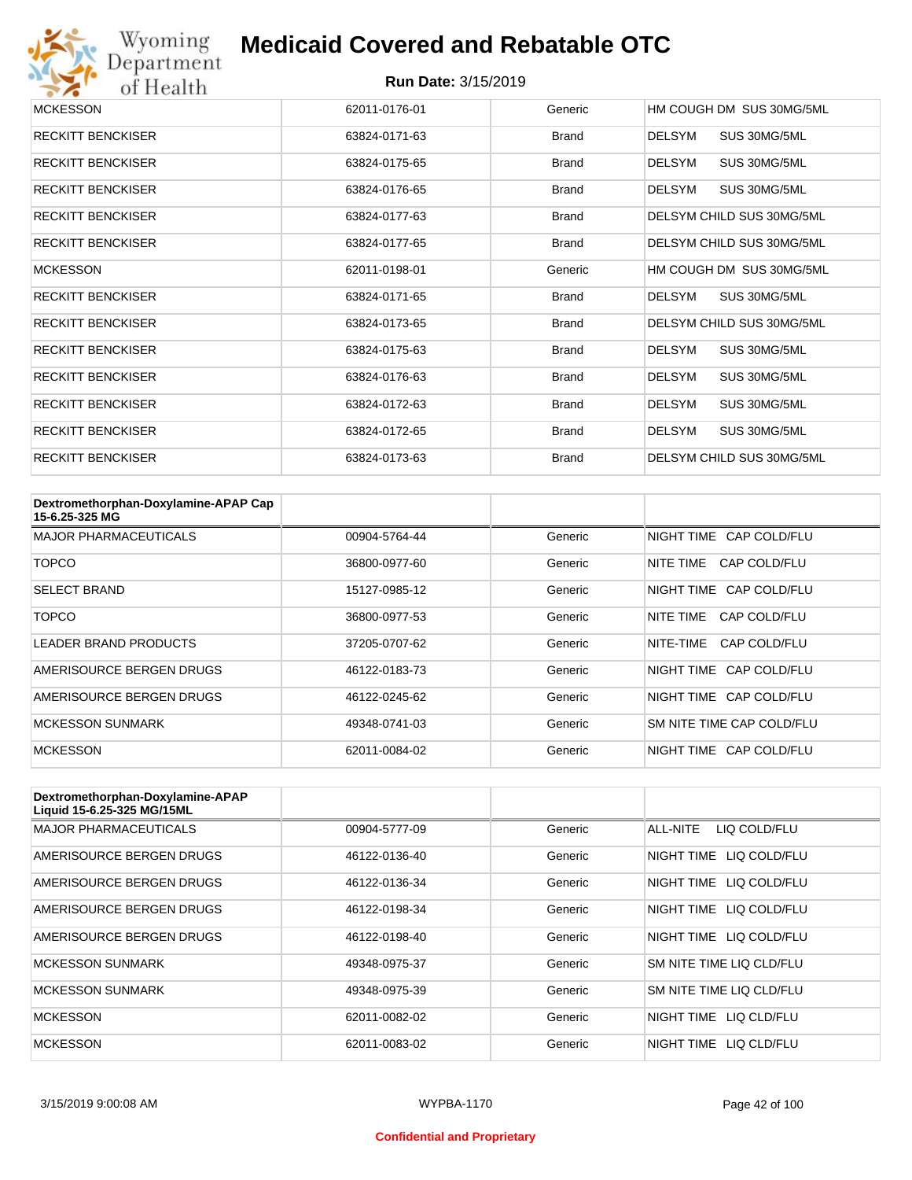| | | | |
|---|---|---|---|
| MCKESSON | 62011-0176-01 | Generic | HM COUGH DM SUS 30MG/5ML |
| RECKITT BENCKISER | 63824-0171-63 | Brand | DELSYM SUS 30MG/5ML |
| RECKITT BENCKISER | 63824-0175-65 | Brand | DELSYM SUS 30MG/5ML |
| RECKITT BENCKISER | 63824-0176-65 | Brand | DELSYM SUS 30MG/5ML |
| RECKITT BENCKISER | 63824-0177-63 | Brand | DELSYM CHILD SUS 30MG/5ML |
| RECKITT BENCKISER | 63824-0177-65 | Brand | DELSYM CHILD SUS 30MG/5ML |
| MCKESSON | 62011-0198-01 | Generic | HM COUGH DM SUS 30MG/5ML |
| RECKITT BENCKISER | 63824-0171-65 | Brand | DELSYM SUS 30MG/5ML |
| RECKITT BENCKISER | 63824-0173-65 | Brand | DELSYM CHILD SUS 30MG/5ML |
| RECKITT BENCKISER | 63824-0175-63 | Brand | DELSYM SUS 30MG/5ML |
| RECKITT BENCKISER | 63824-0176-63 | Brand | DELSYM SUS 30MG/5ML |
| RECKITT BENCKISER | 63824-0172-63 | Brand | DELSYM SUS 30MG/5ML |
| RECKITT BENCKISER | 63824-0172-65 | Brand | DELSYM SUS 30MG/5ML |
| RECKITT BENCKISER | 63824-0173-63 | Brand | DELSYM CHILD SUS 30MG/5ML |

| **Dextromethorphan-Doxylamine-APAP Cap 15-6.25-325 MG** | | | |
|---|---|---|---|
| MAJOR PHARMACEUTICALS | 00904-5764-44 | Generic | NIGHT TIME CAP COLD/FLU |
| TOPCO | 36800-0977-60 | Generic | NITE TIME CAP COLD/FLU |
| SELECT BRAND | 15127-0985-12 | Generic | NIGHT TIME CAP COLD/FLU |
| TOPCO | 36800-0977-53 | Generic | NITE TIME CAP COLD/FLU |
| LEADER BRAND PRODUCTS | 37205-0707-62 | Generic | NITE-TIME CAP COLD/FLU |
| AMERISOURCE BERGEN DRUGS | 46122-0183-73 | Generic | NIGHT TIME CAP COLD/FLU |
| AMERISOURCE BERGEN DRUGS | 46122-0245-62 | Generic | NIGHT TIME CAP COLD/FLU |
| MCKESSON SUNMARK | 49348-0741-03 | Generic | SM NITE TIME CAP COLD/FLU |
| MCKESSON | 62011-0084-02 | Generic | NIGHT TIME CAP COLD/FLU |

| **Dextromethorphan-Doxylamine-APAP Liquid 15-6.25-325 MG/15ML** | | | |
|---|---|---|---|
| MAJOR PHARMACEUTICALS | 00904-5777-09 | Generic | ALL-NITE LIQ COLD/FLU |
| AMERISOURCE BERGEN DRUGS | 46122-0136-40 | Generic | NIGHT TIME LIQ COLD/FLU |
| AMERISOURCE BERGEN DRUGS | 46122-0136-34 | Generic | NIGHT TIME LIQ COLD/FLU |
| AMERISOURCE BERGEN DRUGS | 46122-0198-34 | Generic | NIGHT TIME LIQ COLD/FLU |
| AMERISOURCE BERGEN DRUGS | 46122-0198-40 | Generic | NIGHT TIME LIQ COLD/FLU |
| MCKESSON SUNMARK | 49348-0975-37 | Generic | SM NITE TIME LIQ CLD/FLU |
| MCKESSON SUNMARK | 49348-0975-39 | Generic | SM NITE TIME LIQ CLD/FLU |
| MCKESSON | 62011-0082-02 | Generic | NIGHT TIME LIQ CLD/FLU |
| MCKESSON | 62011-0083-02 | Generic | NIGHT TIME LIQ CLD/FLU |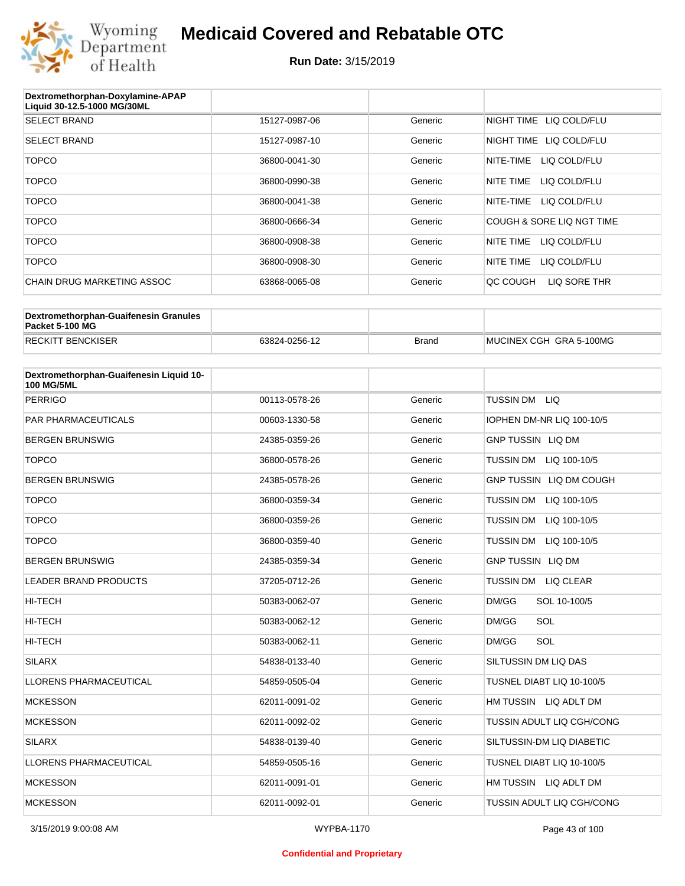# Medicaid Covered and Rebatable OTC

**Run Date:** 3/15/2019

| Dextromethorphan-Doxylamine-APAP Liquid 30-12.5-1000 MG/30ML | | | |
|---|---|---|---|
| SELECT BRAND | 15127-0987-06 | Generic | NIGHT TIME LIQ COLD/FLU |
| SELECT BRAND | 15127-0987-10 | Generic | NIGHT TIME LIQ COLD/FLU |
| TOPCO | 36800-0041-30 | Generic | NITE-TIME LIQ COLD/FLU |
| TOPCO | 36800-0990-38 | Generic | NITE TIME LIQ COLD/FLU |
| TOPCO | 36800-0041-38 | Generic | NITE-TIME LIQ COLD/FLU |
| TOPCO | 36800-0666-34 | Generic | COUGH & SORE LIQ NGT TIME |
| TOPCO | 36800-0908-38 | Generic | NITE TIME LIQ COLD/FLU |
| TOPCO | 36800-0908-30 | Generic | NITE TIME LIQ COLD/FLU |
| CHAIN DRUG MARKETING ASSOC | 63868-0065-08 | Generic | QC COUGH LIQ SORE THR |

| Dextromethorphan-Guaifenesin Granules Packet 5-100 MG | | | |
|---|---|---|---|
| RECKITT BENCKISER | 63824-0256-12 | Brand | MUCINEX CGH GRA 5-100MG |

| Dextromethorphan-Guaifenesin Liquid 10-100 MG/5ML | | | |
|---|---|---|---|
| PERRIGO | 00113-0578-26 | Generic | TUSSIN DM LIQ |
| PAR PHARMACEUTICALS | 00603-1330-58 | Generic | IOPHEN DM-NR LIQ 100-10/5 |
| BERGEN BRUNSWIG | 24385-0359-26 | Generic | GNP TUSSIN LIQ DM |
| TOPCO | 36800-0578-26 | Generic | TUSSIN DM LIQ 100-10/5 |
| BERGEN BRUNSWIG | 24385-0578-26 | Generic | GNP TUSSIN LIQ DM COUGH |
| TOPCO | 36800-0359-34 | Generic | TUSSIN DM LIQ 100-10/5 |
| TOPCO | 36800-0359-26 | Generic | TUSSIN DM LIQ 100-10/5 |
| TOPCO | 36800-0359-40 | Generic | TUSSIN DM LIQ 100-10/5 |
| BERGEN BRUNSWIG | 24385-0359-34 | Generic | GNP TUSSIN LIQ DM |
| LEADER BRAND PRODUCTS | 37205-0712-26 | Generic | TUSSIN DM LIQ CLEAR |
| HI-TECH | 50383-0062-07 | Generic | DM/GG SOL 10-100/5 |
| HI-TECH | 50383-0062-12 | Generic | DM/GG SOL |
| HI-TECH | 50383-0062-11 | Generic | DM/GG SOL |
| SILARX | 54838-0133-40 | Generic | SILTUSSIN DM LIQ DAS |
| LLORENS PHARMACEUTICAL | 54859-0505-04 | Generic | TUSNEL DIABT LIQ 10-100/5 |
| MCKESSON | 62011-0091-02 | Generic | HM TUSSIN LIQ ADLT DM |
| MCKESSON | 62011-0092-02 | Generic | TUSSIN ADULT LIQ CGH/CONG |
| SILARX | 54838-0139-40 | Generic | SILTUSSIN-DM LIQ DIABETIC |
| LLORENS PHARMACEUTICAL | 54859-0505-16 | Generic | TUSNEL DIABT LIQ 10-100/5 |
| MCKESSON | 62011-0091-01 | Generic | HM TUSSIN LIQ ADLT DM |
| MCKESSON | 62011-0092-01 | Generic | TUSSIN ADULT LIQ CGH/CONG |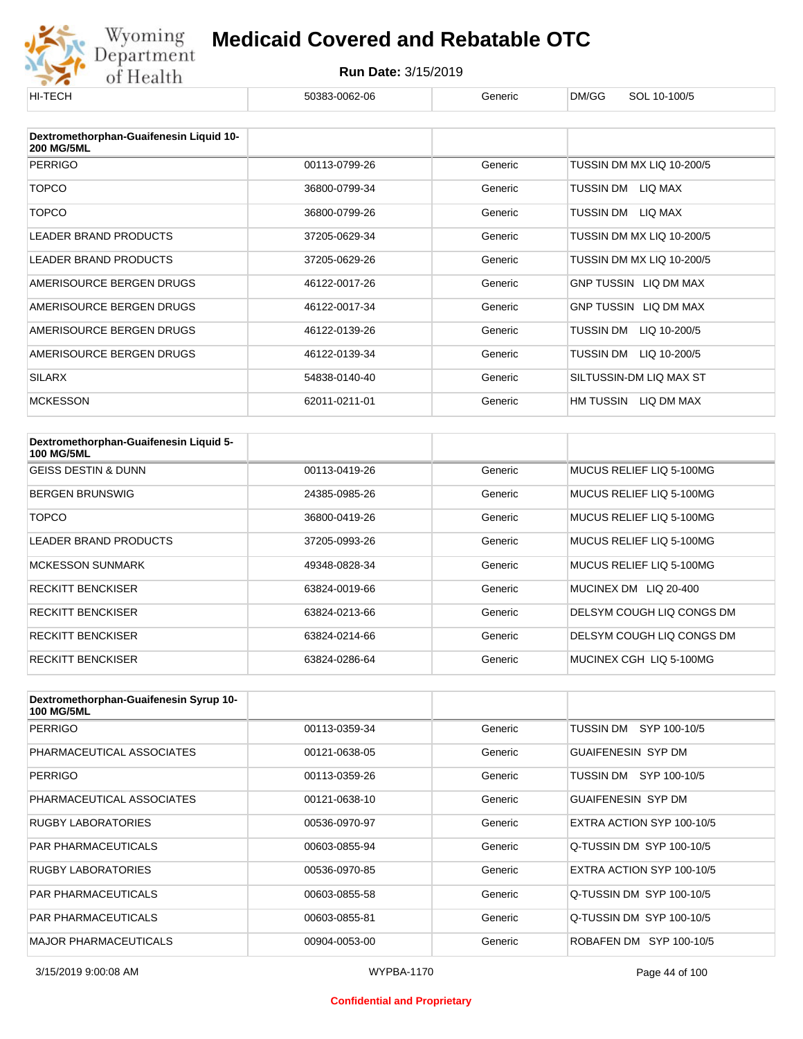| HI-TECH | 50383-0062-06 | Generic | DM/GG SOL 10-100/5 |
|---|---|---|---|

| Dextromethorphan-Guaifenesin Liquid 10-200 MG/5ML | | | |
|---|---|---|---|
| PERRIGO | 00113-0799-26 | Generic | TUSSIN DM MX LIQ 10-200/5 |
| TOPCO | 36800-0799-34 | Generic | TUSSIN DM LIQ MAX |
| TOPCO | 36800-0799-26 | Generic | TUSSIN DM LIQ MAX |
| LEADER BRAND PRODUCTS | 37205-0629-34 | Generic | TUSSIN DM MX LIQ 10-200/5 |
| LEADER BRAND PRODUCTS | 37205-0629-26 | Generic | TUSSIN DM MX LIQ 10-200/5 |
| AMERISOURCE BERGEN DRUGS | 46122-0017-26 | Generic | GNP TUSSIN LIQ DM MAX |
| AMERISOURCE BERGEN DRUGS | 46122-0017-34 | Generic | GNP TUSSIN LIQ DM MAX |
| AMERISOURCE BERGEN DRUGS | 46122-0139-26 | Generic | TUSSIN DM LIQ 10-200/5 |
| AMERISOURCE BERGEN DRUGS | 46122-0139-34 | Generic | TUSSIN DM LIQ 10-200/5 |
| SILARX | 54838-0140-40 | Generic | SILTUSSIN-DM LIQ MAX ST |
| MCKESSON | 62011-0211-01 | Generic | HM TUSSIN LIQ DM MAX |

| Dextromethorphan-Guaifenesin Liquid 5-100 MG/5ML | | | |
|---|---|---|---|
| GEISS DESTIN & DUNN | 00113-0419-26 | Generic | MUCUS RELIEF LIQ 5-100MG |
| BERGEN BRUNSWIG | 24385-0985-26 | Generic | MUCUS RELIEF LIQ 5-100MG |
| TOPCO | 36800-0419-26 | Generic | MUCUS RELIEF LIQ 5-100MG |
| LEADER BRAND PRODUCTS | 37205-0993-26 | Generic | MUCUS RELIEF LIQ 5-100MG |
| MCKESSON SUNMARK | 49348-0828-34 | Generic | MUCUS RELIEF LIQ 5-100MG |
| RECKITT BENCKISER | 63824-0019-66 | Generic | MUCINEX DM LIQ 20-400 |
| RECKITT BENCKISER | 63824-0213-66 | Generic | DELSYM COUGH LIQ CONGS DM |
| RECKITT BENCKISER | 63824-0214-66 | Generic | DELSYM COUGH LIQ CONGS DM |
| RECKITT BENCKISER | 63824-0286-64 | Generic | MUCINEX CGH LIQ 5-100MG |

| Dextromethorphan-Guaifenesin Syrup 10-100 MG/5ML | | | |
|---|---|---|---|
| PERRIGO | 00113-0359-34 | Generic | TUSSIN DM SYP 100-10/5 |
| PHARMACEUTICAL ASSOCIATES | 00121-0638-05 | Generic | GUAIFENESIN SYP DM |
| PERRIGO | 00113-0359-26 | Generic | TUSSIN DM SYP 100-10/5 |
| PHARMACEUTICAL ASSOCIATES | 00121-0638-10 | Generic | GUAIFENESIN SYP DM |
| RUGBY LABORATORIES | 00536-0970-97 | Generic | EXTRA ACTION SYP 100-10/5 |
| PAR PHARMACEUTICALS | 00603-0855-94 | Generic | Q-TUSSIN DM SYP 100-10/5 |
| RUGBY LABORATORIES | 00536-0970-85 | Generic | EXTRA ACTION SYP 100-10/5 |
| PAR PHARMACEUTICALS | 00603-0855-58 | Generic | Q-TUSSIN DM SYP 100-10/5 |
| PAR PHARMACEUTICALS | 00603-0855-81 | Generic | Q-TUSSIN DM SYP 100-10/5 |
| MAJOR PHARMACEUTICALS | 00904-0053-00 | Generic | ROBAFEN DM SYP 100-10/5 |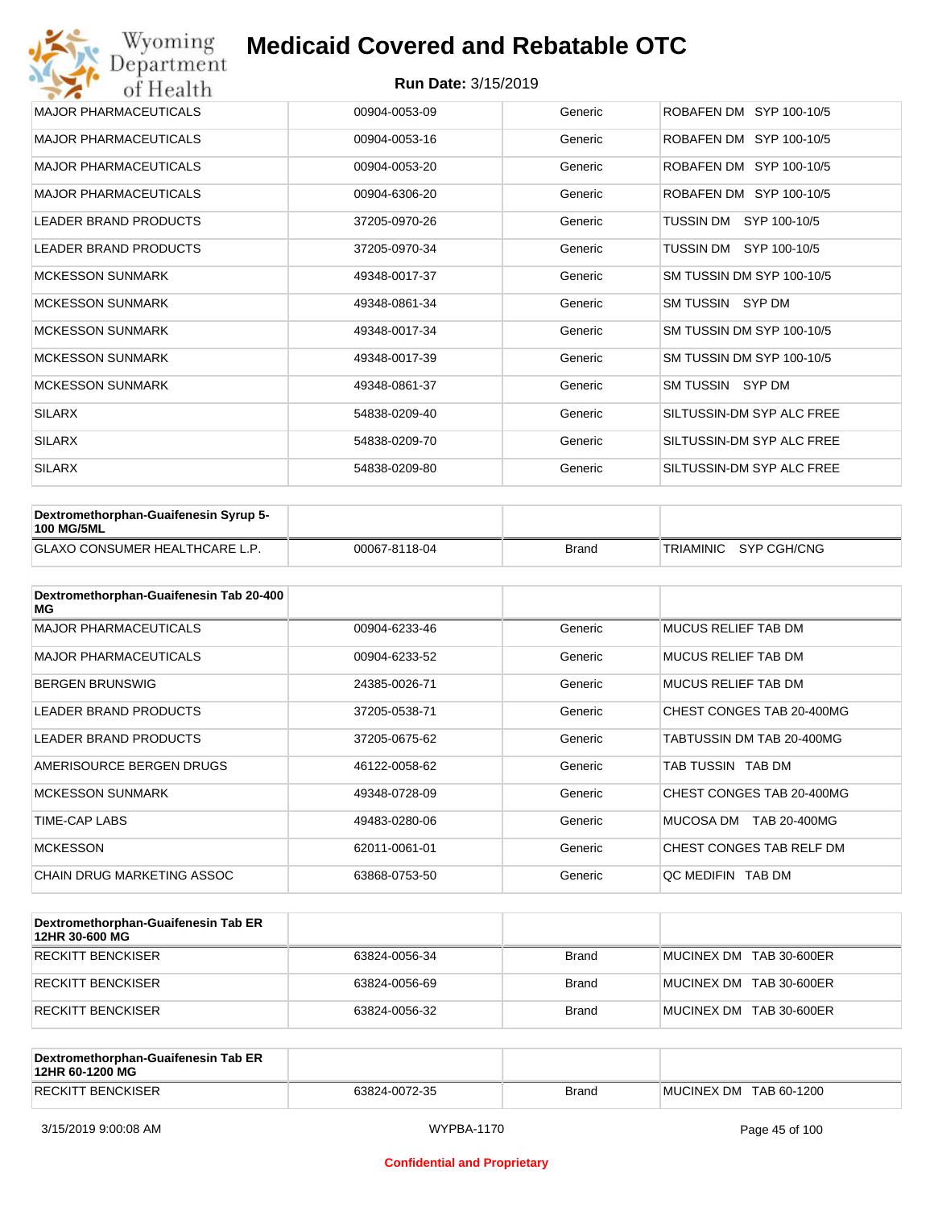| | | | |
|---|---|---|---|
| MAJOR PHARMACEUTICALS | 00904-0053-09 | Generic | ROBAFEN DM SYP 100-10/5 |
| MAJOR PHARMACEUTICALS | 00904-0053-16 | Generic | ROBAFEN DM SYP 100-10/5 |
| MAJOR PHARMACEUTICALS | 00904-0053-20 | Generic | ROBAFEN DM SYP 100-10/5 |
| MAJOR PHARMACEUTICALS | 00904-6306-20 | Generic | ROBAFEN DM SYP 100-10/5 |
| LEADER BRAND PRODUCTS | 37205-0970-26 | Generic | TUSSIN DM SYP 100-10/5 |
| LEADER BRAND PRODUCTS | 37205-0970-34 | Generic | TUSSIN DM SYP 100-10/5 |
| MCKESSON SUNMARK | 49348-0017-37 | Generic | SM TUSSIN DM SYP 100-10/5 |
| MCKESSON SUNMARK | 49348-0861-34 | Generic | SM TUSSIN SYP DM |
| MCKESSON SUNMARK | 49348-0017-34 | Generic | SM TUSSIN DM SYP 100-10/5 |
| MCKESSON SUNMARK | 49348-0017-39 | Generic | SM TUSSIN DM SYP 100-10/5 |
| MCKESSON SUNMARK | 49348-0861-37 | Generic | SM TUSSIN SYP DM |
| SILARX | 54838-0209-40 | Generic | SILTUSSIN-DM SYP ALC FREE |
| SILARX | 54838-0209-70 | Generic | SILTUSSIN-DM SYP ALC FREE |
| SILARX | 54838-0209-80 | Generic | SILTUSSIN-DM SYP ALC FREE |

| Dextromethorphan-Guaifenesin Syrup 5-100 MG/5ML | | | |
|---|---|---|---|
| GLAXO CONSUMER HEALTHCARE L.P. | 00067-8118-04 | Brand | TRIAMINIC SYP CGH/CNG |

| Dextromethorphan-Guaifenesin Tab 20-400 MG | | | |
|---|---|---|---|
| MAJOR PHARMACEUTICALS | 00904-6233-46 | Generic | MUCUS RELIEF TAB DM |
| MAJOR PHARMACEUTICALS | 00904-6233-52 | Generic | MUCUS RELIEF TAB DM |
| BERGEN BRUNSWIG | 24385-0026-71 | Generic | MUCUS RELIEF TAB DM |
| LEADER BRAND PRODUCTS | 37205-0538-71 | Generic | CHEST CONGES TAB 20-400MG |
| LEADER BRAND PRODUCTS | 37205-0675-62 | Generic | TABTUSSIN DM TAB 20-400MG |
| AMERISOURCE BERGEN DRUGS | 46122-0058-62 | Generic | TAB TUSSIN TAB DM |
| MCKESSON SUNMARK | 49348-0728-09 | Generic | CHEST CONGES TAB 20-400MG |
| TIME-CAP LABS | 49483-0280-06 | Generic | MUCOSA DM TAB 20-400MG |
| MCKESSON | 62011-0061-01 | Generic | CHEST CONGES TAB RELF DM |
| CHAIN DRUG MARKETING ASSOC | 63868-0753-50 | Generic | QC MEDIFIN TAB DM |

| Dextromethorphan-Guaifenesin Tab ER 12HR 30-600 MG | | | |
|---|---|---|---|
| RECKITT BENCKISER | 63824-0056-34 | Brand | MUCINEX DM TAB 30-600ER |
| RECKITT BENCKISER | 63824-0056-69 | Brand | MUCINEX DM TAB 30-600ER |
| RECKITT BENCKISER | 63824-0056-32 | Brand | MUCINEX DM TAB 30-600ER |

| Dextromethorphan-Guaifenesin Tab ER 12HR 60-1200 MG | | | |
|---|---|---|---|
| RECKITT BENCKISER | 63824-0072-35 | Brand | MUCINEX DM TAB 60-1200 |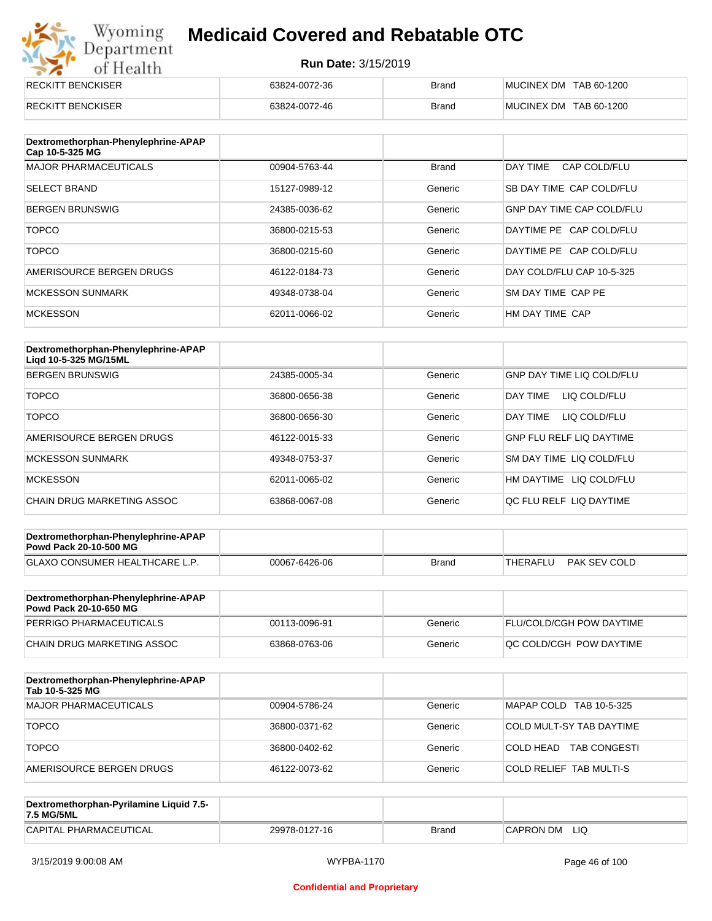| | | | |
|---|---|---|---|
| RECKITT BENCKISER | 63824-0072-36 | Brand | MUCINEX DM TAB 60-1200 |
| RECKITT BENCKISER | 63824-0072-46 | Brand | MUCINEX DM TAB 60-1200 |

| Dextromethorphan-Phenylephrine-APAP Cap 10-5-325 MG | | | |
|---|---|---|---|
| MAJOR PHARMACEUTICALS | 00904-5763-44 | Brand | DAY TIME CAP COLD/FLU |
| SELECT BRAND | 15127-0989-12 | Generic | SB DAY TIME CAP COLD/FLU |
| BERGEN BRUNSWIG | 24385-0036-62 | Generic | GNP DAY TIME CAP COLD/FLU |
| TOPCO | 36800-0215-53 | Generic | DAYTIME PE CAP COLD/FLU |
| TOPCO | 36800-0215-60 | Generic | DAYTIME PE CAP COLD/FLU |
| AMERISOURCE BERGEN DRUGS | 46122-0184-73 | Generic | DAY COLD/FLU CAP 10-5-325 |
| MCKESSON SUNMARK | 49348-0738-04 | Generic | SM DAY TIME CAP PE |
| MCKESSON | 62011-0066-02 | Generic | HM DAY TIME CAP |

| Dextromethorphan-Phenylephrine-APAP Liqd 10-5-325 MG/15ML | | | |
|---|---|---|---|
| BERGEN BRUNSWIG | 24385-0005-34 | Generic | GNP DAY TIME LIQ COLD/FLU |
| TOPCO | 36800-0656-38 | Generic | DAY TIME LIQ COLD/FLU |
| TOPCO | 36800-0656-30 | Generic | DAY TIME LIQ COLD/FLU |
| AMERISOURCE BERGEN DRUGS | 46122-0015-33 | Generic | GNP FLU RELF LIQ DAYTIME |
| MCKESSON SUNMARK | 49348-0753-37 | Generic | SM DAY TIME LIQ COLD/FLU |
| MCKESSON | 62011-0065-02 | Generic | HM DAYTIME LIQ COLD/FLU |
| CHAIN DRUG MARKETING ASSOC | 63868-0067-08 | Generic | QC FLU RELF LIQ DAYTIME |

| Dextromethorphan-Phenylephrine-APAP Powd Pack 20-10-500 MG | | | |
|---|---|---|---|
| GLAXO CONSUMER HEALTHCARE L.P. | 00067-6426-06 | Brand | THERAFLU PAK SEV COLD |

| Dextromethorphan-Phenylephrine-APAP Powd Pack 20-10-650 MG | | | |
|---|---|---|---|
| PERRIGO PHARMACEUTICALS | 00113-0096-91 | Generic | FLU/COLD/CGH POW DAYTIME |
| CHAIN DRUG MARKETING ASSOC | 63868-0763-06 | Generic | QC COLD/CGH POW DAYTIME |

| Dextromethorphan-Phenylephrine-APAP Tab 10-5-325 MG | | | |
|---|---|---|---|
| MAJOR PHARMACEUTICALS | 00904-5786-24 | Generic | MAPAP COLD TAB 10-5-325 |
| TOPCO | 36800-0371-62 | Generic | COLD MULT-SY TAB DAYTIME |
| TOPCO | 36800-0402-62 | Generic | COLD HEAD TAB CONGESTI |
| AMERISOURCE BERGEN DRUGS | 46122-0073-62 | Generic | COLD RELIEF TAB MULTI-S |

| Dextromethorphan-Pyrilamine Liquid 7.5-7.5 MG/5ML | | | |
|---|---|---|---|
| CAPITAL PHARMACEUTICAL | 29978-0127-16 | Brand | CAPRON DM LIQ |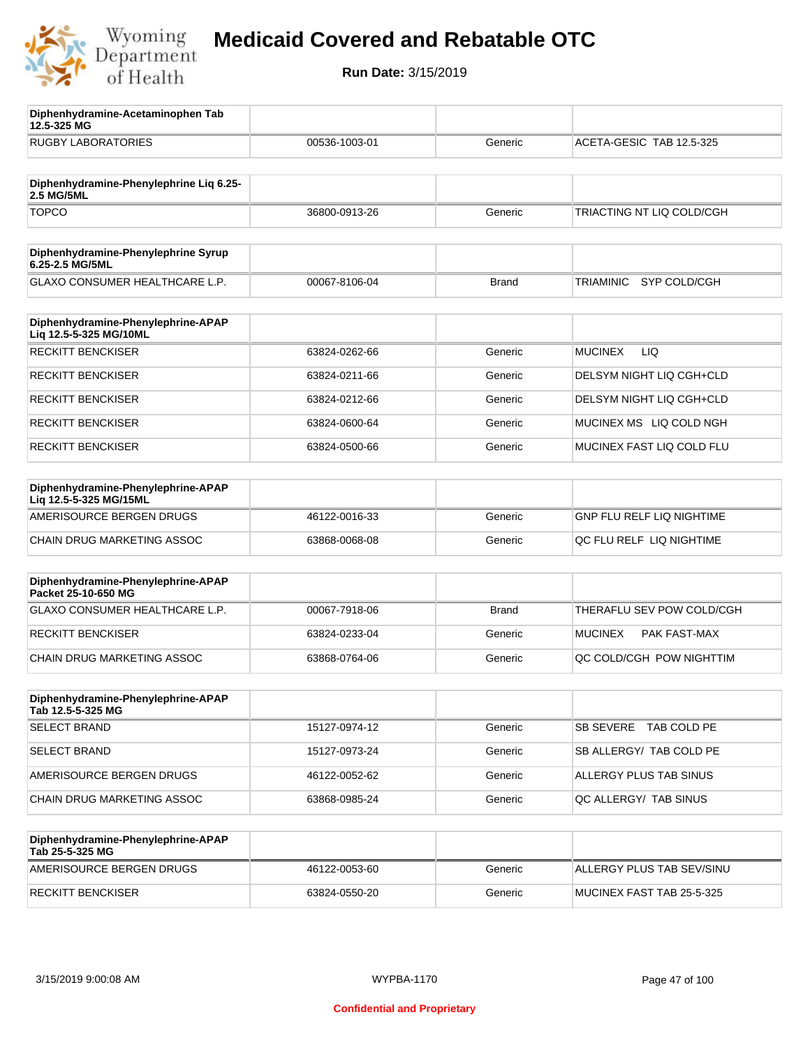# Medicaid Covered and Rebatable OTC

**Run Date:** 3/15/2019

| Diphenhydramine-Acetaminophen Tab 12.5-325 MG | | | |
|---|---|---|---|
| RUGBY LABORATORIES | 00536-1003-01 | Generic | ACETA-GESIC TAB 12.5-325 |

| Diphenhydramine-Phenylephrine Liq 6.25-2.5 MG/5ML | | | |
|---|---|---|---|
| TOPCO | 36800-0913-26 | Generic | TRIACTING NT LIQ COLD/CGH |

| Diphenhydramine-Phenylephrine Syrup 6.25-2.5 MG/5ML | | | |
|---|---|---|---|
| GLAXO CONSUMER HEALTHCARE L.P. | 00067-8106-04 | Brand | TRIAMINIC SYP COLD/CGH |

| Diphenhydramine-Phenylephrine-APAP Liq 12.5-5-325 MG/10ML | | | |
|---|---|---|---|
| RECKITT BENCKISER | 63824-0262-66 | Generic | MUCINEX LIQ |
| RECKITT BENCKISER | 63824-0211-66 | Generic | DELSYM NIGHT LIQ CGH+CLD |
| RECKITT BENCKISER | 63824-0212-66 | Generic | DELSYM NIGHT LIQ CGH+CLD |
| RECKITT BENCKISER | 63824-0600-64 | Generic | MUCINEX MS LIQ COLD NGH |
| RECKITT BENCKISER | 63824-0500-66 | Generic | MUCINEX FAST LIQ COLD FLU |

| Diphenhydramine-Phenylephrine-APAP Liq 12.5-5-325 MG/15ML | | | |
|---|---|---|---|
| AMERISOURCE BERGEN DRUGS | 46122-0016-33 | Generic | GNP FLU RELF LIQ NIGHTIME |
| CHAIN DRUG MARKETING ASSOC | 63868-0068-08 | Generic | QC FLU RELF LIQ NIGHTIME |

| Diphenhydramine-Phenylephrine-APAP Packet 25-10-650 MG | | | |
|---|---|---|---|
| GLAXO CONSUMER HEALTHCARE L.P. | 00067-7918-06 | Brand | THERAFLU SEV POW COLD/CGH |
| RECKITT BENCKISER | 63824-0233-04 | Generic | MUCINEX PAK FAST-MAX |
| CHAIN DRUG MARKETING ASSOC | 63868-0764-06 | Generic | QC COLD/CGH POW NIGHTTIM |

| Diphenhydramine-Phenylephrine-APAP Tab 12.5-5-325 MG | | | |
|---|---|---|---|
| SELECT BRAND | 15127-0974-12 | Generic | SB SEVERE TAB COLD PE |
| SELECT BRAND | 15127-0973-24 | Generic | SB ALLERGY/ TAB COLD PE |
| AMERISOURCE BERGEN DRUGS | 46122-0052-62 | Generic | ALLERGY PLUS TAB SINUS |
| CHAIN DRUG MARKETING ASSOC | 63868-0985-24 | Generic | QC ALLERGY/ TAB SINUS |

| Diphenhydramine-Phenylephrine-APAP Tab 25-5-325 MG | | | |
|---|---|---|---|
| AMERISOURCE BERGEN DRUGS | 46122-0053-60 | Generic | ALLERGY PLUS TAB SEV/SINU |
| RECKITT BENCKISER | 63824-0550-20 | Generic | MUCINEX FAST TAB 25-5-325 |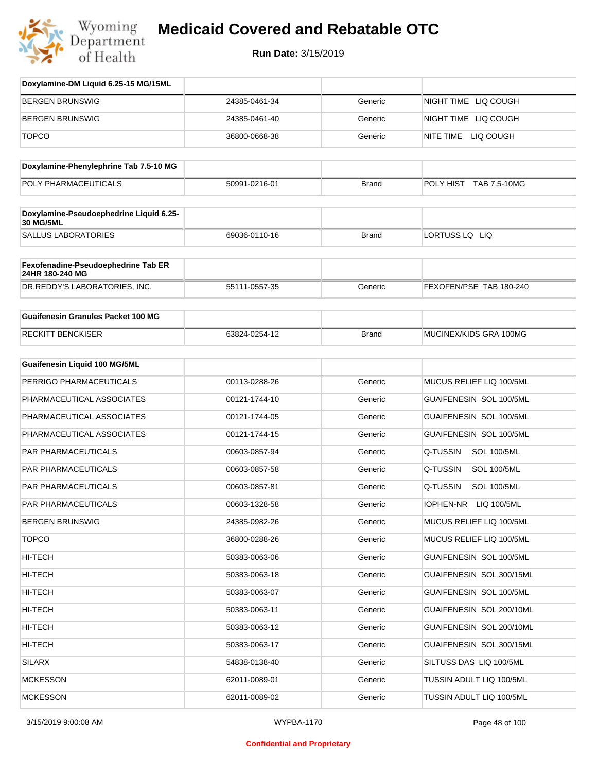# Medicaid Covered and Rebatable OTC

**Run Date:** 3/15/2019

| Doxylamine-DM Liquid 6.25-15 MG/15ML | | | |
|---|---|---|---|
| BERGEN BRUNSWIG | 24385-0461-34 | Generic | NIGHT TIME LIQ COUGH |
| BERGEN BRUNSWIG | 24385-0461-40 | Generic | NIGHT TIME LIQ COUGH |
| TOPCO | 36800-0668-38 | Generic | NITE TIME LIQ COUGH |

| Doxylamine-Phenylephrine Tab 7.5-10 MG | | | |
|---|---|---|---|
| POLY PHARMACEUTICALS | 50991-0216-01 | Brand | POLY HIST TAB 7.5-10MG |

| Doxylamine-Pseudoephedrine Liquid 6.25-30 MG/5ML | | | |
|---|---|---|---|
| SALLUS LABORATORIES | 69036-0110-16 | Brand | LORTUSS LQ LIQ |

| Fexofenadine-Pseudoephedrine Tab ER 24HR 180-240 MG | | | |
|---|---|---|---|
| DR.REDDY'S LABORATORIES, INC. | 55111-0557-35 | Generic | FEXOFEN/PSE TAB 180-240 |

| Guaifenesin Granules Packet 100 MG | | | |
|---|---|---|---|
| RECKITT BENCKISER | 63824-0254-12 | Brand | MUCINEX/KIDS GRA 100MG |

| Guaifenesin Liquid 100 MG/5ML | | | |
|---|---|---|---|
| PERRIGO PHARMACEUTICALS | 00113-0288-26 | Generic | MUCUS RELIEF LIQ 100/5ML |
| PHARMACEUTICAL ASSOCIATES | 00121-1744-10 | Generic | GUAIFENESIN SOL 100/5ML |
| PHARMACEUTICAL ASSOCIATES | 00121-1744-05 | Generic | GUAIFENESIN SOL 100/5ML |
| PHARMACEUTICAL ASSOCIATES | 00121-1744-15 | Generic | GUAIFENESIN SOL 100/5ML |
| PAR PHARMACEUTICALS | 00603-0857-94 | Generic | Q-TUSSIN SOL 100/5ML |
| PAR PHARMACEUTICALS | 00603-0857-58 | Generic | Q-TUSSIN SOL 100/5ML |
| PAR PHARMACEUTICALS | 00603-0857-81 | Generic | Q-TUSSIN SOL 100/5ML |
| PAR PHARMACEUTICALS | 00603-1328-58 | Generic | IOPHEN-NR LIQ 100/5ML |
| BERGEN BRUNSWIG | 24385-0982-26 | Generic | MUCUS RELIEF LIQ 100/5ML |
| TOPCO | 36800-0288-26 | Generic | MUCUS RELIEF LIQ 100/5ML |
| HI-TECH | 50383-0063-06 | Generic | GUAIFENESIN SOL 100/5ML |
| HI-TECH | 50383-0063-18 | Generic | GUAIFENESIN SOL 300/15ML |
| HI-TECH | 50383-0063-07 | Generic | GUAIFENESIN SOL 100/5ML |
| HI-TECH | 50383-0063-11 | Generic | GUAIFENESIN SOL 200/10ML |
| HI-TECH | 50383-0063-12 | Generic | GUAIFENESIN SOL 200/10ML |
| HI-TECH | 50383-0063-17 | Generic | GUAIFENESIN SOL 300/15ML |
| SILARX | 54838-0138-40 | Generic | SILTUSS DAS LIQ 100/5ML |
| MCKESSON | 62011-0089-01 | Generic | TUSSIN ADULT LIQ 100/5ML |
| MCKESSON | 62011-0089-02 | Generic | TUSSIN ADULT LIQ 100/5ML |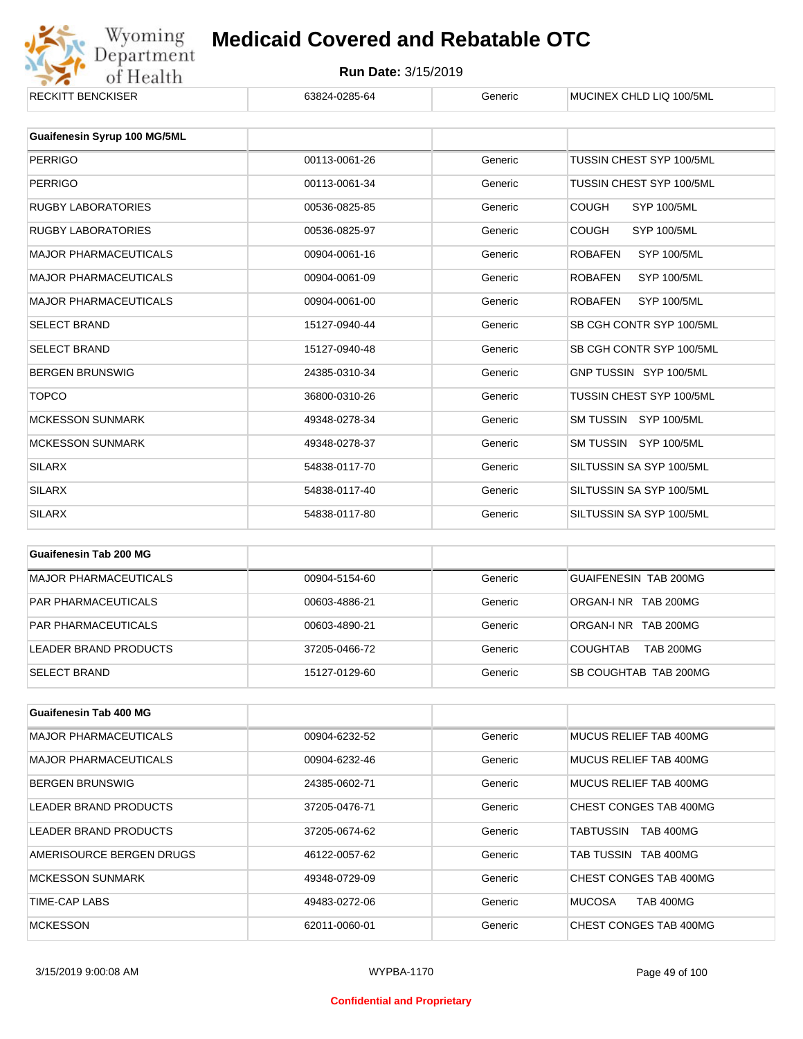| RECKITT BENCKISER | 63824-0285-64 | Generic | MUCINEX CHLD LIQ 100/5ML |
|---|---|---|---|

| Guaifenesin Syrup 100 MG/5ML | | | |
|---|---|---|---|
| PERRIGO | 00113-0061-26 | Generic | TUSSIN CHEST SYP 100/5ML |
| PERRIGO | 00113-0061-34 | Generic | TUSSIN CHEST SYP 100/5ML |
| RUGBY LABORATORIES | 00536-0825-85 | Generic | COUGH SYP 100/5ML |
| RUGBY LABORATORIES | 00536-0825-97 | Generic | COUGH SYP 100/5ML |
| MAJOR PHARMACEUTICALS | 00904-0061-16 | Generic | ROBAFEN SYP 100/5ML |
| MAJOR PHARMACEUTICALS | 00904-0061-09 | Generic | ROBAFEN SYP 100/5ML |
| MAJOR PHARMACEUTICALS | 00904-0061-00 | Generic | ROBAFEN SYP 100/5ML |
| SELECT BRAND | 15127-0940-44 | Generic | SB CGH CONTR SYP 100/5ML |
| SELECT BRAND | 15127-0940-48 | Generic | SB CGH CONTR SYP 100/5ML |
| BERGEN BRUNSWIG | 24385-0310-34 | Generic | GNP TUSSIN SYP 100/5ML |
| TOPCO | 36800-0310-26 | Generic | TUSSIN CHEST SYP 100/5ML |
| MCKESSON SUNMARK | 49348-0278-34 | Generic | SM TUSSIN SYP 100/5ML |
| MCKESSON SUNMARK | 49348-0278-37 | Generic | SM TUSSIN SYP 100/5ML |
| SILARX | 54838-0117-70 | Generic | SILTUSSIN SA SYP 100/5ML |
| SILARX | 54838-0117-40 | Generic | SILTUSSIN SA SYP 100/5ML |
| SILARX | 54838-0117-80 | Generic | SILTUSSIN SA SYP 100/5ML |

| Guaifenesin Tab 200 MG | | | |
|---|---|---|---|
| MAJOR PHARMACEUTICALS | 00904-5154-60 | Generic | GUAIFENESIN TAB 200MG |
| PAR PHARMACEUTICALS | 00603-4886-21 | Generic | ORGAN-I NR TAB 200MG |
| PAR PHARMACEUTICALS | 00603-4890-21 | Generic | ORGAN-I NR TAB 200MG |
| LEADER BRAND PRODUCTS | 37205-0466-72 | Generic | COUGHTAB TAB 200MG |
| SELECT BRAND | 15127-0129-60 | Generic | SB COUGHTAB TAB 200MG |

| Guaifenesin Tab 400 MG | | | |
|---|---|---|---|
| MAJOR PHARMACEUTICALS | 00904-6232-52 | Generic | MUCUS RELIEF TAB 400MG |
| MAJOR PHARMACEUTICALS | 00904-6232-46 | Generic | MUCUS RELIEF TAB 400MG |
| BERGEN BRUNSWIG | 24385-0602-71 | Generic | MUCUS RELIEF TAB 400MG |
| LEADER BRAND PRODUCTS | 37205-0476-71 | Generic | CHEST CONGES TAB 400MG |
| LEADER BRAND PRODUCTS | 37205-0674-62 | Generic | TABTUSSIN TAB 400MG |
| AMERISOURCE BERGEN DRUGS | 46122-0057-62 | Generic | TAB TUSSIN TAB 400MG |
| MCKESSON SUNMARK | 49348-0729-09 | Generic | CHEST CONGES TAB 400MG |
| TIME-CAP LABS | 49483-0272-06 | Generic | MUCOSA TAB 400MG |
| MCKESSON | 62011-0060-01 | Generic | CHEST CONGES TAB 400MG |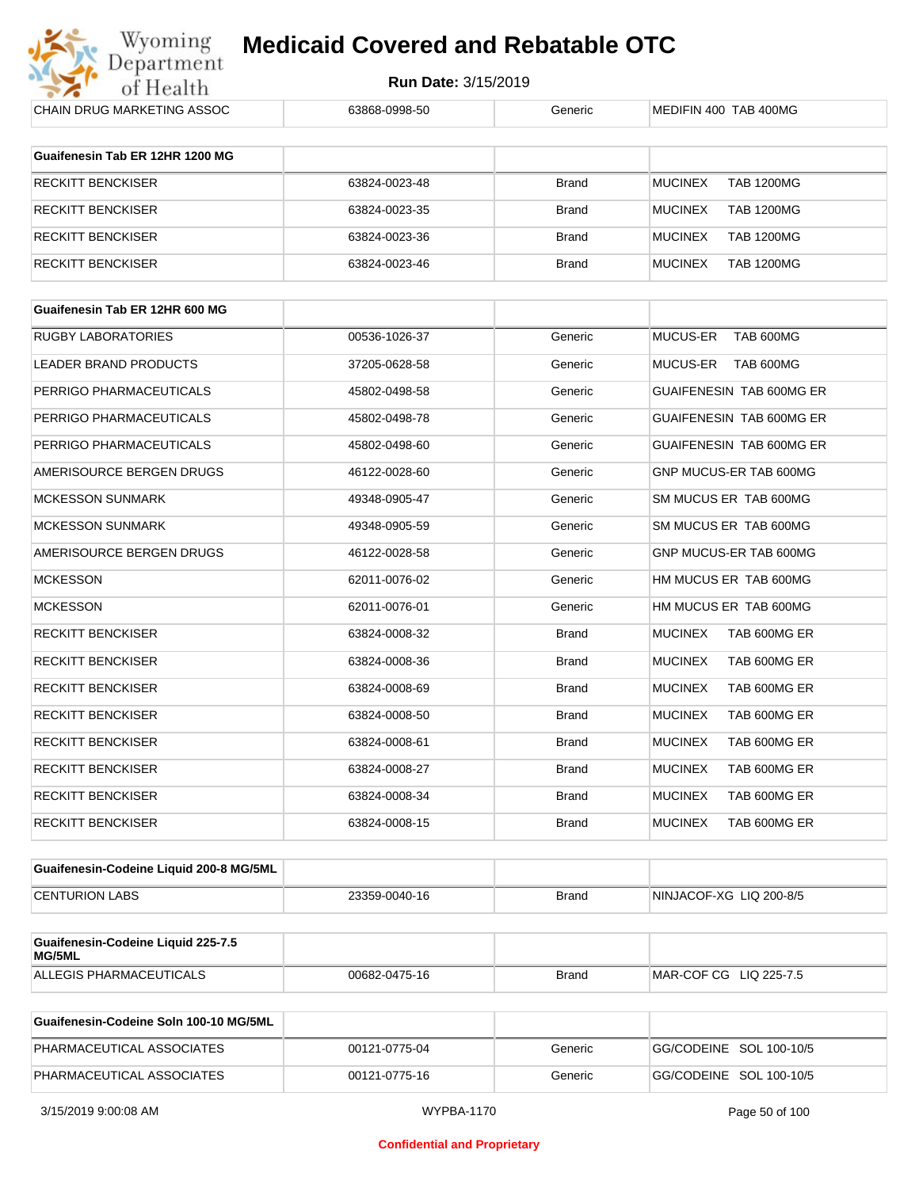| CHAIN DRUG MARKETING ASSOC | 63868-0998-50 | Generic | MEDIFIN 400 TAB 400MG |
|---|---|---|---|

| Guaifenesin Tab ER 12HR 1200 MG | | | |
|---|---|---|---|
| RECKITT BENCKISER | 63824-0023-48 | Brand | MUCINEX TAB 1200MG |
| RECKITT BENCKISER | 63824-0023-35 | Brand | MUCINEX TAB 1200MG |
| RECKITT BENCKISER | 63824-0023-36 | Brand | MUCINEX TAB 1200MG |
| RECKITT BENCKISER | 63824-0023-46 | Brand | MUCINEX TAB 1200MG |

| Guaifenesin Tab ER 12HR 600 MG | | | |
|---|---|---|---|
| RUGBY LABORATORIES | 00536-1026-37 | Generic | MUCUS-ER TAB 600MG |
| LEADER BRAND PRODUCTS | 37205-0628-58 | Generic | MUCUS-ER TAB 600MG |
| PERRIGO PHARMACEUTICALS | 45802-0498-58 | Generic | GUAIFENESIN TAB 600MG ER |
| PERRIGO PHARMACEUTICALS | 45802-0498-78 | Generic | GUAIFENESIN TAB 600MG ER |
| PERRIGO PHARMACEUTICALS | 45802-0498-60 | Generic | GUAIFENESIN TAB 600MG ER |
| AMERISOURCE BERGEN DRUGS | 46122-0028-60 | Generic | GNP MUCUS-ER TAB 600MG |
| MCKESSON SUNMARK | 49348-0905-47 | Generic | SM MUCUS ER TAB 600MG |
| MCKESSON SUNMARK | 49348-0905-59 | Generic | SM MUCUS ER TAB 600MG |
| AMERISOURCE BERGEN DRUGS | 46122-0028-58 | Generic | GNP MUCUS-ER TAB 600MG |
| MCKESSON | 62011-0076-02 | Generic | HM MUCUS ER TAB 600MG |
| MCKESSON | 62011-0076-01 | Generic | HM MUCUS ER TAB 600MG |
| RECKITT BENCKISER | 63824-0008-32 | Brand | MUCINEX TAB 600MG ER |
| RECKITT BENCKISER | 63824-0008-36 | Brand | MUCINEX TAB 600MG ER |
| RECKITT BENCKISER | 63824-0008-69 | Brand | MUCINEX TAB 600MG ER |
| RECKITT BENCKISER | 63824-0008-50 | Brand | MUCINEX TAB 600MG ER |
| RECKITT BENCKISER | 63824-0008-61 | Brand | MUCINEX TAB 600MG ER |
| RECKITT BENCKISER | 63824-0008-27 | Brand | MUCINEX TAB 600MG ER |
| RECKITT BENCKISER | 63824-0008-34 | Brand | MUCINEX TAB 600MG ER |
| RECKITT BENCKISER | 63824-0008-15 | Brand | MUCINEX TAB 600MG ER |

| Guaifenesin-Codeine Liquid 200-8 MG/5ML | | | |
|---|---|---|---|
| CENTURION LABS | 23359-0040-16 | Brand | NINJACOF-XG LIQ 200-8/5 |

| Guaifenesin-Codeine Liquid 225-7.5 MG/5ML | | | |
|---|---|---|---|
| ALLEGIS PHARMACEUTICALS | 00682-0475-16 | Brand | MAR-COF CG LIQ 225-7.5 |

| Guaifenesin-Codeine Soln 100-10 MG/5ML | | | |
|---|---|---|---|
| PHARMACEUTICAL ASSOCIATES | 00121-0775-04 | Generic | GG/CODEINE SOL 100-10/5 |
| PHARMACEUTICAL ASSOCIATES | 00121-0775-16 | Generic | GG/CODEINE SOL 100-10/5 |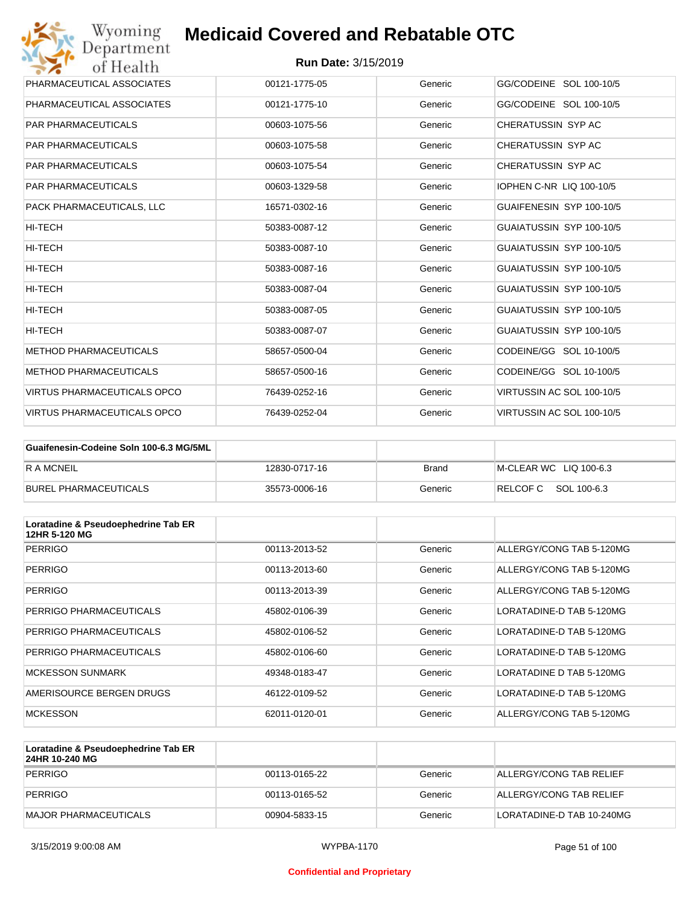# Medicaid Covered and Rebatable OTC

**Run Date:** 3/15/2019

| | | | |
|---|---|---|---|
| PHARMACEUTICAL ASSOCIATES | 00121-1775-05 | Generic | GG/CODEINE SOL 100-10/5 |
| PHARMACEUTICAL ASSOCIATES | 00121-1775-10 | Generic | GG/CODEINE SOL 100-10/5 |
| PAR PHARMACEUTICALS | 00603-1075-56 | Generic | CHERATUSSIN SYP AC |
| PAR PHARMACEUTICALS | 00603-1075-58 | Generic | CHERATUSSIN SYP AC |
| PAR PHARMACEUTICALS | 00603-1075-54 | Generic | CHERATUSSIN SYP AC |
| PAR PHARMACEUTICALS | 00603-1329-58 | Generic | IOPHEN C-NR LIQ 100-10/5 |
| PACK PHARMACEUTICALS, LLC | 16571-0302-16 | Generic | GUAIFENESIN SYP 100-10/5 |
| HI-TECH | 50383-0087-12 | Generic | GUAIATUSSIN SYP 100-10/5 |
| HI-TECH | 50383-0087-10 | Generic | GUAIATUSSIN SYP 100-10/5 |
| HI-TECH | 50383-0087-16 | Generic | GUAIATUSSIN SYP 100-10/5 |
| HI-TECH | 50383-0087-04 | Generic | GUAIATUSSIN SYP 100-10/5 |
| HI-TECH | 50383-0087-05 | Generic | GUAIATUSSIN SYP 100-10/5 |
| HI-TECH | 50383-0087-07 | Generic | GUAIATUSSIN SYP 100-10/5 |
| METHOD PHARMACEUTICALS | 58657-0500-04 | Generic | CODEINE/GG SOL 10-100/5 |
| METHOD PHARMACEUTICALS | 58657-0500-16 | Generic | CODEINE/GG SOL 10-100/5 |
| VIRTUS PHARMACEUTICALS OPCO | 76439-0252-16 | Generic | VIRTUSSIN AC SOL 100-10/5 |
| VIRTUS PHARMACEUTICALS OPCO | 76439-0252-04 | Generic | VIRTUSSIN AC SOL 100-10/5 |

| Guaifenesin-Codeine Soln 100-6.3 MG/5ML | | | |
|---|---|---|---|
| R A MCNEIL | 12830-0717-16 | Brand | M-CLEAR WC LIQ 100-6.3 |
| BUREL PHARMACEUTICALS | 35573-0006-16 | Generic | RELCOF C SOL 100-6.3 |

| Loratadine & Pseudoephedrine Tab ER 12HR 5-120 MG | | | |
|---|---|---|---|
| PERRIGO | 00113-2013-52 | Generic | ALLERGY/CONG TAB 5-120MG |
| PERRIGO | 00113-2013-60 | Generic | ALLERGY/CONG TAB 5-120MG |
| PERRIGO | 00113-2013-39 | Generic | ALLERGY/CONG TAB 5-120MG |
| PERRIGO PHARMACEUTICALS | 45802-0106-39 | Generic | LORATADINE-D TAB 5-120MG |
| PERRIGO PHARMACEUTICALS | 45802-0106-52 | Generic | LORATADINE-D TAB 5-120MG |
| PERRIGO PHARMACEUTICALS | 45802-0106-60 | Generic | LORATADINE-D TAB 5-120MG |
| MCKESSON SUNMARK | 49348-0183-47 | Generic | LORATADINE D TAB 5-120MG |
| AMERISOURCE BERGEN DRUGS | 46122-0109-52 | Generic | LORATADINE-D TAB 5-120MG |
| MCKESSON | 62011-0120-01 | Generic | ALLERGY/CONG TAB 5-120MG |

| Loratadine & Pseudoephedrine Tab ER 24HR 10-240 MG | | | |
|---|---|---|---|
| PERRIGO | 00113-0165-22 | Generic | ALLERGY/CONG TAB RELIEF |
| PERRIGO | 00113-0165-52 | Generic | ALLERGY/CONG TAB RELIEF |
| MAJOR PHARMACEUTICALS | 00904-5833-15 | Generic | LORATADINE-D TAB 10-240MG |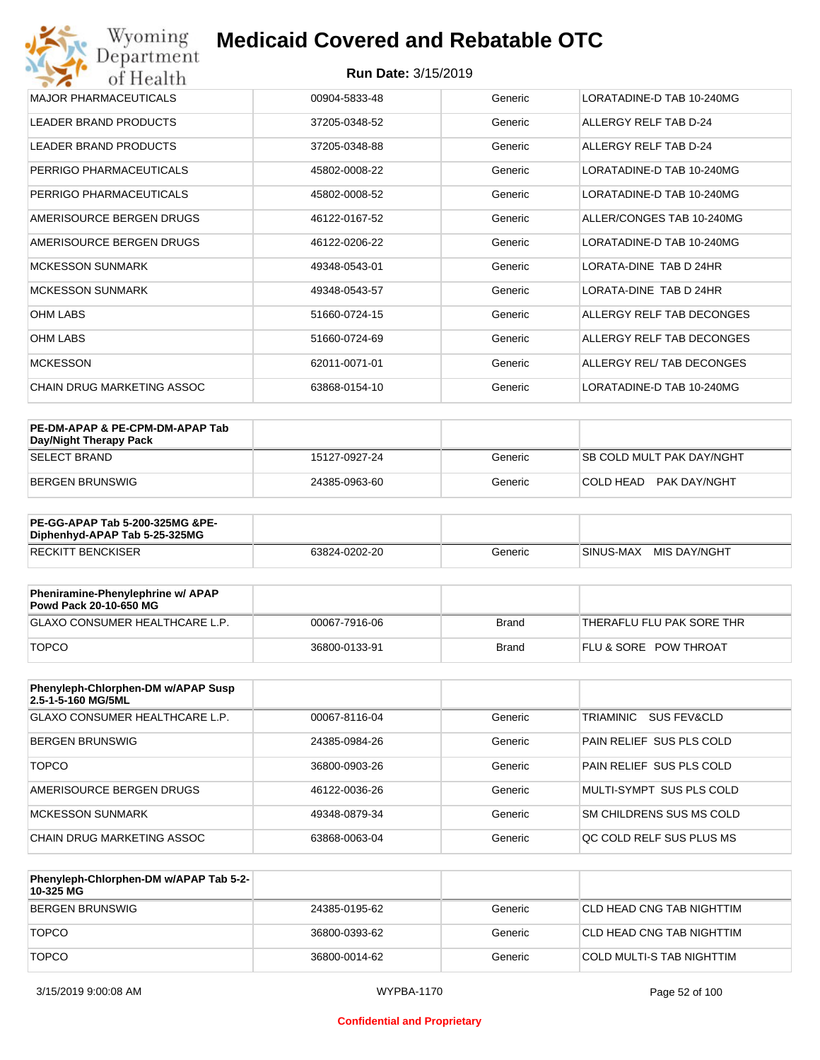| | | | |
|---|---|---|---|
| MAJOR PHARMACEUTICALS | 00904-5833-48 | Generic | LORATADINE-D TAB 10-240MG |
| LEADER BRAND PRODUCTS | 37205-0348-52 | Generic | ALLERGY RELF TAB D-24 |
| LEADER BRAND PRODUCTS | 37205-0348-88 | Generic | ALLERGY RELF TAB D-24 |
| PERRIGO PHARMACEUTICALS | 45802-0008-22 | Generic | LORATADINE-D TAB 10-240MG |
| PERRIGO PHARMACEUTICALS | 45802-0008-52 | Generic | LORATADINE-D TAB 10-240MG |
| AMERISOURCE BERGEN DRUGS | 46122-0167-52 | Generic | ALLER/CONGES TAB 10-240MG |
| AMERISOURCE BERGEN DRUGS | 46122-0206-22 | Generic | LORATADINE-D TAB 10-240MG |
| MCKESSON SUNMARK | 49348-0543-01 | Generic | LORATA-DINE TAB D 24HR |
| MCKESSON SUNMARK | 49348-0543-57 | Generic | LORATA-DINE TAB D 24HR |
| OHM LABS | 51660-0724-15 | Generic | ALLERGY RELF TAB DECONGES |
| OHM LABS | 51660-0724-69 | Generic | ALLERGY RELF TAB DECONGES |
| MCKESSON | 62011-0071-01 | Generic | ALLERGY REL/ TAB DECONGES |
| CHAIN DRUG MARKETING ASSOC | 63868-0154-10 | Generic | LORATADINE-D TAB 10-240MG |

| PE-DM-APAP & PE-CPM-DM-APAP Tab Day/Night Therapy Pack | | | |
|---|---|---|---|
| SELECT BRAND | 15127-0927-24 | Generic | SB COLD MULT PAK DAY/NGHT |
| BERGEN BRUNSWIG | 24385-0963-60 | Generic | COLD HEAD PAK DAY/NGHT |

| PE-GG-APAP Tab 5-200-325MG &PE-Diphenhyd-APAP Tab 5-25-325MG | | | |
|---|---|---|---|
| RECKITT BENCKISER | 63824-0202-20 | Generic | SINUS-MAX MIS DAY/NGHT |

| Pheniramine-Phenylephrine w/ APAP Powd Pack 20-10-650 MG | | | |
|---|---|---|---|
| GLAXO CONSUMER HEALTHCARE L.P. | 00067-7916-06 | Brand | THERAFLU FLU PAK SORE THR |
| TOPCO | 36800-0133-91 | Brand | FLU & SORE POW THROAT |

| Phenyleph-Chlorphen-DM w/APAP Susp 2.5-1-5-160 MG/5ML | | | |
|---|---|---|---|
| GLAXO CONSUMER HEALTHCARE L.P. | 00067-8116-04 | Generic | TRIAMINIC SUS FEV&CLD |
| BERGEN BRUNSWIG | 24385-0984-26 | Generic | PAIN RELIEF SUS PLS COLD |
| TOPCO | 36800-0903-26 | Generic | PAIN RELIEF SUS PLS COLD |
| AMERISOURCE BERGEN DRUGS | 46122-0036-26 | Generic | MULTI-SYMPT SUS PLS COLD |
| MCKESSON SUNMARK | 49348-0879-34 | Generic | SM CHILDRENS SUS MS COLD |
| CHAIN DRUG MARKETING ASSOC | 63868-0063-04 | Generic | QC COLD RELF SUS PLUS MS |

| Phenyleph-Chlorphen-DM w/APAP Tab 5-2-10-325 MG | | | |
|---|---|---|---|
| BERGEN BRUNSWIG | 24385-0195-62 | Generic | CLD HEAD CNG TAB NIGHTTIM |
| TOPCO | 36800-0393-62 | Generic | CLD HEAD CNG TAB NIGHTTIM |
| TOPCO | 36800-0014-62 | Generic | COLD MULTI-S TAB NIGHTTIM |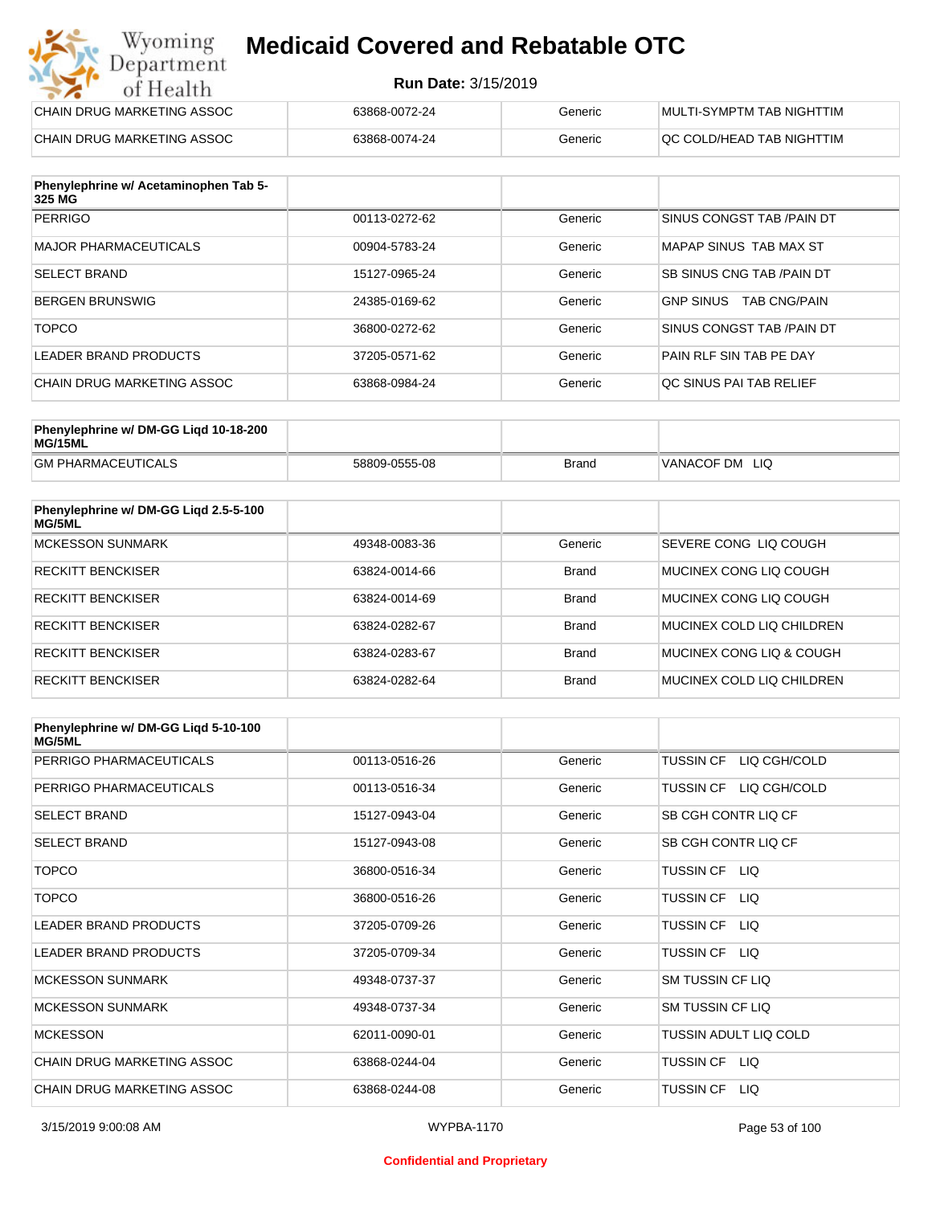| | | | |
|---|---|---|---|
| CHAIN DRUG MARKETING ASSOC | 63868-0072-24 | Generic | MULTI-SYMPTM TAB NIGHTTIM |
| CHAIN DRUG MARKETING ASSOC | 63868-0074-24 | Generic | QC COLD/HEAD TAB NIGHTTIM |

| Phenylephrine w/ Acetaminophen Tab 5-325 MG | | | |
|---|---|---|---|
| PERRIGO | 00113-0272-62 | Generic | SINUS CONGST TAB /PAIN DT |
| MAJOR PHARMACEUTICALS | 00904-5783-24 | Generic | MAPAP SINUS TAB MAX ST |
| SELECT BRAND | 15127-0965-24 | Generic | SB SINUS CNG TAB /PAIN DT |
| BERGEN BRUNSWIG | 24385-0169-62 | Generic | GNP SINUS TAB CNG/PAIN |
| TOPCO | 36800-0272-62 | Generic | SINUS CONGST TAB /PAIN DT |
| LEADER BRAND PRODUCTS | 37205-0571-62 | Generic | PAIN RLF SIN TAB PE DAY |
| CHAIN DRUG MARKETING ASSOC | 63868-0984-24 | Generic | QC SINUS PAI TAB RELIEF |

| Phenylephrine w/ DM-GG Liqd 10-18-200 MG/15ML | | | |
|---|---|---|---|
| GM PHARMACEUTICALS | 58809-0555-08 | Brand | VANACOF DM LIQ |

| Phenylephrine w/ DM-GG Liqd 2.5-5-100 MG/5ML | | | |
|---|---|---|---|
| MCKESSON SUNMARK | 49348-0083-36 | Generic | SEVERE CONG LIQ COUGH |
| RECKITT BENCKISER | 63824-0014-66 | Brand | MUCINEX CONG LIQ COUGH |
| RECKITT BENCKISER | 63824-0014-69 | Brand | MUCINEX CONG LIQ COUGH |
| RECKITT BENCKISER | 63824-0282-67 | Brand | MUCINEX COLD LIQ CHILDREN |
| RECKITT BENCKISER | 63824-0283-67 | Brand | MUCINEX CONG LIQ & COUGH |
| RECKITT BENCKISER | 63824-0282-64 | Brand | MUCINEX COLD LIQ CHILDREN |

| Phenylephrine w/ DM-GG Liqd 5-10-100 MG/5ML | | | |
|---|---|---|---|
| PERRIGO PHARMACEUTICALS | 00113-0516-26 | Generic | TUSSIN CF LIQ CGH/COLD |
| PERRIGO PHARMACEUTICALS | 00113-0516-34 | Generic | TUSSIN CF LIQ CGH/COLD |
| SELECT BRAND | 15127-0943-04 | Generic | SB CGH CONTR LIQ CF |
| SELECT BRAND | 15127-0943-08 | Generic | SB CGH CONTR LIQ CF |
| TOPCO | 36800-0516-34 | Generic | TUSSIN CF LIQ |
| TOPCO | 36800-0516-26 | Generic | TUSSIN CF LIQ |
| LEADER BRAND PRODUCTS | 37205-0709-26 | Generic | TUSSIN CF LIQ |
| LEADER BRAND PRODUCTS | 37205-0709-34 | Generic | TUSSIN CF LIQ |
| MCKESSON SUNMARK | 49348-0737-37 | Generic | SM TUSSIN CF LIQ |
| MCKESSON SUNMARK | 49348-0737-34 | Generic | SM TUSSIN CF LIQ |
| MCKESSON | 62011-0090-01 | Generic | TUSSIN ADULT LIQ COLD |
| CHAIN DRUG MARKETING ASSOC | 63868-0244-04 | Generic | TUSSIN CF LIQ |
| CHAIN DRUG MARKETING ASSOC | 63868-0244-08 | Generic | TUSSIN CF LIQ |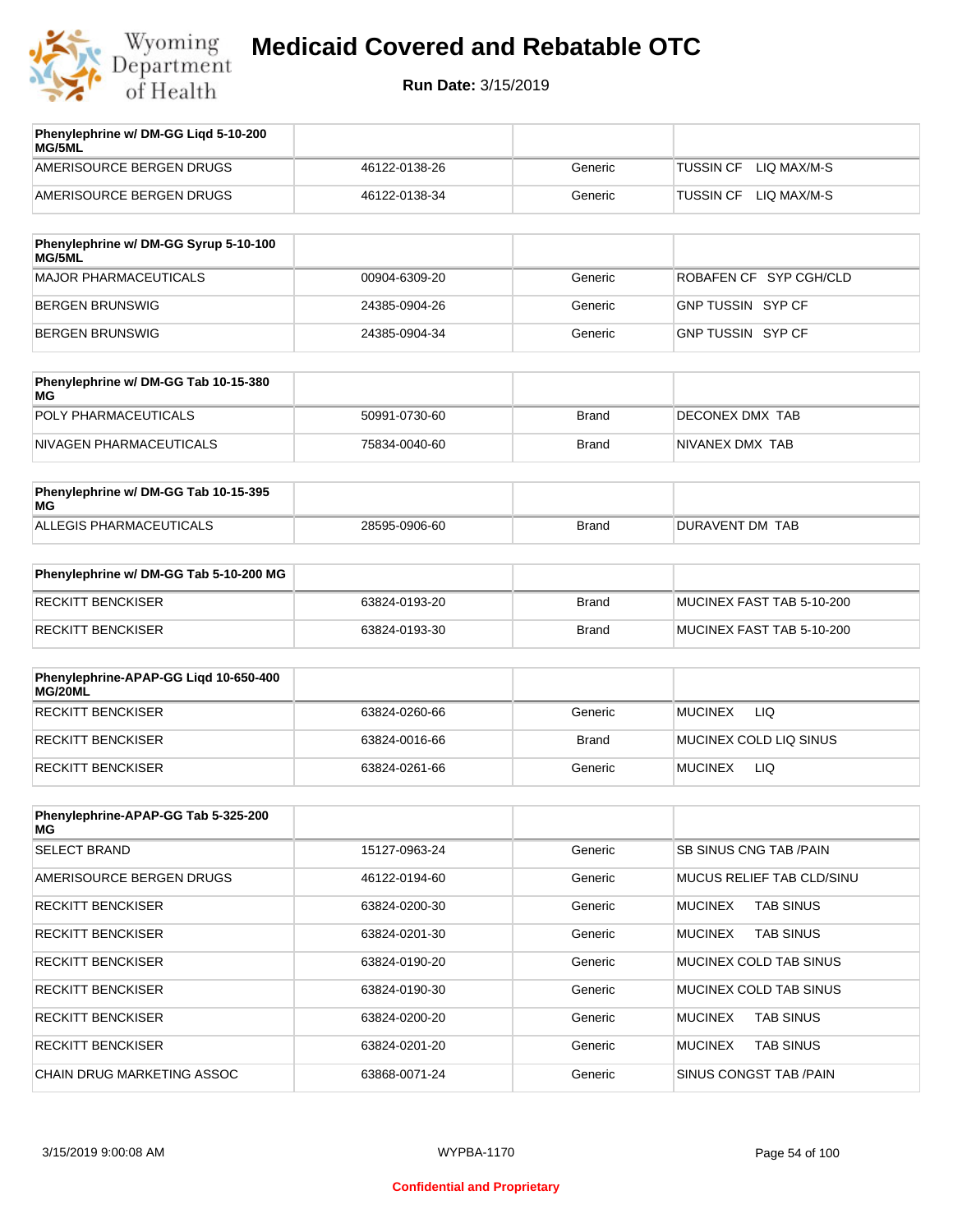# Medicaid Covered and Rebatable OTC

**Run Date:** 3/15/2019

| Phenylephrine w/ DM-GG Liqd 5-10-200 MG/5ML | | | |
|---|---|---|---|
| AMERISOURCE BERGEN DRUGS | 46122-0138-26 | Generic | TUSSIN CF LIQ MAX/M-S |
| AMERISOURCE BERGEN DRUGS | 46122-0138-34 | Generic | TUSSIN CF LIQ MAX/M-S |

| Phenylephrine w/ DM-GG Syrup 5-10-100 MG/5ML | | | |
|---|---|---|---|
| MAJOR PHARMACEUTICALS | 00904-6309-20 | Generic | ROBAFEN CF SYP CGH/CLD |
| BERGEN BRUNSWIG | 24385-0904-26 | Generic | GNP TUSSIN SYP CF |
| BERGEN BRUNSWIG | 24385-0904-34 | Generic | GNP TUSSIN SYP CF |

| Phenylephrine w/ DM-GG Tab 10-15-380 MG | | | |
|---|---|---|---|
| POLY PHARMACEUTICALS | 50991-0730-60 | Brand | DECONEX DMX TAB |
| NIVAGEN PHARMACEUTICALS | 75834-0040-60 | Brand | NIVANEX DMX TAB |

| Phenylephrine w/ DM-GG Tab 10-15-395 MG | | | |
|---|---|---|---|
| ALLEGIS PHARMACEUTICALS | 28595-0906-60 | Brand | DURAVENT DM TAB |

| Phenylephrine w/ DM-GG Tab 5-10-200 MG | | | |
|---|---|---|---|
| RECKITT BENCKISER | 63824-0193-20 | Brand | MUCINEX FAST TAB 5-10-200 |
| RECKITT BENCKISER | 63824-0193-30 | Brand | MUCINEX FAST TAB 5-10-200 |

| Phenylephrine-APAP-GG Liqd 10-650-400 MG/20ML | | | |
|---|---|---|---|
| RECKITT BENCKISER | 63824-0260-66 | Generic | MUCINEX LIQ |
| RECKITT BENCKISER | 63824-0016-66 | Brand | MUCINEX COLD LIQ SINUS |
| RECKITT BENCKISER | 63824-0261-66 | Generic | MUCINEX LIQ |

| Phenylephrine-APAP-GG Tab 5-325-200 MG | | | |
|---|---|---|---|
| SELECT BRAND | 15127-0963-24 | Generic | SB SINUS CNG TAB /PAIN |
| AMERISOURCE BERGEN DRUGS | 46122-0194-60 | Generic | MUCUS RELIEF TAB CLD/SINU |
| RECKITT BENCKISER | 63824-0200-30 | Generic | MUCINEX TAB SINUS |
| RECKITT BENCKISER | 63824-0201-30 | Generic | MUCINEX TAB SINUS |
| RECKITT BENCKISER | 63824-0190-20 | Generic | MUCINEX COLD TAB SINUS |
| RECKITT BENCKISER | 63824-0190-30 | Generic | MUCINEX COLD TAB SINUS |
| RECKITT BENCKISER | 63824-0200-20 | Generic | MUCINEX TAB SINUS |
| RECKITT BENCKISER | 63824-0201-20 | Generic | MUCINEX TAB SINUS |
| CHAIN DRUG MARKETING ASSOC | 63868-0071-24 | Generic | SINUS CONGST TAB /PAIN |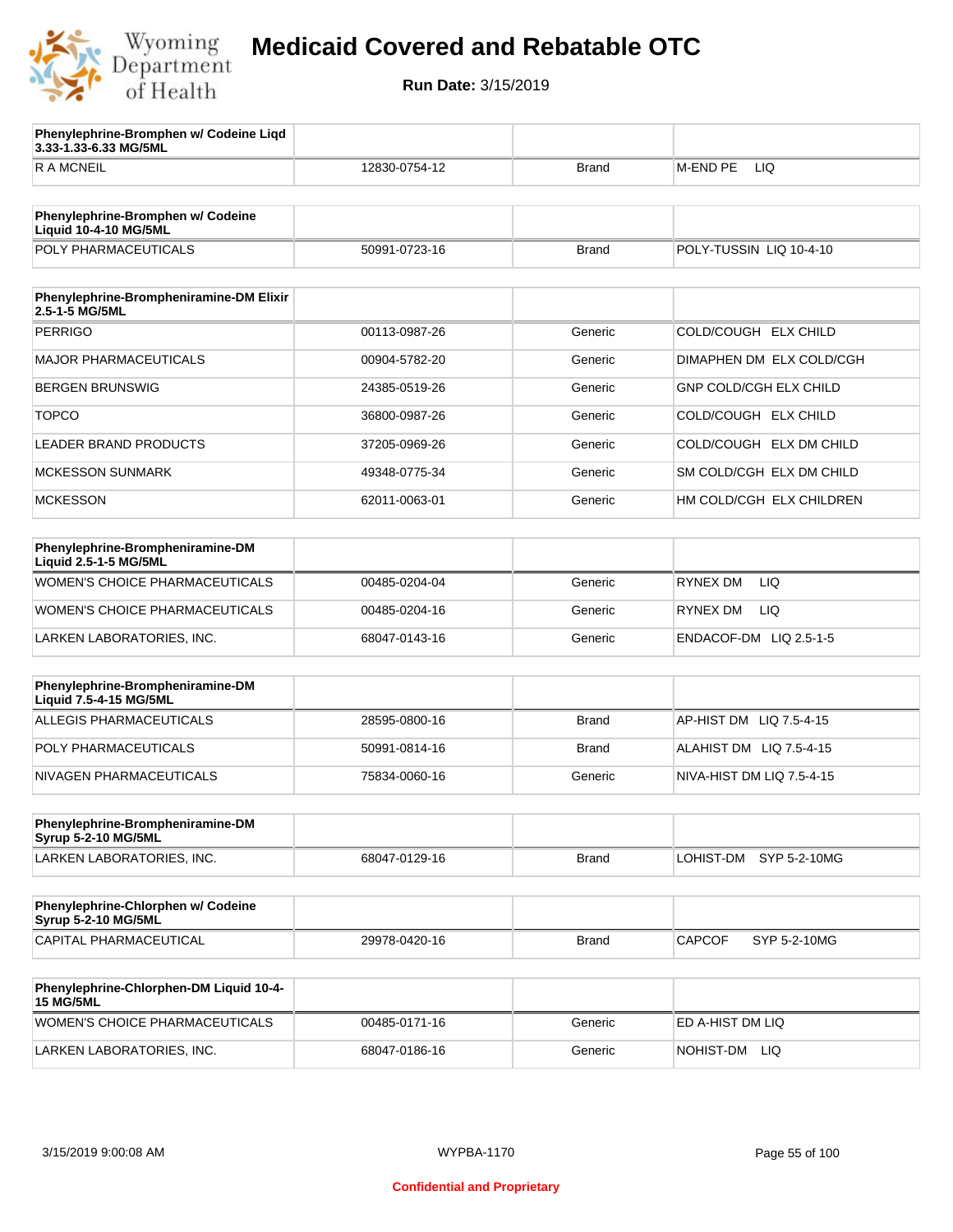# Medicaid Covered and Rebatable OTC

**Run Date:** 3/15/2019

| Phenylephrine-Bromphen w/ Codeine Liqd 3.33-1.33-6.33 MG/5ML | | | |
|---|---|---|---|
| R A MCNEIL | 12830-0754-12 | Brand | M-END PE LIQ |

| Phenylephrine-Bromphen w/ Codeine Liquid 10-4-10 MG/5ML | | | |
|---|---|---|---|
| POLY PHARMACEUTICALS | 50991-0723-16 | Brand | POLY-TUSSIN LIQ 10-4-10 |

| Phenylephrine-Brompheniramine-DM Elixir 2.5-1-5 MG/5ML | | | |
|---|---|---|---|
| PERRIGO | 00113-0987-26 | Generic | COLD/COUGH ELX CHILD |
| MAJOR PHARMACEUTICALS | 00904-5782-20 | Generic | DIMAPHEN DM ELX COLD/CGH |
| BERGEN BRUNSWIG | 24385-0519-26 | Generic | GNP COLD/CGH ELX CHILD |
| TOPCO | 36800-0987-26 | Generic | COLD/COUGH ELX CHILD |
| LEADER BRAND PRODUCTS | 37205-0969-26 | Generic | COLD/COUGH ELX DM CHILD |
| MCKESSON SUNMARK | 49348-0775-34 | Generic | SM COLD/CGH ELX DM CHILD |
| MCKESSON | 62011-0063-01 | Generic | HM COLD/CGH ELX CHILDREN |

| Phenylephrine-Brompheniramine-DM Liquid 2.5-1-5 MG/5ML | | | |
|---|---|---|---|
| WOMEN'S CHOICE PHARMACEUTICALS | 00485-0204-04 | Generic | RYNEX DM LIQ |
| WOMEN'S CHOICE PHARMACEUTICALS | 00485-0204-16 | Generic | RYNEX DM LIQ |
| LARKEN LABORATORIES, INC. | 68047-0143-16 | Generic | ENDACOF-DM LIQ 2.5-1-5 |

| Phenylephrine-Brompheniramine-DM Liquid 7.5-4-15 MG/5ML | | | |
|---|---|---|---|
| ALLEGIS PHARMACEUTICALS | 28595-0800-16 | Brand | AP-HIST DM LIQ 7.5-4-15 |
| POLY PHARMACEUTICALS | 50991-0814-16 | Brand | ALAHIST DM LIQ 7.5-4-15 |
| NIVAGEN PHARMACEUTICALS | 75834-0060-16 | Generic | NIVA-HIST DM LIQ 7.5-4-15 |

| Phenylephrine-Brompheniramine-DM Syrup 5-2-10 MG/5ML | | | |
|---|---|---|---|
| LARKEN LABORATORIES, INC. | 68047-0129-16 | Brand | LOHIST-DM SYP 5-2-10MG |

| Phenylephrine-Chlorphen w/ Codeine Syrup 5-2-10 MG/5ML | | | |
|---|---|---|---|
| CAPITAL PHARMACEUTICAL | 29978-0420-16 | Brand | CAPCOF SYP 5-2-10MG |

| Phenylephrine-Chlorphen-DM Liquid 10-4-15 MG/5ML | | | |
|---|---|---|---|
| WOMEN'S CHOICE PHARMACEUTICALS | 00485-0171-16 | Generic | ED A-HIST DM LIQ |
| LARKEN LABORATORIES, INC. | 68047-0186-16 | Generic | NOHIST-DM LIQ |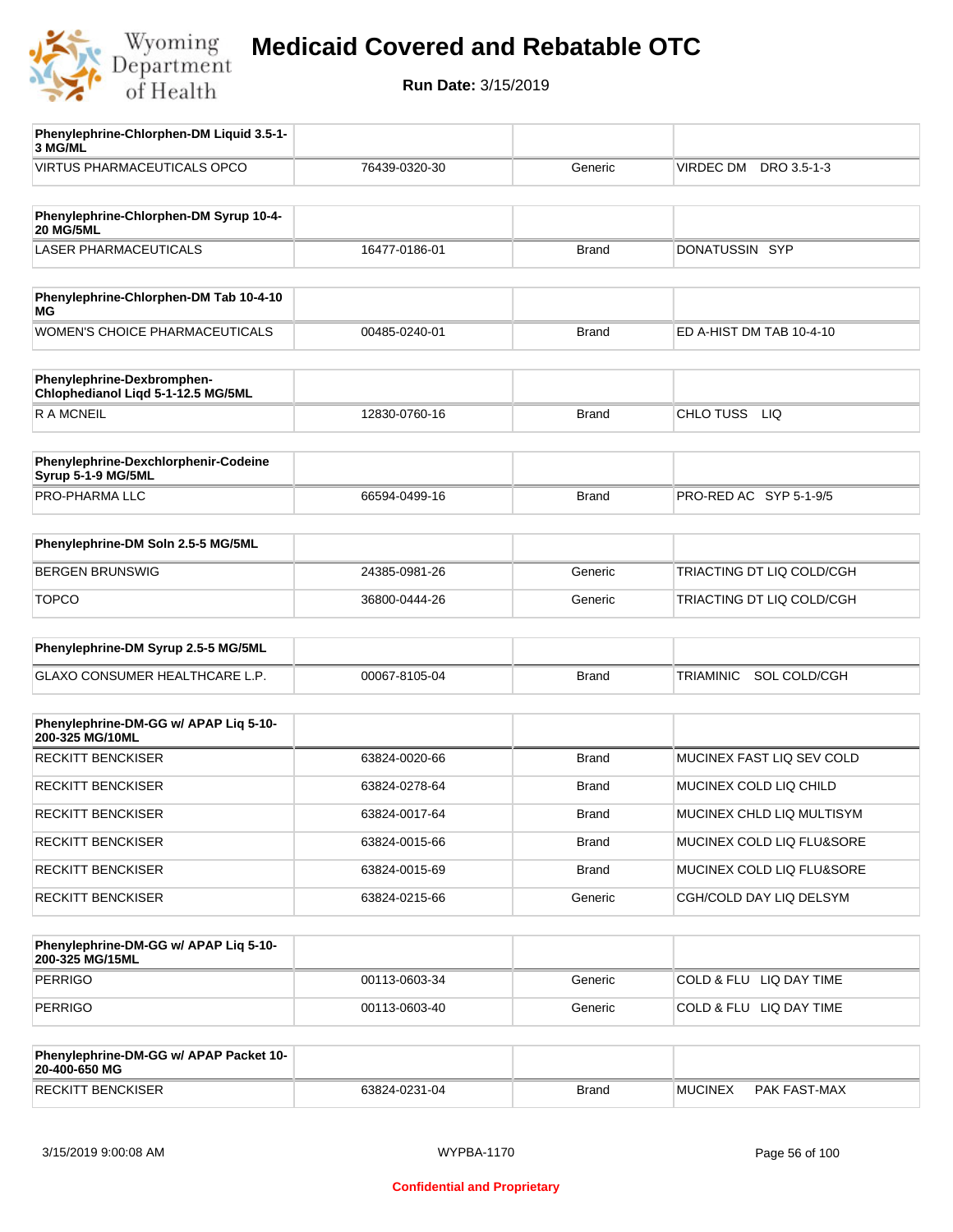# Medicaid Covered and Rebatable OTC

**Run Date:** 3/15/2019

| Phenylephrine-Chlorphen-DM Liquid 3.5-1-3 MG/ML | | | |
|---|---|---|---|
| VIRTUS PHARMACEUTICALS OPCO | 76439-0320-30 | Generic | VIRDEC DM DRO 3.5-1-3 |

| Phenylephrine-Chlorphen-DM Syrup 10-4-20 MG/5ML | | | |
|---|---|---|---|
| LASER PHARMACEUTICALS | 16477-0186-01 | Brand | DONATUSSIN SYP |

| Phenylephrine-Chlorphen-DM Tab 10-4-10 MG | | | |
|---|---|---|---|
| WOMEN'S CHOICE PHARMACEUTICALS | 00485-0240-01 | Brand | ED A-HIST DM TAB 10-4-10 |

| Phenylephrine-Dexbromphen-Chlophedianol Liqd 5-1-12.5 MG/5ML | | | |
|---|---|---|---|
| R A MCNEIL | 12830-0760-16 | Brand | CHLO TUSS LIQ |

| Phenylephrine-Dexchlorphenir-Codeine Syrup 5-1-9 MG/5ML | | | |
|---|---|---|---|
| PRO-PHARMA LLC | 66594-0499-16 | Brand | PRO-RED AC SYP 5-1-9/5 |

| Phenylephrine-DM Soln 2.5-5 MG/5ML | | | |
|---|---|---|---|
| BERGEN BRUNSWIG | 24385-0981-26 | Generic | TRIACTING DT LIQ COLD/CGH |
| TOPCO | 36800-0444-26 | Generic | TRIACTING DT LIQ COLD/CGH |

| Phenylephrine-DM Syrup 2.5-5 MG/5ML | | | |
|---|---|---|---|
| GLAXO CONSUMER HEALTHCARE L.P. | 00067-8105-04 | Brand | TRIAMINIC SOL COLD/CGH |

| Phenylephrine-DM-GG w/ APAP Liq 5-10-200-325 MG/10ML | | | |
|---|---|---|---|
| RECKITT BENCKISER | 63824-0020-66 | Brand | MUCINEX FAST LIQ SEV COLD |
| RECKITT BENCKISER | 63824-0278-64 | Brand | MUCINEX COLD LIQ CHILD |
| RECKITT BENCKISER | 63824-0017-64 | Brand | MUCINEX CHLD LIQ MULTISYM |
| RECKITT BENCKISER | 63824-0015-66 | Brand | MUCINEX COLD LIQ FLU&SORE |
| RECKITT BENCKISER | 63824-0015-69 | Brand | MUCINEX COLD LIQ FLU&SORE |
| RECKITT BENCKISER | 63824-0215-66 | Generic | CGH/COLD DAY LIQ DELSYM |

| Phenylephrine-DM-GG w/ APAP Liq 5-10-200-325 MG/15ML | | | |
|---|---|---|---|
| PERRIGO | 00113-0603-34 | Generic | COLD & FLU LIQ DAY TIME |
| PERRIGO | 00113-0603-40 | Generic | COLD & FLU LIQ DAY TIME |

| Phenylephrine-DM-GG w/ APAP Packet 10-20-400-650 MG | | | |
|---|---|---|---|
| RECKITT BENCKISER | 63824-0231-04 | Brand | MUCINEX PAK FAST-MAX |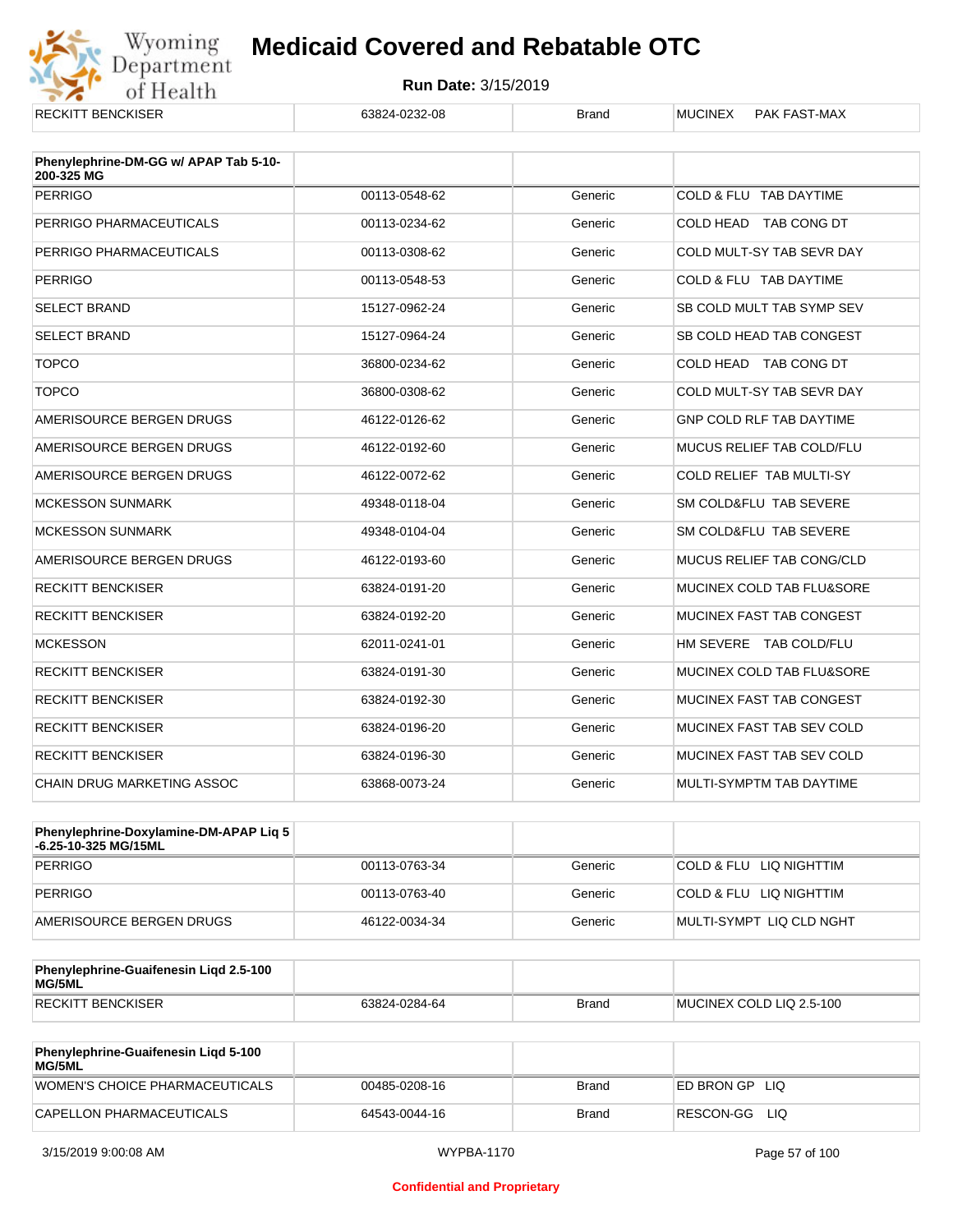| RECKITT BENCKISER | 63824-0232-08 | Brand | MUCINEX PAK FAST-MAX |
|---|---|---|---|

| Phenylephrine-DM-GG w/ APAP Tab 5-10-200-325 MG | | | |
|---|---|---|---|
| PERRIGO | 00113-0548-62 | Generic | COLD & FLU TAB DAYTIME |
| PERRIGO PHARMACEUTICALS | 00113-0234-62 | Generic | COLD HEAD TAB CONG DT |
| PERRIGO PHARMACEUTICALS | 00113-0308-62 | Generic | COLD MULT-SY TAB SEVR DAY |
| PERRIGO | 00113-0548-53 | Generic | COLD & FLU TAB DAYTIME |
| SELECT BRAND | 15127-0962-24 | Generic | SB COLD MULT TAB SYMP SEV |
| SELECT BRAND | 15127-0964-24 | Generic | SB COLD HEAD TAB CONGEST |
| TOPCO | 36800-0234-62 | Generic | COLD HEAD TAB CONG DT |
| TOPCO | 36800-0308-62 | Generic | COLD MULT-SY TAB SEVR DAY |
| AMERISOURCE BERGEN DRUGS | 46122-0126-62 | Generic | GNP COLD RLF TAB DAYTIME |
| AMERISOURCE BERGEN DRUGS | 46122-0192-60 | Generic | MUCUS RELIEF TAB COLD/FLU |
| AMERISOURCE BERGEN DRUGS | 46122-0072-62 | Generic | COLD RELIEF TAB MULTI-SY |
| MCKESSON SUNMARK | 49348-0118-04 | Generic | SM COLD&FLU TAB SEVERE |
| MCKESSON SUNMARK | 49348-0104-04 | Generic | SM COLD&FLU TAB SEVERE |
| AMERISOURCE BERGEN DRUGS | 46122-0193-60 | Generic | MUCUS RELIEF TAB CONG/CLD |
| RECKITT BENCKISER | 63824-0191-20 | Generic | MUCINEX COLD TAB FLU&SORE |
| RECKITT BENCKISER | 63824-0192-20 | Generic | MUCINEX FAST TAB CONGEST |
| MCKESSON | 62011-0241-01 | Generic | HM SEVERE TAB COLD/FLU |
| RECKITT BENCKISER | 63824-0191-30 | Generic | MUCINEX COLD TAB FLU&SORE |
| RECKITT BENCKISER | 63824-0192-30 | Generic | MUCINEX FAST TAB CONGEST |
| RECKITT BENCKISER | 63824-0196-20 | Generic | MUCINEX FAST TAB SEV COLD |
| RECKITT BENCKISER | 63824-0196-30 | Generic | MUCINEX FAST TAB SEV COLD |
| CHAIN DRUG MARKETING ASSOC | 63868-0073-24 | Generic | MULTI-SYMPTM TAB DAYTIME |

| Phenylephrine-Doxylamine-DM-APAP Liq 5-6.25-10-325 MG/15ML | | | |
|---|---|---|---|
| PERRIGO | 00113-0763-34 | Generic | COLD & FLU LIQ NIGHTTIM |
| PERRIGO | 00113-0763-40 | Generic | COLD & FLU LIQ NIGHTTIM |
| AMERISOURCE BERGEN DRUGS | 46122-0034-34 | Generic | MULTI-SYMPT LIQ CLD NGHT |

| Phenylephrine-Guaifenesin Liqd 2.5-100 MG/5ML | | | |
|---|---|---|---|
| RECKITT BENCKISER | 63824-0284-64 | Brand | MUCINEX COLD LIQ 2.5-100 |

| Phenylephrine-Guaifenesin Liqd 5-100 MG/5ML | | | |
|---|---|---|---|
| WOMEN'S CHOICE PHARMACEUTICALS | 00485-0208-16 | Brand | ED BRON GP LIQ |
| CAPELLON PHARMACEUTICALS | 64543-0044-16 | Brand | RESCON-GG LIQ |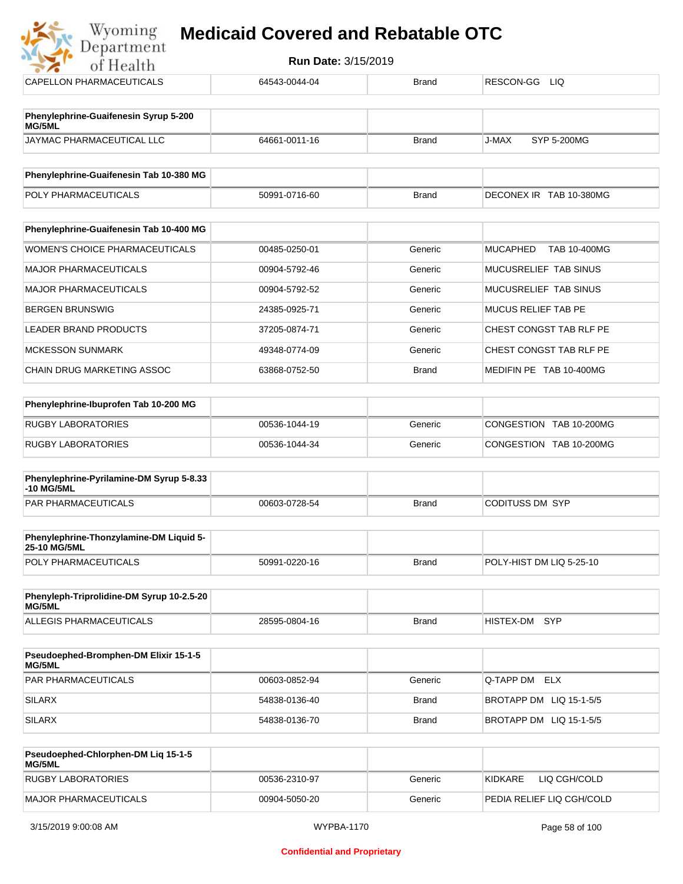| CAPELLON PHARMACEUTICALS | 64543-0044-04 | Brand | RESCON-GG LIQ |
|---|---|---|---|

| Phenylephrine-Guaifenesin Syrup 5-200 MG/5ML | | | |
|---|---|---|---|
| JAYMAC PHARMACEUTICAL LLC | 64661-0011-16 | Brand | J-MAX SYP 5-200MG |

| Phenylephrine-Guaifenesin Tab 10-380 MG | | | |
|---|---|---|---|
| POLY PHARMACEUTICALS | 50991-0716-60 | Brand | DECONEX IR TAB 10-380MG |

| Phenylephrine-Guaifenesin Tab 10-400 MG | | | |
|---|---|---|---|
| WOMEN'S CHOICE PHARMACEUTICALS | 00485-0250-01 | Generic | MUCAPHED TAB 10-400MG |
| MAJOR PHARMACEUTICALS | 00904-5792-46 | Generic | MUCUSRELIEF TAB SINUS |
| MAJOR PHARMACEUTICALS | 00904-5792-52 | Generic | MUCUSRELIEF TAB SINUS |
| BERGEN BRUNSWIG | 24385-0925-71 | Generic | MUCUS RELIEF TAB PE |
| LEADER BRAND PRODUCTS | 37205-0874-71 | Generic | CHEST CONGST TAB RLF PE |
| MCKESSON SUNMARK | 49348-0774-09 | Generic | CHEST CONGST TAB RLF PE |
| CHAIN DRUG MARKETING ASSOC | 63868-0752-50 | Brand | MEDIFIN PE TAB 10-400MG |

| Phenylephrine-Ibuprofen Tab 10-200 MG | | | |
|---|---|---|---|
| RUGBY LABORATORIES | 00536-1044-19 | Generic | CONGESTION TAB 10-200MG |
| RUGBY LABORATORIES | 00536-1044-34 | Generic | CONGESTION TAB 10-200MG |

| Phenylephrine-Pyrilamine-DM Syrup 5-8.33 -10 MG/5ML | | | |
|---|---|---|---|
| PAR PHARMACEUTICALS | 00603-0728-54 | Brand | CODITUSS DM SYP |

| Phenylephrine-Thonzylamine-DM Liquid 5-25-10 MG/5ML | | | |
|---|---|---|---|
| POLY PHARMACEUTICALS | 50991-0220-16 | Brand | POLY-HIST DM LIQ 5-25-10 |

| Phenyleph-Triprolidine-DM Syrup 10-2.5-20 MG/5ML | | | |
|---|---|---|---|
| ALLEGIS PHARMACEUTICALS | 28595-0804-16 | Brand | HISTEX-DM SYP |

| Pseudoephed-Bromphen-DM Elixir 15-1-5 MG/5ML | | | |
|---|---|---|---|
| PAR PHARMACEUTICALS | 00603-0852-94 | Generic | Q-TAPP DM ELX |
| SILARX | 54838-0136-40 | Brand | BROTAPP DM LIQ 15-1-5/5 |
| SILARX | 54838-0136-70 | Brand | BROTAPP DM LIQ 15-1-5/5 |

| Pseudoephed-Chlorphen-DM Liq 15-1-5 MG/5ML | | | |
|---|---|---|---|
| RUGBY LABORATORIES | 00536-2310-97 | Generic | KIDKARE LIQ CGH/COLD |
| MAJOR PHARMACEUTICALS | 00904-5050-20 | Generic | PEDIA RELIEF LIQ CGH/COLD |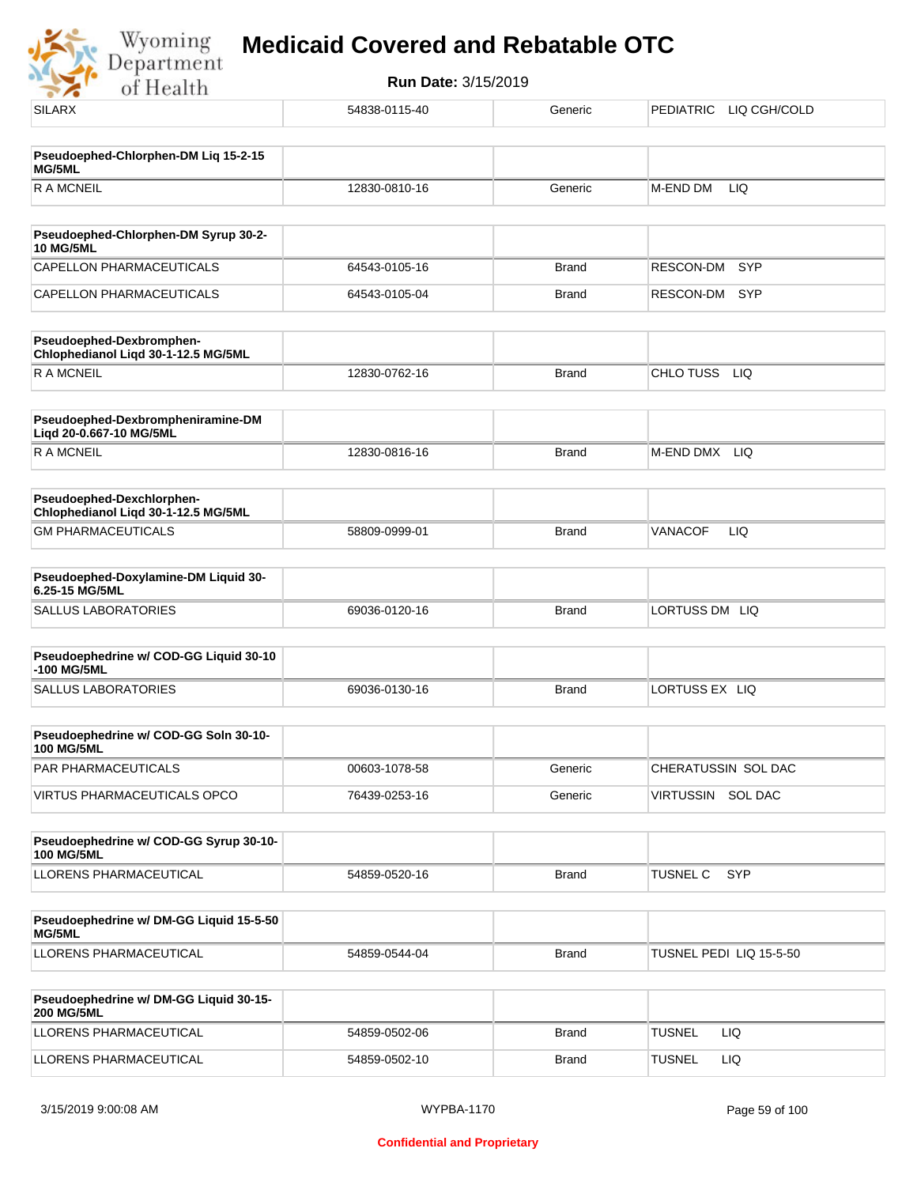| SILARX | 54838-0115-40 | Generic | PEDIATRIC LIQ CGH/COLD |
|---|---|---|---|

| **Pseudoephed-Chlorphen-DM Liq 15-2-15 MG/5ML** | | | |
|---|---|---|---|
| R A MCNEIL | 12830-0810-16 | Generic | M-END DM LIQ |

| **Pseudoephed-Chlorphen-DM Syrup 30-2-10 MG/5ML** | | | |
|---|---|---|---|
| CAPELLON PHARMACEUTICALS | 64543-0105-16 | Brand | RESCON-DM SYP |
| CAPELLON PHARMACEUTICALS | 64543-0105-04 | Brand | RESCON-DM SYP |

| **Pseudoephed-Dexbromphen-Chlophedianol Liqd 30-1-12.5 MG/5ML** | | | |
|---|---|---|---|
| R A MCNEIL | 12830-0762-16 | Brand | CHLO TUSS LIQ |

| **Pseudoephed-Dexbrompheniramine-DM Liqd 20-0.667-10 MG/5ML** | | | |
|---|---|---|---|
| R A MCNEIL | 12830-0816-16 | Brand | M-END DMX LIQ |

| **Pseudoephed-Dexchlorphen-Chlophedianol Liqd 30-1-12.5 MG/5ML** | | | |
|---|---|---|---|
| GM PHARMACEUTICALS | 58809-0999-01 | Brand | VANACOF LIQ |

| **Pseudoephed-Doxylamine-DM Liquid 30-6.25-15 MG/5ML** | | | |
|---|---|---|---|
| SALLUS LABORATORIES | 69036-0120-16 | Brand | LORTUSS DM LIQ |

| **Pseudoephedrine w/ COD-GG Liquid 30-10-100 MG/5ML** | | | |
|---|---|---|---|
| SALLUS LABORATORIES | 69036-0130-16 | Brand | LORTUSS EX LIQ |

| **Pseudoephedrine w/ COD-GG Soln 30-10-100 MG/5ML** | | | |
|---|---|---|---|
| PAR PHARMACEUTICALS | 00603-1078-58 | Generic | CHERATUSSIN SOL DAC |
| VIRTUS PHARMACEUTICALS OPCO | 76439-0253-16 | Generic | VIRTUSSIN SOL DAC |

| **Pseudoephedrine w/ COD-GG Syrup 30-10-100 MG/5ML** | | | |
|---|---|---|---|
| LLORENS PHARMACEUTICAL | 54859-0520-16 | Brand | TUSNEL C SYP |

| **Pseudoephedrine w/ DM-GG Liquid 15-5-50 MG/5ML** | | | |
|---|---|---|---|
| LLORENS PHARMACEUTICAL | 54859-0544-04 | Brand | TUSNEL PEDI LIQ 15-5-50 |

| **Pseudoephedrine w/ DM-GG Liquid 30-15-200 MG/5ML** | | | |
|---|---|---|---|
| LLORENS PHARMACEUTICAL | 54859-0502-06 | Brand | TUSNEL LIQ |
| LLORENS PHARMACEUTICAL | 54859-0502-10 | Brand | TUSNEL LIQ |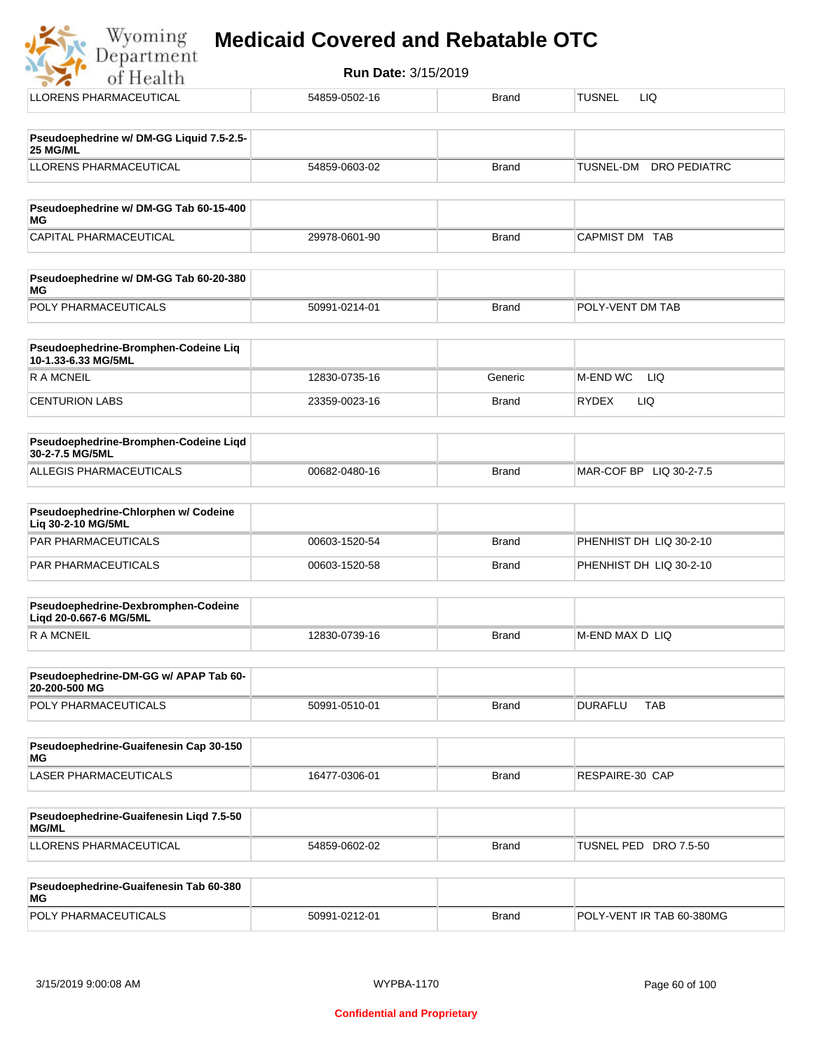| LLORENS PHARMACEUTICAL | 54859-0502-16 | Brand | TUSNEL LIQ |
|---|---|---|---|

| Pseudoephedrine w/ DM-GG Liquid 7.5-2.5-25 MG/ML | | | |
|---|---|---|---|
| LLORENS PHARMACEUTICAL | 54859-0603-02 | Brand | TUSNEL-DM DRO PEDIATRC |

| Pseudoephedrine w/ DM-GG Tab 60-15-400 MG | | | |
|---|---|---|---|
| CAPITAL PHARMACEUTICAL | 29978-0601-90 | Brand | CAPMIST DM TAB |

| Pseudoephedrine w/ DM-GG Tab 60-20-380 MG | | | |
|---|---|---|---|
| POLY PHARMACEUTICALS | 50991-0214-01 | Brand | POLY-VENT DM TAB |

| Pseudoephedrine-Bromphen-Codeine Liq 10-1.33-6.33 MG/5ML | | | |
|---|---|---|---|
| R A MCNEIL | 12830-0735-16 | Generic | M-END WC LIQ |
| CENTURION LABS | 23359-0023-16 | Brand | RYDEX LIQ |

| Pseudoephedrine-Bromphen-Codeine Liqd 30-2-7.5 MG/5ML | | | |
|---|---|---|---|
| ALLEGIS PHARMACEUTICALS | 00682-0480-16 | Brand | MAR-COF BP LIQ 30-2-7.5 |

| Pseudoephedrine-Chlorphen w/ Codeine Liq 30-2-10 MG/5ML | | | |
|---|---|---|---|
| PAR PHARMACEUTICALS | 00603-1520-54 | Brand | PHENHIST DH LIQ 30-2-10 |
| PAR PHARMACEUTICALS | 00603-1520-58 | Brand | PHENHIST DH LIQ 30-2-10 |

| Pseudoephedrine-Dexbromphen-Codeine Liqd 20-0.667-6 MG/5ML | | | |
|---|---|---|---|
| R A MCNEIL | 12830-0739-16 | Brand | M-END MAX D LIQ |

| Pseudoephedrine-DM-GG w/ APAP Tab 60-20-200-500 MG | | | |
|---|---|---|---|
| POLY PHARMACEUTICALS | 50991-0510-01 | Brand | DURAFLU TAB |

| Pseudoephedrine-Guaifenesin Cap 30-150 MG | | | |
|---|---|---|---|
| LASER PHARMACEUTICALS | 16477-0306-01 | Brand | RESPAIRE-30 CAP |

| Pseudoephedrine-Guaifenesin Liqd 7.5-50 MG/ML | | | |
|---|---|---|---|
| LLORENS PHARMACEUTICAL | 54859-0602-02 | Brand | TUSNEL PED DRO 7.5-50 |

| Pseudoephedrine-Guaifenesin Tab 60-380 MG | | | |
|---|---|---|---|
| POLY PHARMACEUTICALS | 50991-0212-01 | Brand | POLY-VENT IR TAB 60-380MG |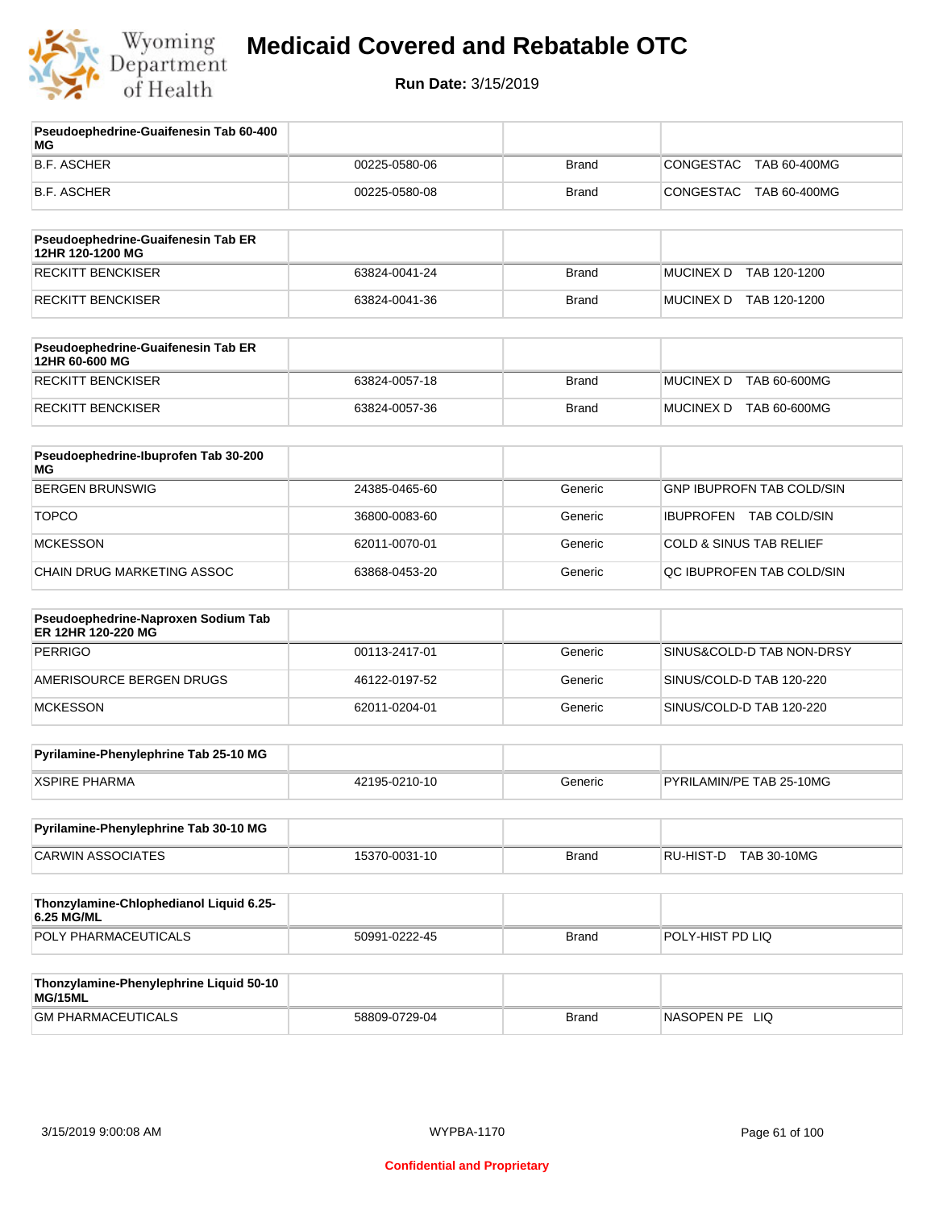# Medicaid Covered and Rebatable OTC

**Run Date:** 3/15/2019

| Pseudoephedrine-Guaifenesin Tab 60-400 MG | | | |
|---|---|---|---|
| B.F. ASCHER | 00225-0580-06 | Brand | CONGESTAC TAB 60-400MG |
| B.F. ASCHER | 00225-0580-08 | Brand | CONGESTAC TAB 60-400MG |

| Pseudoephedrine-Guaifenesin Tab ER 12HR 120-1200 MG | | | |
|---|---|---|---|
| RECKITT BENCKISER | 63824-0041-24 | Brand | MUCINEX D TAB 120-1200 |
| RECKITT BENCKISER | 63824-0041-36 | Brand | MUCINEX D TAB 120-1200 |

| Pseudoephedrine-Guaifenesin Tab ER 12HR 60-600 MG | | | |
|---|---|---|---|
| RECKITT BENCKISER | 63824-0057-18 | Brand | MUCINEX D TAB 60-600MG |
| RECKITT BENCKISER | 63824-0057-36 | Brand | MUCINEX D TAB 60-600MG |

| Pseudoephedrine-Ibuprofen Tab 30-200 MG | | | |
|---|---|---|---|
| BERGEN BRUNSWIG | 24385-0465-60 | Generic | GNP IBUPROFN TAB COLD/SIN |
| TOPCO | 36800-0083-60 | Generic | IBUPROFEN TAB COLD/SIN |
| MCKESSON | 62011-0070-01 | Generic | COLD & SINUS TAB RELIEF |
| CHAIN DRUG MARKETING ASSOC | 63868-0453-20 | Generic | QC IBUPROFEN TAB COLD/SIN |

| Pseudoephedrine-Naproxen Sodium Tab ER 12HR 120-220 MG | | | |
|---|---|---|---|
| PERRIGO | 00113-2417-01 | Generic | SINUS&COLD-D TAB NON-DRSY |
| AMERISOURCE BERGEN DRUGS | 46122-0197-52 | Generic | SINUS/COLD-D TAB 120-220 |
| MCKESSON | 62011-0204-01 | Generic | SINUS/COLD-D TAB 120-220 |

| Pyrilamine-Phenylephrine Tab 25-10 MG | | | |
|---|---|---|---|
| XSPIRE PHARMA | 42195-0210-10 | Generic | PYRILAMIN/PE TAB 25-10MG |

| Pyrilamine-Phenylephrine Tab 30-10 MG | | | |
|---|---|---|---|
| CARWIN ASSOCIATES | 15370-0031-10 | Brand | RU-HIST-D TAB 30-10MG |

| Thonzylamine-Chlophedianol Liquid 6.25-6.25 MG/ML | | | |
|---|---|---|---|
| POLY PHARMACEUTICALS | 50991-0222-45 | Brand | POLY-HIST PD LIQ |

| Thonzylamine-Phenylephrine Liquid 50-10 MG/15ML | | | |
|---|---|---|---|
| GM PHARMACEUTICALS | 58809-0729-04 | Brand | NASOPEN PE LIQ |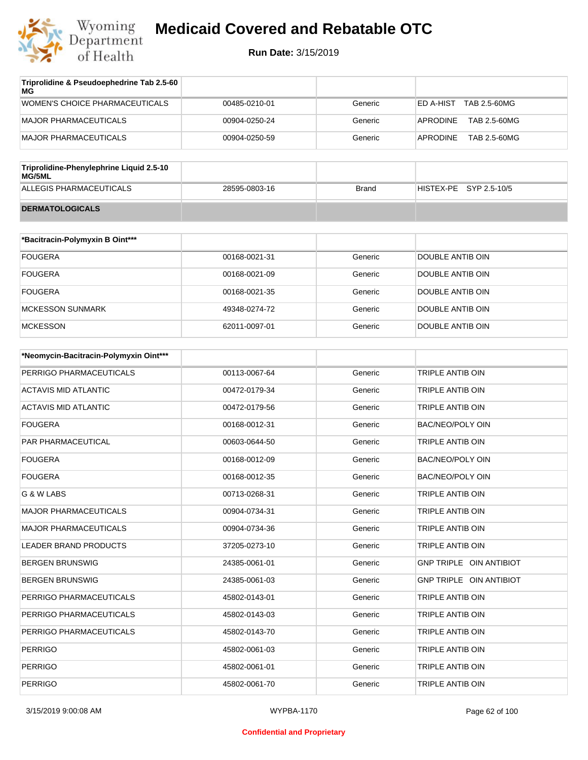| Triprolidine & Pseudoephedrine Tab 2.5-60 MG | | | |
|---|---|---|---|
| WOMEN'S CHOICE PHARMACEUTICALS | 00485-0210-01 | Generic | ED A-HIST TAB 2.5-60MG |
| MAJOR PHARMACEUTICALS | 00904-0250-24 | Generic | APRODINE TAB 2.5-60MG |
| MAJOR PHARMACEUTICALS | 00904-0250-59 | Generic | APRODINE TAB 2.5-60MG |

| Triprolidine-Phenylephrine Liquid 2.5-10 MG/5ML | | | |
|---|---|---|---|
| ALLEGIS PHARMACEUTICALS | 28595-0803-16 | Brand | HISTEX-PE SYP 2.5-10/5 |
| **DERMATOLOGICALS** | | | |

| *Bacitracin-Polymyxin B Oint*** | | | |
|---|---|---|---|
| FOUGERA | 00168-0021-31 | Generic | DOUBLE ANTIB OIN |
| FOUGERA | 00168-0021-09 | Generic | DOUBLE ANTIB OIN |
| FOUGERA | 00168-0021-35 | Generic | DOUBLE ANTIB OIN |
| MCKESSON SUNMARK | 49348-0274-72 | Generic | DOUBLE ANTIB OIN |
| MCKESSON | 62011-0097-01 | Generic | DOUBLE ANTIB OIN |

| *Neomycin-Bacitracin-Polymyxin Oint*** | | | |
|---|---|---|---|
| PERRIGO PHARMACEUTICALS | 00113-0067-64 | Generic | TRIPLE ANTIB OIN |
| ACTAVIS MID ATLANTIC | 00472-0179-34 | Generic | TRIPLE ANTIB OIN |
| ACTAVIS MID ATLANTIC | 00472-0179-56 | Generic | TRIPLE ANTIB OIN |
| FOUGERA | 00168-0012-31 | Generic | BAC/NEO/POLY OIN |
| PAR PHARMACEUTICAL | 00603-0644-50 | Generic | TRIPLE ANTIB OIN |
| FOUGERA | 00168-0012-09 | Generic | BAC/NEO/POLY OIN |
| FOUGERA | 00168-0012-35 | Generic | BAC/NEO/POLY OIN |
| G & W LABS | 00713-0268-31 | Generic | TRIPLE ANTIB OIN |
| MAJOR PHARMACEUTICALS | 00904-0734-31 | Generic | TRIPLE ANTIB OIN |
| MAJOR PHARMACEUTICALS | 00904-0734-36 | Generic | TRIPLE ANTIB OIN |
| LEADER BRAND PRODUCTS | 37205-0273-10 | Generic | TRIPLE ANTIB OIN |
| BERGEN BRUNSWIG | 24385-0061-01 | Generic | GNP TRIPLE OIN ANTIBIOT |
| BERGEN BRUNSWIG | 24385-0061-03 | Generic | GNP TRIPLE OIN ANTIBIOT |
| PERRIGO PHARMACEUTICALS | 45802-0143-01 | Generic | TRIPLE ANTIB OIN |
| PERRIGO PHARMACEUTICALS | 45802-0143-03 | Generic | TRIPLE ANTIB OIN |
| PERRIGO PHARMACEUTICALS | 45802-0143-70 | Generic | TRIPLE ANTIB OIN |
| PERRIGO | 45802-0061-03 | Generic | TRIPLE ANTIB OIN |
| PERRIGO | 45802-0061-01 | Generic | TRIPLE ANTIB OIN |
| PERRIGO | 45802-0061-70 | Generic | TRIPLE ANTIB OIN |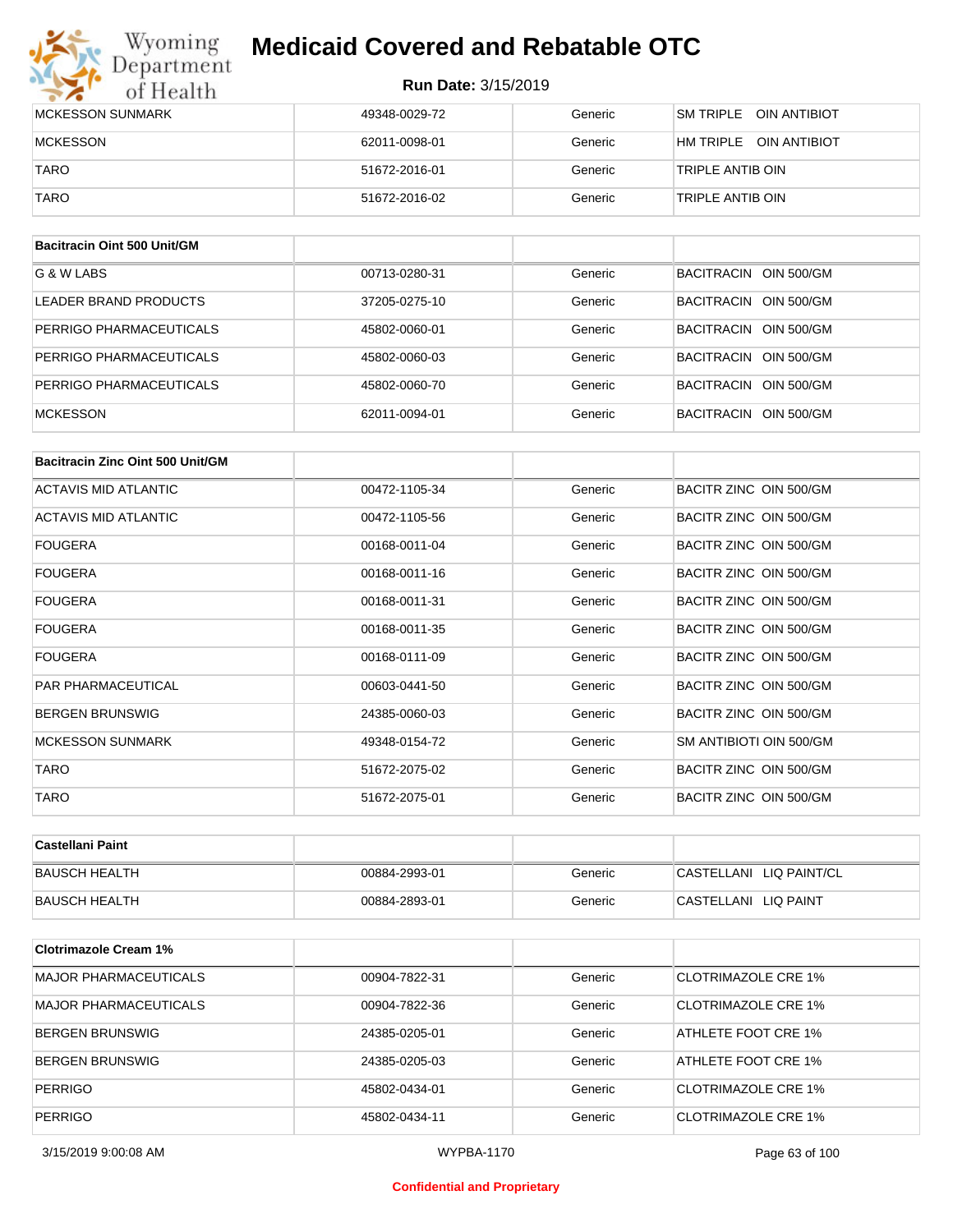| MCKESSON SUNMARK | 49348-0029-72 | Generic | SM TRIPLE OIN ANTIBIOT |
|---|---|---|---|
| MCKESSON | 62011-0098-01 | Generic | HM TRIPLE OIN ANTIBIOT |
| TARO | 51672-2016-01 | Generic | TRIPLE ANTIB OIN |
| TARO | 51672-2016-02 | Generic | TRIPLE ANTIB OIN |

| **Bacitracin Oint 500 Unit/GM** | | | |
|---|---|---|---|
| G & W LABS | 00713-0280-31 | Generic | BACITRACIN OIN 500/GM |
| LEADER BRAND PRODUCTS | 37205-0275-10 | Generic | BACITRACIN OIN 500/GM |
| PERRIGO PHARMACEUTICALS | 45802-0060-01 | Generic | BACITRACIN OIN 500/GM |
| PERRIGO PHARMACEUTICALS | 45802-0060-03 | Generic | BACITRACIN OIN 500/GM |
| PERRIGO PHARMACEUTICALS | 45802-0060-70 | Generic | BACITRACIN OIN 500/GM |
| MCKESSON | 62011-0094-01 | Generic | BACITRACIN OIN 500/GM |

| **Bacitracin Zinc Oint 500 Unit/GM** | | | |
|---|---|---|---|
| ACTAVIS MID ATLANTIC | 00472-1105-34 | Generic | BACITR ZINC OIN 500/GM |
| ACTAVIS MID ATLANTIC | 00472-1105-56 | Generic | BACITR ZINC OIN 500/GM |
| FOUGERA | 00168-0011-04 | Generic | BACITR ZINC OIN 500/GM |
| FOUGERA | 00168-0011-16 | Generic | BACITR ZINC OIN 500/GM |
| FOUGERA | 00168-0011-31 | Generic | BACITR ZINC OIN 500/GM |
| FOUGERA | 00168-0011-35 | Generic | BACITR ZINC OIN 500/GM |
| FOUGERA | 00168-0111-09 | Generic | BACITR ZINC OIN 500/GM |
| PAR PHARMACEUTICAL | 00603-0441-50 | Generic | BACITR ZINC OIN 500/GM |
| BERGEN BRUNSWIG | 24385-0060-03 | Generic | BACITR ZINC OIN 500/GM |
| MCKESSON SUNMARK | 49348-0154-72 | Generic | SM ANTIBIOTI OIN 500/GM |
| TARO | 51672-2075-02 | Generic | BACITR ZINC OIN 500/GM |
| TARO | 51672-2075-01 | Generic | BACITR ZINC OIN 500/GM |

| **Castellani Paint** | | | |
|---|---|---|---|
| BAUSCH HEALTH | 00884-2993-01 | Generic | CASTELLANI LIQ PAINT/CL |
| BAUSCH HEALTH | 00884-2893-01 | Generic | CASTELLANI LIQ PAINT |

| **Clotrimazole Cream 1%** | | | |
|---|---|---|---|
| MAJOR PHARMACEUTICALS | 00904-7822-31 | Generic | CLOTRIMAZOLE CRE 1% |
| MAJOR PHARMACEUTICALS | 00904-7822-36 | Generic | CLOTRIMAZOLE CRE 1% |
| BERGEN BRUNSWIG | 24385-0205-01 | Generic | ATHLETE FOOT CRE 1% |
| BERGEN BRUNSWIG | 24385-0205-03 | Generic | ATHLETE FOOT CRE 1% |
| PERRIGO | 45802-0434-01 | Generic | CLOTRIMAZOLE CRE 1% |
| PERRIGO | 45802-0434-11 | Generic | CLOTRIMAZOLE CRE 1% |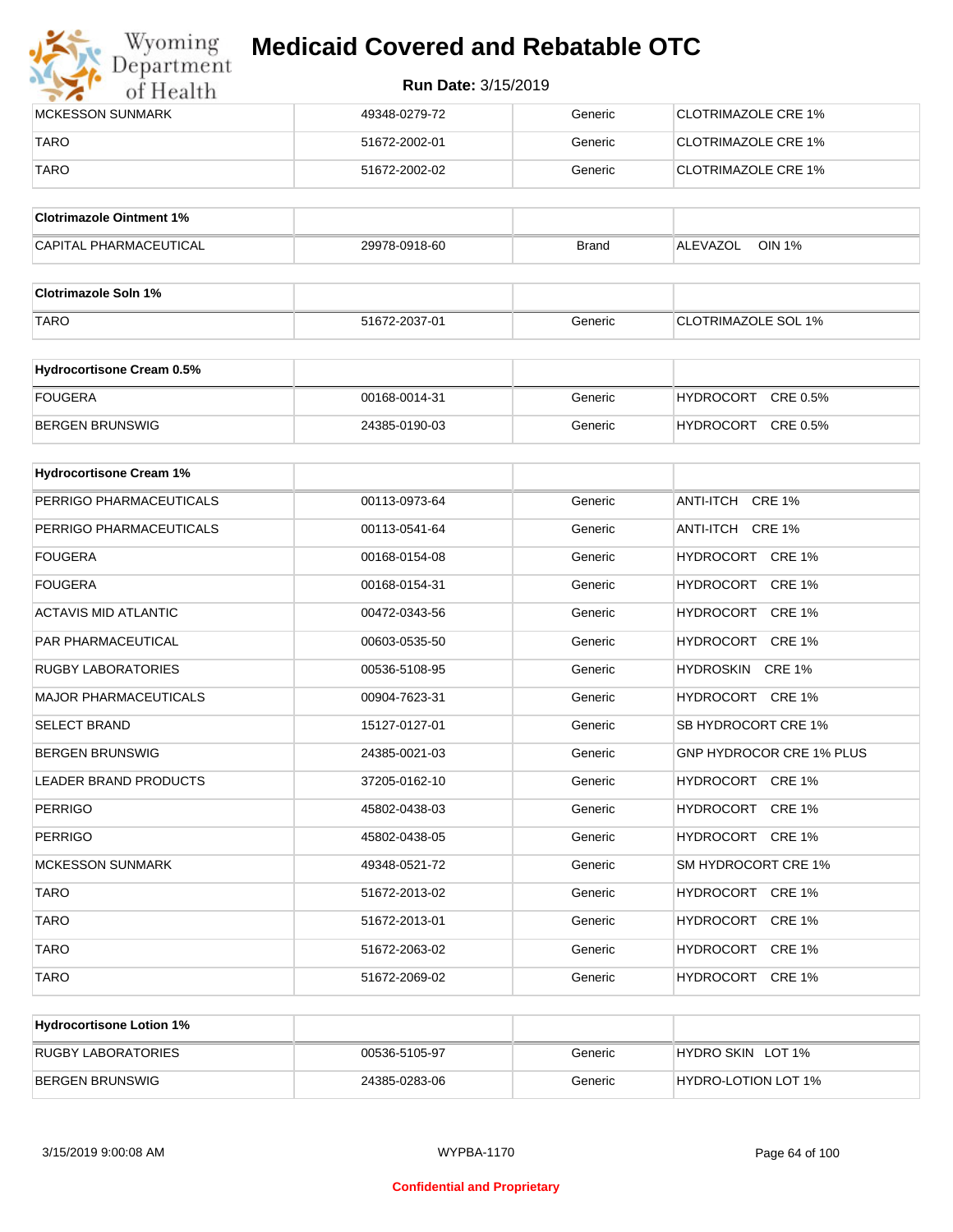# Medicaid Covered and Rebatable OTC

**Run Date:** 3/15/2019

| | | | |
|---|---|---|---|
| MCKESSON SUNMARK | 49348-0279-72 | Generic | CLOTRIMAZOLE CRE 1% |
| TARO | 51672-2002-01 | Generic | CLOTRIMAZOLE CRE 1% |
| TARO | 51672-2002-02 | Generic | CLOTRIMAZOLE CRE 1% |

| **Clotrimazole Ointment 1%** | | | |
|---|---|---|---|
| CAPITAL PHARMACEUTICAL | 29978-0918-60 | Brand | ALEVAZOL OIN 1% |

| **Clotrimazole Soln 1%** | | | |
|---|---|---|---|
| TARO | 51672-2037-01 | Generic | CLOTRIMAZOLE SOL 1% |

| **Hydrocortisone Cream 0.5%** | | | |
|---|---|---|---|
| FOUGERA | 00168-0014-31 | Generic | HYDROCORT CRE 0.5% |
| BERGEN BRUNSWIG | 24385-0190-03 | Generic | HYDROCORT CRE 0.5% |

| **Hydrocortisone Cream 1%** | | | |
|---|---|---|---|
| PERRIGO PHARMACEUTICALS | 00113-0973-64 | Generic | ANTI-ITCH CRE 1% |
| PERRIGO PHARMACEUTICALS | 00113-0541-64 | Generic | ANTI-ITCH CRE 1% |
| FOUGERA | 00168-0154-08 | Generic | HYDROCORT CRE 1% |
| FOUGERA | 00168-0154-31 | Generic | HYDROCORT CRE 1% |
| ACTAVIS MID ATLANTIC | 00472-0343-56 | Generic | HYDROCORT CRE 1% |
| PAR PHARMACEUTICAL | 00603-0535-50 | Generic | HYDROCORT CRE 1% |
| RUGBY LABORATORIES | 00536-5108-95 | Generic | HYDROSKIN CRE 1% |
| MAJOR PHARMACEUTICALS | 00904-7623-31 | Generic | HYDROCORT CRE 1% |
| SELECT BRAND | 15127-0127-01 | Generic | SB HYDROCORT CRE 1% |
| BERGEN BRUNSWIG | 24385-0021-03 | Generic | GNP HYDROCOR CRE 1% PLUS |
| LEADER BRAND PRODUCTS | 37205-0162-10 | Generic | HYDROCORT CRE 1% |
| PERRIGO | 45802-0438-03 | Generic | HYDROCORT CRE 1% |
| PERRIGO | 45802-0438-05 | Generic | HYDROCORT CRE 1% |
| MCKESSON SUNMARK | 49348-0521-72 | Generic | SM HYDROCORT CRE 1% |
| TARO | 51672-2013-02 | Generic | HYDROCORT CRE 1% |
| TARO | 51672-2013-01 | Generic | HYDROCORT CRE 1% |
| TARO | 51672-2063-02 | Generic | HYDROCORT CRE 1% |
| TARO | 51672-2069-02 | Generic | HYDROCORT CRE 1% |

| **Hydrocortisone Lotion 1%** | | | |
|---|---|---|---|
| RUGBY LABORATORIES | 00536-5105-97 | Generic | HYDRO SKIN LOT 1% |
| BERGEN BRUNSWIG | 24385-0283-06 | Generic | HYDRO-LOTION LOT 1% |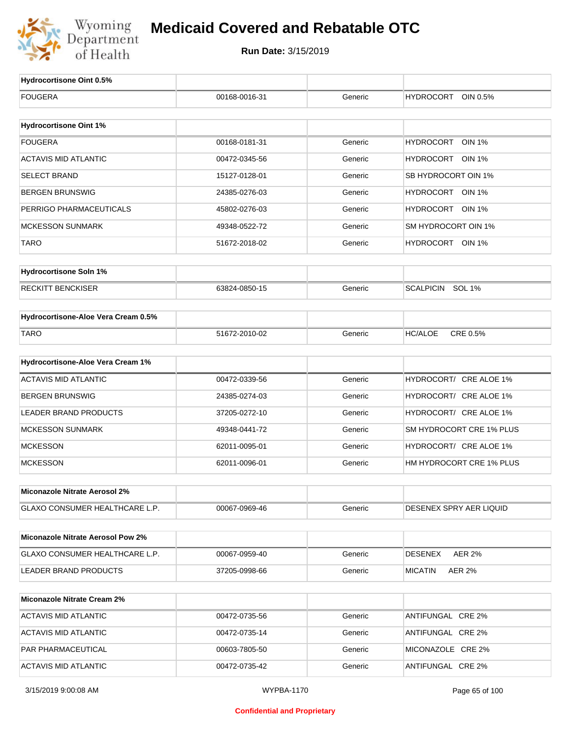# Medicaid Covered and Rebatable OTC

**Run Date:** 3/15/2019

| Hydrocortisone Oint 0.5% | | | |
|---|---|---|---|
| FOUGERA | 00168-0016-31 | Generic | HYDROCORT OIN 0.5% |

| Hydrocortisone Oint 1% | | | |
|---|---|---|---|
| FOUGERA | 00168-0181-31 | Generic | HYDROCORT OIN 1% |
| ACTAVIS MID ATLANTIC | 00472-0345-56 | Generic | HYDROCORT OIN 1% |
| SELECT BRAND | 15127-0128-01 | Generic | SB HYDROCORT OIN 1% |
| BERGEN BRUNSWIG | 24385-0276-03 | Generic | HYDROCORT OIN 1% |
| PERRIGO PHARMACEUTICALS | 45802-0276-03 | Generic | HYDROCORT OIN 1% |
| MCKESSON SUNMARK | 49348-0522-72 | Generic | SM HYDROCORT OIN 1% |
| TARO | 51672-2018-02 | Generic | HYDROCORT OIN 1% |

| Hydrocortisone Soln 1% | | | |
|---|---|---|---|
| RECKITT BENCKISER | 63824-0850-15 | Generic | SCALPICIN SOL 1% |

| Hydrocortisone-Aloe Vera Cream 0.5% | | | |
|---|---|---|---|
| TARO | 51672-2010-02 | Generic | HC/ALOE CRE 0.5% |

| Hydrocortisone-Aloe Vera Cream 1% | | | |
|---|---|---|---|
| ACTAVIS MID ATLANTIC | 00472-0339-56 | Generic | HYDROCORT/ CRE ALOE 1% |
| BERGEN BRUNSWIG | 24385-0274-03 | Generic | HYDROCORT/ CRE ALOE 1% |
| LEADER BRAND PRODUCTS | 37205-0272-10 | Generic | HYDROCORT/ CRE ALOE 1% |
| MCKESSON SUNMARK | 49348-0441-72 | Generic | SM HYDROCORT CRE 1% PLUS |
| MCKESSON | 62011-0095-01 | Generic | HYDROCORT/ CRE ALOE 1% |
| MCKESSON | 62011-0096-01 | Generic | HM HYDROCORT CRE 1% PLUS |

| Miconazole Nitrate Aerosol 2% | | | |
|---|---|---|---|
| GLAXO CONSUMER HEALTHCARE L.P. | 00067-0969-46 | Generic | DESENEX SPRY AER LIQUID |

| Miconazole Nitrate Aerosol Pow 2% | | | |
|---|---|---|---|
| GLAXO CONSUMER HEALTHCARE L.P. | 00067-0959-40 | Generic | DESENEX AER 2% |
| LEADER BRAND PRODUCTS | 37205-0998-66 | Generic | MICATIN AER 2% |

| Miconazole Nitrate Cream 2% | | | |
|---|---|---|---|
| ACTAVIS MID ATLANTIC | 00472-0735-56 | Generic | ANTIFUNGAL CRE 2% |
| ACTAVIS MID ATLANTIC | 00472-0735-14 | Generic | ANTIFUNGAL CRE 2% |
| PAR PHARMACEUTICAL | 00603-7805-50 | Generic | MICONAZOLE CRE 2% |
| ACTAVIS MID ATLANTIC | 00472-0735-42 | Generic | ANTIFUNGAL CRE 2% |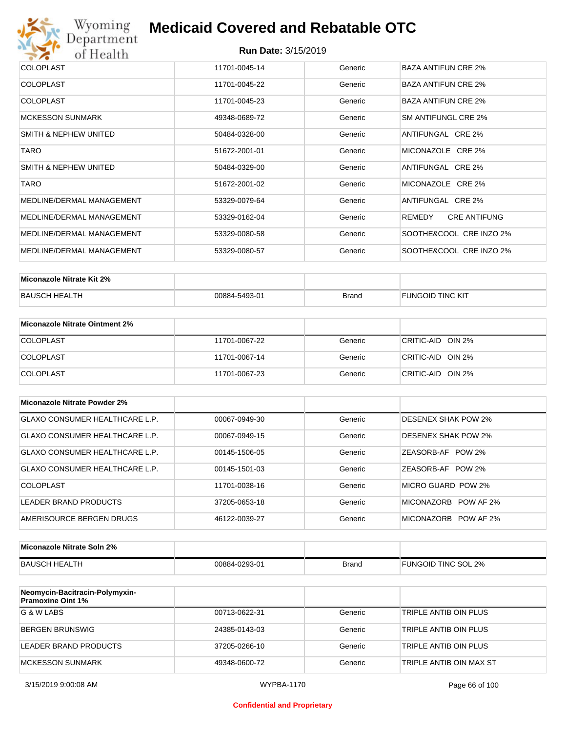# Medicaid Covered and Rebatable OTC

**Run Date:** 3/15/2019

| | | | |
|---|---|---|---|
| COLOPLAST | 11701-0045-14 | Generic | BAZA ANTIFUN CRE 2% |
| COLOPLAST | 11701-0045-22 | Generic | BAZA ANTIFUN CRE 2% |
| COLOPLAST | 11701-0045-23 | Generic | BAZA ANTIFUN CRE 2% |
| MCKESSON SUNMARK | 49348-0689-72 | Generic | SM ANTIFUNGL CRE 2% |
| SMITH & NEPHEW UNITED | 50484-0328-00 | Generic | ANTIFUNGAL CRE 2% |
| TARO | 51672-2001-01 | Generic | MICONAZOLE CRE 2% |
| SMITH & NEPHEW UNITED | 50484-0329-00 | Generic | ANTIFUNGAL CRE 2% |
| TARO | 51672-2001-02 | Generic | MICONAZOLE CRE 2% |
| MEDLINE/DERMAL MANAGEMENT | 53329-0079-64 | Generic | ANTIFUNGAL CRE 2% |
| MEDLINE/DERMAL MANAGEMENT | 53329-0162-04 | Generic | REMEDY CRE ANTIFUNG |
| MEDLINE/DERMAL MANAGEMENT | 53329-0080-58 | Generic | SOOTHE&COOL CRE INZO 2% |
| MEDLINE/DERMAL MANAGEMENT | 53329-0080-57 | Generic | SOOTHE&COOL CRE INZO 2% |

| Miconazole Nitrate Kit 2% | | | |
|---|---|---|---|
| BAUSCH HEALTH | 00884-5493-01 | Brand | FUNGOID TINC KIT |

| Miconazole Nitrate Ointment 2% | | | |
|---|---|---|---|
| COLOPLAST | 11701-0067-22 | Generic | CRITIC-AID OIN 2% |
| COLOPLAST | 11701-0067-14 | Generic | CRITIC-AID OIN 2% |
| COLOPLAST | 11701-0067-23 | Generic | CRITIC-AID OIN 2% |

| Miconazole Nitrate Powder 2% | | | |
|---|---|---|---|
| GLAXO CONSUMER HEALTHCARE L.P. | 00067-0949-30 | Generic | DESENEX SHAK POW 2% |
| GLAXO CONSUMER HEALTHCARE L.P. | 00067-0949-15 | Generic | DESENEX SHAK POW 2% |
| GLAXO CONSUMER HEALTHCARE L.P. | 00145-1506-05 | Generic | ZEASORB-AF POW 2% |
| GLAXO CONSUMER HEALTHCARE L.P. | 00145-1501-03 | Generic | ZEASORB-AF POW 2% |
| COLOPLAST | 11701-0038-16 | Generic | MICRO GUARD POW 2% |
| LEADER BRAND PRODUCTS | 37205-0653-18 | Generic | MICONAZORB POW AF 2% |
| AMERISOURCE BERGEN DRUGS | 46122-0039-27 | Generic | MICONAZORB POW AF 2% |

| Miconazole Nitrate Soln 2% | | | |
|---|---|---|---|
| BAUSCH HEALTH | 00884-0293-01 | Brand | FUNGOID TINC SOL 2% |

| Neomycin-Bacitracin-Polymyxin-Pramoxine Oint 1% | | | |
|---|---|---|---|
| G & W LABS | 00713-0622-31 | Generic | TRIPLE ANTIB OIN PLUS |
| BERGEN BRUNSWIG | 24385-0143-03 | Generic | TRIPLE ANTIB OIN PLUS |
| LEADER BRAND PRODUCTS | 37205-0266-10 | Generic | TRIPLE ANTIB OIN PLUS |
| MCKESSON SUNMARK | 49348-0600-72 | Generic | TRIPLE ANTIB OIN MAX ST |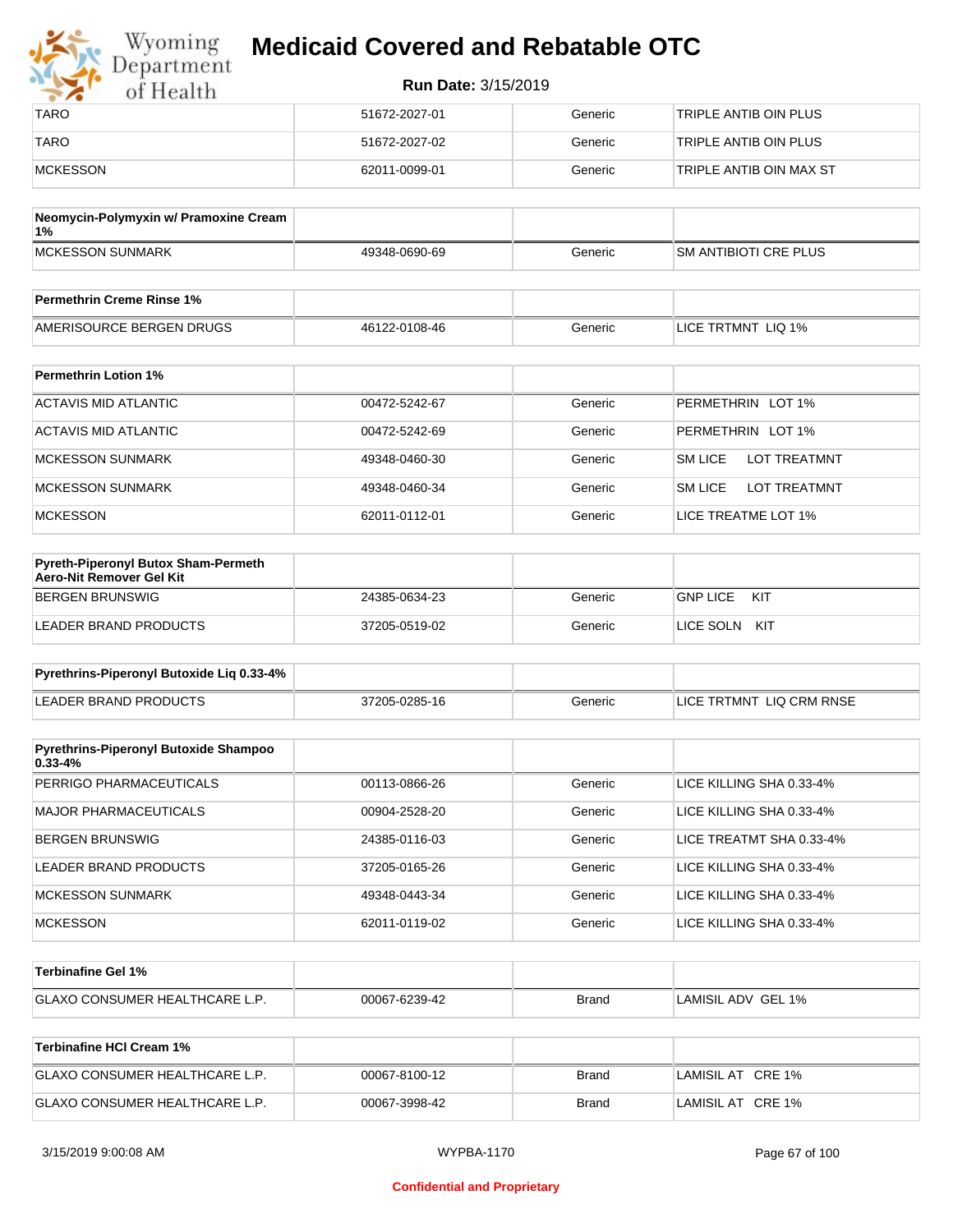| TARO | 51672-2027-01 | Generic | TRIPLE ANTIB OIN PLUS |
|---|---|---|---|
| TARO | 51672-2027-02 | Generic | TRIPLE ANTIB OIN PLUS |
| MCKESSON | 62011-0099-01 | Generic | TRIPLE ANTIB OIN MAX ST |

| Neomycin-Polymyxin w/ Pramoxine Cream 1% | | | |
|---|---|---|---|
| MCKESSON SUNMARK | 49348-0690-69 | Generic | SM ANTIBIOTI CRE PLUS |

| Permethrin Creme Rinse 1% | | | |
|---|---|---|---|
| AMERISOURCE BERGEN DRUGS | 46122-0108-46 | Generic | LICE TRTMNT LIQ 1% |

| Permethrin Lotion 1% | | | |
|---|---|---|---|
| ACTAVIS MID ATLANTIC | 00472-5242-67 | Generic | PERMETHRIN LOT 1% |
| ACTAVIS MID ATLANTIC | 00472-5242-69 | Generic | PERMETHRIN LOT 1% |
| MCKESSON SUNMARK | 49348-0460-30 | Generic | SM LICE LOT TREATMNT |
| MCKESSON SUNMARK | 49348-0460-34 | Generic | SM LICE LOT TREATMNT |
| MCKESSON | 62011-0112-01 | Generic | LICE TREATME LOT 1% |

| Pyreth-Piperonyl Butox Sham-Permeth Aero-Nit Remover Gel Kit | | | |
|---|---|---|---|
| BERGEN BRUNSWIG | 24385-0634-23 | Generic | GNP LICE KIT |
| LEADER BRAND PRODUCTS | 37205-0519-02 | Generic | LICE SOLN KIT |

| Pyrethrins-Piperonyl Butoxide Liq 0.33-4% | | | |
|---|---|---|---|
| LEADER BRAND PRODUCTS | 37205-0285-16 | Generic | LICE TRTMNT LIQ CRM RNSE |

| Pyrethrins-Piperonyl Butoxide Shampoo 0.33-4% | | | |
|---|---|---|---|
| PERRIGO PHARMACEUTICALS | 00113-0866-26 | Generic | LICE KILLING SHA 0.33-4% |
| MAJOR PHARMACEUTICALS | 00904-2528-20 | Generic | LICE KILLING SHA 0.33-4% |
| BERGEN BRUNSWIG | 24385-0116-03 | Generic | LICE TREATMT SHA 0.33-4% |
| LEADER BRAND PRODUCTS | 37205-0165-26 | Generic | LICE KILLING SHA 0.33-4% |
| MCKESSON SUNMARK | 49348-0443-34 | Generic | LICE KILLING SHA 0.33-4% |
| MCKESSON | 62011-0119-02 | Generic | LICE KILLING SHA 0.33-4% |

| Terbinafine Gel 1% | | | |
|---|---|---|---|
| GLAXO CONSUMER HEALTHCARE L.P. | 00067-6239-42 | Brand | LAMISIL ADV GEL 1% |

| Terbinafine HCl Cream 1% | | | |
|---|---|---|---|
| GLAXO CONSUMER HEALTHCARE L.P. | 00067-8100-12 | Brand | LAMISIL AT CRE 1% |
| GLAXO CONSUMER HEALTHCARE L.P. | 00067-3998-42 | Brand | LAMISIL AT CRE 1% |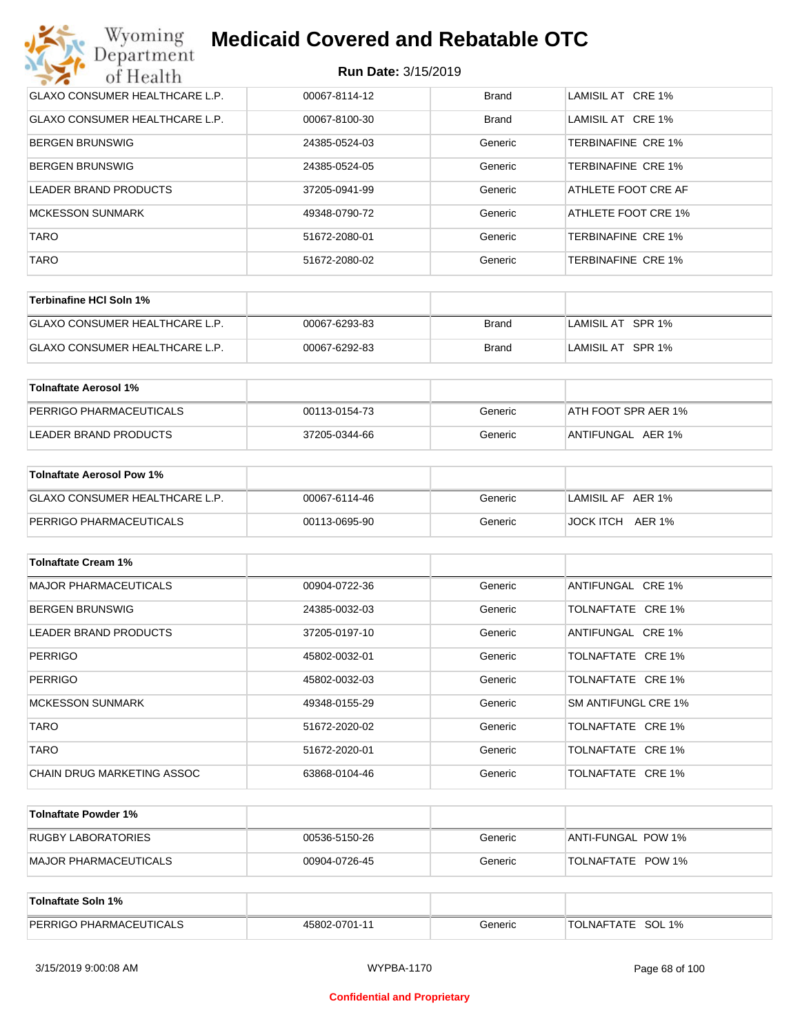| | | | |
|---|---|---|---|
| GLAXO CONSUMER HEALTHCARE L.P. | 00067-8114-12 | Brand | LAMISIL AT CRE 1% |
| GLAXO CONSUMER HEALTHCARE L.P. | 00067-8100-30 | Brand | LAMISIL AT CRE 1% |
| BERGEN BRUNSWIG | 24385-0524-03 | Generic | TERBINAFINE CRE 1% |
| BERGEN BRUNSWIG | 24385-0524-05 | Generic | TERBINAFINE CRE 1% |
| LEADER BRAND PRODUCTS | 37205-0941-99 | Generic | ATHLETE FOOT CRE AF |
| MCKESSON SUNMARK | 49348-0790-72 | Generic | ATHLETE FOOT CRE 1% |
| TARO | 51672-2080-01 | Generic | TERBINAFINE CRE 1% |
| TARO | 51672-2080-02 | Generic | TERBINAFINE CRE 1% |

| **Terbinafine HCl Soln 1%** | | | |
|---|---|---|---|
| GLAXO CONSUMER HEALTHCARE L.P. | 00067-6293-83 | Brand | LAMISIL AT SPR 1% |
| GLAXO CONSUMER HEALTHCARE L.P. | 00067-6292-83 | Brand | LAMISIL AT SPR 1% |

| **Tolnaftate Aerosol 1%** | | | |
|---|---|---|---|
| PERRIGO PHARMACEUTICALS | 00113-0154-73 | Generic | ATH FOOT SPR AER 1% |
| LEADER BRAND PRODUCTS | 37205-0344-66 | Generic | ANTIFUNGAL AER 1% |

| **Tolnaftate Aerosol Pow 1%** | | | |
|---|---|---|---|
| GLAXO CONSUMER HEALTHCARE L.P. | 00067-6114-46 | Generic | LAMISIL AF AER 1% |
| PERRIGO PHARMACEUTICALS | 00113-0695-90 | Generic | JOCK ITCH AER 1% |

| **Tolnaftate Cream 1%** | | | |
|---|---|---|---|
| MAJOR PHARMACEUTICALS | 00904-0722-36 | Generic | ANTIFUNGAL CRE 1% |
| BERGEN BRUNSWIG | 24385-0032-03 | Generic | TOLNAFTATE CRE 1% |
| LEADER BRAND PRODUCTS | 37205-0197-10 | Generic | ANTIFUNGAL CRE 1% |
| PERRIGO | 45802-0032-01 | Generic | TOLNAFTATE CRE 1% |
| PERRIGO | 45802-0032-03 | Generic | TOLNAFTATE CRE 1% |
| MCKESSON SUNMARK | 49348-0155-29 | Generic | SM ANTIFUNGL CRE 1% |
| TARO | 51672-2020-02 | Generic | TOLNAFTATE CRE 1% |
| TARO | 51672-2020-01 | Generic | TOLNAFTATE CRE 1% |
| CHAIN DRUG MARKETING ASSOC | 63868-0104-46 | Generic | TOLNAFTATE CRE 1% |

| **Tolnaftate Powder 1%** | | | |
|---|---|---|---|
| RUGBY LABORATORIES | 00536-5150-26 | Generic | ANTI-FUNGAL POW 1% |
| MAJOR PHARMACEUTICALS | 00904-0726-45 | Generic | TOLNAFTATE POW 1% |

| **Tolnaftate Soln 1%** | | | |
|---|---|---|---|
| PERRIGO PHARMACEUTICALS | 45802-0701-11 | Generic | TOLNAFTATE SOL 1% |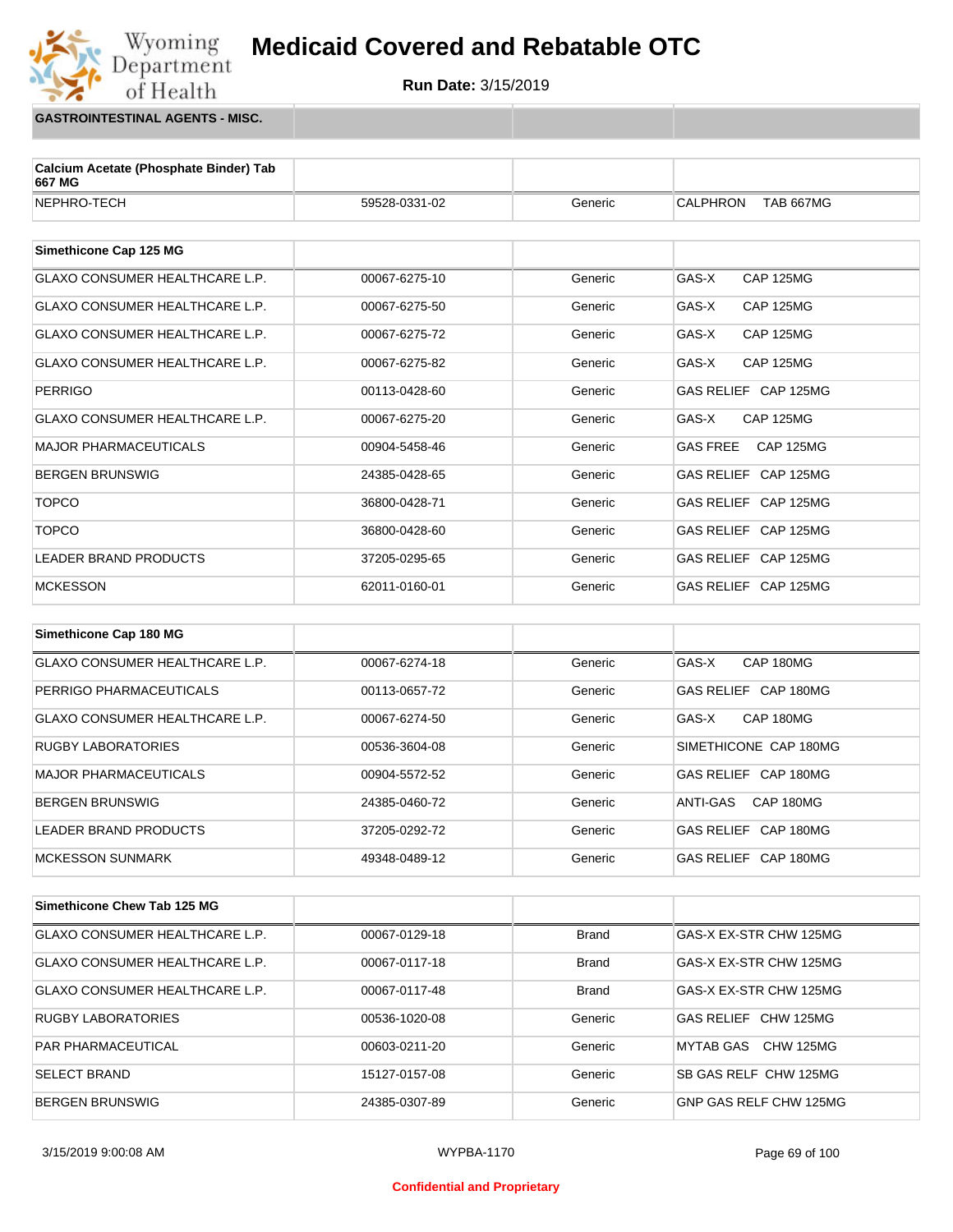# Medicaid Covered and Rebatable OTC

**Run Date:** 3/15/2019

**GASTROINTESTINAL AGENTS - MISC.**

| Calcium Acetate (Phosphate Binder) Tab 667 MG | | | |
|---|---|---|---|
| NEPHRO-TECH | 59528-0331-02 | Generic | CALPHRON TAB 667MG |

| Simethicone Cap 125 MG | | | |
|---|---|---|---|
| GLAXO CONSUMER HEALTHCARE L.P. | 00067-6275-10 | Generic | GAS-X CAP 125MG |
| GLAXO CONSUMER HEALTHCARE L.P. | 00067-6275-50 | Generic | GAS-X CAP 125MG |
| GLAXO CONSUMER HEALTHCARE L.P. | 00067-6275-72 | Generic | GAS-X CAP 125MG |
| GLAXO CONSUMER HEALTHCARE L.P. | 00067-6275-82 | Generic | GAS-X CAP 125MG |
| PERRIGO | 00113-0428-60 | Generic | GAS RELIEF CAP 125MG |
| GLAXO CONSUMER HEALTHCARE L.P. | 00067-6275-20 | Generic | GAS-X CAP 125MG |
| MAJOR PHARMACEUTICALS | 00904-5458-46 | Generic | GAS FREE CAP 125MG |
| BERGEN BRUNSWIG | 24385-0428-65 | Generic | GAS RELIEF CAP 125MG |
| TOPCO | 36800-0428-71 | Generic | GAS RELIEF CAP 125MG |
| TOPCO | 36800-0428-60 | Generic | GAS RELIEF CAP 125MG |
| LEADER BRAND PRODUCTS | 37205-0295-65 | Generic | GAS RELIEF CAP 125MG |
| MCKESSON | 62011-0160-01 | Generic | GAS RELIEF CAP 125MG |

| Simethicone Cap 180 MG | | | |
|---|---|---|---|
| GLAXO CONSUMER HEALTHCARE L.P. | 00067-6274-18 | Generic | GAS-X CAP 180MG |
| PERRIGO PHARMACEUTICALS | 00113-0657-72 | Generic | GAS RELIEF CAP 180MG |
| GLAXO CONSUMER HEALTHCARE L.P. | 00067-6274-50 | Generic | GAS-X CAP 180MG |
| RUGBY LABORATORIES | 00536-3604-08 | Generic | SIMETHICONE CAP 180MG |
| MAJOR PHARMACEUTICALS | 00904-5572-52 | Generic | GAS RELIEF CAP 180MG |
| BERGEN BRUNSWIG | 24385-0460-72 | Generic | ANTI-GAS CAP 180MG |
| LEADER BRAND PRODUCTS | 37205-0292-72 | Generic | GAS RELIEF CAP 180MG |
| MCKESSON SUNMARK | 49348-0489-12 | Generic | GAS RELIEF CAP 180MG |

| Simethicone Chew Tab 125 MG | | | |
|---|---|---|---|
| GLAXO CONSUMER HEALTHCARE L.P. | 00067-0129-18 | Brand | GAS-X EX-STR CHW 125MG |
| GLAXO CONSUMER HEALTHCARE L.P. | 00067-0117-18 | Brand | GAS-X EX-STR CHW 125MG |
| GLAXO CONSUMER HEALTHCARE L.P. | 00067-0117-48 | Brand | GAS-X EX-STR CHW 125MG |
| RUGBY LABORATORIES | 00536-1020-08 | Generic | GAS RELIEF CHW 125MG |
| PAR PHARMACEUTICAL | 00603-0211-20 | Generic | MYTAB GAS CHW 125MG |
| SELECT BRAND | 15127-0157-08 | Generic | SB GAS RELF CHW 125MG |
| BERGEN BRUNSWIG | 24385-0307-89 | Generic | GNP GAS RELF CHW 125MG |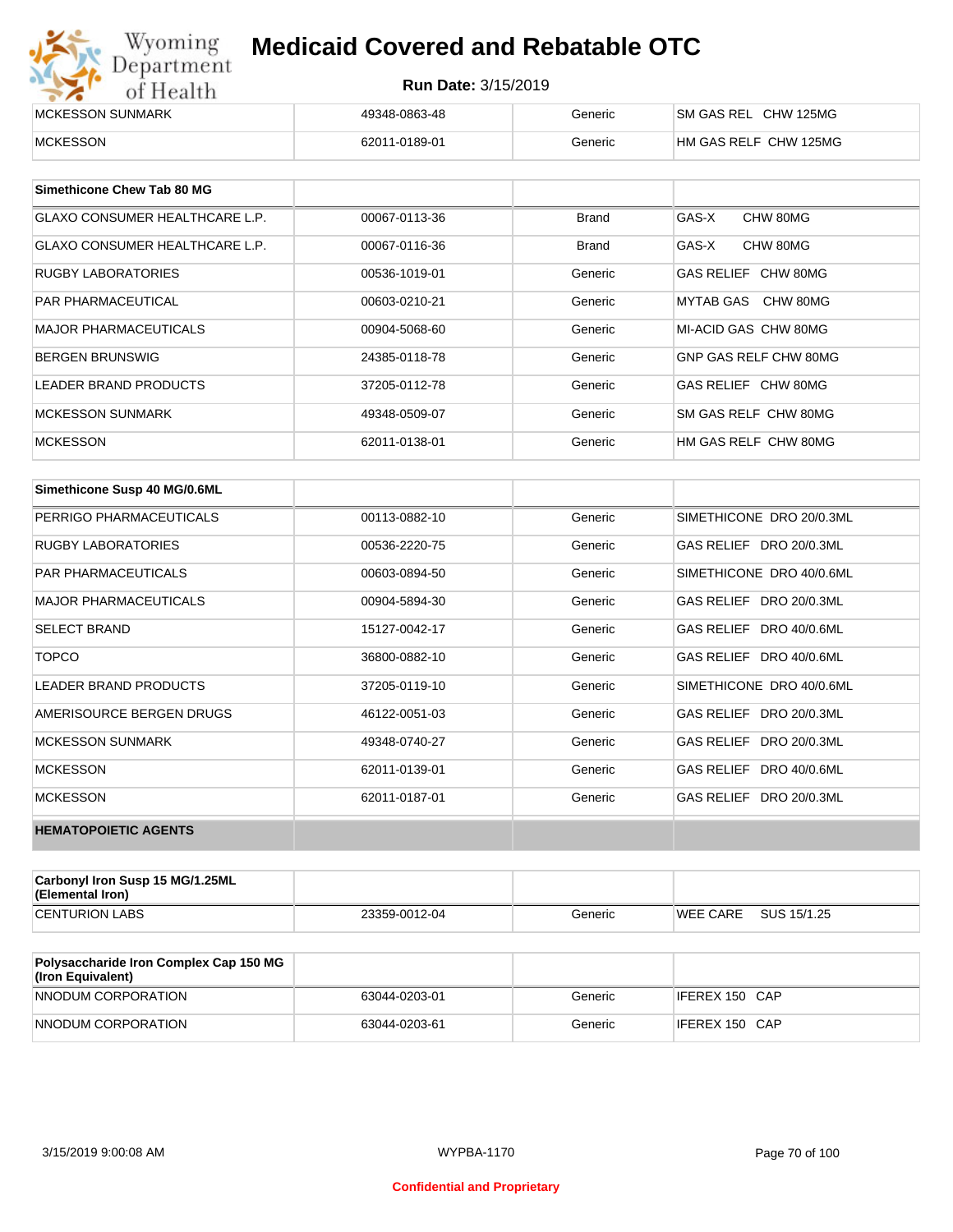| MCKESSON SUNMARK | 49348-0863-48 | Generic | SM GAS REL CHW 125MG |
|---|---|---|---|
| MCKESSON | 62011-0189-01 | Generic | HM GAS RELF CHW 125MG |

| Simethicone Chew Tab 80 MG | | | |
|---|---|---|---|
| GLAXO CONSUMER HEALTHCARE L.P. | 00067-0113-36 | Brand | GAS-X CHW 80MG |
| GLAXO CONSUMER HEALTHCARE L.P. | 00067-0116-36 | Brand | GAS-X CHW 80MG |
| RUGBY LABORATORIES | 00536-1019-01 | Generic | GAS RELIEF CHW 80MG |
| PAR PHARMACEUTICAL | 00603-0210-21 | Generic | MYTAB GAS CHW 80MG |
| MAJOR PHARMACEUTICALS | 00904-5068-60 | Generic | MI-ACID GAS CHW 80MG |
| BERGEN BRUNSWIG | 24385-0118-78 | Generic | GNP GAS RELF CHW 80MG |
| LEADER BRAND PRODUCTS | 37205-0112-78 | Generic | GAS RELIEF CHW 80MG |
| MCKESSON SUNMARK | 49348-0509-07 | Generic | SM GAS RELF CHW 80MG |
| MCKESSON | 62011-0138-01 | Generic | HM GAS RELF CHW 80MG |

| Simethicone Susp 40 MG/0.6ML | | | |
|---|---|---|---|
| PERRIGO PHARMACEUTICALS | 00113-0882-10 | Generic | SIMETHICONE DRO 20/0.3ML |
| RUGBY LABORATORIES | 00536-2220-75 | Generic | GAS RELIEF DRO 20/0.3ML |
| PAR PHARMACEUTICALS | 00603-0894-50 | Generic | SIMETHICONE DRO 40/0.6ML |
| MAJOR PHARMACEUTICALS | 00904-5894-30 | Generic | GAS RELIEF DRO 20/0.3ML |
| SELECT BRAND | 15127-0042-17 | Generic | GAS RELIEF DRO 40/0.6ML |
| TOPCO | 36800-0882-10 | Generic | GAS RELIEF DRO 40/0.6ML |
| LEADER BRAND PRODUCTS | 37205-0119-10 | Generic | SIMETHICONE DRO 40/0.6ML |
| AMERISOURCE BERGEN DRUGS | 46122-0051-03 | Generic | GAS RELIEF DRO 20/0.3ML |
| MCKESSON SUNMARK | 49348-0740-27 | Generic | GAS RELIEF DRO 20/0.3ML |
| MCKESSON | 62011-0139-01 | Generic | GAS RELIEF DRO 40/0.6ML |
| MCKESSON | 62011-0187-01 | Generic | GAS RELIEF DRO 20/0.3ML |
| **HEMATOPOIETIC AGENTS** | | | |

| Carbonyl Iron Susp 15 MG/1.25ML (Elemental Iron) | | | |
|---|---|---|---|
| CENTURION LABS | 23359-0012-04 | Generic | WEE CARE SUS 15/1.25 |

| Polysaccharide Iron Complex Cap 150 MG (Iron Equivalent) | | | |
|---|---|---|---|
| NNODUM CORPORATION | 63044-0203-01 | Generic | IFEREX 150 CAP |
| NNODUM CORPORATION | 63044-0203-61 | Generic | IFEREX 150 CAP |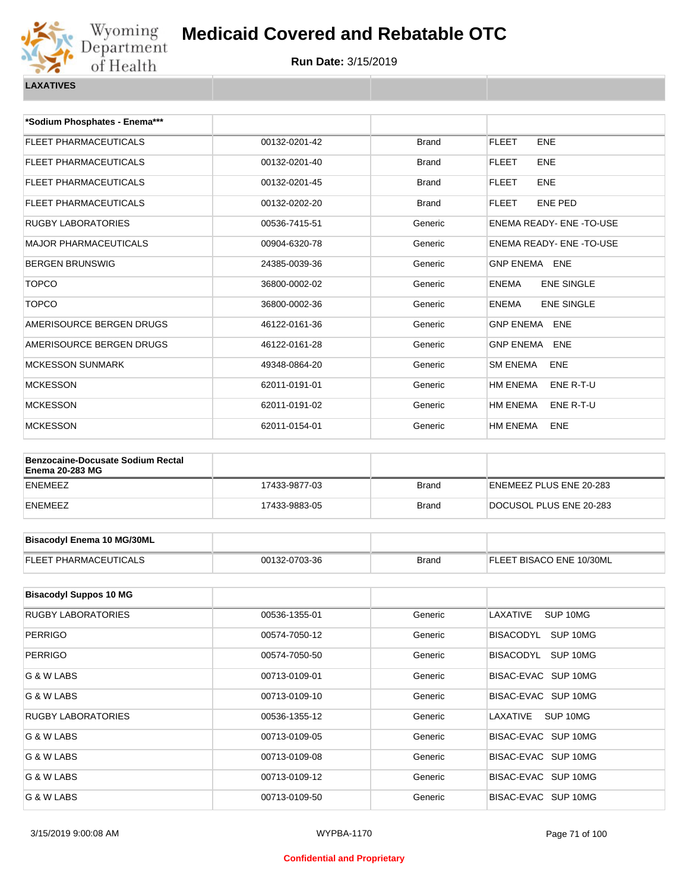# Medicaid Covered and Rebatable OTC

**Run Date:** 3/15/2019

**LAXATIVES**

| *Sodium Phosphates - Enema*** | | | |
|---|---|---|---|
| FLEET PHARMACEUTICALS | 00132-0201-42 | Brand | FLEET ENE |
| FLEET PHARMACEUTICALS | 00132-0201-40 | Brand | FLEET ENE |
| FLEET PHARMACEUTICALS | 00132-0201-45 | Brand | FLEET ENE |
| FLEET PHARMACEUTICALS | 00132-0202-20 | Brand | FLEET ENE PED |
| RUGBY LABORATORIES | 00536-7415-51 | Generic | ENEMA READY- ENE -TO-USE |
| MAJOR PHARMACEUTICALS | 00904-6320-78 | Generic | ENEMA READY- ENE -TO-USE |
| BERGEN BRUNSWIG | 24385-0039-36 | Generic | GNP ENEMA ENE |
| TOPCO | 36800-0002-02 | Generic | ENEMA ENE SINGLE |
| TOPCO | 36800-0002-36 | Generic | ENEMA ENE SINGLE |
| AMERISOURCE BERGEN DRUGS | 46122-0161-36 | Generic | GNP ENEMA ENE |
| AMERISOURCE BERGEN DRUGS | 46122-0161-28 | Generic | GNP ENEMA ENE |
| MCKESSON SUNMARK | 49348-0864-20 | Generic | SM ENEMA ENE |
| MCKESSON | 62011-0191-01 | Generic | HM ENEMA ENE R-T-U |
| MCKESSON | 62011-0191-02 | Generic | HM ENEMA ENE R-T-U |
| MCKESSON | 62011-0154-01 | Generic | HM ENEMA ENE |

| Benzocaine-Docusate Sodium Rectal Enema 20-283 MG | | | |
|---|---|---|---|
| ENEMEEZ | 17433-9877-03 | Brand | ENEMEEZ PLUS ENE 20-283 |
| ENEMEEZ | 17433-9883-05 | Brand | DOCUSOL PLUS ENE 20-283 |

| Bisacodyl Enema 10 MG/30ML | | | |
|---|---|---|---|
| FLEET PHARMACEUTICALS | 00132-0703-36 | Brand | FLEET BISACO ENE 10/30ML |

| Bisacodyl Suppos 10 MG | | | |
|---|---|---|---|
| RUGBY LABORATORIES | 00536-1355-01 | Generic | LAXATIVE SUP 10MG |
| PERRIGO | 00574-7050-12 | Generic | BISACODYL SUP 10MG |
| PERRIGO | 00574-7050-50 | Generic | BISACODYL SUP 10MG |
| G & W LABS | 00713-0109-01 | Generic | BISAC-EVAC SUP 10MG |
| G & W LABS | 00713-0109-10 | Generic | BISAC-EVAC SUP 10MG |
| RUGBY LABORATORIES | 00536-1355-12 | Generic | LAXATIVE SUP 10MG |
| G & W LABS | 00713-0109-05 | Generic | BISAC-EVAC SUP 10MG |
| G & W LABS | 00713-0109-08 | Generic | BISAC-EVAC SUP 10MG |
| G & W LABS | 00713-0109-12 | Generic | BISAC-EVAC SUP 10MG |
| G & W LABS | 00713-0109-50 | Generic | BISAC-EVAC SUP 10MG |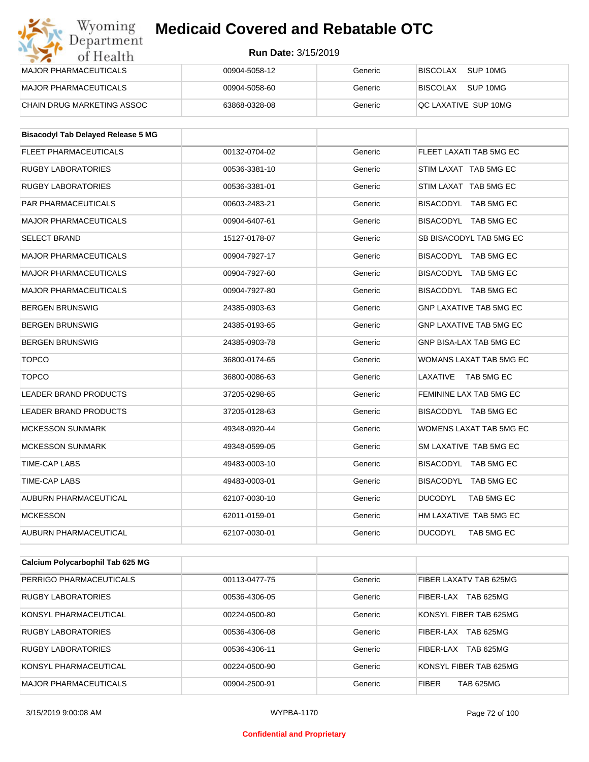# Medicaid Covered and Rebatable OTC

**Run Date:** 3/15/2019

| | | | |
|---|---|---|---|
| MAJOR PHARMACEUTICALS | 00904-5058-12 | Generic | BISCOLAX SUP 10MG |
| MAJOR PHARMACEUTICALS | 00904-5058-60 | Generic | BISCOLAX SUP 10MG |
| CHAIN DRUG MARKETING ASSOC | 63868-0328-08 | Generic | QC LAXATIVE SUP 10MG |

| **Bisacodyl Tab Delayed Release 5 MG** | | | |
|---|---|---|---|
| FLEET PHARMACEUTICALS | 00132-0704-02 | Generic | FLEET LAXATI TAB 5MG EC |
| RUGBY LABORATORIES | 00536-3381-10 | Generic | STIM LAXAT TAB 5MG EC |
| RUGBY LABORATORIES | 00536-3381-01 | Generic | STIM LAXAT TAB 5MG EC |
| PAR PHARMACEUTICALS | 00603-2483-21 | Generic | BISACODYL TAB 5MG EC |
| MAJOR PHARMACEUTICALS | 00904-6407-61 | Generic | BISACODYL TAB 5MG EC |
| SELECT BRAND | 15127-0178-07 | Generic | SB BISACODYL TAB 5MG EC |
| MAJOR PHARMACEUTICALS | 00904-7927-17 | Generic | BISACODYL TAB 5MG EC |
| MAJOR PHARMACEUTICALS | 00904-7927-60 | Generic | BISACODYL TAB 5MG EC |
| MAJOR PHARMACEUTICALS | 00904-7927-80 | Generic | BISACODYL TAB 5MG EC |
| BERGEN BRUNSWIG | 24385-0903-63 | Generic | GNP LAXATIVE TAB 5MG EC |
| BERGEN BRUNSWIG | 24385-0193-65 | Generic | GNP LAXATIVE TAB 5MG EC |
| BERGEN BRUNSWIG | 24385-0903-78 | Generic | GNP BISA-LAX TAB 5MG EC |
| TOPCO | 36800-0174-65 | Generic | WOMANS LAXAT TAB 5MG EC |
| TOPCO | 36800-0086-63 | Generic | LAXATIVE TAB 5MG EC |
| LEADER BRAND PRODUCTS | 37205-0298-65 | Generic | FEMININE LAX TAB 5MG EC |
| LEADER BRAND PRODUCTS | 37205-0128-63 | Generic | BISACODYL TAB 5MG EC |
| MCKESSON SUNMARK | 49348-0920-44 | Generic | WOMENS LAXAT TAB 5MG EC |
| MCKESSON SUNMARK | 49348-0599-05 | Generic | SM LAXATIVE TAB 5MG EC |
| TIME-CAP LABS | 49483-0003-10 | Generic | BISACODYL TAB 5MG EC |
| TIME-CAP LABS | 49483-0003-01 | Generic | BISACODYL TAB 5MG EC |
| AUBURN PHARMACEUTICAL | 62107-0030-10 | Generic | DUCODYL TAB 5MG EC |
| MCKESSON | 62011-0159-01 | Generic | HM LAXATIVE TAB 5MG EC |
| AUBURN PHARMACEUTICAL | 62107-0030-01 | Generic | DUCODYL TAB 5MG EC |

| **Calcium Polycarbophil Tab 625 MG** | | | |
|---|---|---|---|
| PERRIGO PHARMACEUTICALS | 00113-0477-75 | Generic | FIBER LAXATV TAB 625MG |
| RUGBY LABORATORIES | 00536-4306-05 | Generic | FIBER-LAX TAB 625MG |
| KONSYL PHARMACEUTICAL | 00224-0500-80 | Generic | KONSYL FIBER TAB 625MG |
| RUGBY LABORATORIES | 00536-4306-08 | Generic | FIBER-LAX TAB 625MG |
| RUGBY LABORATORIES | 00536-4306-11 | Generic | FIBER-LAX TAB 625MG |
| KONSYL PHARMACEUTICAL | 00224-0500-90 | Generic | KONSYL FIBER TAB 625MG |
| MAJOR PHARMACEUTICALS | 00904-2500-91 | Generic | FIBER TAB 625MG |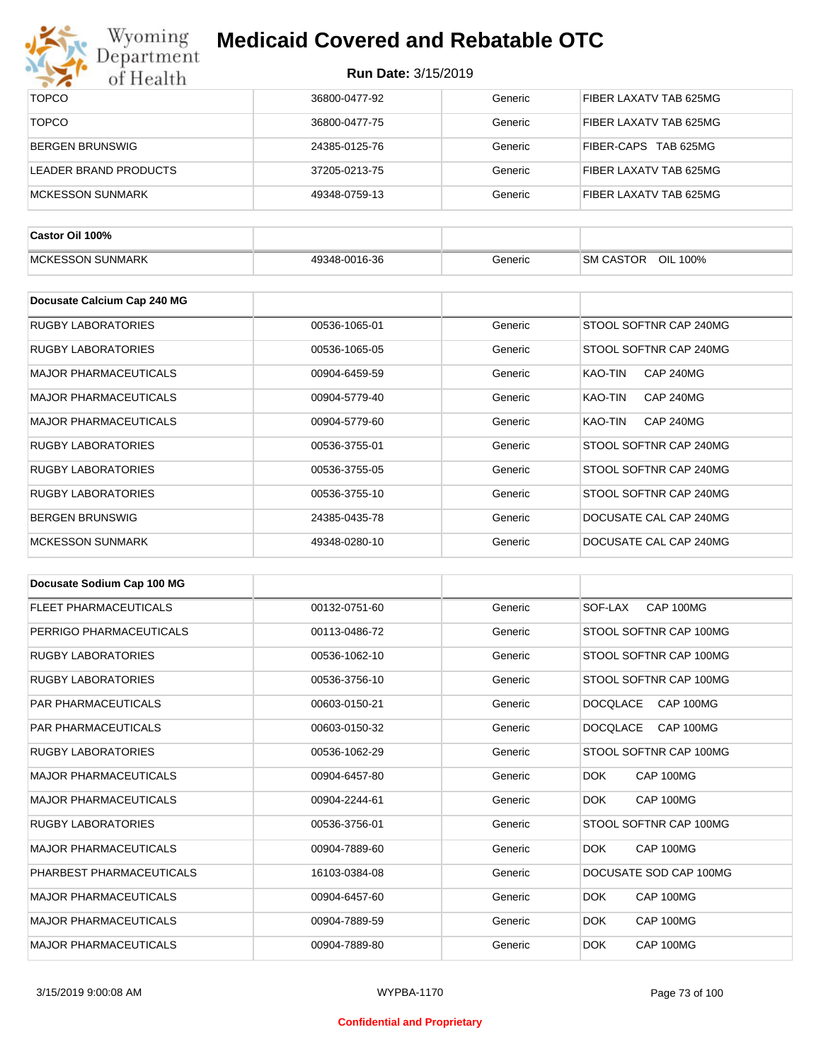| | | | |
|---|---|---|---|
| TOPCO | 36800-0477-92 | Generic | FIBER LAXATV TAB 625MG |
| TOPCO | 36800-0477-75 | Generic | FIBER LAXATV TAB 625MG |
| BERGEN BRUNSWIG | 24385-0125-76 | Generic | FIBER-CAPS TAB 625MG |
| LEADER BRAND PRODUCTS | 37205-0213-75 | Generic | FIBER LAXATV TAB 625MG |
| MCKESSON SUNMARK | 49348-0759-13 | Generic | FIBER LAXATV TAB 625MG |

| **Castor Oil 100%** | | | |
|---|---|---|---|
| MCKESSON SUNMARK | 49348-0016-36 | Generic | SM CASTOR OIL 100% |

| **Docusate Calcium Cap 240 MG** | | | |
|---|---|---|---|
| RUGBY LABORATORIES | 00536-1065-01 | Generic | STOOL SOFTNR CAP 240MG |
| RUGBY LABORATORIES | 00536-1065-05 | Generic | STOOL SOFTNR CAP 240MG |
| MAJOR PHARMACEUTICALS | 00904-6459-59 | Generic | KAO-TIN CAP 240MG |
| MAJOR PHARMACEUTICALS | 00904-5779-40 | Generic | KAO-TIN CAP 240MG |
| MAJOR PHARMACEUTICALS | 00904-5779-60 | Generic | KAO-TIN CAP 240MG |
| RUGBY LABORATORIES | 00536-3755-01 | Generic | STOOL SOFTNR CAP 240MG |
| RUGBY LABORATORIES | 00536-3755-05 | Generic | STOOL SOFTNR CAP 240MG |
| RUGBY LABORATORIES | 00536-3755-10 | Generic | STOOL SOFTNR CAP 240MG |
| BERGEN BRUNSWIG | 24385-0435-78 | Generic | DOCUSATE CAL CAP 240MG |
| MCKESSON SUNMARK | 49348-0280-10 | Generic | DOCUSATE CAL CAP 240MG |

| **Docusate Sodium Cap 100 MG** | | | |
|---|---|---|---|
| FLEET PHARMACEUTICALS | 00132-0751-60 | Generic | SOF-LAX CAP 100MG |
| PERRIGO PHARMACEUTICALS | 00113-0486-72 | Generic | STOOL SOFTNR CAP 100MG |
| RUGBY LABORATORIES | 00536-1062-10 | Generic | STOOL SOFTNR CAP 100MG |
| RUGBY LABORATORIES | 00536-3756-10 | Generic | STOOL SOFTNR CAP 100MG |
| PAR PHARMACEUTICALS | 00603-0150-21 | Generic | DOCQLACE CAP 100MG |
| PAR PHARMACEUTICALS | 00603-0150-32 | Generic | DOCQLACE CAP 100MG |
| RUGBY LABORATORIES | 00536-1062-29 | Generic | STOOL SOFTNR CAP 100MG |
| MAJOR PHARMACEUTICALS | 00904-6457-80 | Generic | DOK CAP 100MG |
| MAJOR PHARMACEUTICALS | 00904-2244-61 | Generic | DOK CAP 100MG |
| RUGBY LABORATORIES | 00536-3756-01 | Generic | STOOL SOFTNR CAP 100MG |
| MAJOR PHARMACEUTICALS | 00904-7889-60 | Generic | DOK CAP 100MG |
| PHARBEST PHARMACEUTICALS | 16103-0384-08 | Generic | DOCUSATE SOD CAP 100MG |
| MAJOR PHARMACEUTICALS | 00904-6457-60 | Generic | DOK CAP 100MG |
| MAJOR PHARMACEUTICALS | 00904-7889-59 | Generic | DOK CAP 100MG |
| MAJOR PHARMACEUTICALS | 00904-7889-80 | Generic | DOK CAP 100MG |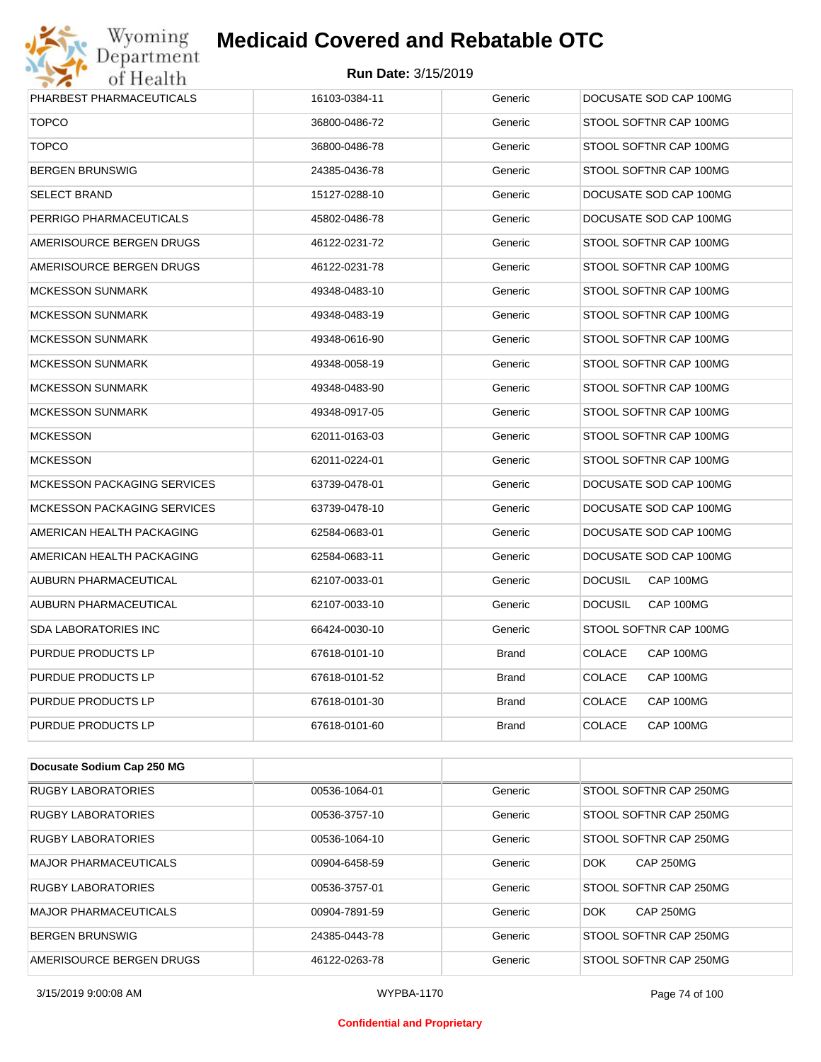| PHARBEST PHARMACEUTICALS | 16103-0384-11 | Generic | DOCUSATE SOD CAP 100MG |
|---|---|---|---|
| TOPCO | 36800-0486-72 | Generic | STOOL SOFTNR CAP 100MG |
| TOPCO | 36800-0486-78 | Generic | STOOL SOFTNR CAP 100MG |
| BERGEN BRUNSWIG | 24385-0436-78 | Generic | STOOL SOFTNR CAP 100MG |
| SELECT BRAND | 15127-0288-10 | Generic | DOCUSATE SOD CAP 100MG |
| PERRIGO PHARMACEUTICALS | 45802-0486-78 | Generic | DOCUSATE SOD CAP 100MG |
| AMERISOURCE BERGEN DRUGS | 46122-0231-72 | Generic | STOOL SOFTNR CAP 100MG |
| AMERISOURCE BERGEN DRUGS | 46122-0231-78 | Generic | STOOL SOFTNR CAP 100MG |
| MCKESSON SUNMARK | 49348-0483-10 | Generic | STOOL SOFTNR CAP 100MG |
| MCKESSON SUNMARK | 49348-0483-19 | Generic | STOOL SOFTNR CAP 100MG |
| MCKESSON SUNMARK | 49348-0616-90 | Generic | STOOL SOFTNR CAP 100MG |
| MCKESSON SUNMARK | 49348-0058-19 | Generic | STOOL SOFTNR CAP 100MG |
| MCKESSON SUNMARK | 49348-0483-90 | Generic | STOOL SOFTNR CAP 100MG |
| MCKESSON SUNMARK | 49348-0917-05 | Generic | STOOL SOFTNR CAP 100MG |
| MCKESSON | 62011-0163-03 | Generic | STOOL SOFTNR CAP 100MG |
| MCKESSON | 62011-0224-01 | Generic | STOOL SOFTNR CAP 100MG |
| MCKESSON PACKAGING SERVICES | 63739-0478-01 | Generic | DOCUSATE SOD CAP 100MG |
| MCKESSON PACKAGING SERVICES | 63739-0478-10 | Generic | DOCUSATE SOD CAP 100MG |
| AMERICAN HEALTH PACKAGING | 62584-0683-01 | Generic | DOCUSATE SOD CAP 100MG |
| AMERICAN HEALTH PACKAGING | 62584-0683-11 | Generic | DOCUSATE SOD CAP 100MG |
| AUBURN PHARMACEUTICAL | 62107-0033-01 | Generic | DOCUSIL CAP 100MG |
| AUBURN PHARMACEUTICAL | 62107-0033-10 | Generic | DOCUSIL CAP 100MG |
| SDA LABORATORIES INC | 66424-0030-10 | Generic | STOOL SOFTNR CAP 100MG |
| PURDUE PRODUCTS LP | 67618-0101-10 | Brand | COLACE CAP 100MG |
| PURDUE PRODUCTS LP | 67618-0101-52 | Brand | COLACE CAP 100MG |
| PURDUE PRODUCTS LP | 67618-0101-30 | Brand | COLACE CAP 100MG |
| PURDUE PRODUCTS LP | 67618-0101-60 | Brand | COLACE CAP 100MG |

| **Docusate Sodium Cap 250 MG** | | | |
|---|---|---|---|
| RUGBY LABORATORIES | 00536-1064-01 | Generic | STOOL SOFTNR CAP 250MG |
| RUGBY LABORATORIES | 00536-3757-10 | Generic | STOOL SOFTNR CAP 250MG |
| RUGBY LABORATORIES | 00536-1064-10 | Generic | STOOL SOFTNR CAP 250MG |
| MAJOR PHARMACEUTICALS | 00904-6458-59 | Generic | DOK CAP 250MG |
| RUGBY LABORATORIES | 00536-3757-01 | Generic | STOOL SOFTNR CAP 250MG |
| MAJOR PHARMACEUTICALS | 00904-7891-59 | Generic | DOK CAP 250MG |
| BERGEN BRUNSWIG | 24385-0443-78 | Generic | STOOL SOFTNR CAP 250MG |
| AMERISOURCE BERGEN DRUGS | 46122-0263-78 | Generic | STOOL SOFTNR CAP 250MG |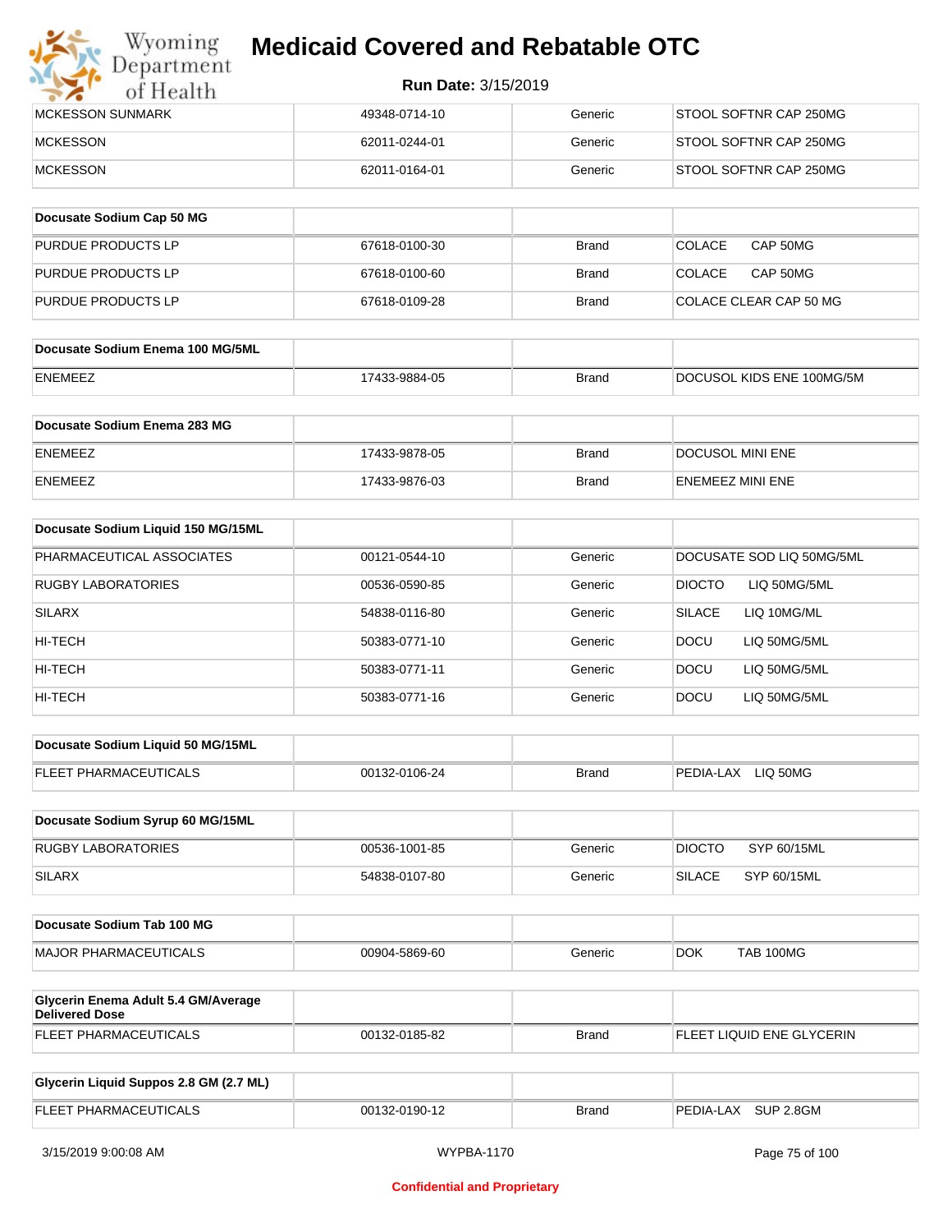| | | | |
|---|---|---|---|
| MCKESSON SUNMARK | 49348-0714-10 | Generic | STOOL SOFTNR CAP 250MG |
| MCKESSON | 62011-0244-01 | Generic | STOOL SOFTNR CAP 250MG |
| MCKESSON | 62011-0164-01 | Generic | STOOL SOFTNR CAP 250MG |

| Docusate Sodium Cap 50 MG | | | |
|---|---|---|---|
| PURDUE PRODUCTS LP | 67618-0100-30 | Brand | COLACE CAP 50MG |
| PURDUE PRODUCTS LP | 67618-0100-60 | Brand | COLACE CAP 50MG |
| PURDUE PRODUCTS LP | 67618-0109-28 | Brand | COLACE CLEAR CAP 50 MG |

| Docusate Sodium Enema 100 MG/5ML | | | |
|---|---|---|---|
| ENEMEEZ | 17433-9884-05 | Brand | DOCUSOL KIDS ENE 100MG/5M |

| Docusate Sodium Enema 283 MG | | | |
|---|---|---|---|
| ENEMEEZ | 17433-9878-05 | Brand | DOCUSOL MINI ENE |
| ENEMEEZ | 17433-9876-03 | Brand | ENEMEEZ MINI ENE |

| Docusate Sodium Liquid 150 MG/15ML | | | |
|---|---|---|---|
| PHARMACEUTICAL ASSOCIATES | 00121-0544-10 | Generic | DOCUSATE SOD LIQ 50MG/5ML |
| RUGBY LABORATORIES | 00536-0590-85 | Generic | DIOCTO LIQ 50MG/5ML |
| SILARX | 54838-0116-80 | Generic | SILACE LIQ 10MG/ML |
| HI-TECH | 50383-0771-10 | Generic | DOCU LIQ 50MG/5ML |
| HI-TECH | 50383-0771-11 | Generic | DOCU LIQ 50MG/5ML |
| HI-TECH | 50383-0771-16 | Generic | DOCU LIQ 50MG/5ML |

| Docusate Sodium Liquid 50 MG/15ML | | | |
|---|---|---|---|
| FLEET PHARMACEUTICALS | 00132-0106-24 | Brand | PEDIA-LAX LIQ 50MG |

| Docusate Sodium Syrup 60 MG/15ML | | | |
|---|---|---|---|
| RUGBY LABORATORIES | 00536-1001-85 | Generic | DIOCTO SYP 60/15ML |
| SILARX | 54838-0107-80 | Generic | SILACE SYP 60/15ML |

| Docusate Sodium Tab 100 MG | | | |
|---|---|---|---|
| MAJOR PHARMACEUTICALS | 00904-5869-60 | Generic | DOK TAB 100MG |

| Glycerin Enema Adult 5.4 GM/Average Delivered Dose | | | |
|---|---|---|---|
| FLEET PHARMACEUTICALS | 00132-0185-82 | Brand | FLEET LIQUID ENE GLYCERIN |

| Glycerin Liquid Suppos 2.8 GM (2.7 ML) | | | |
|---|---|---|---|
| FLEET PHARMACEUTICALS | 00132-0190-12 | Brand | PEDIA-LAX SUP 2.8GM |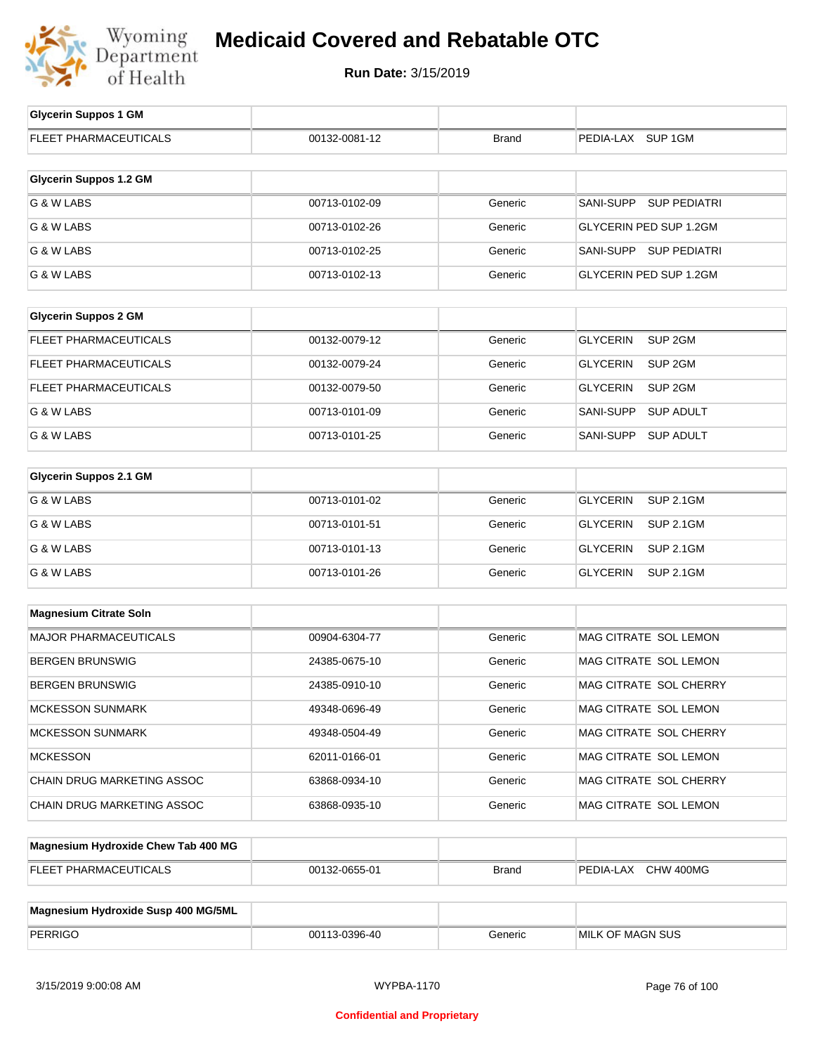# Medicaid Covered and Rebatable OTC

**Run Date:** 3/15/2019

| Glycerin Suppos 1 GM | | | |
|---|---|---|---|
| FLEET PHARMACEUTICALS | 00132-0081-12 | Brand | PEDIA-LAX SUP 1GM |

| Glycerin Suppos 1.2 GM | | | |
|---|---|---|---|
| G & W LABS | 00713-0102-09 | Generic | SANI-SUPP SUP PEDIATRI |
| G & W LABS | 00713-0102-26 | Generic | GLYCERIN PED SUP 1.2GM |
| G & W LABS | 00713-0102-25 | Generic | SANI-SUPP SUP PEDIATRI |
| G & W LABS | 00713-0102-13 | Generic | GLYCERIN PED SUP 1.2GM |

| Glycerin Suppos 2 GM | | | |
|---|---|---|---|
| FLEET PHARMACEUTICALS | 00132-0079-12 | Generic | GLYCERIN SUP 2GM |
| FLEET PHARMACEUTICALS | 00132-0079-24 | Generic | GLYCERIN SUP 2GM |
| FLEET PHARMACEUTICALS | 00132-0079-50 | Generic | GLYCERIN SUP 2GM |
| G & W LABS | 00713-0101-09 | Generic | SANI-SUPP SUP ADULT |
| G & W LABS | 00713-0101-25 | Generic | SANI-SUPP SUP ADULT |

| Glycerin Suppos 2.1 GM | | | |
|---|---|---|---|
| G & W LABS | 00713-0101-02 | Generic | GLYCERIN SUP 2.1GM |
| G & W LABS | 00713-0101-51 | Generic | GLYCERIN SUP 2.1GM |
| G & W LABS | 00713-0101-13 | Generic | GLYCERIN SUP 2.1GM |
| G & W LABS | 00713-0101-26 | Generic | GLYCERIN SUP 2.1GM |

| Magnesium Citrate Soln | | | |
|---|---|---|---|
| MAJOR PHARMACEUTICALS | 00904-6304-77 | Generic | MAG CITRATE SOL LEMON |
| BERGEN BRUNSWIG | 24385-0675-10 | Generic | MAG CITRATE SOL LEMON |
| BERGEN BRUNSWIG | 24385-0910-10 | Generic | MAG CITRATE SOL CHERRY |
| MCKESSON SUNMARK | 49348-0696-49 | Generic | MAG CITRATE SOL LEMON |
| MCKESSON SUNMARK | 49348-0504-49 | Generic | MAG CITRATE SOL CHERRY |
| MCKESSON | 62011-0166-01 | Generic | MAG CITRATE SOL LEMON |
| CHAIN DRUG MARKETING ASSOC | 63868-0934-10 | Generic | MAG CITRATE SOL CHERRY |
| CHAIN DRUG MARKETING ASSOC | 63868-0935-10 | Generic | MAG CITRATE SOL LEMON |

| Magnesium Hydroxide Chew Tab 400 MG | | | |
|---|---|---|---|
| FLEET PHARMACEUTICALS | 00132-0655-01 | Brand | PEDIA-LAX CHW 400MG |

| Magnesium Hydroxide Susp 400 MG/5ML | | | |
|---|---|---|---|
| PERRIGO | 00113-0396-40 | Generic | MILK OF MAGN SUS |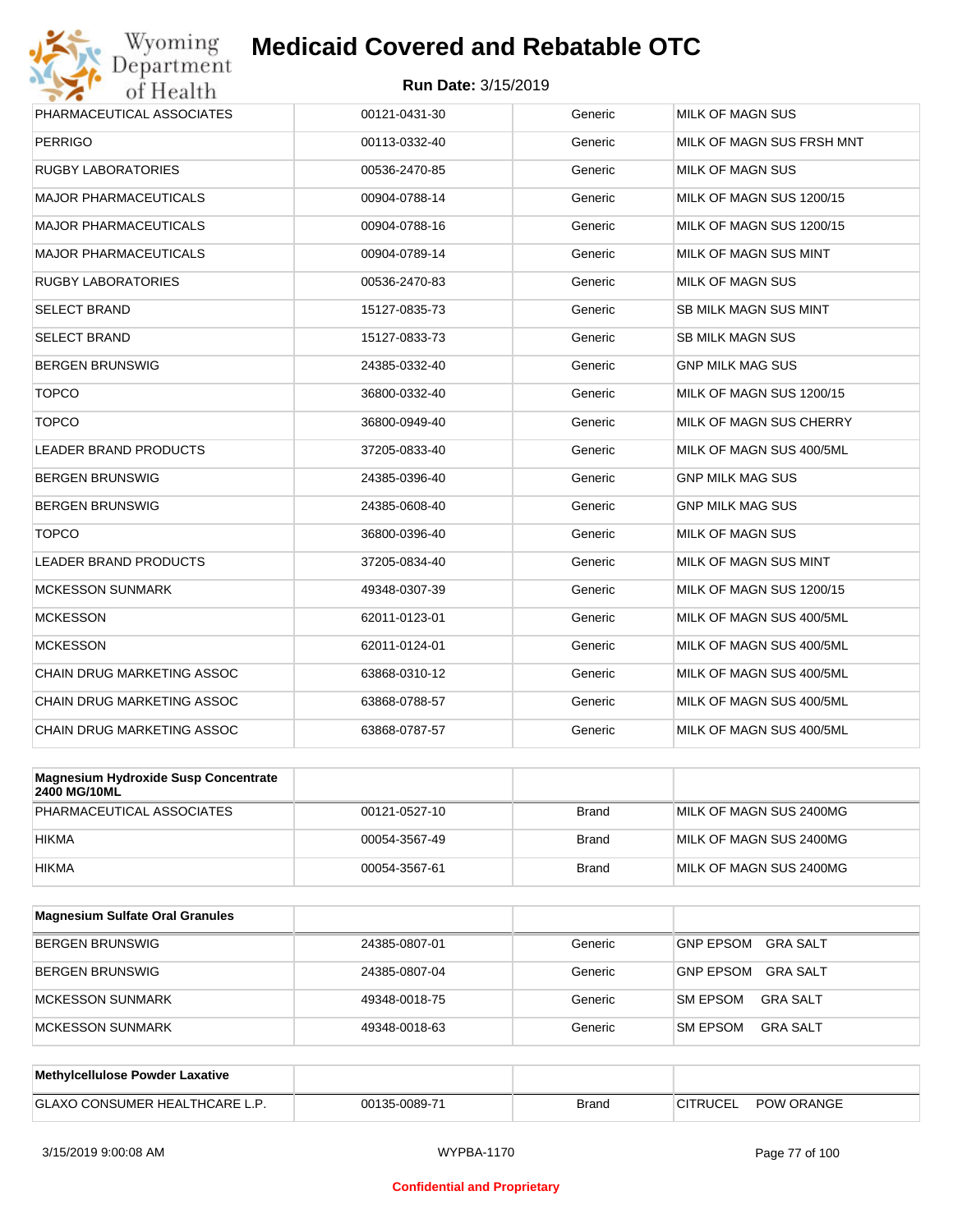| | | | |
|---|---|---|---|
| PHARMACEUTICAL ASSOCIATES | 00121-0431-30 | Generic | MILK OF MAGN SUS |
| PERRIGO | 00113-0332-40 | Generic | MILK OF MAGN SUS FRSH MNT |
| RUGBY LABORATORIES | 00536-2470-85 | Generic | MILK OF MAGN SUS |
| MAJOR PHARMACEUTICALS | 00904-0788-14 | Generic | MILK OF MAGN SUS 1200/15 |
| MAJOR PHARMACEUTICALS | 00904-0788-16 | Generic | MILK OF MAGN SUS 1200/15 |
| MAJOR PHARMACEUTICALS | 00904-0789-14 | Generic | MILK OF MAGN SUS MINT |
| RUGBY LABORATORIES | 00536-2470-83 | Generic | MILK OF MAGN SUS |
| SELECT BRAND | 15127-0835-73 | Generic | SB MILK MAGN SUS MINT |
| SELECT BRAND | 15127-0833-73 | Generic | SB MILK MAGN SUS |
| BERGEN BRUNSWIG | 24385-0332-40 | Generic | GNP MILK MAG SUS |
| TOPCO | 36800-0332-40 | Generic | MILK OF MAGN SUS 1200/15 |
| TOPCO | 36800-0949-40 | Generic | MILK OF MAGN SUS CHERRY |
| LEADER BRAND PRODUCTS | 37205-0833-40 | Generic | MILK OF MAGN SUS 400/5ML |
| BERGEN BRUNSWIG | 24385-0396-40 | Generic | GNP MILK MAG SUS |
| BERGEN BRUNSWIG | 24385-0608-40 | Generic | GNP MILK MAG SUS |
| TOPCO | 36800-0396-40 | Generic | MILK OF MAGN SUS |
| LEADER BRAND PRODUCTS | 37205-0834-40 | Generic | MILK OF MAGN SUS MINT |
| MCKESSON SUNMARK | 49348-0307-39 | Generic | MILK OF MAGN SUS 1200/15 |
| MCKESSON | 62011-0123-01 | Generic | MILK OF MAGN SUS 400/5ML |
| MCKESSON | 62011-0124-01 | Generic | MILK OF MAGN SUS 400/5ML |
| CHAIN DRUG MARKETING ASSOC | 63868-0310-12 | Generic | MILK OF MAGN SUS 400/5ML |
| CHAIN DRUG MARKETING ASSOC | 63868-0788-57 | Generic | MILK OF MAGN SUS 400/5ML |
| CHAIN DRUG MARKETING ASSOC | 63868-0787-57 | Generic | MILK OF MAGN SUS 400/5ML |

| **Magnesium Hydroxide Susp Concentrate 2400 MG/10ML** | | | |
|---|---|---|---|
| PHARMACEUTICAL ASSOCIATES | 00121-0527-10 | Brand | MILK OF MAGN SUS 2400MG |
| HIKMA | 00054-3567-49 | Brand | MILK OF MAGN SUS 2400MG |
| HIKMA | 00054-3567-61 | Brand | MILK OF MAGN SUS 2400MG |

| **Magnesium Sulfate Oral Granules** | | | |
|---|---|---|---|
| BERGEN BRUNSWIG | 24385-0807-01 | Generic | GNP EPSOM GRA SALT |
| BERGEN BRUNSWIG | 24385-0807-04 | Generic | GNP EPSOM GRA SALT |
| MCKESSON SUNMARK | 49348-0018-75 | Generic | SM EPSOM GRA SALT |
| MCKESSON SUNMARK | 49348-0018-63 | Generic | SM EPSOM GRA SALT |

| **Methylcellulose Powder Laxative** | | | |
|---|---|---|---|
| GLAXO CONSUMER HEALTHCARE L.P. | 00135-0089-71 | Brand | CITRUCEL POW ORANGE |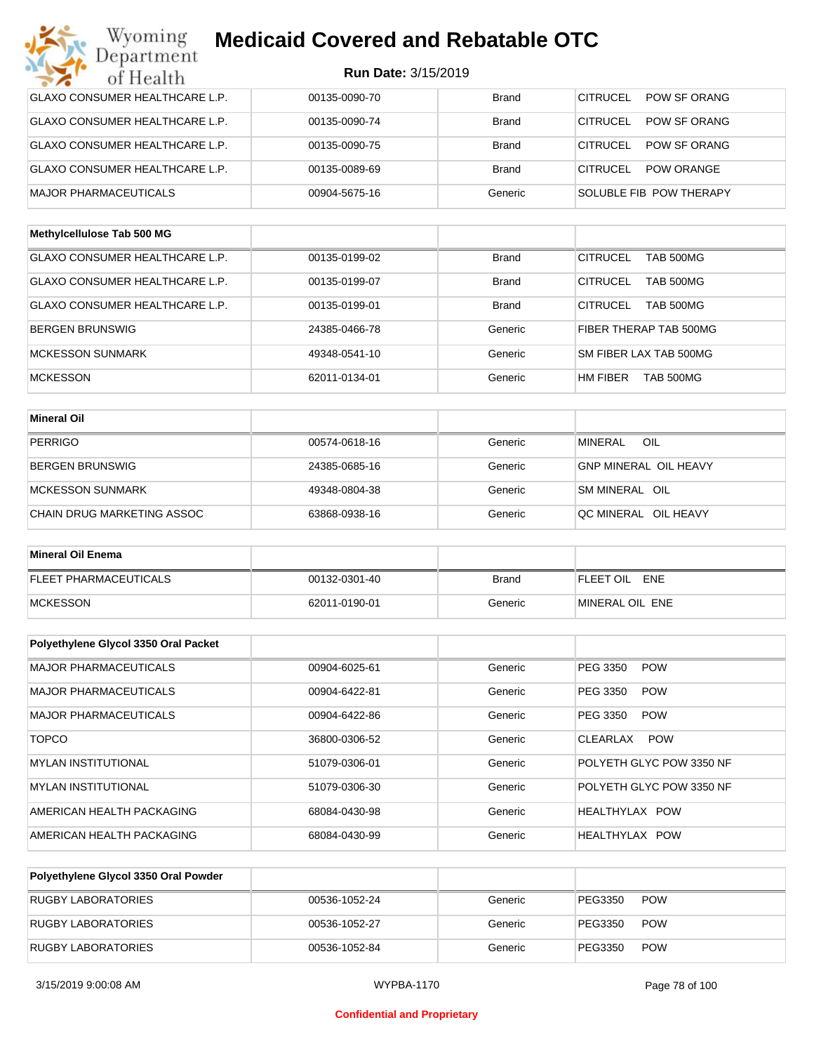| | | | |
|---|---|---|---|
| GLAXO CONSUMER HEALTHCARE L.P. | 00135-0090-70 | Brand | CITRUCEL POW SF ORANG |
| GLAXO CONSUMER HEALTHCARE L.P. | 00135-0090-74 | Brand | CITRUCEL POW SF ORANG |
| GLAXO CONSUMER HEALTHCARE L.P. | 00135-0090-75 | Brand | CITRUCEL POW SF ORANG |
| GLAXO CONSUMER HEALTHCARE L.P. | 00135-0089-69 | Brand | CITRUCEL POW ORANGE |
| MAJOR PHARMACEUTICALS | 00904-5675-16 | Generic | SOLUBLE FIB POW THERAPY |

| Methylcellulose Tab 500 MG | | | |
|---|---|---|---|
| GLAXO CONSUMER HEALTHCARE L.P. | 00135-0199-02 | Brand | CITRUCEL TAB 500MG |
| GLAXO CONSUMER HEALTHCARE L.P. | 00135-0199-07 | Brand | CITRUCEL TAB 500MG |
| GLAXO CONSUMER HEALTHCARE L.P. | 00135-0199-01 | Brand | CITRUCEL TAB 500MG |
| BERGEN BRUNSWIG | 24385-0466-78 | Generic | FIBER THERAP TAB 500MG |
| MCKESSON SUNMARK | 49348-0541-10 | Generic | SM FIBER LAX TAB 500MG |
| MCKESSON | 62011-0134-01 | Generic | HM FIBER TAB 500MG |

| Mineral Oil | | | |
|---|---|---|---|
| PERRIGO | 00574-0618-16 | Generic | MINERAL OIL |
| BERGEN BRUNSWIG | 24385-0685-16 | Generic | GNP MINERAL OIL HEAVY |
| MCKESSON SUNMARK | 49348-0804-38 | Generic | SM MINERAL OIL |
| CHAIN DRUG MARKETING ASSOC | 63868-0938-16 | Generic | QC MINERAL OIL HEAVY |

| Mineral Oil Enema | | | |
|---|---|---|---|
| FLEET PHARMACEUTICALS | 00132-0301-40 | Brand | FLEET OIL ENE |
| MCKESSON | 62011-0190-01 | Generic | MINERAL OIL ENE |

| Polyethylene Glycol 3350 Oral Packet | | | |
|---|---|---|---|
| MAJOR PHARMACEUTICALS | 00904-6025-61 | Generic | PEG 3350 POW |
| MAJOR PHARMACEUTICALS | 00904-6422-81 | Generic | PEG 3350 POW |
| MAJOR PHARMACEUTICALS | 00904-6422-86 | Generic | PEG 3350 POW |
| TOPCO | 36800-0306-52 | Generic | CLEARLAX POW |
| MYLAN INSTITUTIONAL | 51079-0306-01 | Generic | POLYETH GLYC POW 3350 NF |
| MYLAN INSTITUTIONAL | 51079-0306-30 | Generic | POLYETH GLYC POW 3350 NF |
| AMERICAN HEALTH PACKAGING | 68084-0430-98 | Generic | HEALTHYLAX POW |
| AMERICAN HEALTH PACKAGING | 68084-0430-99 | Generic | HEALTHYLAX POW |

| Polyethylene Glycol 3350 Oral Powder | | | |
|---|---|---|---|
| RUGBY LABORATORIES | 00536-1052-24 | Generic | PEG3350 POW |
| RUGBY LABORATORIES | 00536-1052-27 | Generic | PEG3350 POW |
| RUGBY LABORATORIES | 00536-1052-84 | Generic | PEG3350 POW |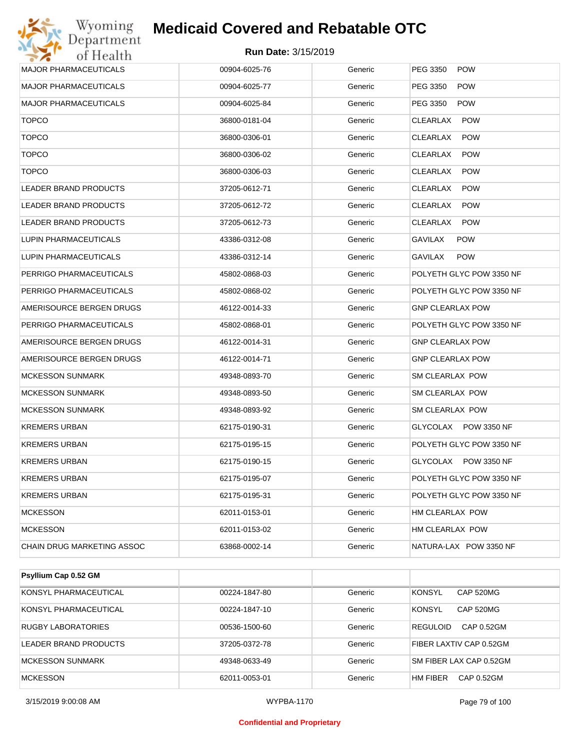# Medicaid Covered and Rebatable OTC

**Run Date:** 3/15/2019

| | | | |
|---|---|---|---|
| MAJOR PHARMACEUTICALS | 00904-6025-76 | Generic | PEG 3350 POW |
| MAJOR PHARMACEUTICALS | 00904-6025-77 | Generic | PEG 3350 POW |
| MAJOR PHARMACEUTICALS | 00904-6025-84 | Generic | PEG 3350 POW |
| TOPCO | 36800-0181-04 | Generic | CLEARLAX POW |
| TOPCO | 36800-0306-01 | Generic | CLEARLAX POW |
| TOPCO | 36800-0306-02 | Generic | CLEARLAX POW |
| TOPCO | 36800-0306-03 | Generic | CLEARLAX POW |
| LEADER BRAND PRODUCTS | 37205-0612-71 | Generic | CLEARLAX POW |
| LEADER BRAND PRODUCTS | 37205-0612-72 | Generic | CLEARLAX POW |
| LEADER BRAND PRODUCTS | 37205-0612-73 | Generic | CLEARLAX POW |
| LUPIN PHARMACEUTICALS | 43386-0312-08 | Generic | GAVILAX POW |
| LUPIN PHARMACEUTICALS | 43386-0312-14 | Generic | GAVILAX POW |
| PERRIGO PHARMACEUTICALS | 45802-0868-03 | Generic | POLYETH GLYC POW 3350 NF |
| PERRIGO PHARMACEUTICALS | 45802-0868-02 | Generic | POLYETH GLYC POW 3350 NF |
| AMERISOURCE BERGEN DRUGS | 46122-0014-33 | Generic | GNP CLEARLAX POW |
| PERRIGO PHARMACEUTICALS | 45802-0868-01 | Generic | POLYETH GLYC POW 3350 NF |
| AMERISOURCE BERGEN DRUGS | 46122-0014-31 | Generic | GNP CLEARLAX POW |
| AMERISOURCE BERGEN DRUGS | 46122-0014-71 | Generic | GNP CLEARLAX POW |
| MCKESSON SUNMARK | 49348-0893-70 | Generic | SM CLEARLAX POW |
| MCKESSON SUNMARK | 49348-0893-50 | Generic | SM CLEARLAX POW |
| MCKESSON SUNMARK | 49348-0893-92 | Generic | SM CLEARLAX POW |
| KREMERS URBAN | 62175-0190-31 | Generic | GLYCOLAX POW 3350 NF |
| KREMERS URBAN | 62175-0195-15 | Generic | POLYETH GLYC POW 3350 NF |
| KREMERS URBAN | 62175-0190-15 | Generic | GLYCOLAX POW 3350 NF |
| KREMERS URBAN | 62175-0195-07 | Generic | POLYETH GLYC POW 3350 NF |
| KREMERS URBAN | 62175-0195-31 | Generic | POLYETH GLYC POW 3350 NF |
| MCKESSON | 62011-0153-01 | Generic | HM CLEARLAX POW |
| MCKESSON | 62011-0153-02 | Generic | HM CLEARLAX POW |
| CHAIN DRUG MARKETING ASSOC | 63868-0002-14 | Generic | NATURA-LAX POW 3350 NF |

| **Psyllium Cap 0.52 GM** | | | |
|---|---|---|---|
| KONSYL PHARMACEUTICAL | 00224-1847-80 | Generic | KONSYL CAP 520MG |
| KONSYL PHARMACEUTICAL | 00224-1847-10 | Generic | KONSYL CAP 520MG |
| RUGBY LABORATORIES | 00536-1500-60 | Generic | REGULOID CAP 0.52GM |
| LEADER BRAND PRODUCTS | 37205-0372-78 | Generic | FIBER LAXTIV CAP 0.52GM |
| MCKESSON SUNMARK | 49348-0633-49 | Generic | SM FIBER LAX CAP 0.52GM |
| MCKESSON | 62011-0053-01 | Generic | HM FIBER CAP 0.52GM |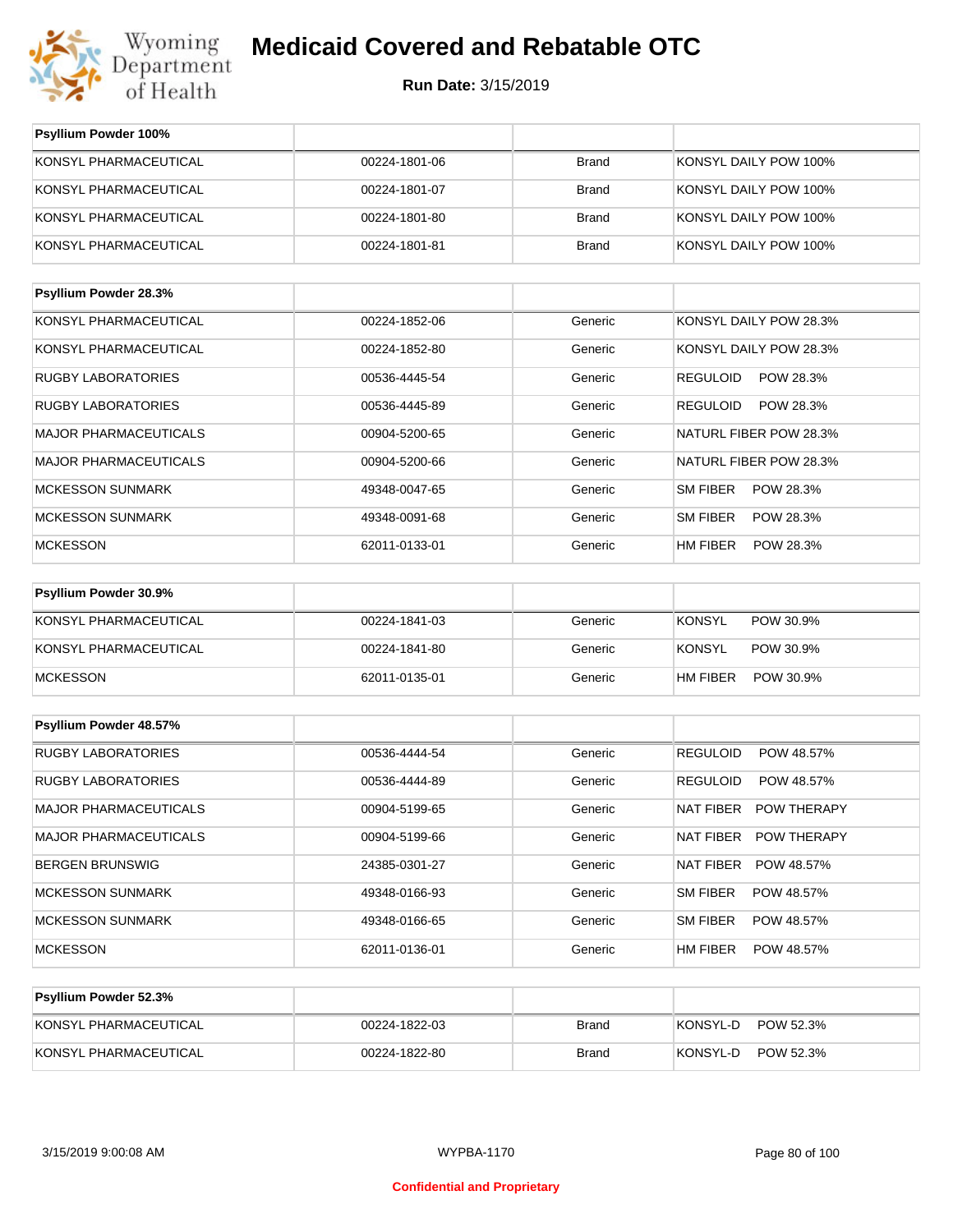# Medicaid Covered and Rebatable OTC

**Run Date:** 3/15/2019

| Psyllium Powder 100% | | | |
|---|---|---|---|
| KONSYL PHARMACEUTICAL | 00224-1801-06 | Brand | KONSYL DAILY POW 100% |
| KONSYL PHARMACEUTICAL | 00224-1801-07 | Brand | KONSYL DAILY POW 100% |
| KONSYL PHARMACEUTICAL | 00224-1801-80 | Brand | KONSYL DAILY POW 100% |
| KONSYL PHARMACEUTICAL | 00224-1801-81 | Brand | KONSYL DAILY POW 100% |

| Psyllium Powder 28.3% | | | |
|---|---|---|---|
| KONSYL PHARMACEUTICAL | 00224-1852-06 | Generic | KONSYL DAILY POW 28.3% |
| KONSYL PHARMACEUTICAL | 00224-1852-80 | Generic | KONSYL DAILY POW 28.3% |
| RUGBY LABORATORIES | 00536-4445-54 | Generic | REGULOID POW 28.3% |
| RUGBY LABORATORIES | 00536-4445-89 | Generic | REGULOID POW 28.3% |
| MAJOR PHARMACEUTICALS | 00904-5200-65 | Generic | NATURL FIBER POW 28.3% |
| MAJOR PHARMACEUTICALS | 00904-5200-66 | Generic | NATURL FIBER POW 28.3% |
| MCKESSON SUNMARK | 49348-0047-65 | Generic | SM FIBER POW 28.3% |
| MCKESSON SUNMARK | 49348-0091-68 | Generic | SM FIBER POW 28.3% |
| MCKESSON | 62011-0133-01 | Generic | HM FIBER POW 28.3% |

| Psyllium Powder 30.9% | | | |
|---|---|---|---|
| KONSYL PHARMACEUTICAL | 00224-1841-03 | Generic | KONSYL POW 30.9% |
| KONSYL PHARMACEUTICAL | 00224-1841-80 | Generic | KONSYL POW 30.9% |
| MCKESSON | 62011-0135-01 | Generic | HM FIBER POW 30.9% |

| Psyllium Powder 48.57% | | | |
|---|---|---|---|
| RUGBY LABORATORIES | 00536-4444-54 | Generic | REGULOID POW 48.57% |
| RUGBY LABORATORIES | 00536-4444-89 | Generic | REGULOID POW 48.57% |
| MAJOR PHARMACEUTICALS | 00904-5199-65 | Generic | NAT FIBER POW THERAPY |
| MAJOR PHARMACEUTICALS | 00904-5199-66 | Generic | NAT FIBER POW THERAPY |
| BERGEN BRUNSWIG | 24385-0301-27 | Generic | NAT FIBER POW 48.57% |
| MCKESSON SUNMARK | 49348-0166-93 | Generic | SM FIBER POW 48.57% |
| MCKESSON SUNMARK | 49348-0166-65 | Generic | SM FIBER POW 48.57% |
| MCKESSON | 62011-0136-01 | Generic | HM FIBER POW 48.57% |

| Psyllium Powder 52.3% | | | |
|---|---|---|---|
| KONSYL PHARMACEUTICAL | 00224-1822-03 | Brand | KONSYL-D POW 52.3% |
| KONSYL PHARMACEUTICAL | 00224-1822-80 | Brand | KONSYL-D POW 52.3% |

3/15/2019 9:00:08 AM WYPBA-1170

Confidential and Proprietary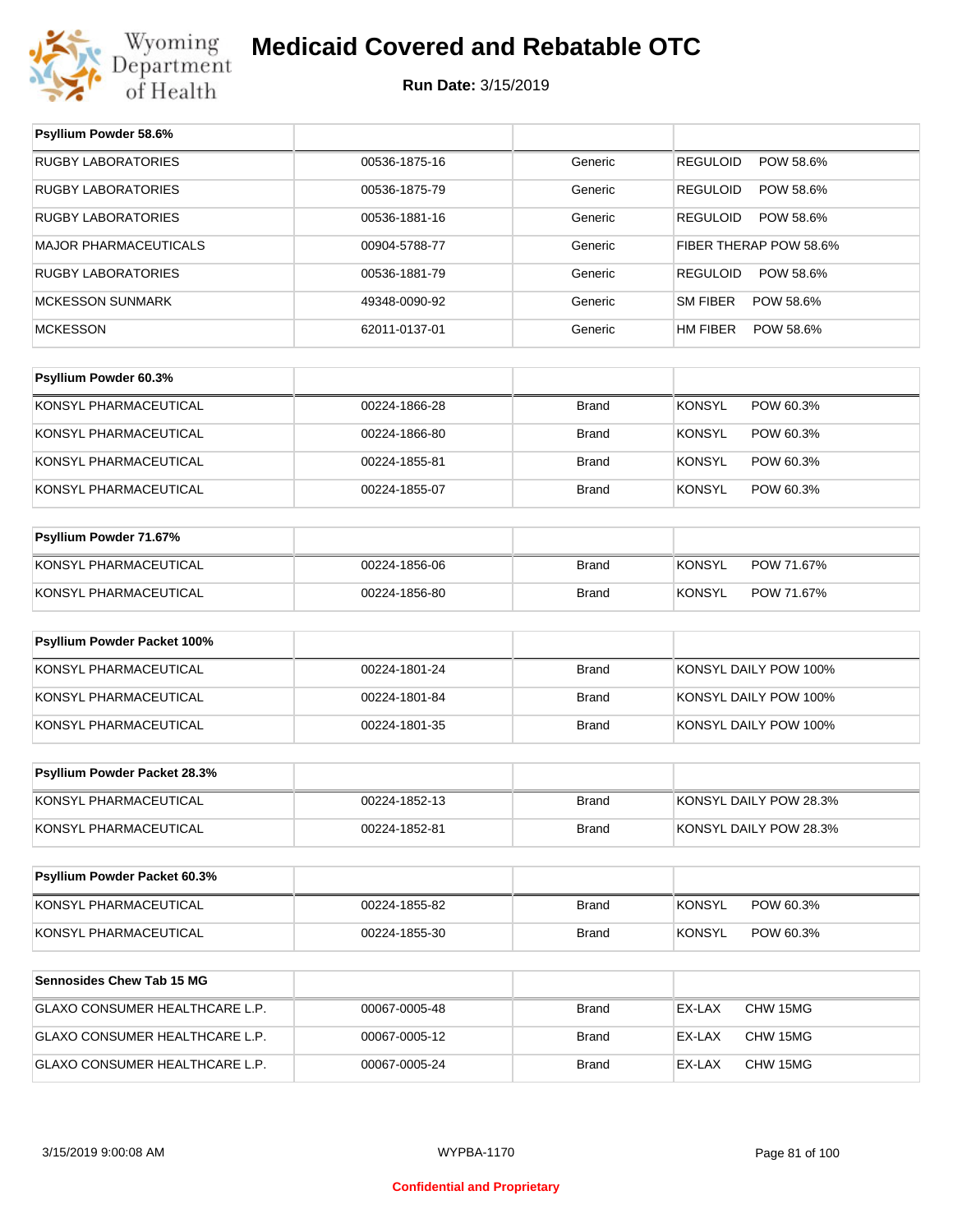# Medicaid Covered and Rebatable OTC

**Run Date:** 3/15/2019

| Psyllium Powder 58.6% | | | |
|---|---|---|---|
| RUGBY LABORATORIES | 00536-1875-16 | Generic | REGULOID POW 58.6% |
| RUGBY LABORATORIES | 00536-1875-79 | Generic | REGULOID POW 58.6% |
| RUGBY LABORATORIES | 00536-1881-16 | Generic | REGULOID POW 58.6% |
| MAJOR PHARMACEUTICALS | 00904-5788-77 | Generic | FIBER THERAP POW 58.6% |
| RUGBY LABORATORIES | 00536-1881-79 | Generic | REGULOID POW 58.6% |
| MCKESSON SUNMARK | 49348-0090-92 | Generic | SM FIBER POW 58.6% |
| MCKESSON | 62011-0137-01 | Generic | HM FIBER POW 58.6% |

| Psyllium Powder 60.3% | | | |
|---|---|---|---|
| KONSYL PHARMACEUTICAL | 00224-1866-28 | Brand | KONSYL POW 60.3% |
| KONSYL PHARMACEUTICAL | 00224-1866-80 | Brand | KONSYL POW 60.3% |
| KONSYL PHARMACEUTICAL | 00224-1855-81 | Brand | KONSYL POW 60.3% |
| KONSYL PHARMACEUTICAL | 00224-1855-07 | Brand | KONSYL POW 60.3% |

| Psyllium Powder 71.67% | | | |
|---|---|---|---|
| KONSYL PHARMACEUTICAL | 00224-1856-06 | Brand | KONSYL POW 71.67% |
| KONSYL PHARMACEUTICAL | 00224-1856-80 | Brand | KONSYL POW 71.67% |

| Psyllium Powder Packet 100% | | | |
|---|---|---|---|
| KONSYL PHARMACEUTICAL | 00224-1801-24 | Brand | KONSYL DAILY POW 100% |
| KONSYL PHARMACEUTICAL | 00224-1801-84 | Brand | KONSYL DAILY POW 100% |
| KONSYL PHARMACEUTICAL | 00224-1801-35 | Brand | KONSYL DAILY POW 100% |

| Psyllium Powder Packet 28.3% | | | |
|---|---|---|---|
| KONSYL PHARMACEUTICAL | 00224-1852-13 | Brand | KONSYL DAILY POW 28.3% |
| KONSYL PHARMACEUTICAL | 00224-1852-81 | Brand | KONSYL DAILY POW 28.3% |

| Psyllium Powder Packet 60.3% | | | |
|---|---|---|---|
| KONSYL PHARMACEUTICAL | 00224-1855-82 | Brand | KONSYL POW 60.3% |
| KONSYL PHARMACEUTICAL | 00224-1855-30 | Brand | KONSYL POW 60.3% |

| Sennosides Chew Tab 15 MG | | | |
|---|---|---|---|
| GLAXO CONSUMER HEALTHCARE L.P. | 00067-0005-48 | Brand | EX-LAX CHW 15MG |
| GLAXO CONSUMER HEALTHCARE L.P. | 00067-0005-12 | Brand | EX-LAX CHW 15MG |
| GLAXO CONSUMER HEALTHCARE L.P. | 00067-0005-24 | Brand | EX-LAX CHW 15MG |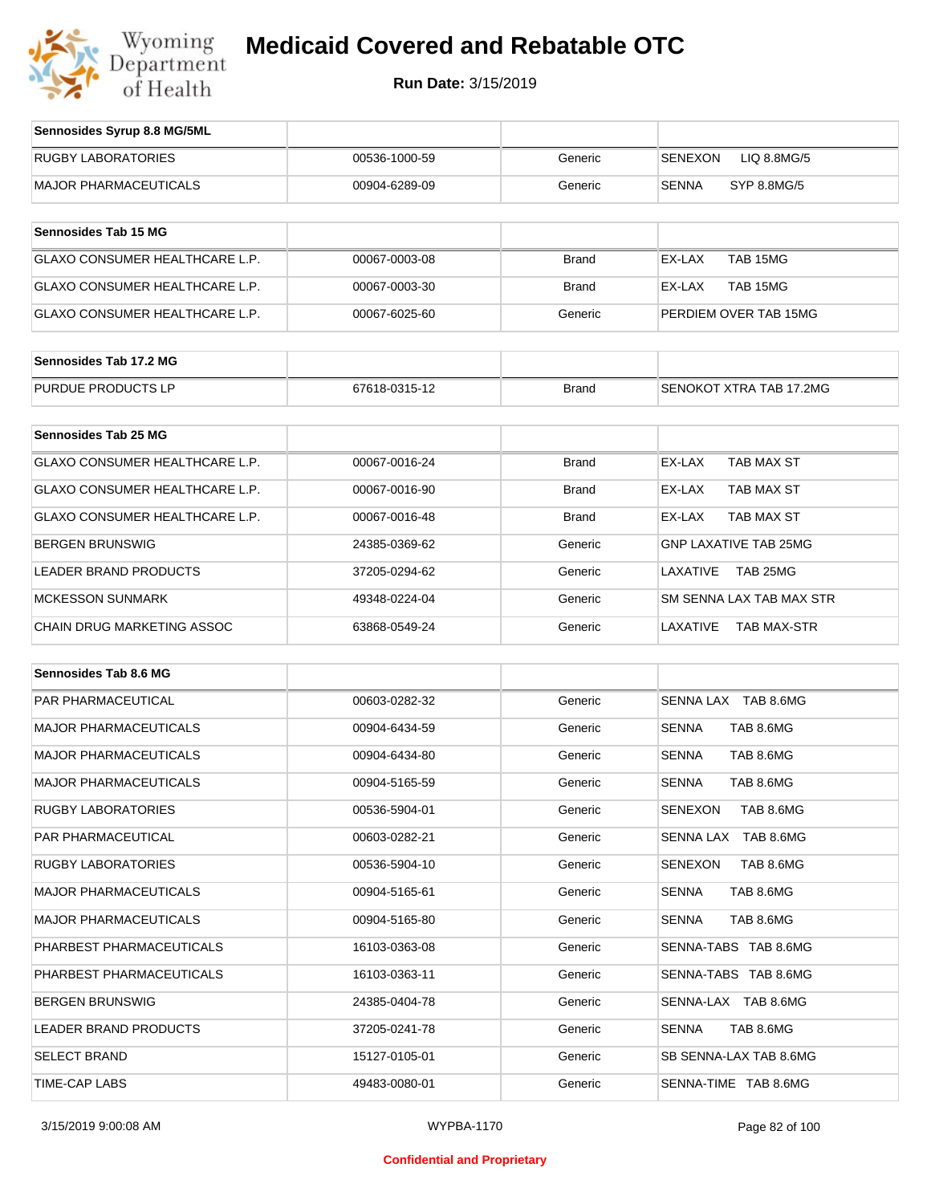# Medicaid Covered and Rebatable OTC

**Run Date:** 3/15/2019

| Sennosides Syrup 8.8 MG/5ML | | | |
|---|---|---|---|
| RUGBY LABORATORIES | 00536-1000-59 | Generic | SENEXON LIQ 8.8MG/5 |
| MAJOR PHARMACEUTICALS | 00904-6289-09 | Generic | SENNA SYP 8.8MG/5 |

| Sennosides Tab 15 MG | | | |
|---|---|---|---|
| GLAXO CONSUMER HEALTHCARE L.P. | 00067-0003-08 | Brand | EX-LAX TAB 15MG |
| GLAXO CONSUMER HEALTHCARE L.P. | 00067-0003-30 | Brand | EX-LAX TAB 15MG |
| GLAXO CONSUMER HEALTHCARE L.P. | 00067-6025-60 | Generic | PERDIEM OVER TAB 15MG |

| Sennosides Tab 17.2 MG | | | |
|---|---|---|---|
| PURDUE PRODUCTS LP | 67618-0315-12 | Brand | SENOKOT XTRA TAB 17.2MG |

| Sennosides Tab 25 MG | | | |
|---|---|---|---|
| GLAXO CONSUMER HEALTHCARE L.P. | 00067-0016-24 | Brand | EX-LAX TAB MAX ST |
| GLAXO CONSUMER HEALTHCARE L.P. | 00067-0016-90 | Brand | EX-LAX TAB MAX ST |
| GLAXO CONSUMER HEALTHCARE L.P. | 00067-0016-48 | Brand | EX-LAX TAB MAX ST |
| BERGEN BRUNSWIG | 24385-0369-62 | Generic | GNP LAXATIVE TAB 25MG |
| LEADER BRAND PRODUCTS | 37205-0294-62 | Generic | LAXATIVE TAB 25MG |
| MCKESSON SUNMARK | 49348-0224-04 | Generic | SM SENNA LAX TAB MAX STR |
| CHAIN DRUG MARKETING ASSOC | 63868-0549-24 | Generic | LAXATIVE TAB MAX-STR |

| Sennosides Tab 8.6 MG | | | |
|---|---|---|---|
| PAR PHARMACEUTICAL | 00603-0282-32 | Generic | SENNA LAX TAB 8.6MG |
| MAJOR PHARMACEUTICALS | 00904-6434-59 | Generic | SENNA TAB 8.6MG |
| MAJOR PHARMACEUTICALS | 00904-6434-80 | Generic | SENNA TAB 8.6MG |
| MAJOR PHARMACEUTICALS | 00904-5165-59 | Generic | SENNA TAB 8.6MG |
| RUGBY LABORATORIES | 00536-5904-01 | Generic | SENEXON TAB 8.6MG |
| PAR PHARMACEUTICAL | 00603-0282-21 | Generic | SENNA LAX TAB 8.6MG |
| RUGBY LABORATORIES | 00536-5904-10 | Generic | SENEXON TAB 8.6MG |
| MAJOR PHARMACEUTICALS | 00904-5165-61 | Generic | SENNA TAB 8.6MG |
| MAJOR PHARMACEUTICALS | 00904-5165-80 | Generic | SENNA TAB 8.6MG |
| PHARBEST PHARMACEUTICALS | 16103-0363-08 | Generic | SENNA-TABS TAB 8.6MG |
| PHARBEST PHARMACEUTICALS | 16103-0363-11 | Generic | SENNA-TABS TAB 8.6MG |
| BERGEN BRUNSWIG | 24385-0404-78 | Generic | SENNA-LAX TAB 8.6MG |
| LEADER BRAND PRODUCTS | 37205-0241-78 | Generic | SENNA TAB 8.6MG |
| SELECT BRAND | 15127-0105-01 | Generic | SB SENNA-LAX TAB 8.6MG |
| TIME-CAP LABS | 49483-0080-01 | Generic | SENNA-TIME TAB 8.6MG |

Confidential and Proprietary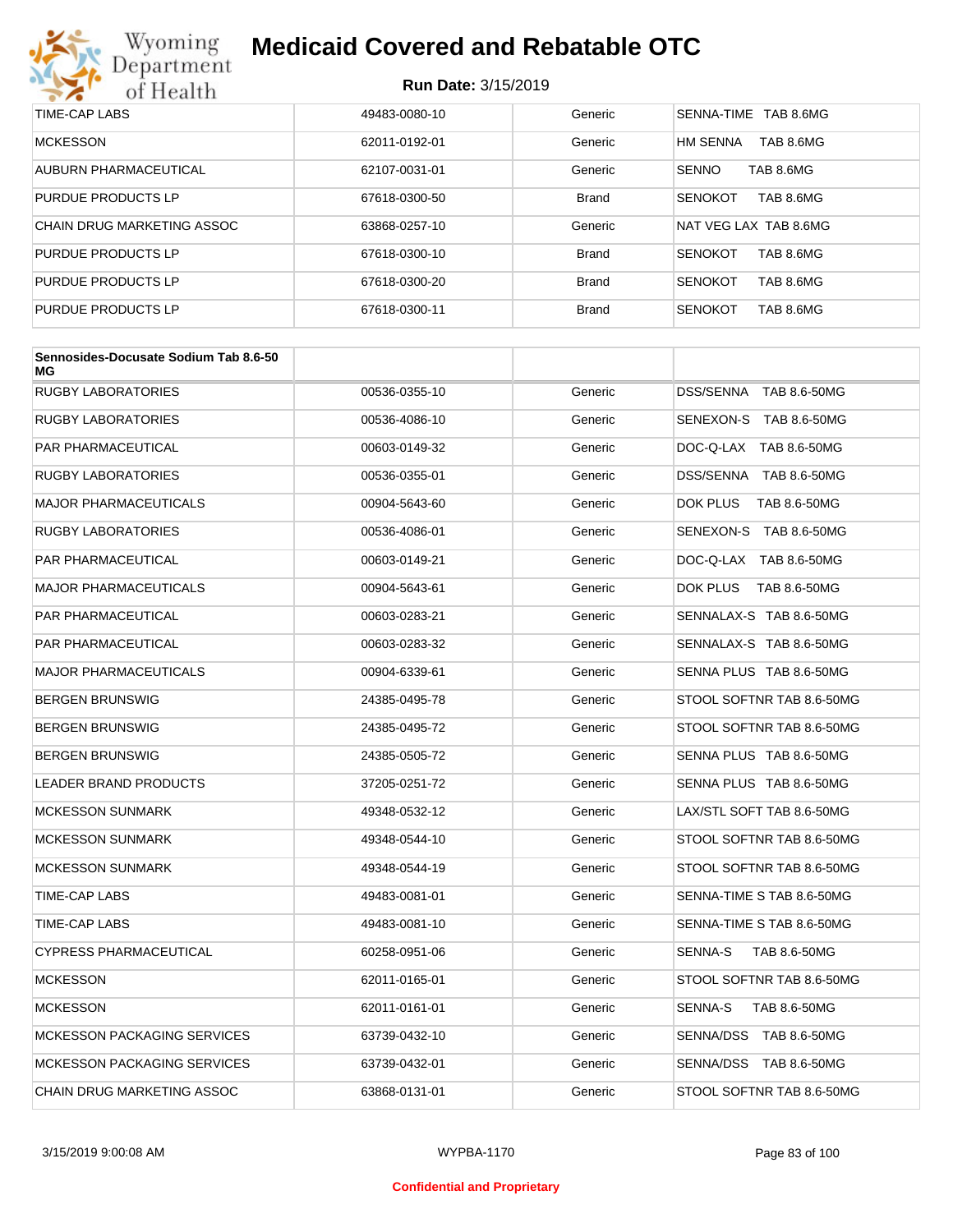# Medicaid Covered and Rebatable OTC

**Run Date:** 3/15/2019

| | | | |
|---|---|---|---|
| TIME-CAP LABS | 49483-0080-10 | Generic | SENNA-TIME TAB 8.6MG |
| MCKESSON | 62011-0192-01 | Generic | HM SENNA TAB 8.6MG |
| AUBURN PHARMACEUTICAL | 62107-0031-01 | Generic | SENNO TAB 8.6MG |
| PURDUE PRODUCTS LP | 67618-0300-50 | Brand | SENOKOT TAB 8.6MG |
| CHAIN DRUG MARKETING ASSOC | 63868-0257-10 | Generic | NAT VEG LAX TAB 8.6MG |
| PURDUE PRODUCTS LP | 67618-0300-10 | Brand | SENOKOT TAB 8.6MG |
| PURDUE PRODUCTS LP | 67618-0300-20 | Brand | SENOKOT TAB 8.6MG |
| PURDUE PRODUCTS LP | 67618-0300-11 | Brand | SENOKOT TAB 8.6MG |

| **Sennosides-Docusate Sodium Tab 8.6-50 MG** | | | |
|---|---|---|---|
| RUGBY LABORATORIES | 00536-0355-10 | Generic | DSS/SENNA TAB 8.6-50MG |
| RUGBY LABORATORIES | 00536-4086-10 | Generic | SENEXON-S TAB 8.6-50MG |
| PAR PHARMACEUTICAL | 00603-0149-32 | Generic | DOC-Q-LAX TAB 8.6-50MG |
| RUGBY LABORATORIES | 00536-0355-01 | Generic | DSS/SENNA TAB 8.6-50MG |
| MAJOR PHARMACEUTICALS | 00904-5643-60 | Generic | DOK PLUS TAB 8.6-50MG |
| RUGBY LABORATORIES | 00536-4086-01 | Generic | SENEXON-S TAB 8.6-50MG |
| PAR PHARMACEUTICAL | 00603-0149-21 | Generic | DOC-Q-LAX TAB 8.6-50MG |
| MAJOR PHARMACEUTICALS | 00904-5643-61 | Generic | DOK PLUS TAB 8.6-50MG |
| PAR PHARMACEUTICAL | 00603-0283-21 | Generic | SENNALAX-S TAB 8.6-50MG |
| PAR PHARMACEUTICAL | 00603-0283-32 | Generic | SENNALAX-S TAB 8.6-50MG |
| MAJOR PHARMACEUTICALS | 00904-6339-61 | Generic | SENNA PLUS TAB 8.6-50MG |
| BERGEN BRUNSWIG | 24385-0495-78 | Generic | STOOL SOFTNR TAB 8.6-50MG |
| BERGEN BRUNSWIG | 24385-0495-72 | Generic | STOOL SOFTNR TAB 8.6-50MG |
| BERGEN BRUNSWIG | 24385-0505-72 | Generic | SENNA PLUS TAB 8.6-50MG |
| LEADER BRAND PRODUCTS | 37205-0251-72 | Generic | SENNA PLUS TAB 8.6-50MG |
| MCKESSON SUNMARK | 49348-0532-12 | Generic | LAX/STL SOFT TAB 8.6-50MG |
| MCKESSON SUNMARK | 49348-0544-10 | Generic | STOOL SOFTNR TAB 8.6-50MG |
| MCKESSON SUNMARK | 49348-0544-19 | Generic | STOOL SOFTNR TAB 8.6-50MG |
| TIME-CAP LABS | 49483-0081-01 | Generic | SENNA-TIME S TAB 8.6-50MG |
| TIME-CAP LABS | 49483-0081-10 | Generic | SENNA-TIME S TAB 8.6-50MG |
| CYPRESS PHARMACEUTICAL | 60258-0951-06 | Generic | SENNA-S TAB 8.6-50MG |
| MCKESSON | 62011-0165-01 | Generic | STOOL SOFTNR TAB 8.6-50MG |
| MCKESSON | 62011-0161-01 | Generic | SENNA-S TAB 8.6-50MG |
| MCKESSON PACKAGING SERVICES | 63739-0432-10 | Generic | SENNA/DSS TAB 8.6-50MG |
| MCKESSON PACKAGING SERVICES | 63739-0432-01 | Generic | SENNA/DSS TAB 8.6-50MG |
| CHAIN DRUG MARKETING ASSOC | 63868-0131-01 | Generic | STOOL SOFTNR TAB 8.6-50MG |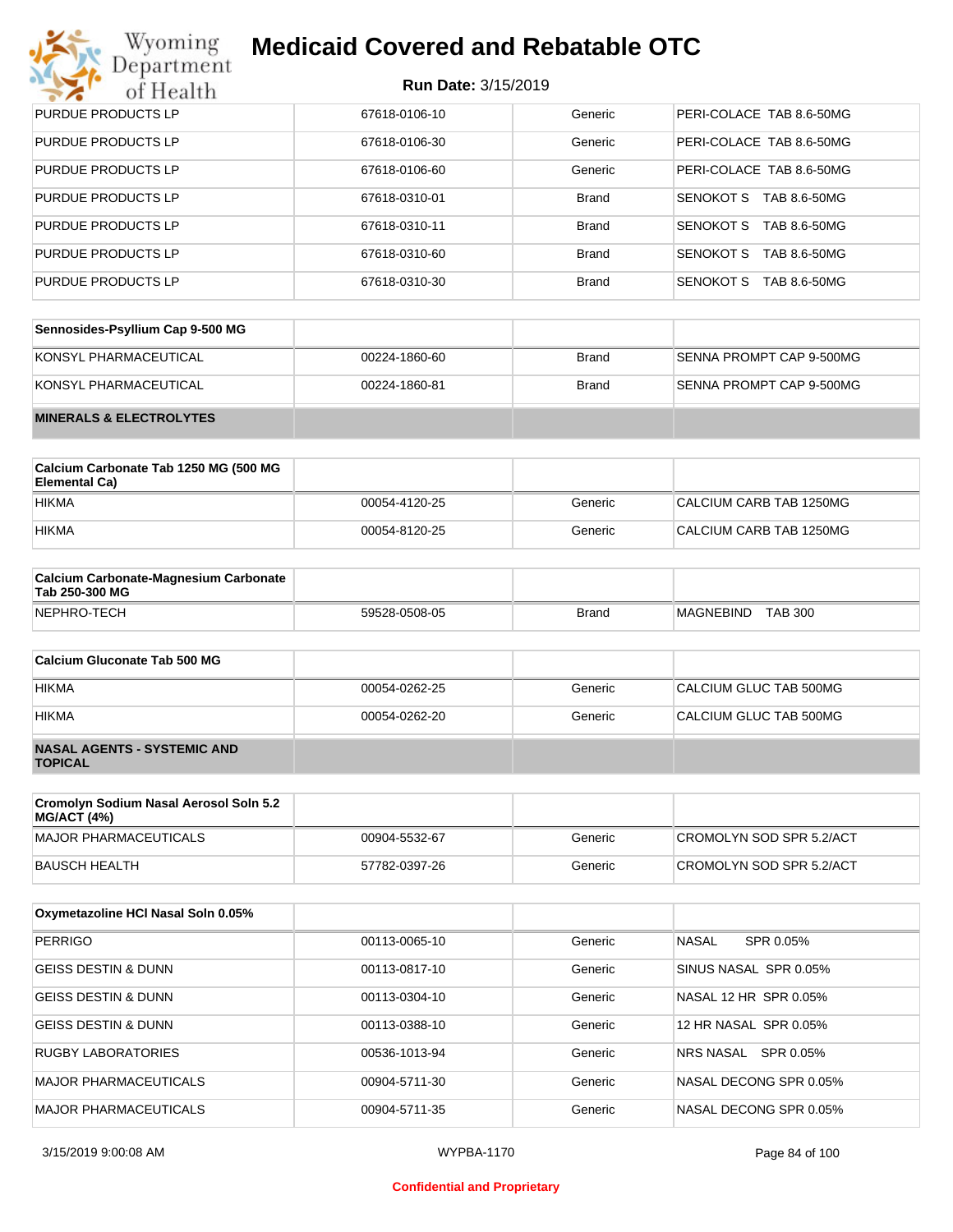| PURDUE PRODUCTS LP | 67618-0106-10 | Generic | PERI-COLACE TAB 8.6-50MG |
|---|---|---|---|
| PURDUE PRODUCTS LP | 67618-0106-30 | Generic | PERI-COLACE TAB 8.6-50MG |
| PURDUE PRODUCTS LP | 67618-0106-60 | Generic | PERI-COLACE TAB 8.6-50MG |
| PURDUE PRODUCTS LP | 67618-0310-01 | Brand | SENOKOT S TAB 8.6-50MG |
| PURDUE PRODUCTS LP | 67618-0310-11 | Brand | SENOKOT S TAB 8.6-50MG |
| PURDUE PRODUCTS LP | 67618-0310-60 | Brand | SENOKOT S TAB 8.6-50MG |
| PURDUE PRODUCTS LP | 67618-0310-30 | Brand | SENOKOT S TAB 8.6-50MG |

| Sennosides-Psyllium Cap 9-500 MG | | | |
|---|---|---|---|
| KONSYL PHARMACEUTICAL | 00224-1860-60 | Brand | SENNA PROMPT CAP 9-500MG |
| KONSYL PHARMACEUTICAL | 00224-1860-81 | Brand | SENNA PROMPT CAP 9-500MG |
| **MINERALS & ELECTROLYTES** | | | |

| Calcium Carbonate Tab 1250 MG (500 MG Elemental Ca) | | | |
|---|---|---|---|
| HIKMA | 00054-4120-25 | Generic | CALCIUM CARB TAB 1250MG |
| HIKMA | 00054-8120-25 | Generic | CALCIUM CARB TAB 1250MG |

| Calcium Carbonate-Magnesium Carbonate Tab 250-300 MG | | | |
|---|---|---|---|
| NEPHRO-TECH | 59528-0508-05 | Brand | MAGNEBIND TAB 300 |

| Calcium Gluconate Tab 500 MG | | | |
|---|---|---|---|
| HIKMA | 00054-0262-25 | Generic | CALCIUM GLUC TAB 500MG |
| HIKMA | 00054-0262-20 | Generic | CALCIUM GLUC TAB 500MG |
| **NASAL AGENTS - SYSTEMIC AND TOPICAL** | | | |

| Cromolyn Sodium Nasal Aerosol Soln 5.2 MG/ACT (4%) | | | |
|---|---|---|---|
| MAJOR PHARMACEUTICALS | 00904-5532-67 | Generic | CROMOLYN SOD SPR 5.2/ACT |
| BAUSCH HEALTH | 57782-0397-26 | Generic | CROMOLYN SOD SPR 5.2/ACT |

| Oxymetazoline HCl Nasal Soln 0.05% | | | |
|---|---|---|---|
| PERRIGO | 00113-0065-10 | Generic | NASAL SPR 0.05% |
| GEISS DESTIN & DUNN | 00113-0817-10 | Generic | SINUS NASAL SPR 0.05% |
| GEISS DESTIN & DUNN | 00113-0304-10 | Generic | NASAL 12 HR SPR 0.05% |
| GEISS DESTIN & DUNN | 00113-0388-10 | Generic | 12 HR NASAL SPR 0.05% |
| RUGBY LABORATORIES | 00536-1013-94 | Generic | NRS NASAL SPR 0.05% |
| MAJOR PHARMACEUTICALS | 00904-5711-30 | Generic | NASAL DECONG SPR 0.05% |
| MAJOR PHARMACEUTICALS | 00904-5711-35 | Generic | NASAL DECONG SPR 0.05% |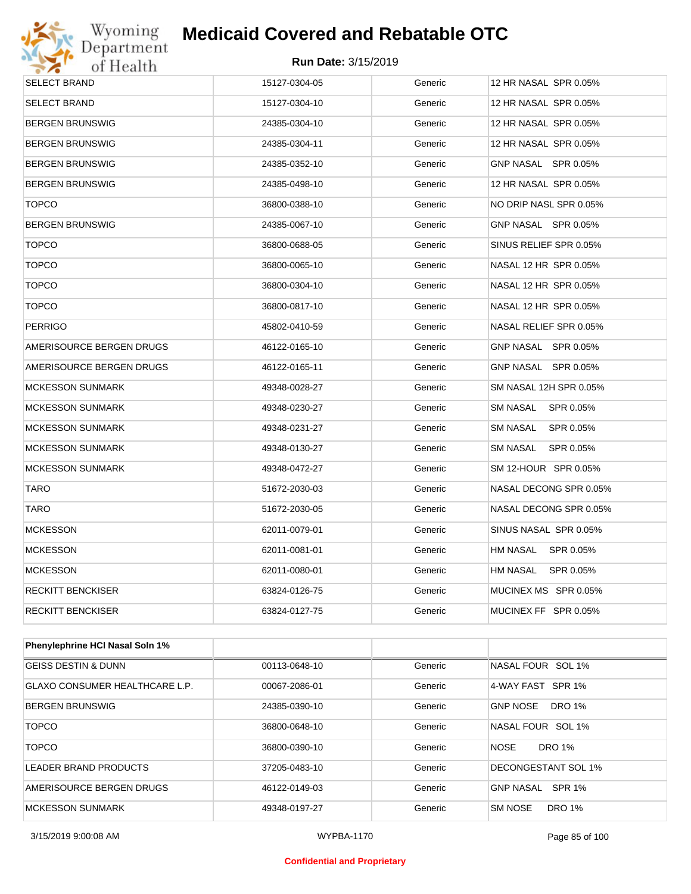# Medicaid Covered and Rebatable OTC

**Run Date: 3/15/2019**

| | | | |
|---|---|---|---|
| SELECT BRAND | 15127-0304-05 | Generic | 12 HR NASAL SPR 0.05% |
| SELECT BRAND | 15127-0304-10 | Generic | 12 HR NASAL SPR 0.05% |
| BERGEN BRUNSWIG | 24385-0304-10 | Generic | 12 HR NASAL SPR 0.05% |
| BERGEN BRUNSWIG | 24385-0304-11 | Generic | 12 HR NASAL SPR 0.05% |
| BERGEN BRUNSWIG | 24385-0352-10 | Generic | GNP NASAL SPR 0.05% |
| BERGEN BRUNSWIG | 24385-0498-10 | Generic | 12 HR NASAL SPR 0.05% |
| TOPCO | 36800-0388-10 | Generic | NO DRIP NASL SPR 0.05% |
| BERGEN BRUNSWIG | 24385-0067-10 | Generic | GNP NASAL SPR 0.05% |
| TOPCO | 36800-0688-05 | Generic | SINUS RELIEF SPR 0.05% |
| TOPCO | 36800-0065-10 | Generic | NASAL 12 HR SPR 0.05% |
| TOPCO | 36800-0304-10 | Generic | NASAL 12 HR SPR 0.05% |
| TOPCO | 36800-0817-10 | Generic | NASAL 12 HR SPR 0.05% |
| PERRIGO | 45802-0410-59 | Generic | NASAL RELIEF SPR 0.05% |
| AMERISOURCE BERGEN DRUGS | 46122-0165-10 | Generic | GNP NASAL SPR 0.05% |
| AMERISOURCE BERGEN DRUGS | 46122-0165-11 | Generic | GNP NASAL SPR 0.05% |
| MCKESSON SUNMARK | 49348-0028-27 | Generic | SM NASAL 12H SPR 0.05% |
| MCKESSON SUNMARK | 49348-0230-27 | Generic | SM NASAL SPR 0.05% |
| MCKESSON SUNMARK | 49348-0231-27 | Generic | SM NASAL SPR 0.05% |
| MCKESSON SUNMARK | 49348-0130-27 | Generic | SM NASAL SPR 0.05% |
| MCKESSON SUNMARK | 49348-0472-27 | Generic | SM 12-HOUR SPR 0.05% |
| TARO | 51672-2030-03 | Generic | NASAL DECONG SPR 0.05% |
| TARO | 51672-2030-05 | Generic | NASAL DECONG SPR 0.05% |
| MCKESSON | 62011-0079-01 | Generic | SINUS NASAL SPR 0.05% |
| MCKESSON | 62011-0081-01 | Generic | HM NASAL SPR 0.05% |
| MCKESSON | 62011-0080-01 | Generic | HM NASAL SPR 0.05% |
| RECKITT BENCKISER | 63824-0126-75 | Generic | MUCINEX MS SPR 0.05% |
| RECKITT BENCKISER | 63824-0127-75 | Generic | MUCINEX FF SPR 0.05% |

| **Phenylephrine HCl Nasal Soln 1%** | | | |
|---|---|---|---|
| GEISS DESTIN & DUNN | 00113-0648-10 | Generic | NASAL FOUR SOL 1% |
| GLAXO CONSUMER HEALTHCARE L.P. | 00067-2086-01 | Generic | 4-WAY FAST SPR 1% |
| BERGEN BRUNSWIG | 24385-0390-10 | Generic | GNP NOSE DRO 1% |
| TOPCO | 36800-0648-10 | Generic | NASAL FOUR SOL 1% |
| TOPCO | 36800-0390-10 | Generic | NOSE DRO 1% |
| LEADER BRAND PRODUCTS | 37205-0483-10 | Generic | DECONGESTANT SOL 1% |
| AMERISOURCE BERGEN DRUGS | 46122-0149-03 | Generic | GNP NASAL SPR 1% |
| MCKESSON SUNMARK | 49348-0197-27 | Generic | SM NOSE DRO 1% |

3/15/2019 9:00:08 AM WYPBA-1170

Confidential and Proprietary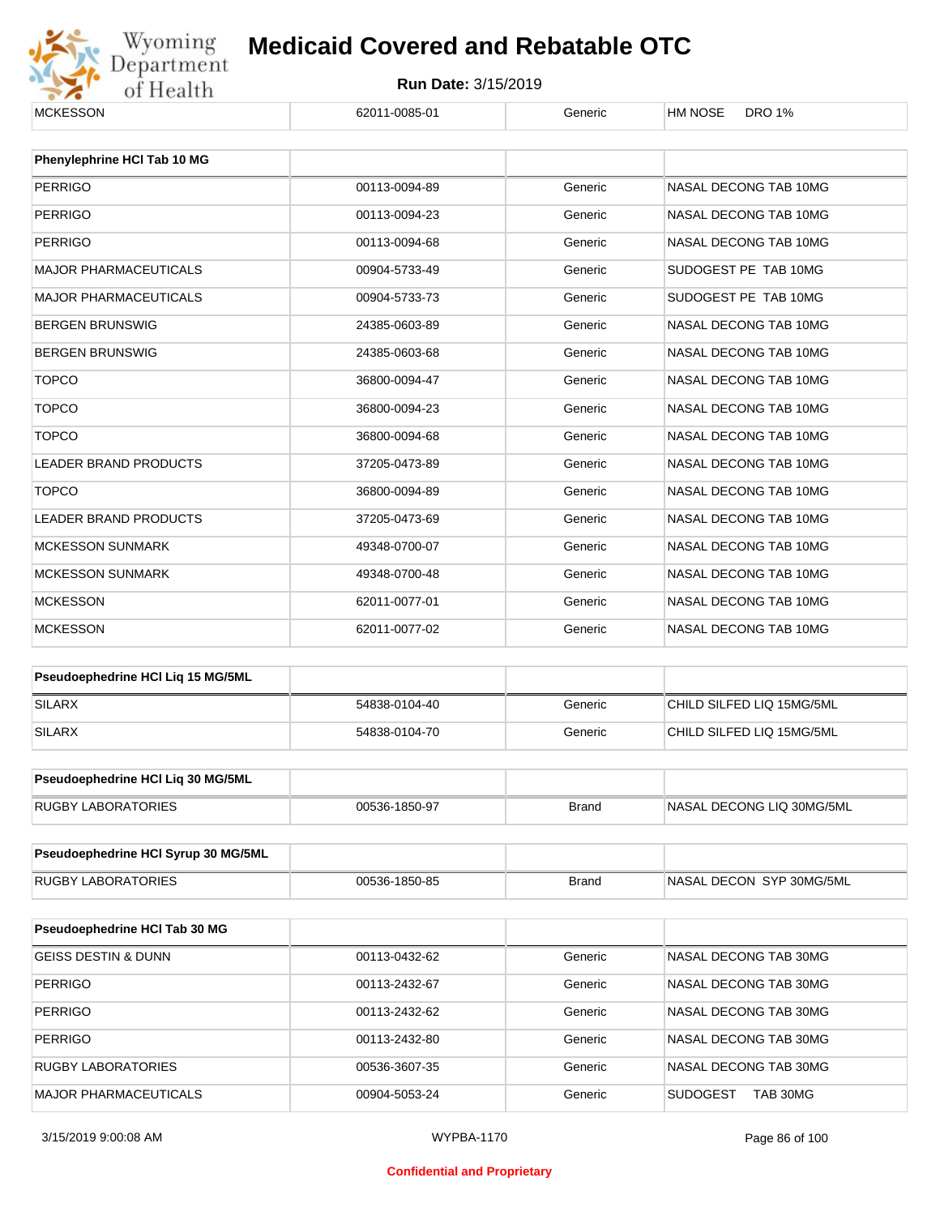| MCKESSON | 62011-0085-01 | Generic | HM NOSE DRO 1% |
|---|---|---|---|

| Phenylephrine HCl Tab 10 MG | | | |
|---|---|---|---|
| PERRIGO | 00113-0094-89 | Generic | NASAL DECONG TAB 10MG |
| PERRIGO | 00113-0094-23 | Generic | NASAL DECONG TAB 10MG |
| PERRIGO | 00113-0094-68 | Generic | NASAL DECONG TAB 10MG |
| MAJOR PHARMACEUTICALS | 00904-5733-49 | Generic | SUDOGEST PE TAB 10MG |
| MAJOR PHARMACEUTICALS | 00904-5733-73 | Generic | SUDOGEST PE TAB 10MG |
| BERGEN BRUNSWIG | 24385-0603-89 | Generic | NASAL DECONG TAB 10MG |
| BERGEN BRUNSWIG | 24385-0603-68 | Generic | NASAL DECONG TAB 10MG |
| TOPCO | 36800-0094-47 | Generic | NASAL DECONG TAB 10MG |
| TOPCO | 36800-0094-23 | Generic | NASAL DECONG TAB 10MG |
| TOPCO | 36800-0094-68 | Generic | NASAL DECONG TAB 10MG |
| LEADER BRAND PRODUCTS | 37205-0473-89 | Generic | NASAL DECONG TAB 10MG |
| TOPCO | 36800-0094-89 | Generic | NASAL DECONG TAB 10MG |
| LEADER BRAND PRODUCTS | 37205-0473-69 | Generic | NASAL DECONG TAB 10MG |
| MCKESSON SUNMARK | 49348-0700-07 | Generic | NASAL DECONG TAB 10MG |
| MCKESSON SUNMARK | 49348-0700-48 | Generic | NASAL DECONG TAB 10MG |
| MCKESSON | 62011-0077-01 | Generic | NASAL DECONG TAB 10MG |
| MCKESSON | 62011-0077-02 | Generic | NASAL DECONG TAB 10MG |

| Pseudoephedrine HCl Liq 15 MG/5ML | | | |
|---|---|---|---|
| SILARX | 54838-0104-40 | Generic | CHILD SILFED LIQ 15MG/5ML |
| SILARX | 54838-0104-70 | Generic | CHILD SILFED LIQ 15MG/5ML |

| Pseudoephedrine HCl Liq 30 MG/5ML | | | |
|---|---|---|---|
| RUGBY LABORATORIES | 00536-1850-97 | Brand | NASAL DECONG LIQ 30MG/5ML |

| Pseudoephedrine HCl Syrup 30 MG/5ML | | | |
|---|---|---|---|
| RUGBY LABORATORIES | 00536-1850-85 | Brand | NASAL DECON SYP 30MG/5ML |

| Pseudoephedrine HCl Tab 30 MG | | | |
|---|---|---|---|
| GEISS DESTIN & DUNN | 00113-0432-62 | Generic | NASAL DECONG TAB 30MG |
| PERRIGO | 00113-2432-67 | Generic | NASAL DECONG TAB 30MG |
| PERRIGO | 00113-2432-62 | Generic | NASAL DECONG TAB 30MG |
| PERRIGO | 00113-2432-80 | Generic | NASAL DECONG TAB 30MG |
| RUGBY LABORATORIES | 00536-3607-35 | Generic | NASAL DECONG TAB 30MG |
| MAJOR PHARMACEUTICALS | 00904-5053-24 | Generic | SUDOGEST TAB 30MG |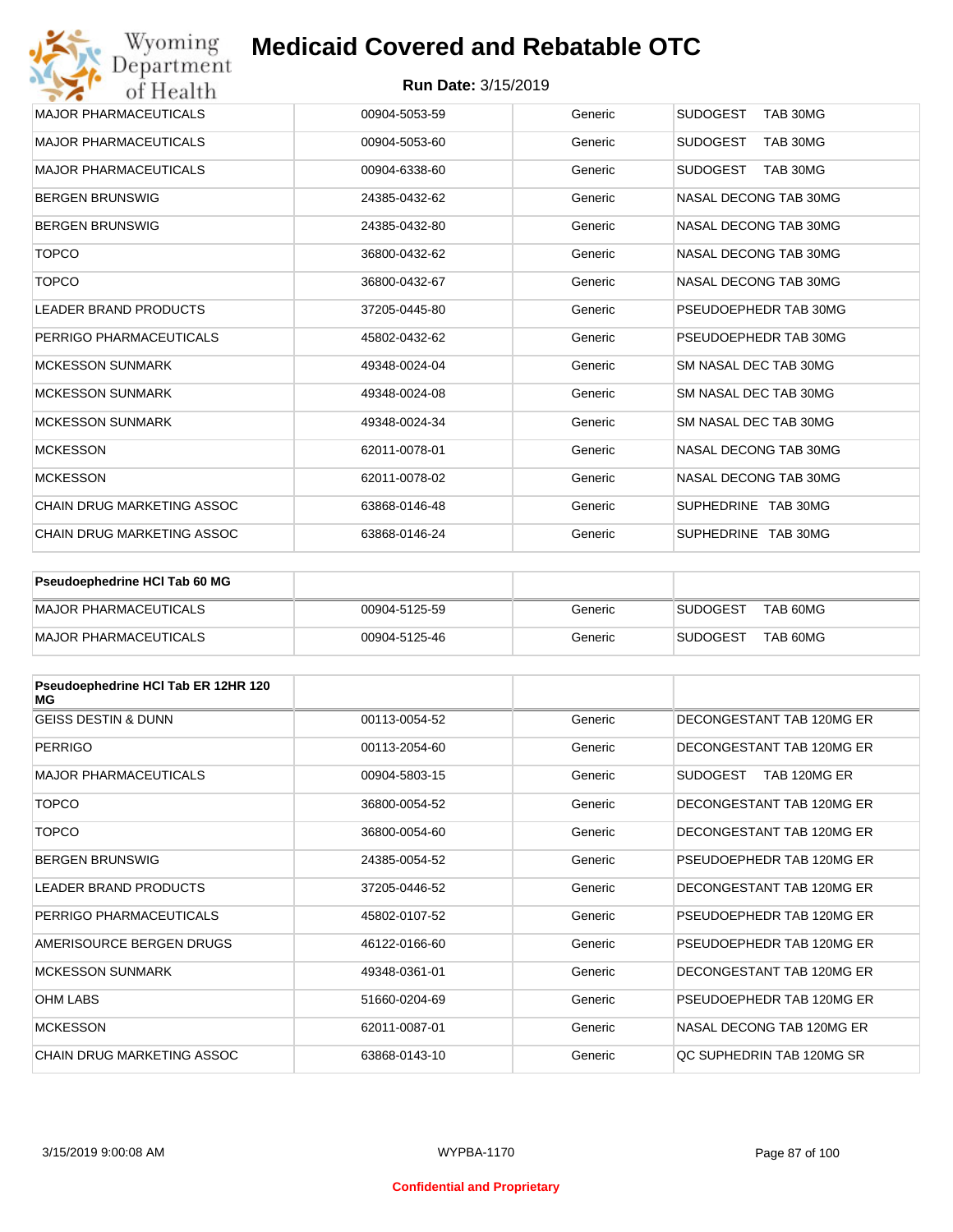# Medicaid Covered and Rebatable OTC

**Run Date:** 3/15/2019

| | | | |
|---|---|---|---|
| MAJOR PHARMACEUTICALS | 00904-5053-59 | Generic | SUDOGEST TAB 30MG |
| MAJOR PHARMACEUTICALS | 00904-5053-60 | Generic | SUDOGEST TAB 30MG |
| MAJOR PHARMACEUTICALS | 00904-6338-60 | Generic | SUDOGEST TAB 30MG |
| BERGEN BRUNSWIG | 24385-0432-62 | Generic | NASAL DECONG TAB 30MG |
| BERGEN BRUNSWIG | 24385-0432-80 | Generic | NASAL DECONG TAB 30MG |
| TOPCO | 36800-0432-62 | Generic | NASAL DECONG TAB 30MG |
| TOPCO | 36800-0432-67 | Generic | NASAL DECONG TAB 30MG |
| LEADER BRAND PRODUCTS | 37205-0445-80 | Generic | PSEUDOEPHEDR TAB 30MG |
| PERRIGO PHARMACEUTICALS | 45802-0432-62 | Generic | PSEUDOEPHEDR TAB 30MG |
| MCKESSON SUNMARK | 49348-0024-04 | Generic | SM NASAL DEC TAB 30MG |
| MCKESSON SUNMARK | 49348-0024-08 | Generic | SM NASAL DEC TAB 30MG |
| MCKESSON SUNMARK | 49348-0024-34 | Generic | SM NASAL DEC TAB 30MG |
| MCKESSON | 62011-0078-01 | Generic | NASAL DECONG TAB 30MG |
| MCKESSON | 62011-0078-02 | Generic | NASAL DECONG TAB 30MG |
| CHAIN DRUG MARKETING ASSOC | 63868-0146-48 | Generic | SUPHEDRINE TAB 30MG |
| CHAIN DRUG MARKETING ASSOC | 63868-0146-24 | Generic | SUPHEDRINE TAB 30MG |

| Pseudoephedrine HCl Tab 60 MG | | | |
|---|---|---|---|
| MAJOR PHARMACEUTICALS | 00904-5125-59 | Generic | SUDOGEST TAB 60MG |
| MAJOR PHARMACEUTICALS | 00904-5125-46 | Generic | SUDOGEST TAB 60MG |

| Pseudoephedrine HCl Tab ER 12HR 120 MG | | | |
|---|---|---|---|
| GEISS DESTIN & DUNN | 00113-0054-52 | Generic | DECONGESTANT TAB 120MG ER |
| PERRIGO | 00113-2054-60 | Generic | DECONGESTANT TAB 120MG ER |
| MAJOR PHARMACEUTICALS | 00904-5803-15 | Generic | SUDOGEST TAB 120MG ER |
| TOPCO | 36800-0054-52 | Generic | DECONGESTANT TAB 120MG ER |
| TOPCO | 36800-0054-60 | Generic | DECONGESTANT TAB 120MG ER |
| BERGEN BRUNSWIG | 24385-0054-52 | Generic | PSEUDOEPHEDR TAB 120MG ER |
| LEADER BRAND PRODUCTS | 37205-0446-52 | Generic | DECONGESTANT TAB 120MG ER |
| PERRIGO PHARMACEUTICALS | 45802-0107-52 | Generic | PSEUDOEPHEDR TAB 120MG ER |
| AMERISOURCE BERGEN DRUGS | 46122-0166-60 | Generic | PSEUDOEPHEDR TAB 120MG ER |
| MCKESSON SUNMARK | 49348-0361-01 | Generic | DECONGESTANT TAB 120MG ER |
| OHM LABS | 51660-0204-69 | Generic | PSEUDOEPHEDR TAB 120MG ER |
| MCKESSON | 62011-0087-01 | Generic | NASAL DECONG TAB 120MG ER |
| CHAIN DRUG MARKETING ASSOC | 63868-0143-10 | Generic | QC SUPHEDRIN TAB 120MG SR |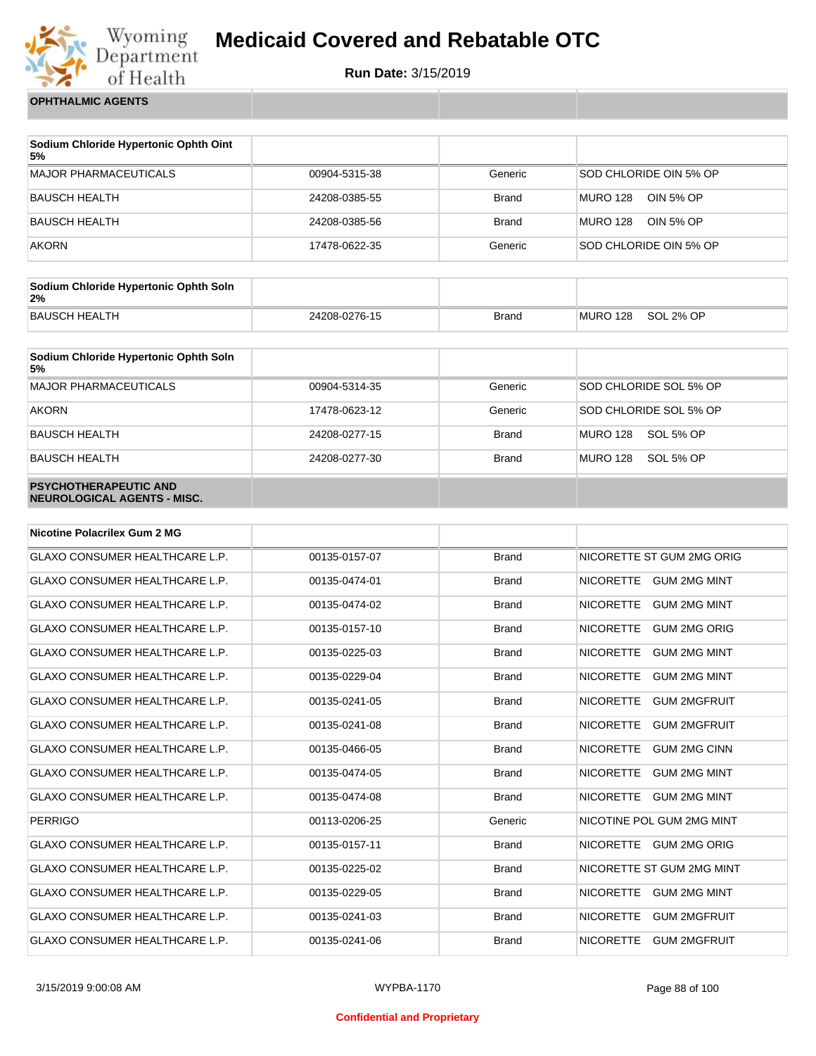# Medicaid Covered and Rebatable OTC

**Run Date:** 3/15/2019

**OPHTHALMIC AGENTS**

| Sodium Chloride Hypertonic Ophth Oint 5% | | | |
|---|---|---|---|
| MAJOR PHARMACEUTICALS | 00904-5315-38 | Generic | SOD CHLORIDE OIN 5% OP |
| BAUSCH HEALTH | 24208-0385-55 | Brand | MURO 128 OIN 5% OP |
| BAUSCH HEALTH | 24208-0385-56 | Brand | MURO 128 OIN 5% OP |
| AKORN | 17478-0622-35 | Generic | SOD CHLORIDE OIN 5% OP |

| Sodium Chloride Hypertonic Ophth Soln 2% | | | |
|---|---|---|---|
| BAUSCH HEALTH | 24208-0276-15 | Brand | MURO 128 SOL 2% OP |

| Sodium Chloride Hypertonic Ophth Soln 5% | | | |
|---|---|---|---|
| MAJOR PHARMACEUTICALS | 00904-5314-35 | Generic | SOD CHLORIDE SOL 5% OP |
| AKORN | 17478-0623-12 | Generic | SOD CHLORIDE SOL 5% OP |
| BAUSCH HEALTH | 24208-0277-15 | Brand | MURO 128 SOL 5% OP |
| BAUSCH HEALTH | 24208-0277-30 | Brand | MURO 128 SOL 5% OP |

**PSYCHOTHERAPEUTIC AND NEUROLOGICAL AGENTS - MISC.**

| Nicotine Polacrilex Gum 2 MG | | | |
|---|---|---|---|
| GLAXO CONSUMER HEALTHCARE L.P. | 00135-0157-07 | Brand | NICORETTE ST GUM 2MG ORIG |
| GLAXO CONSUMER HEALTHCARE L.P. | 00135-0474-01 | Brand | NICORETTE GUM 2MG MINT |
| GLAXO CONSUMER HEALTHCARE L.P. | 00135-0474-02 | Brand | NICORETTE GUM 2MG MINT |
| GLAXO CONSUMER HEALTHCARE L.P. | 00135-0157-10 | Brand | NICORETTE GUM 2MG ORIG |
| GLAXO CONSUMER HEALTHCARE L.P. | 00135-0225-03 | Brand | NICORETTE GUM 2MG MINT |
| GLAXO CONSUMER HEALTHCARE L.P. | 00135-0229-04 | Brand | NICORETTE GUM 2MG MINT |
| GLAXO CONSUMER HEALTHCARE L.P. | 00135-0241-05 | Brand | NICORETTE GUM 2MGFRUIT |
| GLAXO CONSUMER HEALTHCARE L.P. | 00135-0241-08 | Brand | NICORETTE GUM 2MGFRUIT |
| GLAXO CONSUMER HEALTHCARE L.P. | 00135-0466-05 | Brand | NICORETTE GUM 2MG CINN |
| GLAXO CONSUMER HEALTHCARE L.P. | 00135-0474-05 | Brand | NICORETTE GUM 2MG MINT |
| GLAXO CONSUMER HEALTHCARE L.P. | 00135-0474-08 | Brand | NICORETTE GUM 2MG MINT |
| PERRIGO | 00113-0206-25 | Generic | NICOTINE POL GUM 2MG MINT |
| GLAXO CONSUMER HEALTHCARE L.P. | 00135-0157-11 | Brand | NICORETTE GUM 2MG ORIG |
| GLAXO CONSUMER HEALTHCARE L.P. | 00135-0225-02 | Brand | NICORETTE ST GUM 2MG MINT |
| GLAXO CONSUMER HEALTHCARE L.P. | 00135-0229-05 | Brand | NICORETTE GUM 2MG MINT |
| GLAXO CONSUMER HEALTHCARE L.P. | 00135-0241-03 | Brand | NICORETTE GUM 2MGFRUIT |
| GLAXO CONSUMER HEALTHCARE L.P. | 00135-0241-06 | Brand | NICORETTE GUM 2MGFRUIT |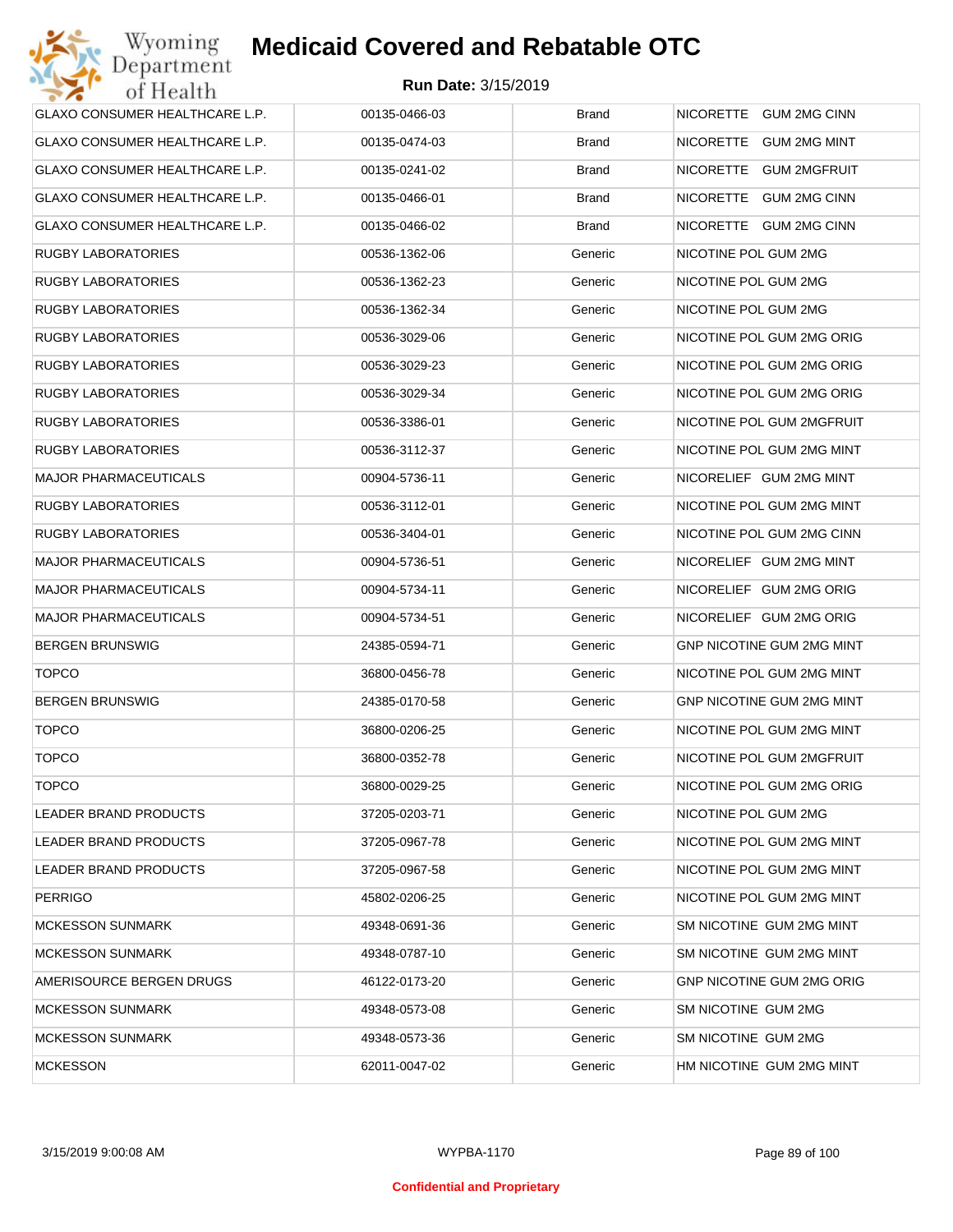# Medicaid Covered and Rebatable OTC

**Run Date:** 3/15/2019

| | | | |
|---|---|---|---|
| GLAXO CONSUMER HEALTHCARE L.P. | 00135-0466-03 | Brand | NICORETTE GUM 2MG CINN |
| GLAXO CONSUMER HEALTHCARE L.P. | 00135-0474-03 | Brand | NICORETTE GUM 2MG MINT |
| GLAXO CONSUMER HEALTHCARE L.P. | 00135-0241-02 | Brand | NICORETTE GUM 2MGFRUIT |
| GLAXO CONSUMER HEALTHCARE L.P. | 00135-0466-01 | Brand | NICORETTE GUM 2MG CINN |
| GLAXO CONSUMER HEALTHCARE L.P. | 00135-0466-02 | Brand | NICORETTE GUM 2MG CINN |
| RUGBY LABORATORIES | 00536-1362-06 | Generic | NICOTINE POL GUM 2MG |
| RUGBY LABORATORIES | 00536-1362-23 | Generic | NICOTINE POL GUM 2MG |
| RUGBY LABORATORIES | 00536-1362-34 | Generic | NICOTINE POL GUM 2MG |
| RUGBY LABORATORIES | 00536-3029-06 | Generic | NICOTINE POL GUM 2MG ORIG |
| RUGBY LABORATORIES | 00536-3029-23 | Generic | NICOTINE POL GUM 2MG ORIG |
| RUGBY LABORATORIES | 00536-3029-34 | Generic | NICOTINE POL GUM 2MG ORIG |
| RUGBY LABORATORIES | 00536-3386-01 | Generic | NICOTINE POL GUM 2MGFRUIT |
| RUGBY LABORATORIES | 00536-3112-37 | Generic | NICOTINE POL GUM 2MG MINT |
| MAJOR PHARMACEUTICALS | 00904-5736-11 | Generic | NICORELIEF GUM 2MG MINT |
| RUGBY LABORATORIES | 00536-3112-01 | Generic | NICOTINE POL GUM 2MG MINT |
| RUGBY LABORATORIES | 00536-3404-01 | Generic | NICOTINE POL GUM 2MG CINN |
| MAJOR PHARMACEUTICALS | 00904-5736-51 | Generic | NICORELIEF GUM 2MG MINT |
| MAJOR PHARMACEUTICALS | 00904-5734-11 | Generic | NICORELIEF GUM 2MG ORIG |
| MAJOR PHARMACEUTICALS | 00904-5734-51 | Generic | NICORELIEF GUM 2MG ORIG |
| BERGEN BRUNSWIG | 24385-0594-71 | Generic | GNP NICOTINE GUM 2MG MINT |
| TOPCO | 36800-0456-78 | Generic | NICOTINE POL GUM 2MG MINT |
| BERGEN BRUNSWIG | 24385-0170-58 | Generic | GNP NICOTINE GUM 2MG MINT |
| TOPCO | 36800-0206-25 | Generic | NICOTINE POL GUM 2MG MINT |
| TOPCO | 36800-0352-78 | Generic | NICOTINE POL GUM 2MGFRUIT |
| TOPCO | 36800-0029-25 | Generic | NICOTINE POL GUM 2MG ORIG |
| LEADER BRAND PRODUCTS | 37205-0203-71 | Generic | NICOTINE POL GUM 2MG |
| LEADER BRAND PRODUCTS | 37205-0967-78 | Generic | NICOTINE POL GUM 2MG MINT |
| LEADER BRAND PRODUCTS | 37205-0967-58 | Generic | NICOTINE POL GUM 2MG MINT |
| PERRIGO | 45802-0206-25 | Generic | NICOTINE POL GUM 2MG MINT |
| MCKESSON SUNMARK | 49348-0691-36 | Generic | SM NICOTINE GUM 2MG MINT |
| MCKESSON SUNMARK | 49348-0787-10 | Generic | SM NICOTINE GUM 2MG MINT |
| AMERISOURCE BERGEN DRUGS | 46122-0173-20 | Generic | GNP NICOTINE GUM 2MG ORIG |
| MCKESSON SUNMARK | 49348-0573-08 | Generic | SM NICOTINE GUM 2MG |
| MCKESSON SUNMARK | 49348-0573-36 | Generic | SM NICOTINE GUM 2MG |
| MCKESSON | 62011-0047-02 | Generic | HM NICOTINE GUM 2MG MINT |

3/15/2019 9:00:08 AM WYPBA-1170

Confidential and Proprietary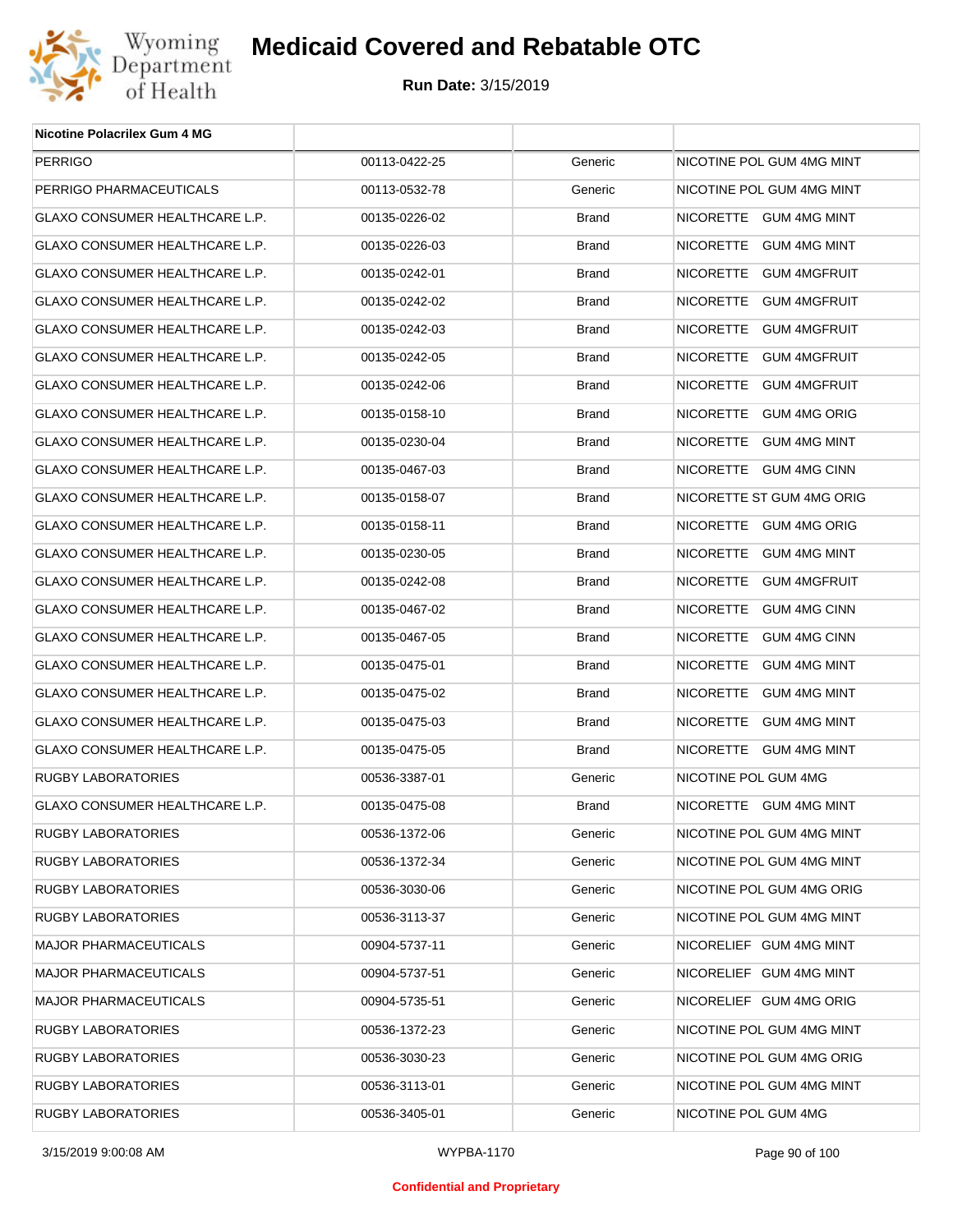# Medicaid Covered and Rebatable OTC

**Run Date:** 3/15/2019

| Nicotine Polacrilex Gum 4 MG | | | |
|---|---|---|---|
| PERRIGO | 00113-0422-25 | Generic | NICOTINE POL GUM 4MG MINT |
| PERRIGO PHARMACEUTICALS | 00113-0532-78 | Generic | NICOTINE POL GUM 4MG MINT |
| GLAXO CONSUMER HEALTHCARE L.P. | 00135-0226-02 | Brand | NICORETTE GUM 4MG MINT |
| GLAXO CONSUMER HEALTHCARE L.P. | 00135-0226-03 | Brand | NICORETTE GUM 4MG MINT |
| GLAXO CONSUMER HEALTHCARE L.P. | 00135-0242-01 | Brand | NICORETTE GUM 4MGFRUIT |
| GLAXO CONSUMER HEALTHCARE L.P. | 00135-0242-02 | Brand | NICORETTE GUM 4MGFRUIT |
| GLAXO CONSUMER HEALTHCARE L.P. | 00135-0242-03 | Brand | NICORETTE GUM 4MGFRUIT |
| GLAXO CONSUMER HEALTHCARE L.P. | 00135-0242-05 | Brand | NICORETTE GUM 4MGFRUIT |
| GLAXO CONSUMER HEALTHCARE L.P. | 00135-0242-06 | Brand | NICORETTE GUM 4MGFRUIT |
| GLAXO CONSUMER HEALTHCARE L.P. | 00135-0158-10 | Brand | NICORETTE GUM 4MG ORIG |
| GLAXO CONSUMER HEALTHCARE L.P. | 00135-0230-04 | Brand | NICORETTE GUM 4MG MINT |
| GLAXO CONSUMER HEALTHCARE L.P. | 00135-0467-03 | Brand | NICORETTE GUM 4MG CINN |
| GLAXO CONSUMER HEALTHCARE L.P. | 00135-0158-07 | Brand | NICORETTE ST GUM 4MG ORIG |
| GLAXO CONSUMER HEALTHCARE L.P. | 00135-0158-11 | Brand | NICORETTE GUM 4MG ORIG |
| GLAXO CONSUMER HEALTHCARE L.P. | 00135-0230-05 | Brand | NICORETTE GUM 4MG MINT |
| GLAXO CONSUMER HEALTHCARE L.P. | 00135-0242-08 | Brand | NICORETTE GUM 4MGFRUIT |
| GLAXO CONSUMER HEALTHCARE L.P. | 00135-0467-02 | Brand | NICORETTE GUM 4MG CINN |
| GLAXO CONSUMER HEALTHCARE L.P. | 00135-0467-05 | Brand | NICORETTE GUM 4MG CINN |
| GLAXO CONSUMER HEALTHCARE L.P. | 00135-0475-01 | Brand | NICORETTE GUM 4MG MINT |
| GLAXO CONSUMER HEALTHCARE L.P. | 00135-0475-02 | Brand | NICORETTE GUM 4MG MINT |
| GLAXO CONSUMER HEALTHCARE L.P. | 00135-0475-03 | Brand | NICORETTE GUM 4MG MINT |
| GLAXO CONSUMER HEALTHCARE L.P. | 00135-0475-05 | Brand | NICORETTE GUM 4MG MINT |
| RUGBY LABORATORIES | 00536-3387-01 | Generic | NICOTINE POL GUM 4MG |
| GLAXO CONSUMER HEALTHCARE L.P. | 00135-0475-08 | Brand | NICORETTE GUM 4MG MINT |
| RUGBY LABORATORIES | 00536-1372-06 | Generic | NICOTINE POL GUM 4MG MINT |
| RUGBY LABORATORIES | 00536-1372-34 | Generic | NICOTINE POL GUM 4MG MINT |
| RUGBY LABORATORIES | 00536-3030-06 | Generic | NICOTINE POL GUM 4MG ORIG |
| RUGBY LABORATORIES | 00536-3113-37 | Generic | NICOTINE POL GUM 4MG MINT |
| MAJOR PHARMACEUTICALS | 00904-5737-11 | Generic | NICORELIEF GUM 4MG MINT |
| MAJOR PHARMACEUTICALS | 00904-5737-51 | Generic | NICORELIEF GUM 4MG MINT |
| MAJOR PHARMACEUTICALS | 00904-5735-51 | Generic | NICORELIEF GUM 4MG ORIG |
| RUGBY LABORATORIES | 00536-1372-23 | Generic | NICOTINE POL GUM 4MG MINT |
| RUGBY LABORATORIES | 00536-3030-23 | Generic | NICOTINE POL GUM 4MG ORIG |
| RUGBY LABORATORIES | 00536-3113-01 | Generic | NICOTINE POL GUM 4MG MINT |
| RUGBY LABORATORIES | 00536-3405-01 | Generic | NICOTINE POL GUM 4MG |

**Confidential and Proprietary**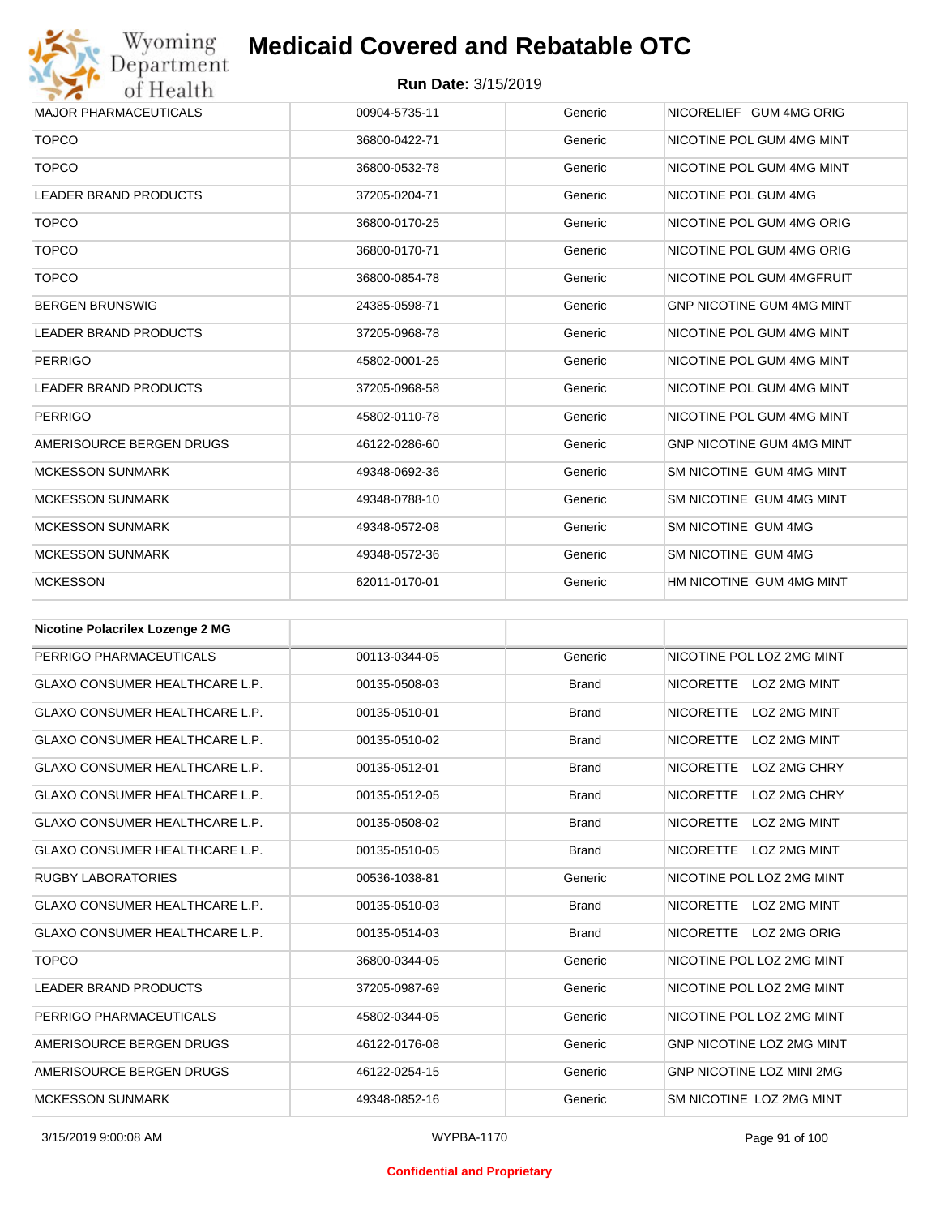| | | | |
|---|---|---|---|
| MAJOR PHARMACEUTICALS | 00904-5735-11 | Generic | NICORELIEF GUM 4MG ORIG |
| TOPCO | 36800-0422-71 | Generic | NICOTINE POL GUM 4MG MINT |
| TOPCO | 36800-0532-78 | Generic | NICOTINE POL GUM 4MG MINT |
| LEADER BRAND PRODUCTS | 37205-0204-71 | Generic | NICOTINE POL GUM 4MG |
| TOPCO | 36800-0170-25 | Generic | NICOTINE POL GUM 4MG ORIG |
| TOPCO | 36800-0170-71 | Generic | NICOTINE POL GUM 4MG ORIG |
| TOPCO | 36800-0854-78 | Generic | NICOTINE POL GUM 4MGFRUIT |
| BERGEN BRUNSWIG | 24385-0598-71 | Generic | GNP NICOTINE GUM 4MG MINT |
| LEADER BRAND PRODUCTS | 37205-0968-78 | Generic | NICOTINE POL GUM 4MG MINT |
| PERRIGO | 45802-0001-25 | Generic | NICOTINE POL GUM 4MG MINT |
| LEADER BRAND PRODUCTS | 37205-0968-58 | Generic | NICOTINE POL GUM 4MG MINT |
| PERRIGO | 45802-0110-78 | Generic | NICOTINE POL GUM 4MG MINT |
| AMERISOURCE BERGEN DRUGS | 46122-0286-60 | Generic | GNP NICOTINE GUM 4MG MINT |
| MCKESSON SUNMARK | 49348-0692-36 | Generic | SM NICOTINE GUM 4MG MINT |
| MCKESSON SUNMARK | 49348-0788-10 | Generic | SM NICOTINE GUM 4MG MINT |
| MCKESSON SUNMARK | 49348-0572-08 | Generic | SM NICOTINE GUM 4MG |
| MCKESSON SUNMARK | 49348-0572-36 | Generic | SM NICOTINE GUM 4MG |
| MCKESSON | 62011-0170-01 | Generic | HM NICOTINE GUM 4MG MINT |

| **Nicotine Polacrilex Lozenge 2 MG** | | | |
|---|---|---|---|
| PERRIGO PHARMACEUTICALS | 00113-0344-05 | Generic | NICOTINE POL LOZ 2MG MINT |
| GLAXO CONSUMER HEALTHCARE L.P. | 00135-0508-03 | Brand | NICORETTE LOZ 2MG MINT |
| GLAXO CONSUMER HEALTHCARE L.P. | 00135-0510-01 | Brand | NICORETTE LOZ 2MG MINT |
| GLAXO CONSUMER HEALTHCARE L.P. | 00135-0510-02 | Brand | NICORETTE LOZ 2MG MINT |
| GLAXO CONSUMER HEALTHCARE L.P. | 00135-0512-01 | Brand | NICORETTE LOZ 2MG CHRY |
| GLAXO CONSUMER HEALTHCARE L.P. | 00135-0512-05 | Brand | NICORETTE LOZ 2MG CHRY |
| GLAXO CONSUMER HEALTHCARE L.P. | 00135-0508-02 | Brand | NICORETTE LOZ 2MG MINT |
| GLAXO CONSUMER HEALTHCARE L.P. | 00135-0510-05 | Brand | NICORETTE LOZ 2MG MINT |
| RUGBY LABORATORIES | 00536-1038-81 | Generic | NICOTINE POL LOZ 2MG MINT |
| GLAXO CONSUMER HEALTHCARE L.P. | 00135-0510-03 | Brand | NICORETTE LOZ 2MG MINT |
| GLAXO CONSUMER HEALTHCARE L.P. | 00135-0514-03 | Brand | NICORETTE LOZ 2MG ORIG |
| TOPCO | 36800-0344-05 | Generic | NICOTINE POL LOZ 2MG MINT |
| LEADER BRAND PRODUCTS | 37205-0987-69 | Generic | NICOTINE POL LOZ 2MG MINT |
| PERRIGO PHARMACEUTICALS | 45802-0344-05 | Generic | NICOTINE POL LOZ 2MG MINT |
| AMERISOURCE BERGEN DRUGS | 46122-0176-08 | Generic | GNP NICOTINE LOZ 2MG MINT |
| AMERISOURCE BERGEN DRUGS | 46122-0254-15 | Generic | GNP NICOTINE LOZ MINI 2MG |
| MCKESSON SUNMARK | 49348-0852-16 | Generic | SM NICOTINE LOZ 2MG MINT |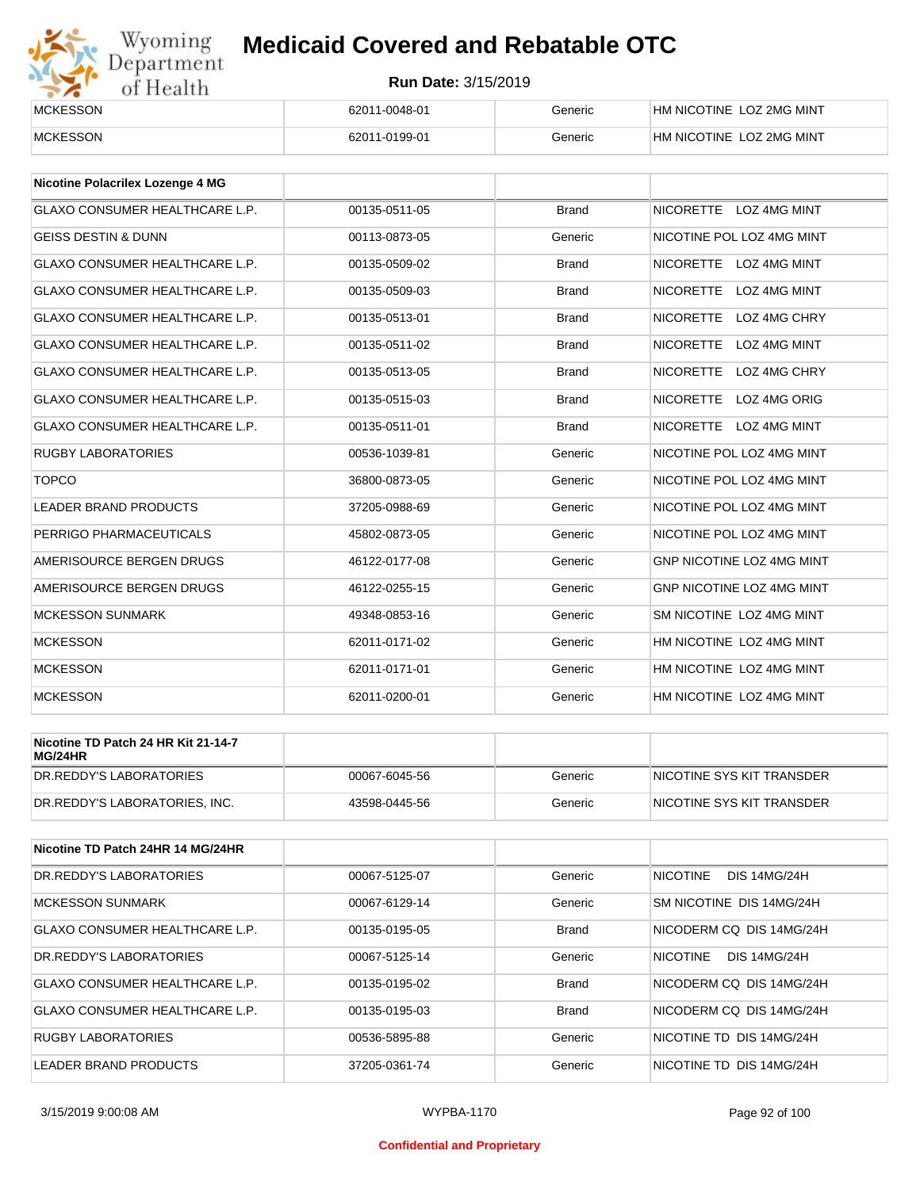# Medicaid Covered and Rebatable OTC

**Run Date:** 3/15/2019

| | | | |
|---|---|---|---|
| MCKESSON | 62011-0048-01 | Generic | HM NICOTINE LOZ 2MG MINT |
| MCKESSON | 62011-0199-01 | Generic | HM NICOTINE LOZ 2MG MINT |

| Nicotine Polacrilex Lozenge 4 MG | | | |
|---|---|---|---|
| GLAXO CONSUMER HEALTHCARE L.P. | 00135-0511-05 | Brand | NICORETTE LOZ 4MG MINT |
| GEISS DESTIN & DUNN | 00113-0873-05 | Generic | NICOTINE POL LOZ 4MG MINT |
| GLAXO CONSUMER HEALTHCARE L.P. | 00135-0509-02 | Brand | NICORETTE LOZ 4MG MINT |
| GLAXO CONSUMER HEALTHCARE L.P. | 00135-0509-03 | Brand | NICORETTE LOZ 4MG MINT |
| GLAXO CONSUMER HEALTHCARE L.P. | 00135-0513-01 | Brand | NICORETTE LOZ 4MG CHRY |
| GLAXO CONSUMER HEALTHCARE L.P. | 00135-0511-02 | Brand | NICORETTE LOZ 4MG MINT |
| GLAXO CONSUMER HEALTHCARE L.P. | 00135-0513-05 | Brand | NICORETTE LOZ 4MG CHRY |
| GLAXO CONSUMER HEALTHCARE L.P. | 00135-0515-03 | Brand | NICORETTE LOZ 4MG ORIG |
| GLAXO CONSUMER HEALTHCARE L.P. | 00135-0511-01 | Brand | NICORETTE LOZ 4MG MINT |
| RUGBY LABORATORIES | 00536-1039-81 | Generic | NICOTINE POL LOZ 4MG MINT |
| TOPCO | 36800-0873-05 | Generic | NICOTINE POL LOZ 4MG MINT |
| LEADER BRAND PRODUCTS | 37205-0988-69 | Generic | NICOTINE POL LOZ 4MG MINT |
| PERRIGO PHARMACEUTICALS | 45802-0873-05 | Generic | NICOTINE POL LOZ 4MG MINT |
| AMERISOURCE BERGEN DRUGS | 46122-0177-08 | Generic | GNP NICOTINE LOZ 4MG MINT |
| AMERISOURCE BERGEN DRUGS | 46122-0255-15 | Generic | GNP NICOTINE LOZ 4MG MINT |
| MCKESSON SUNMARK | 49348-0853-16 | Generic | SM NICOTINE LOZ 4MG MINT |
| MCKESSON | 62011-0171-02 | Generic | HM NICOTINE LOZ 4MG MINT |
| MCKESSON | 62011-0171-01 | Generic | HM NICOTINE LOZ 4MG MINT |
| MCKESSON | 62011-0200-01 | Generic | HM NICOTINE LOZ 4MG MINT |

| Nicotine TD Patch 24 HR Kit 21-14-7 MG/24HR | | | |
|---|---|---|---|
| DR.REDDY'S LABORATORIES | 00067-6045-56 | Generic | NICOTINE SYS KIT TRANSDER |
| DR.REDDY'S LABORATORIES, INC. | 43598-0445-56 | Generic | NICOTINE SYS KIT TRANSDER |

| Nicotine TD Patch 24HR 14 MG/24HR | | | |
|---|---|---|---|
| DR.REDDY'S LABORATORIES | 00067-5125-07 | Generic | NICOTINE DIS 14MG/24H |
| MCKESSON SUNMARK | 00067-6129-14 | Generic | SM NICOTINE DIS 14MG/24H |
| GLAXO CONSUMER HEALTHCARE L.P. | 00135-0195-05 | Brand | NICODERM CQ DIS 14MG/24H |
| DR.REDDY'S LABORATORIES | 00067-5125-14 | Generic | NICOTINE DIS 14MG/24H |
| GLAXO CONSUMER HEALTHCARE L.P. | 00135-0195-02 | Brand | NICODERM CQ DIS 14MG/24H |
| GLAXO CONSUMER HEALTHCARE L.P. | 00135-0195-03 | Brand | NICODERM CQ DIS 14MG/24H |
| RUGBY LABORATORIES | 00536-5895-88 | Generic | NICOTINE TD DIS 14MG/24H |
| LEADER BRAND PRODUCTS | 37205-0361-74 | Generic | NICOTINE TD DIS 14MG/24H |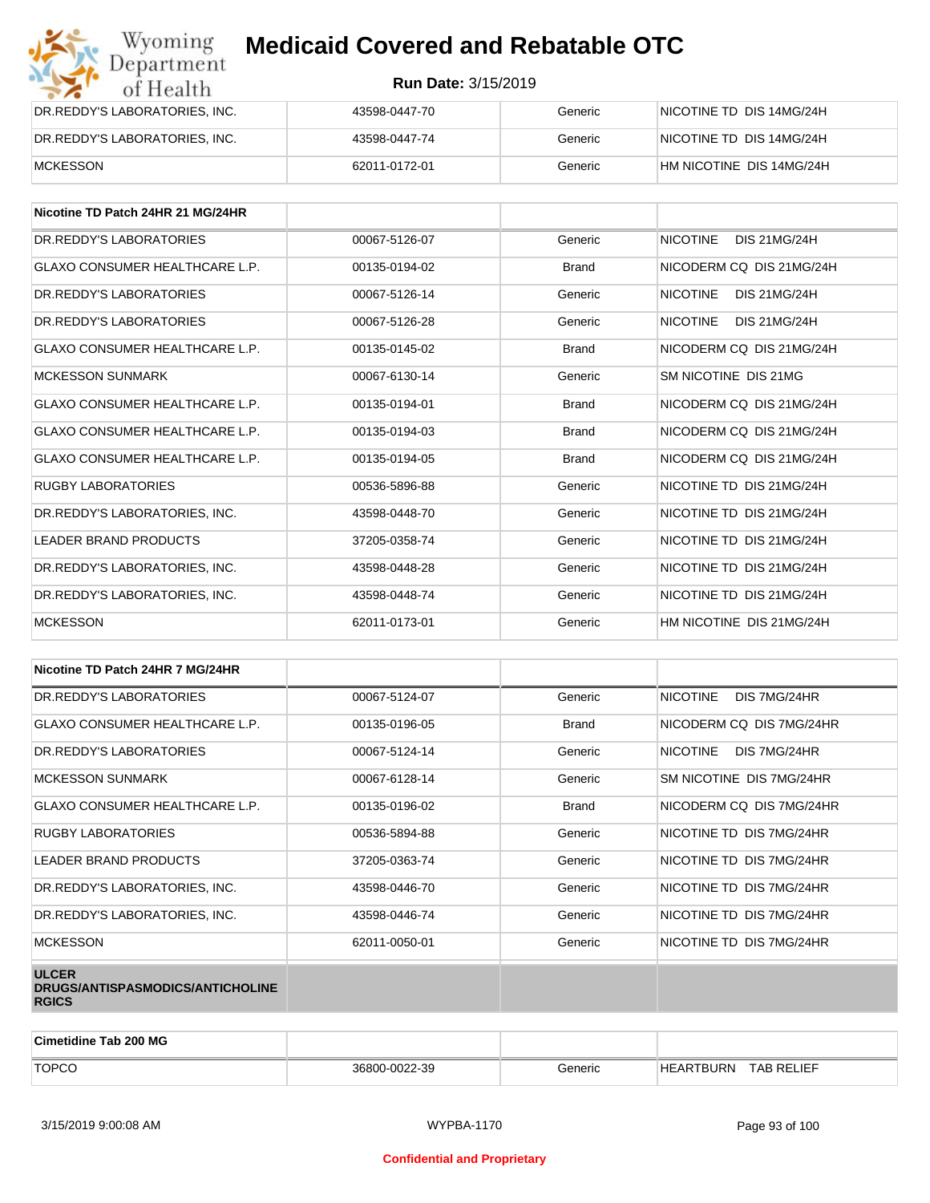| | | | |
|---|---|---|---|
| DR.REDDY'S LABORATORIES, INC. | 43598-0447-70 | Generic | NICOTINE TD DIS 14MG/24H |
| DR.REDDY'S LABORATORIES, INC. | 43598-0447-74 | Generic | NICOTINE TD DIS 14MG/24H |
| MCKESSON | 62011-0172-01 | Generic | HM NICOTINE DIS 14MG/24H |

| Nicotine TD Patch 24HR 21 MG/24HR | | | |
|---|---|---|---|
| DR.REDDY'S LABORATORIES | 00067-5126-07 | Generic | NICOTINE DIS 21MG/24H |
| GLAXO CONSUMER HEALTHCARE L.P. | 00135-0194-02 | Brand | NICODERM CQ DIS 21MG/24H |
| DR.REDDY'S LABORATORIES | 00067-5126-14 | Generic | NICOTINE DIS 21MG/24H |
| DR.REDDY'S LABORATORIES | 00067-5126-28 | Generic | NICOTINE DIS 21MG/24H |
| GLAXO CONSUMER HEALTHCARE L.P. | 00135-0145-02 | Brand | NICODERM CQ DIS 21MG/24H |
| MCKESSON SUNMARK | 00067-6130-14 | Generic | SM NICOTINE DIS 21MG |
| GLAXO CONSUMER HEALTHCARE L.P. | 00135-0194-01 | Brand | NICODERM CQ DIS 21MG/24H |
| GLAXO CONSUMER HEALTHCARE L.P. | 00135-0194-03 | Brand | NICODERM CQ DIS 21MG/24H |
| GLAXO CONSUMER HEALTHCARE L.P. | 00135-0194-05 | Brand | NICODERM CQ DIS 21MG/24H |
| RUGBY LABORATORIES | 00536-5896-88 | Generic | NICOTINE TD DIS 21MG/24H |
| DR.REDDY'S LABORATORIES, INC. | 43598-0448-70 | Generic | NICOTINE TD DIS 21MG/24H |
| LEADER BRAND PRODUCTS | 37205-0358-74 | Generic | NICOTINE TD DIS 21MG/24H |
| DR.REDDY'S LABORATORIES, INC. | 43598-0448-28 | Generic | NICOTINE TD DIS 21MG/24H |
| DR.REDDY'S LABORATORIES, INC. | 43598-0448-74 | Generic | NICOTINE TD DIS 21MG/24H |
| MCKESSON | 62011-0173-01 | Generic | HM NICOTINE DIS 21MG/24H |

| Nicotine TD Patch 24HR 7 MG/24HR | | | |
|---|---|---|---|
| DR.REDDY'S LABORATORIES | 00067-5124-07 | Generic | NICOTINE DIS 7MG/24HR |
| GLAXO CONSUMER HEALTHCARE L.P. | 00135-0196-05 | Brand | NICODERM CQ DIS 7MG/24HR |
| DR.REDDY'S LABORATORIES | 00067-5124-14 | Generic | NICOTINE DIS 7MG/24HR |
| MCKESSON SUNMARK | 00067-6128-14 | Generic | SM NICOTINE DIS 7MG/24HR |
| GLAXO CONSUMER HEALTHCARE L.P. | 00135-0196-02 | Brand | NICODERM CQ DIS 7MG/24HR |
| RUGBY LABORATORIES | 00536-5894-88 | Generic | NICOTINE TD DIS 7MG/24HR |
| LEADER BRAND PRODUCTS | 37205-0363-74 | Generic | NICOTINE TD DIS 7MG/24HR |
| DR.REDDY'S LABORATORIES, INC. | 43598-0446-70 | Generic | NICOTINE TD DIS 7MG/24HR |
| DR.REDDY'S LABORATORIES, INC. | 43598-0446-74 | Generic | NICOTINE TD DIS 7MG/24HR |
| MCKESSON | 62011-0050-01 | Generic | NICOTINE TD DIS 7MG/24HR |
| **ULCER DRUGS/ANTISPASMODICS/ANTICHOLINERGICS** | | | |

| Cimetidine Tab 200 MG | | | |
|---|---|---|---|
| TOPCO | 36800-0022-39 | Generic | HEARTBURN TAB RELIEF |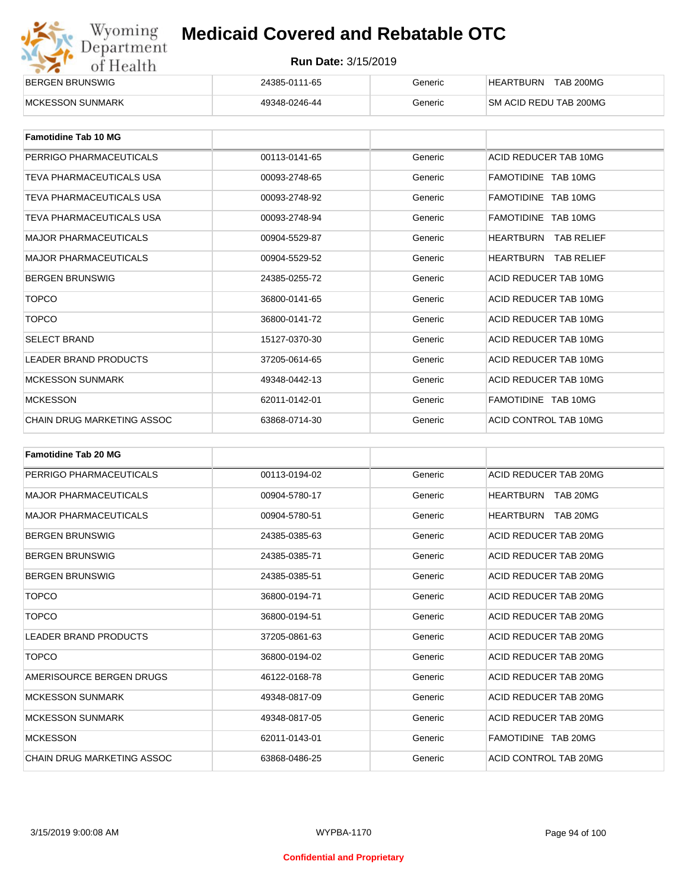# Medicaid Covered and Rebatable OTC

**Run Date:** 3/15/2019

| | | | |
|---|---|---|---|
| BERGEN BRUNSWIG | 24385-0111-65 | Generic | HEARTBURN TAB 200MG |
| MCKESSON SUNMARK | 49348-0246-44 | Generic | SM ACID REDU TAB 200MG |

| Famotidine Tab 10 MG | | | |
|---|---|---|---|
| PERRIGO PHARMACEUTICALS | 00113-0141-65 | Generic | ACID REDUCER TAB 10MG |
| TEVA PHARMACEUTICALS USA | 00093-2748-65 | Generic | FAMOTIDINE TAB 10MG |
| TEVA PHARMACEUTICALS USA | 00093-2748-92 | Generic | FAMOTIDINE TAB 10MG |
| TEVA PHARMACEUTICALS USA | 00093-2748-94 | Generic | FAMOTIDINE TAB 10MG |
| MAJOR PHARMACEUTICALS | 00904-5529-87 | Generic | HEARTBURN TAB RELIEF |
| MAJOR PHARMACEUTICALS | 00904-5529-52 | Generic | HEARTBURN TAB RELIEF |
| BERGEN BRUNSWIG | 24385-0255-72 | Generic | ACID REDUCER TAB 10MG |
| TOPCO | 36800-0141-65 | Generic | ACID REDUCER TAB 10MG |
| TOPCO | 36800-0141-72 | Generic | ACID REDUCER TAB 10MG |
| SELECT BRAND | 15127-0370-30 | Generic | ACID REDUCER TAB 10MG |
| LEADER BRAND PRODUCTS | 37205-0614-65 | Generic | ACID REDUCER TAB 10MG |
| MCKESSON SUNMARK | 49348-0442-13 | Generic | ACID REDUCER TAB 10MG |
| MCKESSON | 62011-0142-01 | Generic | FAMOTIDINE TAB 10MG |
| CHAIN DRUG MARKETING ASSOC | 63868-0714-30 | Generic | ACID CONTROL TAB 10MG |

| Famotidine Tab 20 MG | | | |
|---|---|---|---|
| PERRIGO PHARMACEUTICALS | 00113-0194-02 | Generic | ACID REDUCER TAB 20MG |
| MAJOR PHARMACEUTICALS | 00904-5780-17 | Generic | HEARTBURN TAB 20MG |
| MAJOR PHARMACEUTICALS | 00904-5780-51 | Generic | HEARTBURN TAB 20MG |
| BERGEN BRUNSWIG | 24385-0385-63 | Generic | ACID REDUCER TAB 20MG |
| BERGEN BRUNSWIG | 24385-0385-71 | Generic | ACID REDUCER TAB 20MG |
| BERGEN BRUNSWIG | 24385-0385-51 | Generic | ACID REDUCER TAB 20MG |
| TOPCO | 36800-0194-71 | Generic | ACID REDUCER TAB 20MG |
| TOPCO | 36800-0194-51 | Generic | ACID REDUCER TAB 20MG |
| LEADER BRAND PRODUCTS | 37205-0861-63 | Generic | ACID REDUCER TAB 20MG |
| TOPCO | 36800-0194-02 | Generic | ACID REDUCER TAB 20MG |
| AMERISOURCE BERGEN DRUGS | 46122-0168-78 | Generic | ACID REDUCER TAB 20MG |
| MCKESSON SUNMARK | 49348-0817-09 | Generic | ACID REDUCER TAB 20MG |
| MCKESSON SUNMARK | 49348-0817-05 | Generic | ACID REDUCER TAB 20MG |
| MCKESSON | 62011-0143-01 | Generic | FAMOTIDINE TAB 20MG |
| CHAIN DRUG MARKETING ASSOC | 63868-0486-25 | Generic | ACID CONTROL TAB 20MG |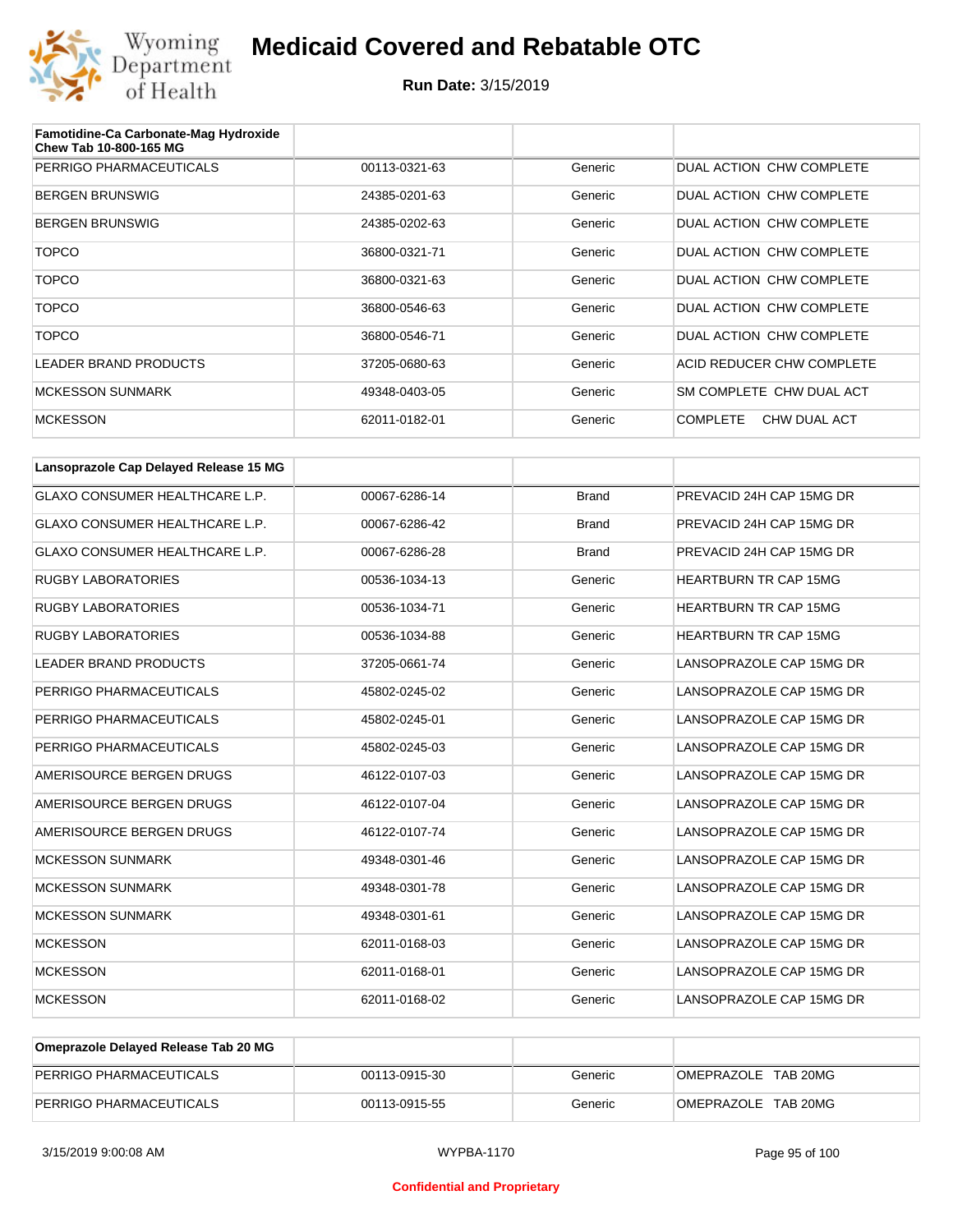# Medicaid Covered and Rebatable OTC

**Run Date:** 3/15/2019

| Famotidine-Ca Carbonate-Mag Hydroxide Chew Tab 10-800-165 MG | | | |
|---|---|---|---|
| PERRIGO PHARMACEUTICALS | 00113-0321-63 | Generic | DUAL ACTION CHW COMPLETE |
| BERGEN BRUNSWIG | 24385-0201-63 | Generic | DUAL ACTION CHW COMPLETE |
| BERGEN BRUNSWIG | 24385-0202-63 | Generic | DUAL ACTION CHW COMPLETE |
| TOPCO | 36800-0321-71 | Generic | DUAL ACTION CHW COMPLETE |
| TOPCO | 36800-0321-63 | Generic | DUAL ACTION CHW COMPLETE |
| TOPCO | 36800-0546-63 | Generic | DUAL ACTION CHW COMPLETE |
| TOPCO | 36800-0546-71 | Generic | DUAL ACTION CHW COMPLETE |
| LEADER BRAND PRODUCTS | 37205-0680-63 | Generic | ACID REDUCER CHW COMPLETE |
| MCKESSON SUNMARK | 49348-0403-05 | Generic | SM COMPLETE CHW DUAL ACT |
| MCKESSON | 62011-0182-01 | Generic | COMPLETE CHW DUAL ACT |

| Lansoprazole Cap Delayed Release 15 MG | | | |
|---|---|---|---|
| GLAXO CONSUMER HEALTHCARE L.P. | 00067-6286-14 | Brand | PREVACID 24H CAP 15MG DR |
| GLAXO CONSUMER HEALTHCARE L.P. | 00067-6286-42 | Brand | PREVACID 24H CAP 15MG DR |
| GLAXO CONSUMER HEALTHCARE L.P. | 00067-6286-28 | Brand | PREVACID 24H CAP 15MG DR |
| RUGBY LABORATORIES | 00536-1034-13 | Generic | HEARTBURN TR CAP 15MG |
| RUGBY LABORATORIES | 00536-1034-71 | Generic | HEARTBURN TR CAP 15MG |
| RUGBY LABORATORIES | 00536-1034-88 | Generic | HEARTBURN TR CAP 15MG |
| LEADER BRAND PRODUCTS | 37205-0661-74 | Generic | LANSOPRAZOLE CAP 15MG DR |
| PERRIGO PHARMACEUTICALS | 45802-0245-02 | Generic | LANSOPRAZOLE CAP 15MG DR |
| PERRIGO PHARMACEUTICALS | 45802-0245-01 | Generic | LANSOPRAZOLE CAP 15MG DR |
| PERRIGO PHARMACEUTICALS | 45802-0245-03 | Generic | LANSOPRAZOLE CAP 15MG DR |
| AMERISOURCE BERGEN DRUGS | 46122-0107-03 | Generic | LANSOPRAZOLE CAP 15MG DR |
| AMERISOURCE BERGEN DRUGS | 46122-0107-04 | Generic | LANSOPRAZOLE CAP 15MG DR |
| AMERISOURCE BERGEN DRUGS | 46122-0107-74 | Generic | LANSOPRAZOLE CAP 15MG DR |
| MCKESSON SUNMARK | 49348-0301-46 | Generic | LANSOPRAZOLE CAP 15MG DR |
| MCKESSON SUNMARK | 49348-0301-78 | Generic | LANSOPRAZOLE CAP 15MG DR |
| MCKESSON SUNMARK | 49348-0301-61 | Generic | LANSOPRAZOLE CAP 15MG DR |
| MCKESSON | 62011-0168-03 | Generic | LANSOPRAZOLE CAP 15MG DR |
| MCKESSON | 62011-0168-01 | Generic | LANSOPRAZOLE CAP 15MG DR |
| MCKESSON | 62011-0168-02 | Generic | LANSOPRAZOLE CAP 15MG DR |

| Omeprazole Delayed Release Tab 20 MG | | | |
|---|---|---|---|
| PERRIGO PHARMACEUTICALS | 00113-0915-30 | Generic | OMEPRAZOLE TAB 20MG |
| PERRIGO PHARMACEUTICALS | 00113-0915-55 | Generic | OMEPRAZOLE TAB 20MG |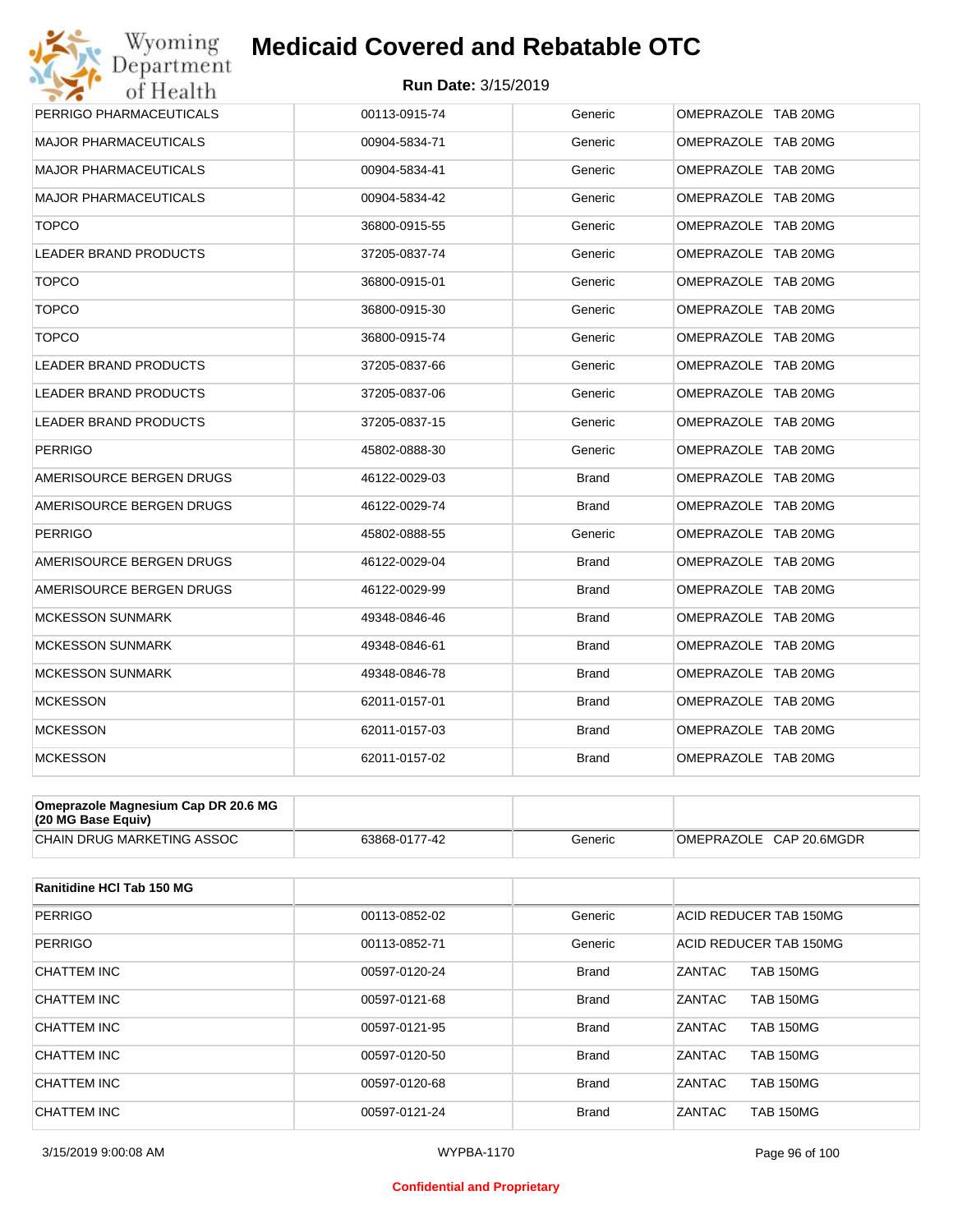# Medicaid Covered and Rebatable OTC

**Run Date:** 3/15/2019

| | | | |
|---|---|---|---|
| PERRIGO PHARMACEUTICALS | 00113-0915-74 | Generic | OMEPRAZOLE TAB 20MG |
| MAJOR PHARMACEUTICALS | 00904-5834-71 | Generic | OMEPRAZOLE TAB 20MG |
| MAJOR PHARMACEUTICALS | 00904-5834-41 | Generic | OMEPRAZOLE TAB 20MG |
| MAJOR PHARMACEUTICALS | 00904-5834-42 | Generic | OMEPRAZOLE TAB 20MG |
| TOPCO | 36800-0915-55 | Generic | OMEPRAZOLE TAB 20MG |
| LEADER BRAND PRODUCTS | 37205-0837-74 | Generic | OMEPRAZOLE TAB 20MG |
| TOPCO | 36800-0915-01 | Generic | OMEPRAZOLE TAB 20MG |
| TOPCO | 36800-0915-30 | Generic | OMEPRAZOLE TAB 20MG |
| TOPCO | 36800-0915-74 | Generic | OMEPRAZOLE TAB 20MG |
| LEADER BRAND PRODUCTS | 37205-0837-66 | Generic | OMEPRAZOLE TAB 20MG |
| LEADER BRAND PRODUCTS | 37205-0837-06 | Generic | OMEPRAZOLE TAB 20MG |
| LEADER BRAND PRODUCTS | 37205-0837-15 | Generic | OMEPRAZOLE TAB 20MG |
| PERRIGO | 45802-0888-30 | Generic | OMEPRAZOLE TAB 20MG |
| AMERISOURCE BERGEN DRUGS | 46122-0029-03 | Brand | OMEPRAZOLE TAB 20MG |
| AMERISOURCE BERGEN DRUGS | 46122-0029-74 | Brand | OMEPRAZOLE TAB 20MG |
| PERRIGO | 45802-0888-55 | Generic | OMEPRAZOLE TAB 20MG |
| AMERISOURCE BERGEN DRUGS | 46122-0029-04 | Brand | OMEPRAZOLE TAB 20MG |
| AMERISOURCE BERGEN DRUGS | 46122-0029-99 | Brand | OMEPRAZOLE TAB 20MG |
| MCKESSON SUNMARK | 49348-0846-46 | Brand | OMEPRAZOLE TAB 20MG |
| MCKESSON SUNMARK | 49348-0846-61 | Brand | OMEPRAZOLE TAB 20MG |
| MCKESSON SUNMARK | 49348-0846-78 | Brand | OMEPRAZOLE TAB 20MG |
| MCKESSON | 62011-0157-01 | Brand | OMEPRAZOLE TAB 20MG |
| MCKESSON | 62011-0157-03 | Brand | OMEPRAZOLE TAB 20MG |
| MCKESSON | 62011-0157-02 | Brand | OMEPRAZOLE TAB 20MG |

| **Omeprazole Magnesium Cap DR 20.6 MG (20 MG Base Equiv)** | | | |
|---|---|---|---|
| CHAIN DRUG MARKETING ASSOC | 63868-0177-42 | Generic | OMEPRAZOLE CAP 20.6MGDR |

| **Ranitidine HCl Tab 150 MG** | | | |
|---|---|---|---|
| PERRIGO | 00113-0852-02 | Generic | ACID REDUCER TAB 150MG |
| PERRIGO | 00113-0852-71 | Generic | ACID REDUCER TAB 150MG |
| CHATTEM INC | 00597-0120-24 | Brand | ZANTAC TAB 150MG |
| CHATTEM INC | 00597-0121-68 | Brand | ZANTAC TAB 150MG |
| CHATTEM INC | 00597-0121-95 | Brand | ZANTAC TAB 150MG |
| CHATTEM INC | 00597-0120-50 | Brand | ZANTAC TAB 150MG |
| CHATTEM INC | 00597-0120-68 | Brand | ZANTAC TAB 150MG |
| CHATTEM INC | 00597-0121-24 | Brand | ZANTAC TAB 150MG |

Confidential and Proprietary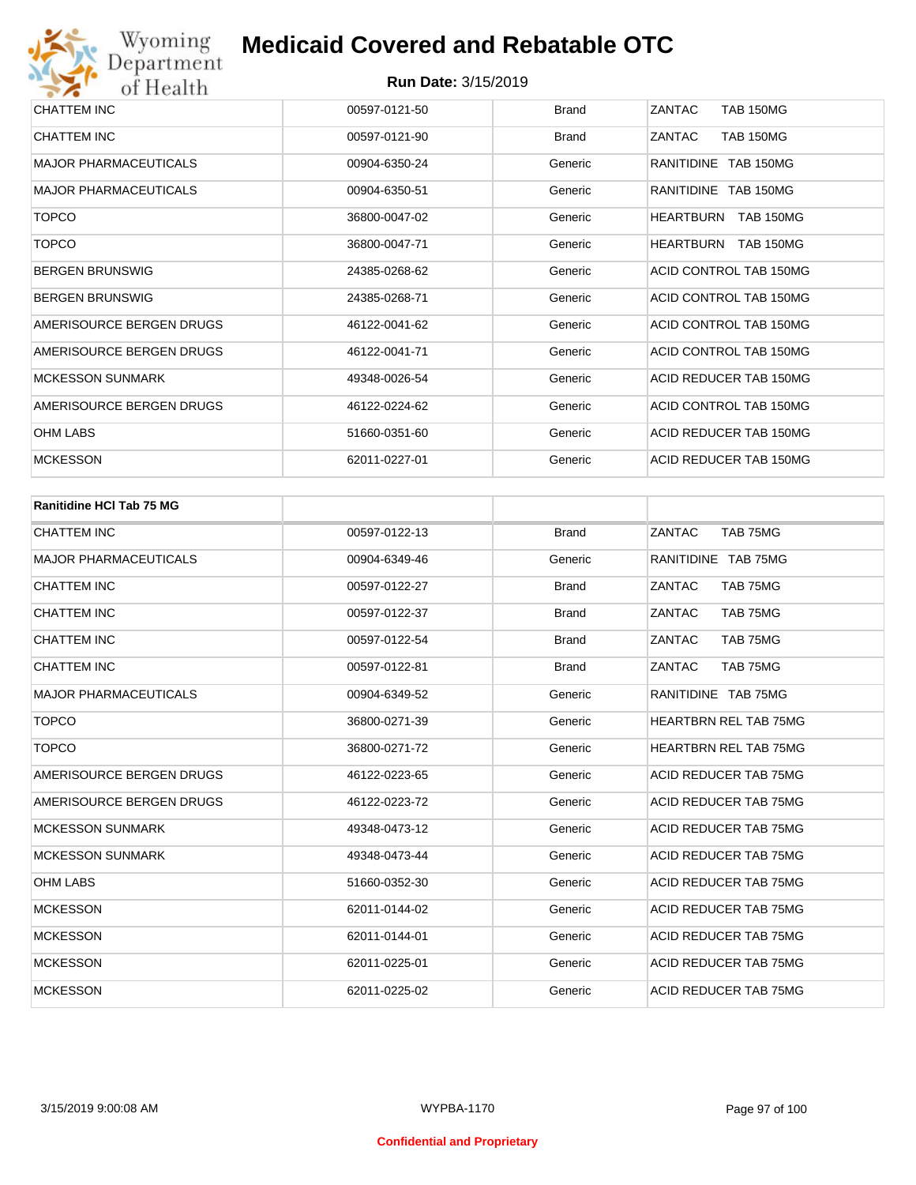# Medicaid Covered and Rebatable OTC

**Run Date:** 3/15/2019

| | | | |
|---|---|---|---|
| CHATTEM INC | 00597-0121-50 | Brand | ZANTAC TAB 150MG |
| CHATTEM INC | 00597-0121-90 | Brand | ZANTAC TAB 150MG |
| MAJOR PHARMACEUTICALS | 00904-6350-24 | Generic | RANITIDINE TAB 150MG |
| MAJOR PHARMACEUTICALS | 00904-6350-51 | Generic | RANITIDINE TAB 150MG |
| TOPCO | 36800-0047-02 | Generic | HEARTBURN TAB 150MG |
| TOPCO | 36800-0047-71 | Generic | HEARTBURN TAB 150MG |
| BERGEN BRUNSWIG | 24385-0268-62 | Generic | ACID CONTROL TAB 150MG |
| BERGEN BRUNSWIG | 24385-0268-71 | Generic | ACID CONTROL TAB 150MG |
| AMERISOURCE BERGEN DRUGS | 46122-0041-62 | Generic | ACID CONTROL TAB 150MG |
| AMERISOURCE BERGEN DRUGS | 46122-0041-71 | Generic | ACID CONTROL TAB 150MG |
| MCKESSON SUNMARK | 49348-0026-54 | Generic | ACID REDUCER TAB 150MG |
| AMERISOURCE BERGEN DRUGS | 46122-0224-62 | Generic | ACID CONTROL TAB 150MG |
| OHM LABS | 51660-0351-60 | Generic | ACID REDUCER TAB 150MG |
| MCKESSON | 62011-0227-01 | Generic | ACID REDUCER TAB 150MG |

| Ranitidine HCl Tab 75 MG | | | |
|---|---|---|---|
| CHATTEM INC | 00597-0122-13 | Brand | ZANTAC TAB 75MG |
| MAJOR PHARMACEUTICALS | 00904-6349-46 | Generic | RANITIDINE TAB 75MG |
| CHATTEM INC | 00597-0122-27 | Brand | ZANTAC TAB 75MG |
| CHATTEM INC | 00597-0122-37 | Brand | ZANTAC TAB 75MG |
| CHATTEM INC | 00597-0122-54 | Brand | ZANTAC TAB 75MG |
| CHATTEM INC | 00597-0122-81 | Brand | ZANTAC TAB 75MG |
| MAJOR PHARMACEUTICALS | 00904-6349-52 | Generic | RANITIDINE TAB 75MG |
| TOPCO | 36800-0271-39 | Generic | HEARTBRN REL TAB 75MG |
| TOPCO | 36800-0271-72 | Generic | HEARTBRN REL TAB 75MG |
| AMERISOURCE BERGEN DRUGS | 46122-0223-65 | Generic | ACID REDUCER TAB 75MG |
| AMERISOURCE BERGEN DRUGS | 46122-0223-72 | Generic | ACID REDUCER TAB 75MG |
| MCKESSON SUNMARK | 49348-0473-12 | Generic | ACID REDUCER TAB 75MG |
| MCKESSON SUNMARK | 49348-0473-44 | Generic | ACID REDUCER TAB 75MG |
| OHM LABS | 51660-0352-30 | Generic | ACID REDUCER TAB 75MG |
| MCKESSON | 62011-0144-02 | Generic | ACID REDUCER TAB 75MG |
| MCKESSON | 62011-0144-01 | Generic | ACID REDUCER TAB 75MG |
| MCKESSON | 62011-0225-01 | Generic | ACID REDUCER TAB 75MG |
| MCKESSON | 62011-0225-02 | Generic | ACID REDUCER TAB 75MG |

Confidential and Proprietary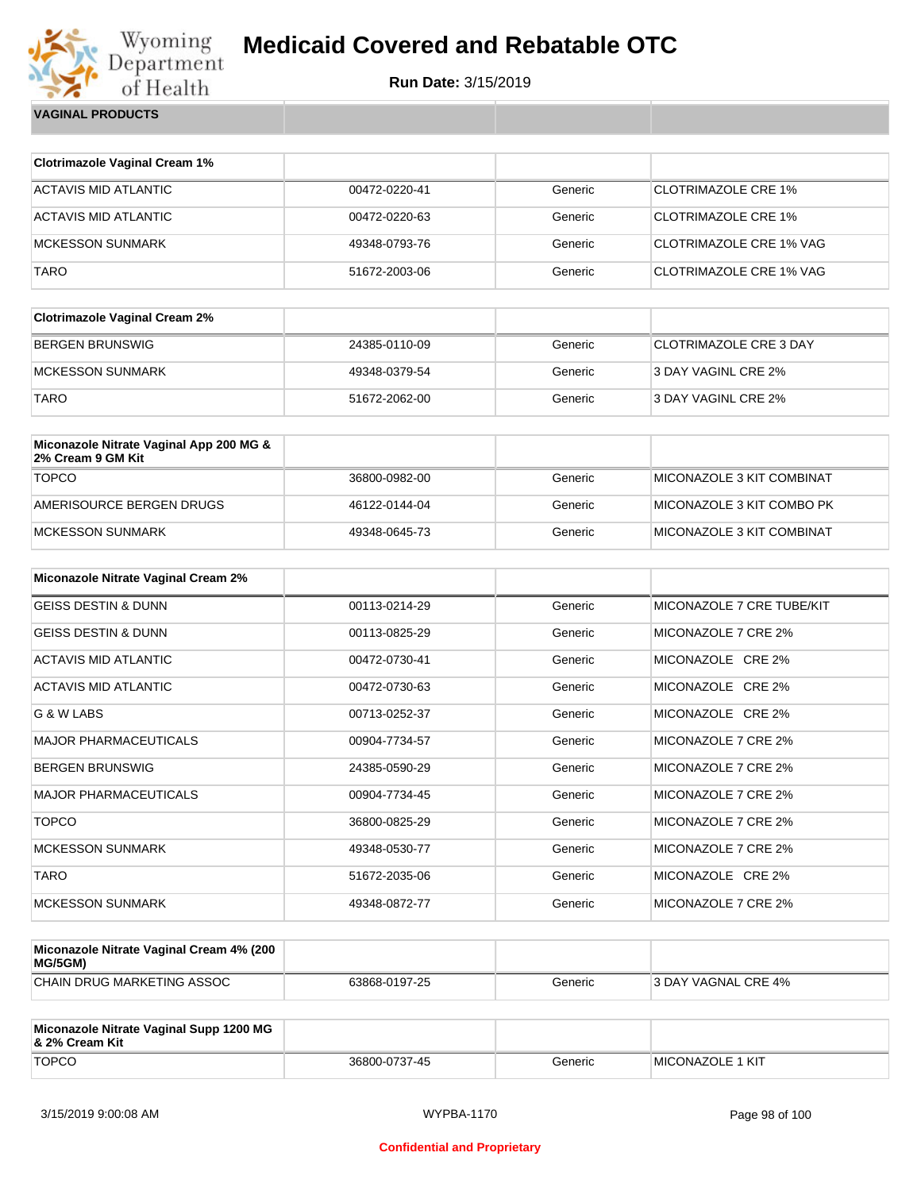# Medicaid Covered and Rebatable OTC

**Run Date:** 3/15/2019

**VAGINAL PRODUCTS**

| Clotrimazole Vaginal Cream 1% | | | |
|---|---|---|---|
| ACTAVIS MID ATLANTIC | 00472-0220-41 | Generic | CLOTRIMAZOLE CRE 1% |
| ACTAVIS MID ATLANTIC | 00472-0220-63 | Generic | CLOTRIMAZOLE CRE 1% |
| MCKESSON SUNMARK | 49348-0793-76 | Generic | CLOTRIMAZOLE CRE 1% VAG |
| TARO | 51672-2003-06 | Generic | CLOTRIMAZOLE CRE 1% VAG |

| Clotrimazole Vaginal Cream 2% | | | |
|---|---|---|---|
| BERGEN BRUNSWIG | 24385-0110-09 | Generic | CLOTRIMAZOLE CRE 3 DAY |
| MCKESSON SUNMARK | 49348-0379-54 | Generic | 3 DAY VAGINL CRE 2% |
| TARO | 51672-2062-00 | Generic | 3 DAY VAGINL CRE 2% |

| Miconazole Nitrate Vaginal App 200 MG & 2% Cream 9 GM Kit | | | |
|---|---|---|---|
| TOPCO | 36800-0982-00 | Generic | MICONAZOLE 3 KIT COMBINAT |
| AMERISOURCE BERGEN DRUGS | 46122-0144-04 | Generic | MICONAZOLE 3 KIT COMBO PK |
| MCKESSON SUNMARK | 49348-0645-73 | Generic | MICONAZOLE 3 KIT COMBINAT |

| Miconazole Nitrate Vaginal Cream 2% | | | |
|---|---|---|---|
| GEISS DESTIN & DUNN | 00113-0214-29 | Generic | MICONAZOLE 7 CRE TUBE/KIT |
| GEISS DESTIN & DUNN | 00113-0825-29 | Generic | MICONAZOLE 7 CRE 2% |
| ACTAVIS MID ATLANTIC | 00472-0730-41 | Generic | MICONAZOLE CRE 2% |
| ACTAVIS MID ATLANTIC | 00472-0730-63 | Generic | MICONAZOLE CRE 2% |
| G & W LABS | 00713-0252-37 | Generic | MICONAZOLE CRE 2% |
| MAJOR PHARMACEUTICALS | 00904-7734-57 | Generic | MICONAZOLE 7 CRE 2% |
| BERGEN BRUNSWIG | 24385-0590-29 | Generic | MICONAZOLE 7 CRE 2% |
| MAJOR PHARMACEUTICALS | 00904-7734-45 | Generic | MICONAZOLE 7 CRE 2% |
| TOPCO | 36800-0825-29 | Generic | MICONAZOLE 7 CRE 2% |
| MCKESSON SUNMARK | 49348-0530-77 | Generic | MICONAZOLE 7 CRE 2% |
| TARO | 51672-2035-06 | Generic | MICONAZOLE CRE 2% |
| MCKESSON SUNMARK | 49348-0872-77 | Generic | MICONAZOLE 7 CRE 2% |

| Miconazole Nitrate Vaginal Cream 4% (200 MG/5GM) | | | |
|---|---|---|---|
| CHAIN DRUG MARKETING ASSOC | 63868-0197-25 | Generic | 3 DAY VAGNAL CRE 4% |

| Miconazole Nitrate Vaginal Supp 1200 MG & 2% Cream Kit | | | |
|---|---|---|---|
| TOPCO | 36800-0737-45 | Generic | MICONAZOLE 1 KIT |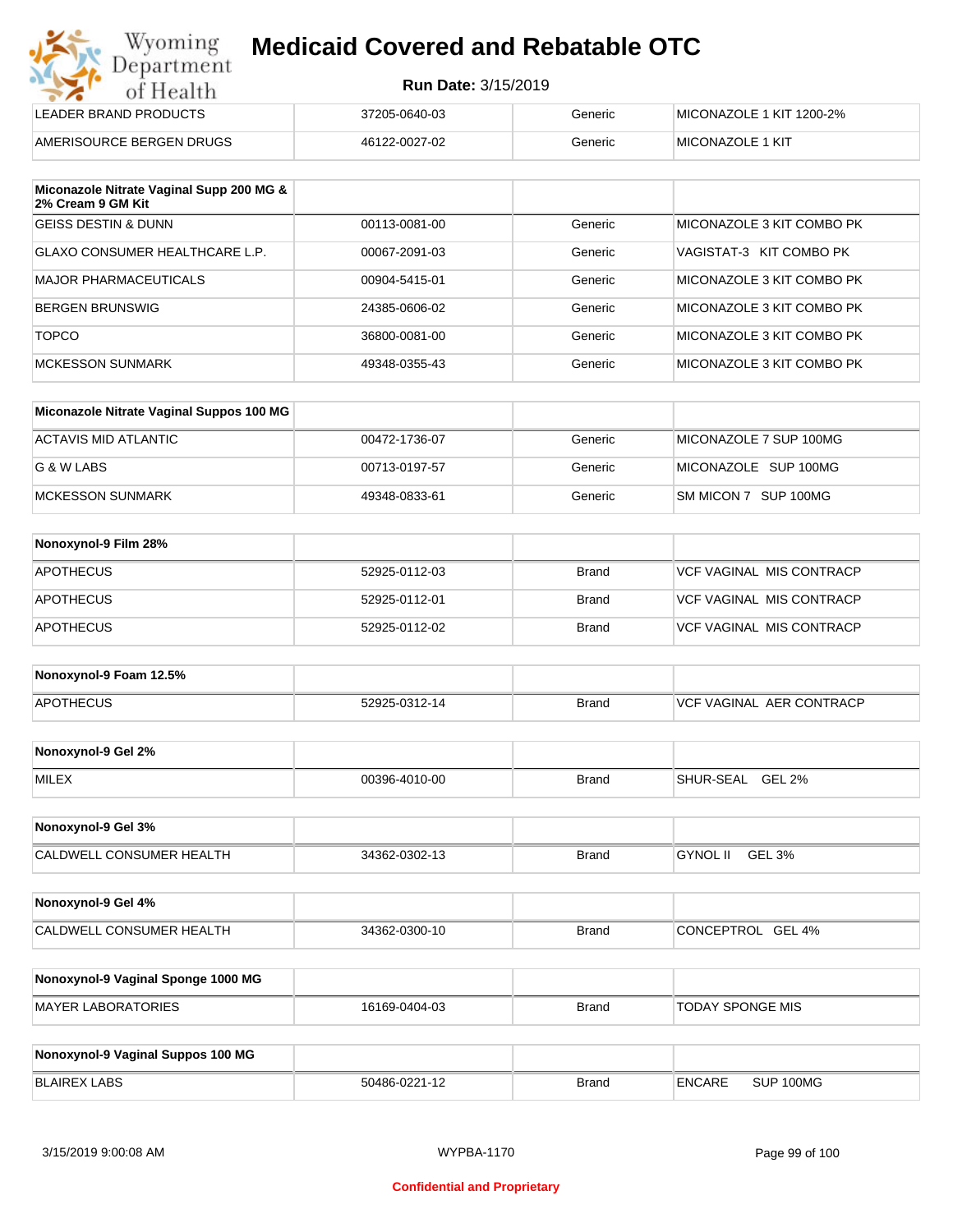| | | | |
|---|---|---|---|
| LEADER BRAND PRODUCTS | 37205-0640-03 | Generic | MICONAZOLE 1 KIT 1200-2% |
| AMERISOURCE BERGEN DRUGS | 46122-0027-02 | Generic | MICONAZOLE 1 KIT |

| Miconazole Nitrate Vaginal Supp 200 MG & 2% Cream 9 GM Kit | | | |
|---|---|---|---|
| GEISS DESTIN & DUNN | 00113-0081-00 | Generic | MICONAZOLE 3 KIT COMBO PK |
| GLAXO CONSUMER HEALTHCARE L.P. | 00067-2091-03 | Generic | VAGISTAT-3 KIT COMBO PK |
| MAJOR PHARMACEUTICALS | 00904-5415-01 | Generic | MICONAZOLE 3 KIT COMBO PK |
| BERGEN BRUNSWIG | 24385-0606-02 | Generic | MICONAZOLE 3 KIT COMBO PK |
| TOPCO | 36800-0081-00 | Generic | MICONAZOLE 3 KIT COMBO PK |
| MCKESSON SUNMARK | 49348-0355-43 | Generic | MICONAZOLE 3 KIT COMBO PK |

| Miconazole Nitrate Vaginal Suppos 100 MG | | | |
|---|---|---|---|
| ACTAVIS MID ATLANTIC | 00472-1736-07 | Generic | MICONAZOLE 7 SUP 100MG |
| G & W LABS | 00713-0197-57 | Generic | MICONAZOLE SUP 100MG |
| MCKESSON SUNMARK | 49348-0833-61 | Generic | SM MICON 7 SUP 100MG |

| Nonoxynol-9 Film 28% | | | |
|---|---|---|---|
| APOTHECUS | 52925-0112-03 | Brand | VCF VAGINAL MIS CONTRACP |
| APOTHECUS | 52925-0112-01 | Brand | VCF VAGINAL MIS CONTRACP |
| APOTHECUS | 52925-0112-02 | Brand | VCF VAGINAL MIS CONTRACP |

| Nonoxynol-9 Foam 12.5% | | | |
|---|---|---|---|
| APOTHECUS | 52925-0312-14 | Brand | VCF VAGINAL AER CONTRACP |

| Nonoxynol-9 Gel 2% | | | |
|---|---|---|---|
| MILEX | 00396-4010-00 | Brand | SHUR-SEAL GEL 2% |

| Nonoxynol-9 Gel 3% | | | |
|---|---|---|---|
| CALDWELL CONSUMER HEALTH | 34362-0302-13 | Brand | GYNOL II GEL 3% |

| Nonoxynol-9 Gel 4% | | | |
|---|---|---|---|
| CALDWELL CONSUMER HEALTH | 34362-0300-10 | Brand | CONCEPTROL GEL 4% |

| Nonoxynol-9 Vaginal Sponge 1000 MG | | | |
|---|---|---|---|
| MAYER LABORATORIES | 16169-0404-03 | Brand | TODAY SPONGE MIS |

| Nonoxynol-9 Vaginal Suppos 100 MG | | | |
|---|---|---|---|
| BLAIREX LABS | 50486-0221-12 | Brand | ENCARE SUP 100MG |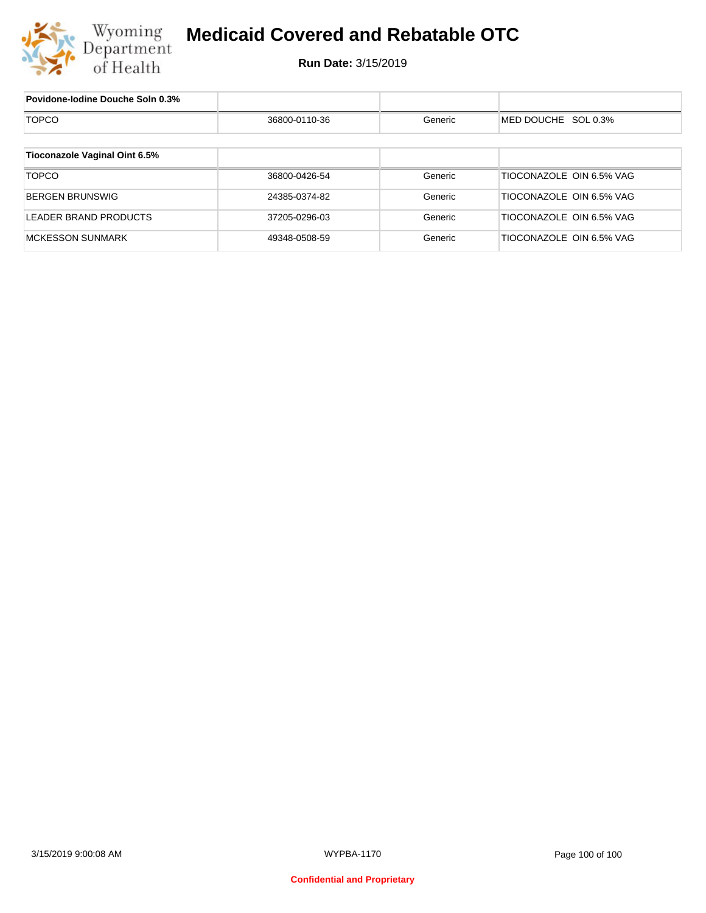| Povidone-Iodine Douche Soln 0.3% | | | |
|---|---|---|---|
| TOPCO | 36800-0110-36 | Generic | MED DOUCHE SOL 0.3% |

| Tioconazole Vaginal Oint 6.5% | | | |
|---|---|---|---|
| TOPCO | 36800-0426-54 | Generic | TIOCONAZOLE OIN 6.5% VAG |
| BERGEN BRUNSWIG | 24385-0374-82 | Generic | TIOCONAZOLE OIN 6.5% VAG |
| LEADER BRAND PRODUCTS | 37205-0296-03 | Generic | TIOCONAZOLE OIN 6.5% VAG |
| MCKESSON SUNMARK | 49348-0508-59 | Generic | TIOCONAZOLE OIN 6.5% VAG |